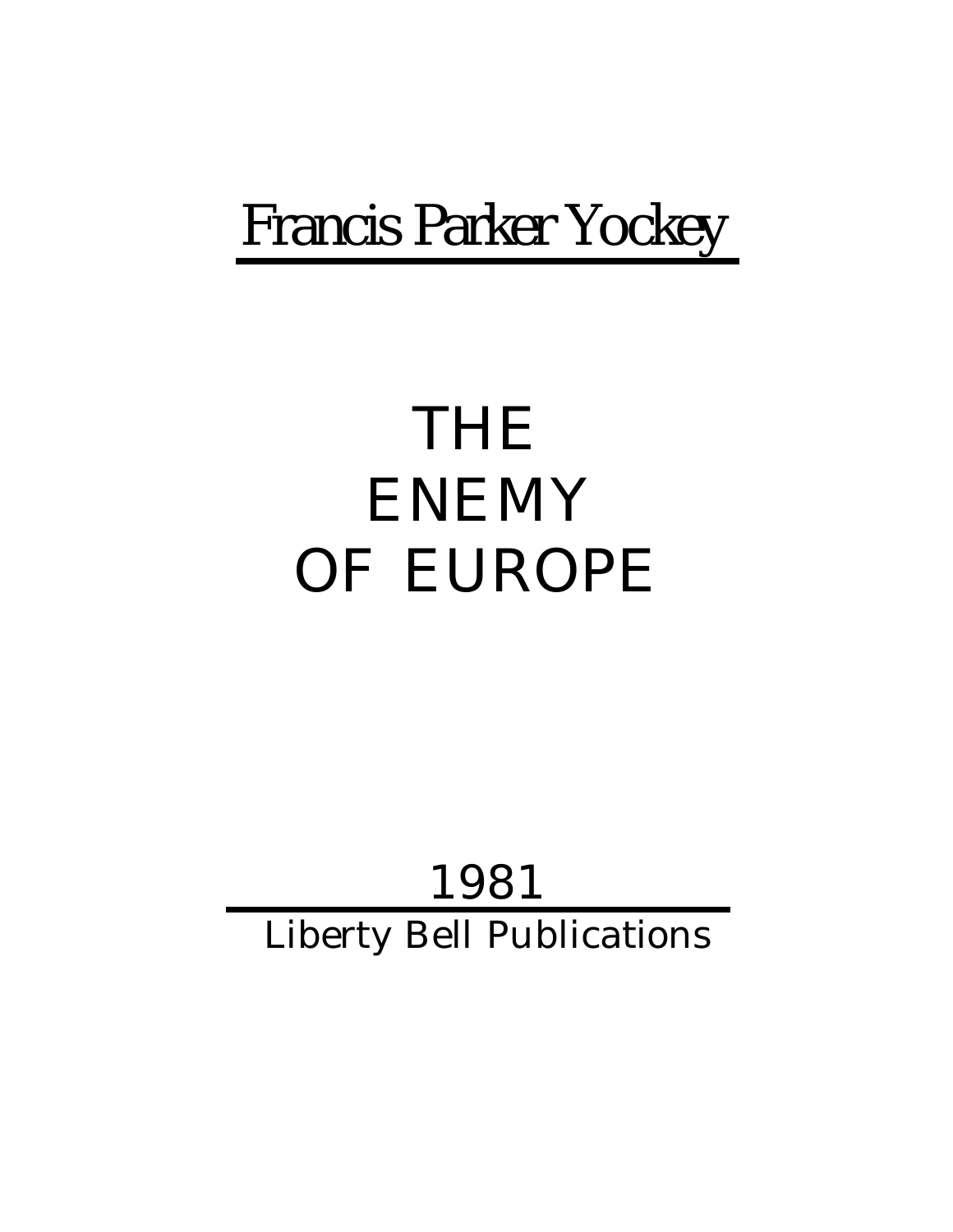Francis Parker Yockey

# THE ENEMY OF EUROPE

1981

Liberty Bell Publications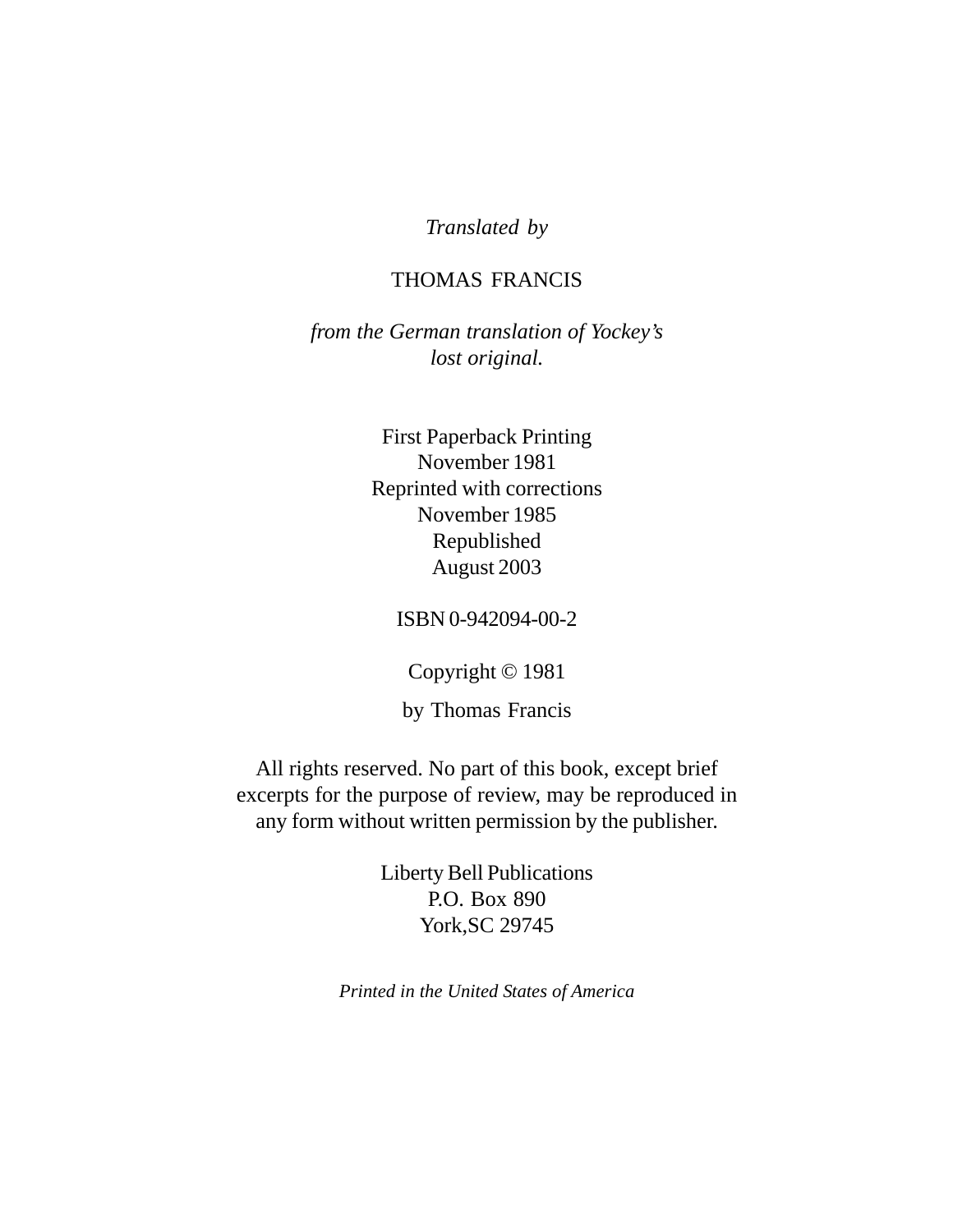*Translated by*

THOMAS FRANCIS

*from the German translation of Yockey's lost original.*

First Paperback Printing
November 1981
Reprinted with corrections
November 1985
Republished
August 2003

ISBN 0-942094-00-2

Copyright © 1981

by Thomas Francis

All rights reserved. No part of this book, except brief excerpts for the purpose of review, may be reproduced in any form without written permission by the publisher.

Liberty Bell Publications
P.O. Box 890
York,SC 29745

*Printed in the United States of America*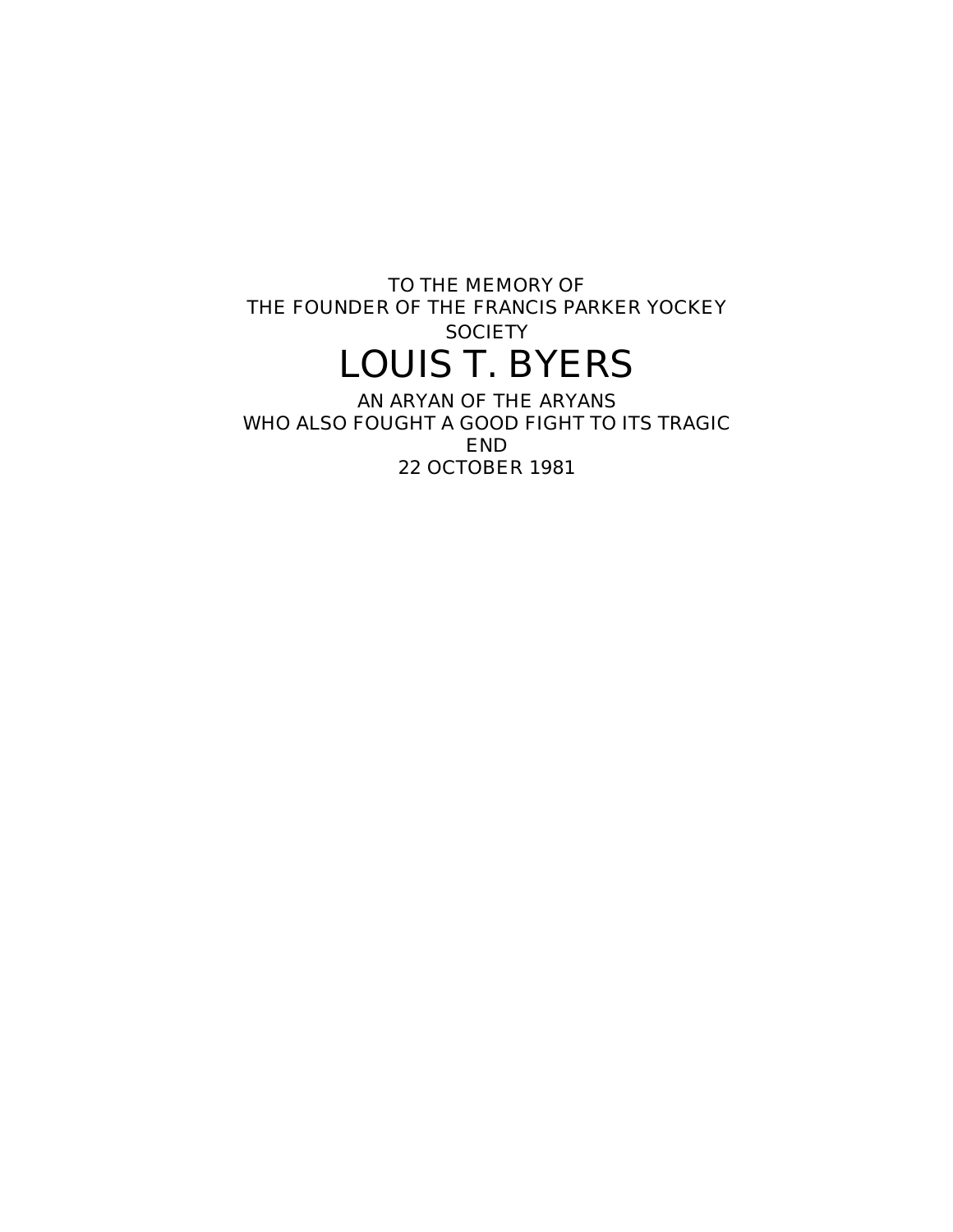TO THE MEMORY OF
THE FOUNDER OF THE FRANCIS PARKER YOCKEY SOCIETY

# LOUIS T. BYERS

AN ARYAN OF THE ARYANS
WHO ALSO FOUGHT A GOOD FIGHT TO ITS TRAGIC END
22 OCTOBER 1981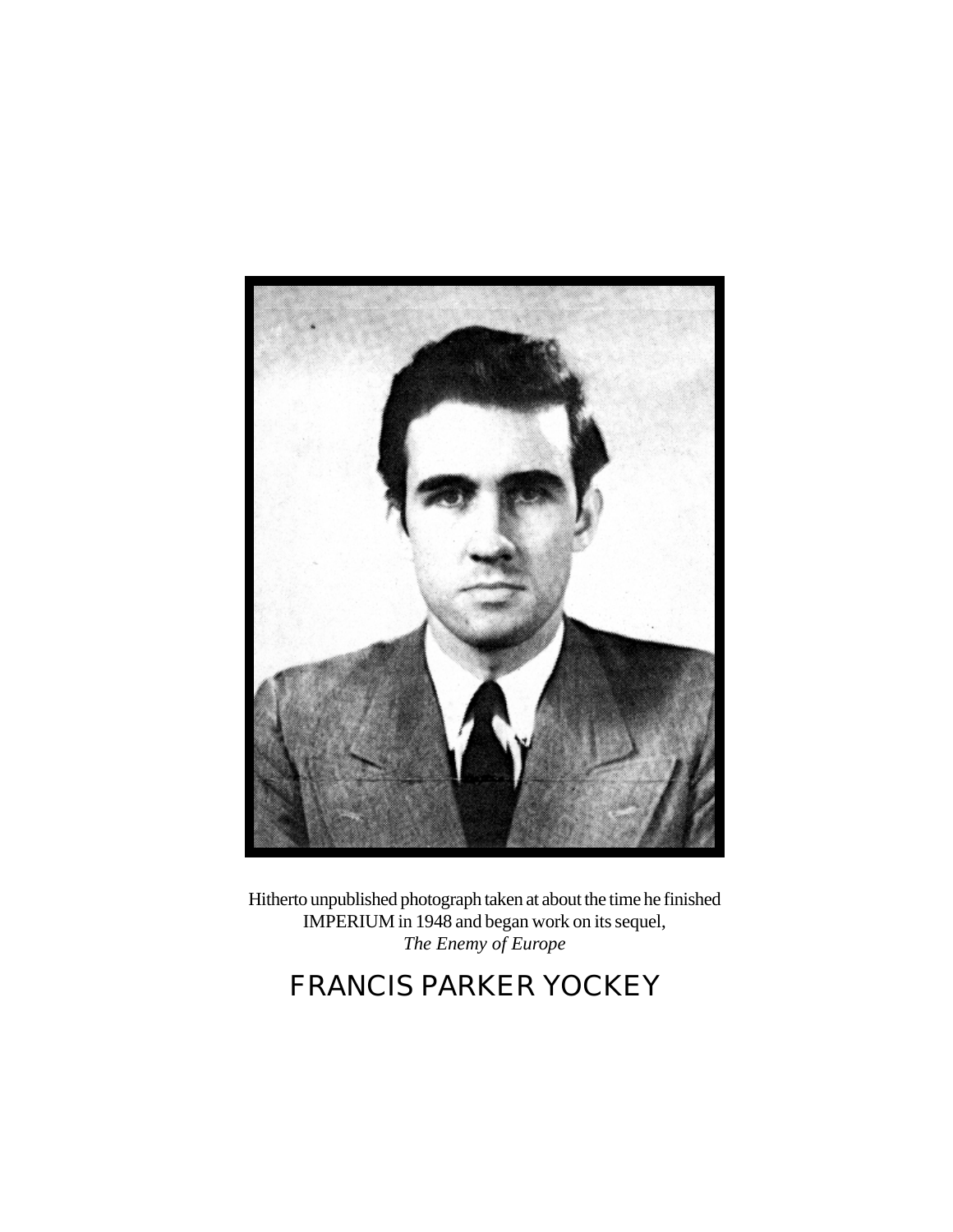Hitherto unpublished photograph taken at about the time he finished IMPERIUM in 1948 and began work on its sequel, *The Enemy of Europe*

# FRANCIS PARKER YOCKEY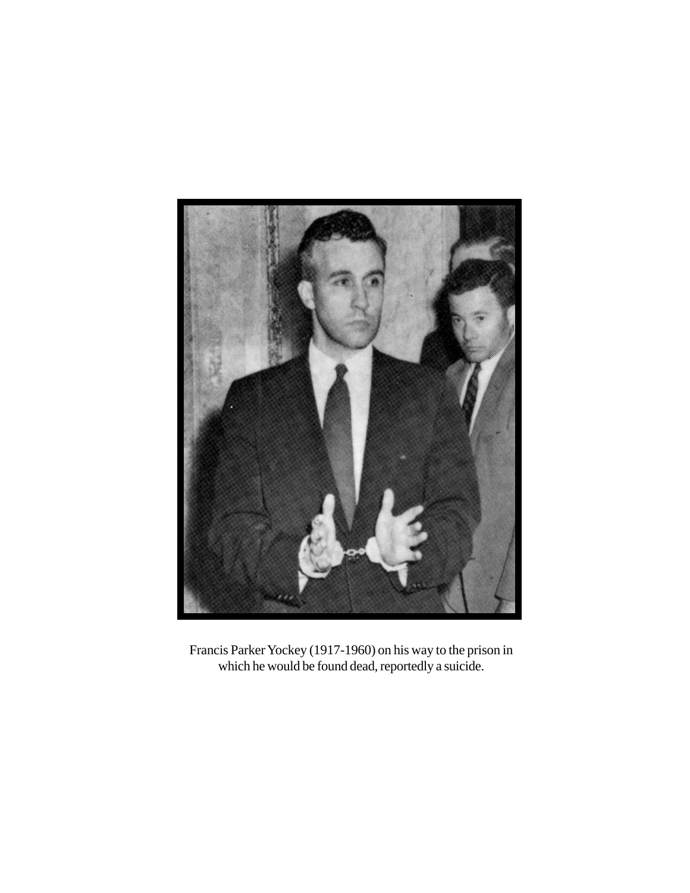Francis Parker Yockey (1917-1960) on his way to the prison in which he would be found dead, reportedly a suicide.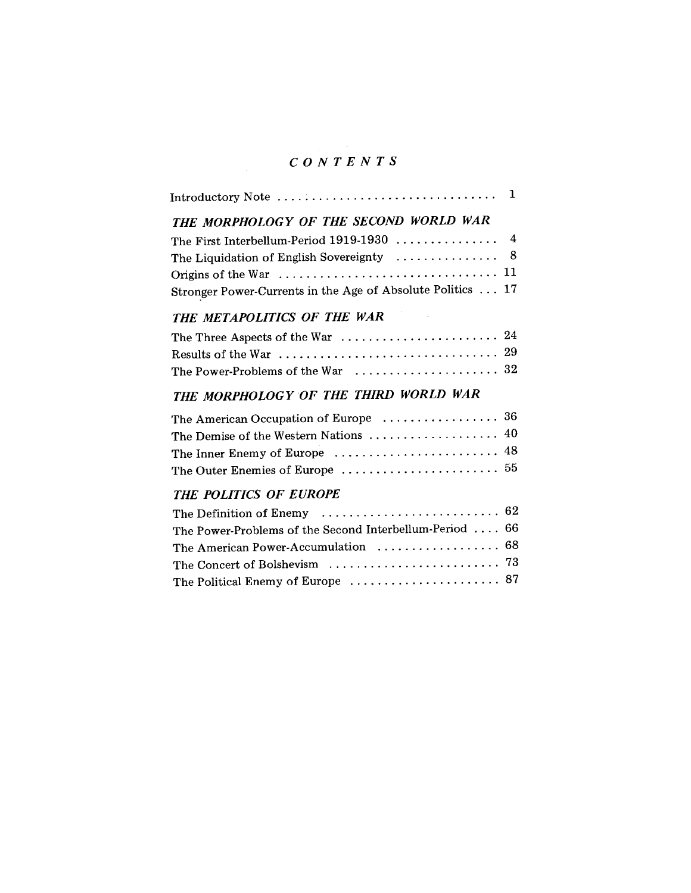# *CONTENTS*

Introductory Note . . . . . . . . . . . . . . . . . . . . . . . . . . . . . . 1

## *THE MORPHOLOGY OF THE SECOND WORLD WAR*

The First Interbellum-Period 1919-1930 . . . . . . . . . . . . . . . 4
The Liquidation of English Sovereignty . . . . . . . . . . . . . . . 8
Origins of the War . . . . . . . . . . . . . . . . . . . . . . . . . . . . . . 11
Stronger Power-Currents in the Age of Absolute Politics . . . 17

## *THE METAPOLITICS OF THE WAR*

The Three Aspects of the War . . . . . . . . . . . . . . . . . . . . . . 24
Results of the War . . . . . . . . . . . . . . . . . . . . . . . . . . . . . . . 29
The Power-Problems of the War . . . . . . . . . . . . . . . . . . . . . 32

## *THE MORPHOLOGY OF THE THIRD WORLD WAR*

The American Occupation of Europe . . . . . . . . . . . . . . . . . 36
The Demise of the Western Nations . . . . . . . . . . . . . . . . . . 40
The Inner Enemy of Europe . . . . . . . . . . . . . . . . . . . . . . . . 48
The Outer Enemies of Europe . . . . . . . . . . . . . . . . . . . . . . . 55

## *THE POLITICS OF EUROPE*

The Definition of Enemy . . . . . . . . . . . . . . . . . . . . . . . . . . 62
The Power-Problems of the Second Interbellum-Period . . . . 66
The American Power-Accumulation . . . . . . . . . . . . . . . . . . 68
The Concert of Bolshevism . . . . . . . . . . . . . . . . . . . . . . . . . 73
The Political Enemy of Europe . . . . . . . . . . . . . . . . . . . . . . 87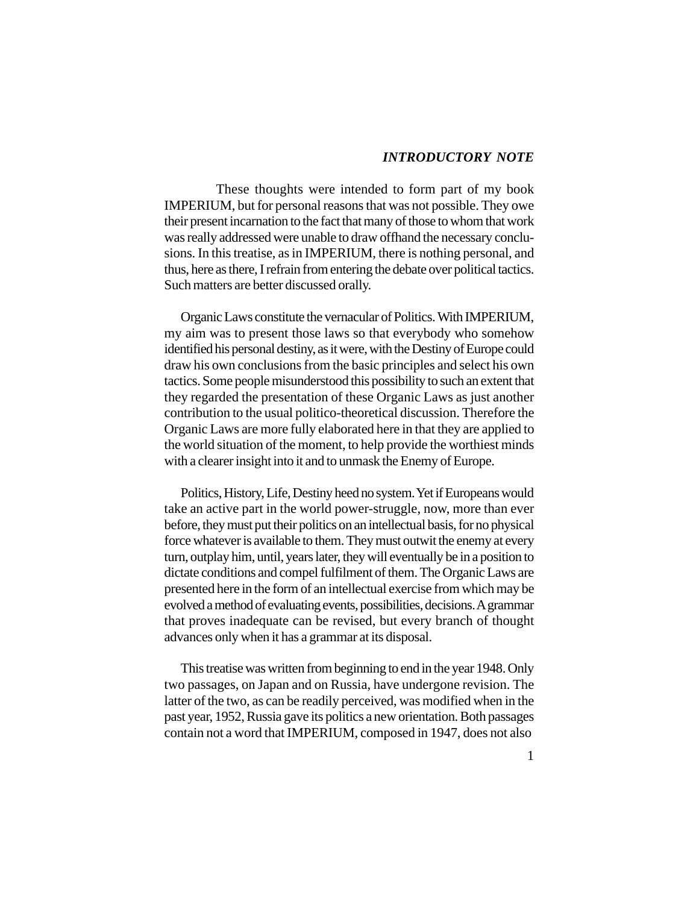## *INTRODUCTORY NOTE*

These thoughts were intended to form part of my book IMPERIUM, but for personal reasons that was not possible. They owe their present incarnation to the fact that many of those to whom that work was really addressed were unable to draw offhand the necessary conclusions. In this treatise, as in IMPERIUM, there is nothing personal, and thus, here as there, I refrain from entering the debate over political tactics. Such matters are better discussed orally.

Organic Laws constitute the vernacular of Politics. With IMPERIUM, my aim was to present those laws so that everybody who somehow identified his personal destiny, as it were, with the Destiny of Europe could draw his own conclusions from the basic principles and select his own tactics. Some people misunderstood this possibility to such an extent that they regarded the presentation of these Organic Laws as just another contribution to the usual politico-theoretical discussion. Therefore the Organic Laws are more fully elaborated here in that they are applied to the world situation of the moment, to help provide the worthiest minds with a clearer insight into it and to unmask the Enemy of Europe.

Politics, History, Life, Destiny heed no system. Yet if Europeans would take an active part in the world power-struggle, now, more than ever before, they must put their politics on an intellectual basis, for no physical force whatever is available to them. They must outwit the enemy at every turn, outplay him, until, years later, they will eventually be in a position to dictate conditions and compel fulfilment of them. The Organic Laws are presented here in the form of an intellectual exercise from which may be evolved a method of evaluating events, possibilities, decisions. A grammar that proves inadequate can be revised, but every branch of thought advances only when it has a grammar at its disposal.

This treatise was written from beginning to end in the year 1948. Only two passages, on Japan and on Russia, have undergone revision. The latter of the two, as can be readily perceived, was modified when in the past year, 1952, Russia gave its politics a new orientation. Both passages contain not a word that IMPERIUM, composed in 1947, does not also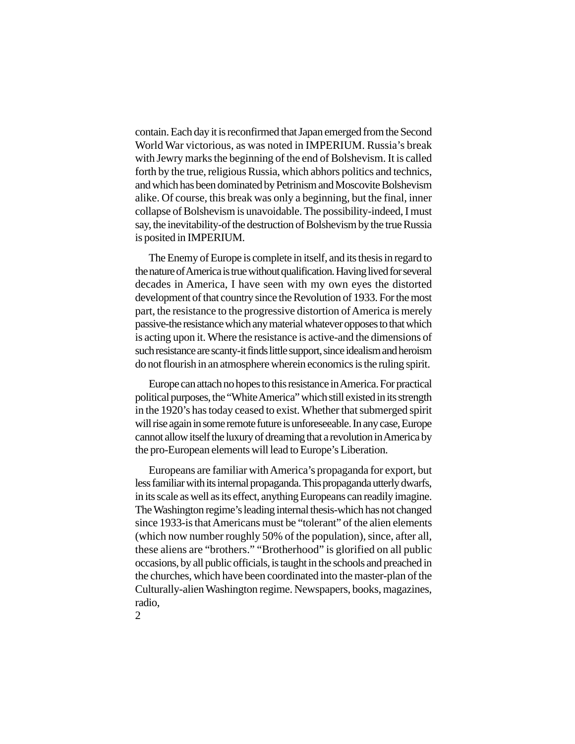contain. Each day it is reconfirmed that Japan emerged from the Second World War victorious, as was noted in IMPERIUM. Russia's break with Jewry marks the beginning of the end of Bolshevism. It is called forth by the true, religious Russia, which abhors politics and technics, and which has been dominated by Petrinism and Moscovite Bolshevism alike. Of course, this break was only a beginning, but the final, inner collapse of Bolshevism is unavoidable. The possibility-indeed, I must say, the inevitability-of the destruction of Bolshevism by the true Russia is posited in IMPERIUM.

The Enemy of Europe is complete in itself, and its thesis in regard to the nature of America is true without qualification. Having lived for several decades in America, I have seen with my own eyes the distorted development of that country since the Revolution of 1933. For the most part, the resistance to the progressive distortion of America is merely passive-the resistance which any material whatever opposes to that which is acting upon it. Where the resistance is active-and the dimensions of such resistance are scanty-it finds little support, since idealism and heroism do not flourish in an atmosphere wherein economics is the ruling spirit.

Europe can attach no hopes to this resistance in America. For practical political purposes, the "White America" which still existed in its strength in the 1920's has today ceased to exist. Whether that submerged spirit will rise again in some remote future is unforeseeable. In any case, Europe cannot allow itself the luxury of dreaming that a revolution in America by the pro-European elements will lead to Europe's Liberation.

Europeans are familiar with America's propaganda for export, but less familiar with its internal propaganda. This propaganda utterly dwarfs, in its scale as well as its effect, anything Europeans can readily imagine. The Washington regime's leading internal thesis-which has not changed since 1933-is that Americans must be "tolerant" of the alien elements (which now number roughly 50% of the population), since, after all, these aliens are "brothers." "Brotherhood" is glorified on all public occasions, by all public officials, is taught in the schools and preached in the churches, which have been coordinated into the master-plan of the Culturally-alien Washington regime. Newspapers, books, magazines, radio,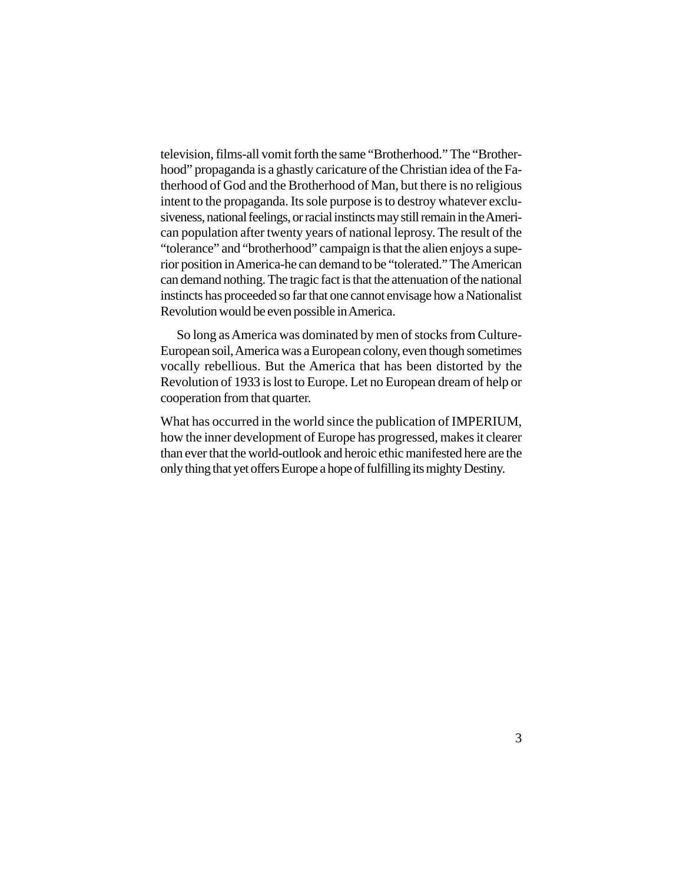television, films-all vomit forth the same "Brotherhood." The "Brotherhood" propaganda is a ghastly caricature of the Christian idea of the Fatherhood of God and the Brotherhood of Man, but there is no religious intent to the propaganda. Its sole purpose is to destroy whatever exclusiveness, national feelings, or racial instincts may still remain in the American population after twenty years of national leprosy. The result of the "tolerance" and "brotherhood" campaign is that the alien enjoys a superior position in America-he can demand to be "tolerated." The American can demand nothing. The tragic fact is that the attenuation of the national instincts has proceeded so far that one cannot envisage how a Nationalist Revolution would be even possible in America.

So long as America was dominated by men of stocks from Culture-European soil, America was a European colony, even though sometimes vocally rebellious. But the America that has been distorted by the Revolution of 1933 is lost to Europe. Let no European dream of help or cooperation from that quarter.

What has occurred in the world since the publication of IMPERIUM, how the inner development of Europe has progressed, makes it clearer than ever that the world-outlook and heroic ethic manifested here are the only thing that yet offers Europe a hope of fulfilling its mighty Destiny.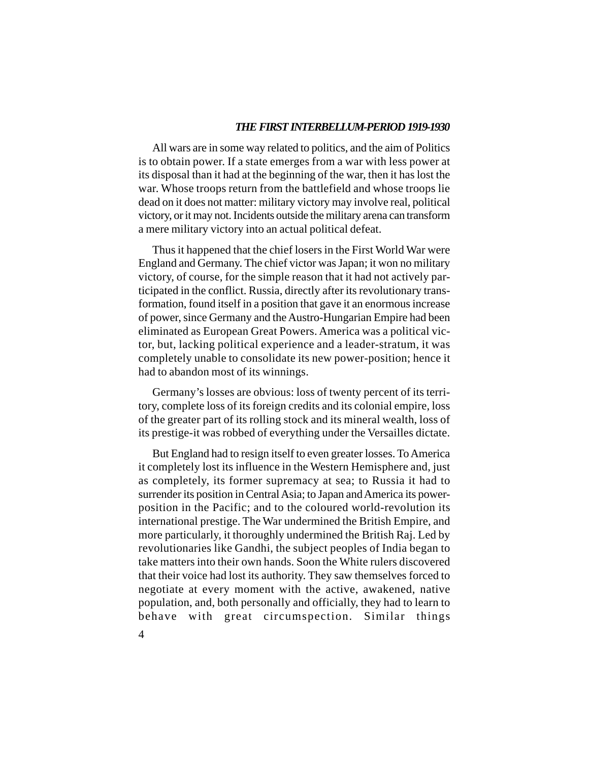## *THE FIRST INTERBELLUM-PERIOD 1919-1930*

All wars are in some way related to politics, and the aim of Politics is to obtain power. If a state emerges from a war with less power at its disposal than it had at the beginning of the war, then it has lost the war. Whose troops return from the battlefield and whose troops lie dead on it does not matter: military victory may involve real, political victory, or it may not. Incidents outside the military arena can transform a mere military victory into an actual political defeat.

Thus it happened that the chief losers in the First World War were England and Germany. The chief victor was Japan; it won no military victory, of course, for the simple reason that it had not actively participated in the conflict. Russia, directly after its revolutionary transformation, found itself in a position that gave it an enormous increase of power, since Germany and the Austro-Hungarian Empire had been eliminated as European Great Powers. America was a political victor, but, lacking political experience and a leader-stratum, it was completely unable to consolidate its new power-position; hence it had to abandon most of its winnings.

Germany's losses are obvious: loss of twenty percent of its territory, complete loss of its foreign credits and its colonial empire, loss of the greater part of its rolling stock and its mineral wealth, loss of its prestige-it was robbed of everything under the Versailles dictate.

But England had to resign itself to even greater losses. To America it completely lost its influence in the Western Hemisphere and, just as completely, its former supremacy at sea; to Russia it had to surrender its position in Central Asia; to Japan and America its power-position in the Pacific; and to the coloured world-revolution its international prestige. The War undermined the British Empire, and more particularly, it thoroughly undermined the British Raj. Led by revolutionaries like Gandhi, the subject peoples of India began to take matters into their own hands. Soon the White rulers discovered that their voice had lost its authority. They saw themselves forced to negotiate at every moment with the active, awakened, native population, and, both personally and officially, they had to learn to behave with great circumspection. Similar things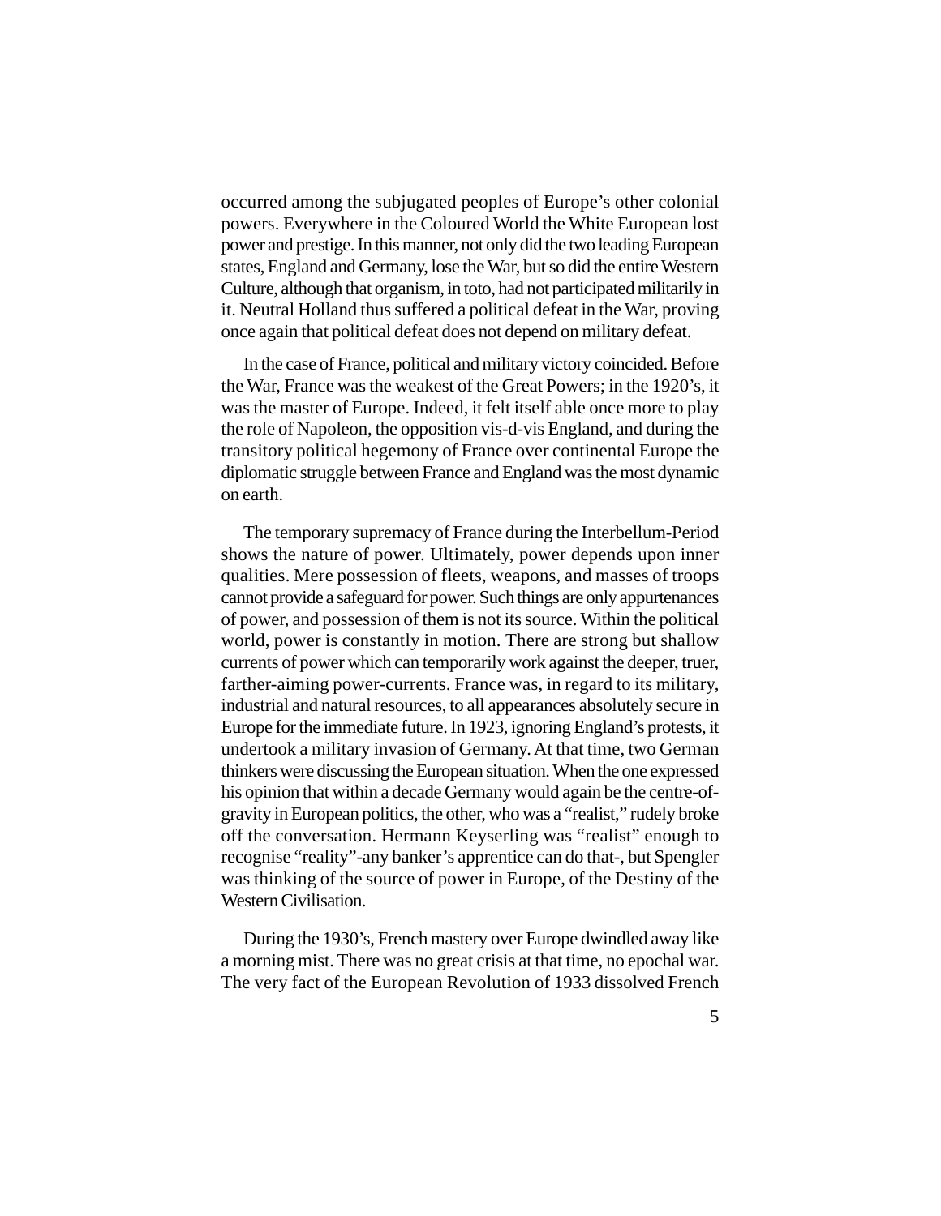occurred among the subjugated peoples of Europe's other colonial powers. Everywhere in the Coloured World the White European lost power and prestige. In this manner, not only did the two leading European states, England and Germany, lose the War, but so did the entire Western Culture, although that organism, in toto, had not participated militarily in it. Neutral Holland thus suffered a political defeat in the War, proving once again that political defeat does not depend on military defeat.

In the case of France, political and military victory coincided. Before the War, France was the weakest of the Great Powers; in the 1920's, it was the master of Europe. Indeed, it felt itself able once more to play the role of Napoleon, the opposition vis-d-vis England, and during the transitory political hegemony of France over continental Europe the diplomatic struggle between France and England was the most dynamic on earth.

The temporary supremacy of France during the Interbellum-Period shows the nature of power. Ultimately, power depends upon inner qualities. Mere possession of fleets, weapons, and masses of troops cannot provide a safeguard for power. Such things are only appurtenances of power, and possession of them is not its source. Within the political world, power is constantly in motion. There are strong but shallow currents of power which can temporarily work against the deeper, truer, farther-aiming power-currents. France was, in regard to its military, industrial and natural resources, to all appearances absolutely secure in Europe for the immediate future. In 1923, ignoring England's protests, it undertook a military invasion of Germany. At that time, two German thinkers were discussing the European situation. When the one expressed his opinion that within a decade Germany would again be the centre-of-gravity in European politics, the other, who was a "realist," rudely broke off the conversation. Hermann Keyserling was "realist" enough to recognise "reality"-any banker's apprentice can do that-, but Spengler was thinking of the source of power in Europe, of the Destiny of the Western Civilisation.

During the 1930's, French mastery over Europe dwindled away like a morning mist. There was no great crisis at that time, no epochal war. The very fact of the European Revolution of 1933 dissolved French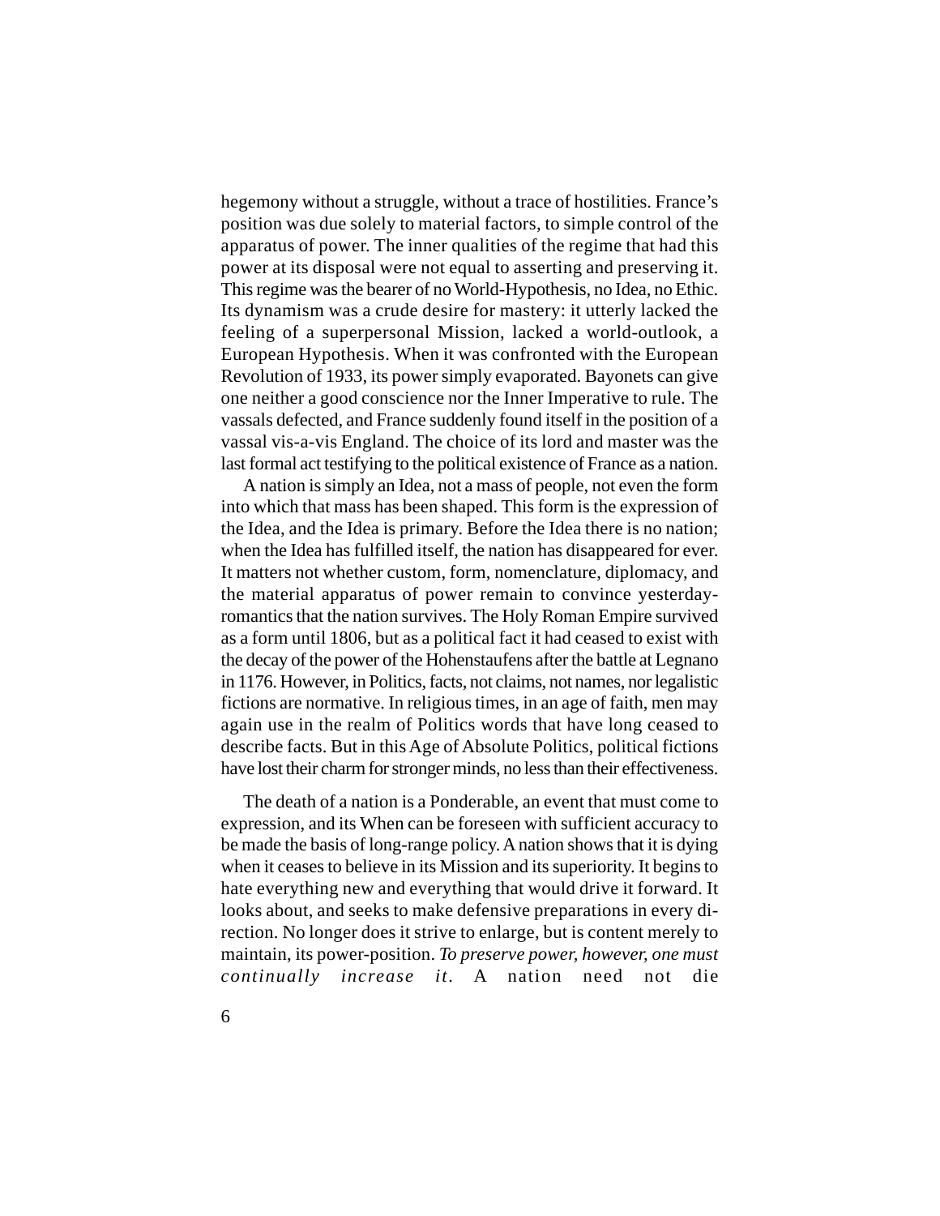hegemony without a struggle, without a trace of hostilities. France's position was due solely to material factors, to simple control of the apparatus of power. The inner qualities of the regime that had this power at its disposal were not equal to asserting and preserving it. This regime was the bearer of no World-Hypothesis, no Idea, no Ethic. Its dynamism was a crude desire for mastery: it utterly lacked the feeling of a superpersonal Mission, lacked a world-outlook, a European Hypothesis. When it was confronted with the European Revolution of 1933, its power simply evaporated. Bayonets can give one neither a good conscience nor the Inner Imperative to rule. The vassals defected, and France suddenly found itself in the position of a vassal vis-a-vis England. The choice of its lord and master was the last formal act testifying to the political existence of France as a nation.

A nation is simply an Idea, not a mass of people, not even the form into which that mass has been shaped. This form is the expression of the Idea, and the Idea is primary. Before the Idea there is no nation; when the Idea has fulfilled itself, the nation has disappeared for ever. It matters not whether custom, form, nomenclature, diplomacy, and the material apparatus of power remain to convince yesterday-romantics that the nation survives. The Holy Roman Empire survived as a form until 1806, but as a political fact it had ceased to exist with the decay of the power of the Hohenstaufens after the battle at Legnano in 1176. However, in Politics, facts, not claims, not names, nor legalistic fictions are normative. In religious times, in an age of faith, men may again use in the realm of Politics words that have long ceased to describe facts. But in this Age of Absolute Politics, political fictions have lost their charm for stronger minds, no less than their effectiveness.

The death of a nation is a Ponderable, an event that must come to expression, and its When can be foreseen with sufficient accuracy to be made the basis of long-range policy. A nation shows that it is dying when it ceases to believe in its Mission and its superiority. It begins to hate everything new and everything that would drive it forward. It looks about, and seeks to make defensive preparations in every direction. No longer does it strive to enlarge, but is content merely to maintain, its power-position. *To preserve power, however, one must continually increase it.* A nation need not die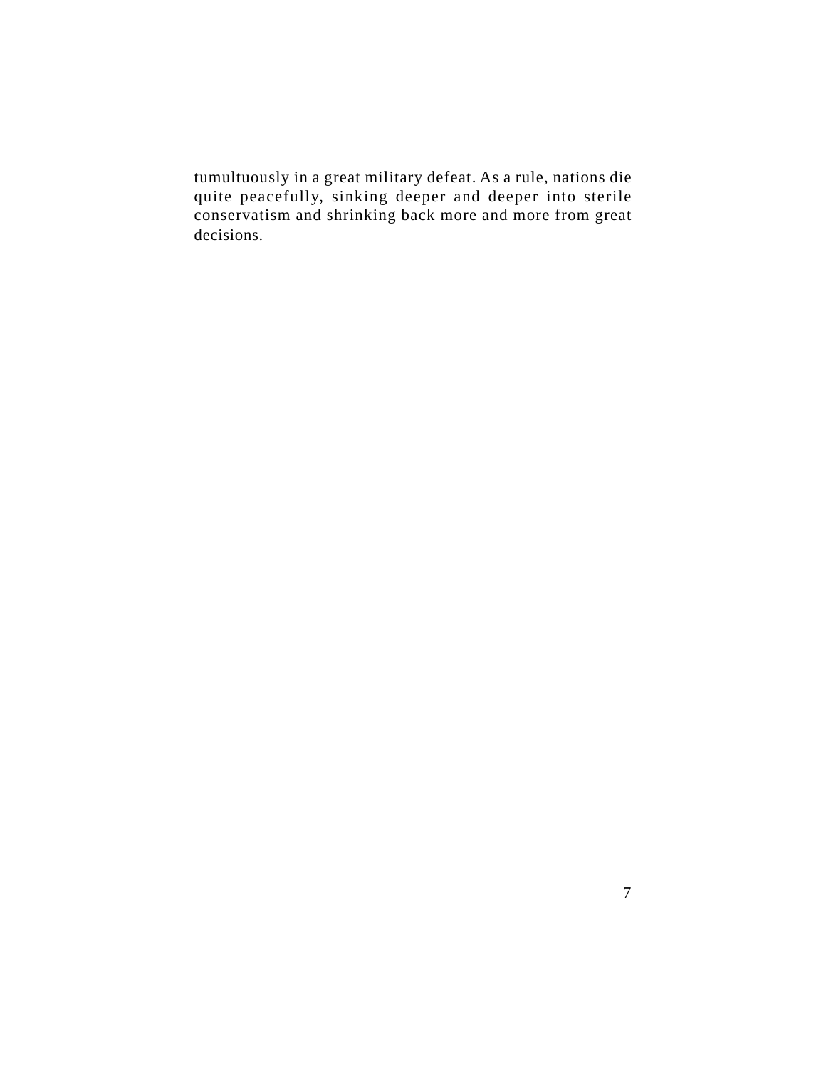tumultuously in a great military defeat. As a rule, nations die quite peacefully, sinking deeper and deeper into sterile conservatism and shrinking back more and more from great decisions.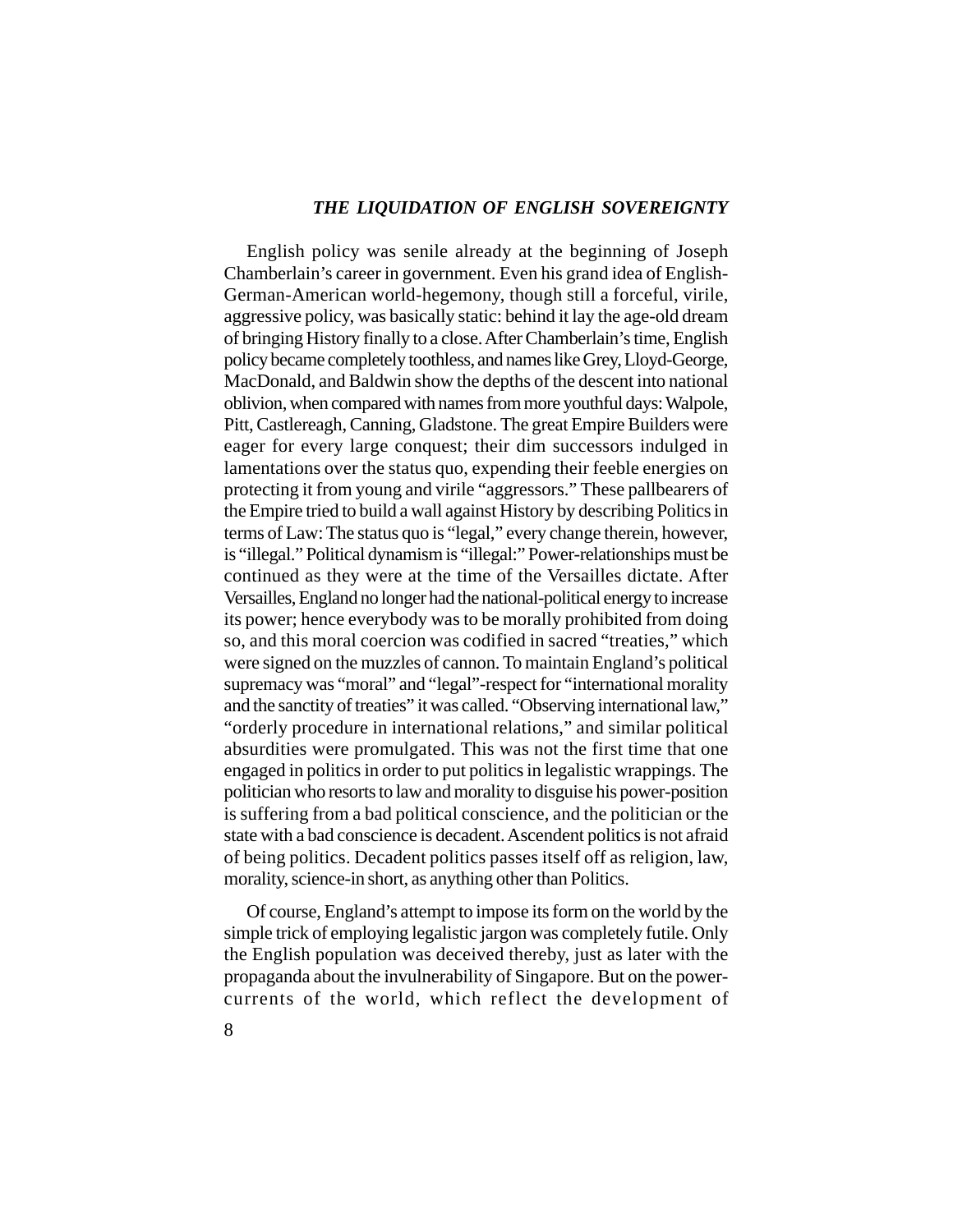## *THE LIQUIDATION OF ENGLISH SOVEREIGNTY*

English policy was senile already at the beginning of Joseph Chamberlain's career in government. Even his grand idea of English-German-American world-hegemony, though still a forceful, virile, aggressive policy, was basically static: behind it lay the age-old dream of bringing History finally to a close. After Chamberlain's time, English policy became completely toothless, and names like Grey, Lloyd-George, MacDonald, and Baldwin show the depths of the descent into national oblivion, when compared with names from more youthful days: Walpole, Pitt, Castlereagh, Canning, Gladstone. The great Empire Builders were eager for every large conquest; their dim successors indulged in lamentations over the status quo, expending their feeble energies on protecting it from young and virile "aggressors." These pallbearers of the Empire tried to build a wall against History by describing Politics in terms of Law: The status quo is "legal," every change therein, however, is "illegal." Political dynamism is "illegal:" Power-relationships must be continued as they were at the time of the Versailles dictate. After Versailles, England no longer had the national-political energy to increase its power; hence everybody was to be morally prohibited from doing so, and this moral coercion was codified in sacred "treaties," which were signed on the muzzles of cannon. To maintain England's political supremacy was "moral" and "legal"-respect for "international morality and the sanctity of treaties" it was called. "Observing international law," "orderly procedure in international relations," and similar political absurdities were promulgated. This was not the first time that one engaged in politics in order to put politics in legalistic wrappings. The politician who resorts to law and morality to disguise his power-position is suffering from a bad political conscience, and the politician or the state with a bad conscience is decadent. Ascendent politics is not afraid of being politics. Decadent politics passes itself off as religion, law, morality, science-in short, as anything other than Politics.

Of course, England's attempt to impose its form on the world by the simple trick of employing legalistic jargon was completely futile. Only the English population was deceived thereby, just as later with the propaganda about the invulnerability of Singapore. But on the power-currents of the world, which reflect the development of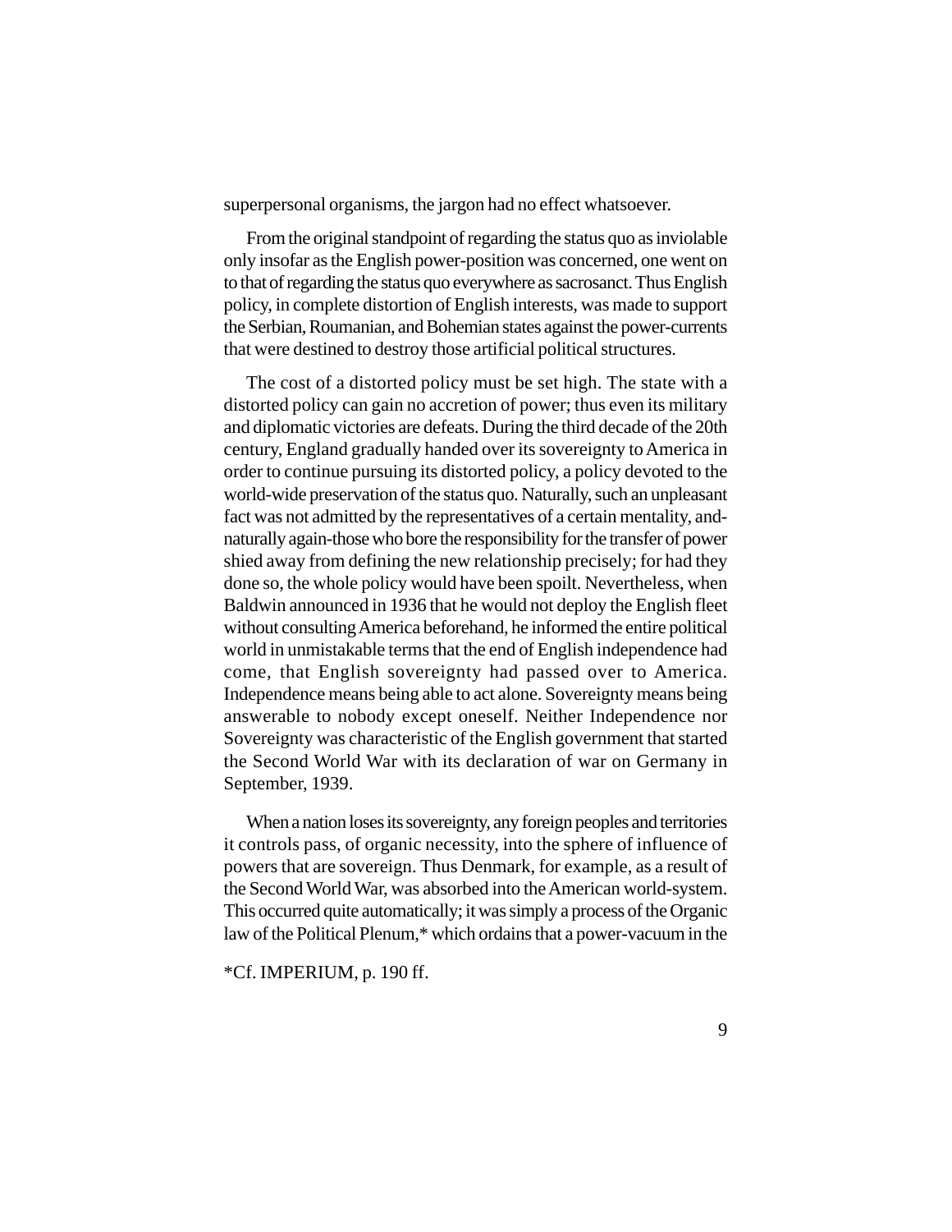superpersonal organisms, the jargon had no effect whatsoever.

From the original standpoint of regarding the status quo as inviolable only insofar as the English power-position was concerned, one went on to that of regarding the status quo everywhere as sacrosanct. Thus English policy, in complete distortion of English interests, was made to support the Serbian, Roumanian, and Bohemian states against the power-currents that were destined to destroy those artificial political structures.

The cost of a distorted policy must be set high. The state with a distorted policy can gain no accretion of power; thus even its military and diplomatic victories are defeats. During the third decade of the 20th century, England gradually handed over its sovereignty to America in order to continue pursuing its distorted policy, a policy devoted to the world-wide preservation of the status quo. Naturally, such an unpleasant fact was not admitted by the representatives of a certain mentality, and-naturally again-those who bore the responsibility for the transfer of power shied away from defining the new relationship precisely; for had they done so, the whole policy would have been spoilt. Nevertheless, when Baldwin announced in 1936 that he would not deploy the English fleet without consulting America beforehand, he informed the entire political world in unmistakable terms that the end of English independence had come, that English sovereignty had passed over to America. Independence means being able to act alone. Sovereignty means being answerable to nobody except oneself. Neither Independence nor Sovereignty was characteristic of the English government that started the Second World War with its declaration of war on Germany in September, 1939.

When a nation loses its sovereignty, any foreign peoples and territories it controls pass, of organic necessity, into the sphere of influence of powers that are sovereign. Thus Denmark, for example, as a result of the Second World War, was absorbed into the American world-system. This occurred quite automatically; it was simply a process of the Organic law of the Political Plenum,* which ordains that a power-vacuum in the

*Cf. IMPERIUM, p. 190 ff.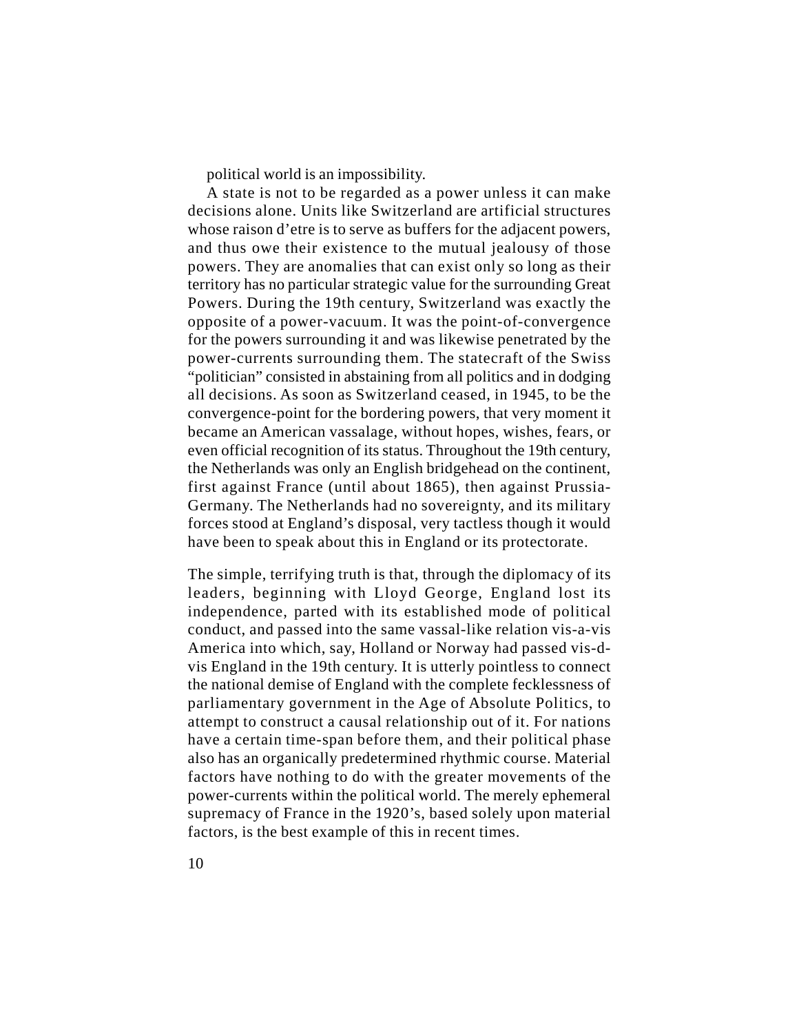political world is an impossibility.

A state is not to be regarded as a power unless it can make decisions alone. Units like Switzerland are artificial structures whose raison d'etre is to serve as buffers for the adjacent powers, and thus owe their existence to the mutual jealousy of those powers. They are anomalies that can exist only so long as their territory has no particular strategic value for the surrounding Great Powers. During the 19th century, Switzerland was exactly the opposite of a power-vacuum. It was the point-of-convergence for the powers surrounding it and was likewise penetrated by the power-currents surrounding them. The statecraft of the Swiss "politician" consisted in abstaining from all politics and in dodging all decisions. As soon as Switzerland ceased, in 1945, to be the convergence-point for the bordering powers, that very moment it became an American vassalage, without hopes, wishes, fears, or even official recognition of its status. Throughout the 19th century, the Netherlands was only an English bridgehead on the continent, first against France (until about 1865), then against Prussia-Germany. The Netherlands had no sovereignty, and its military forces stood at England's disposal, very tactless though it would have been to speak about this in England or its protectorate.

The simple, terrifying truth is that, through the diplomacy of its leaders, beginning with Lloyd George, England lost its independence, parted with its established mode of political conduct, and passed into the same vassal-like relation vis-a-vis America into which, say, Holland or Norway had passed vis-d-vis England in the 19th century. It is utterly pointless to connect the national demise of England with the complete fecklessness of parliamentary government in the Age of Absolute Politics, to attempt to construct a causal relationship out of it. For nations have a certain time-span before them, and their political phase also has an organically predetermined rhythmic course. Material factors have nothing to do with the greater movements of the power-currents within the political world. The merely ephemeral supremacy of France in the 1920's, based solely upon material factors, is the best example of this in recent times.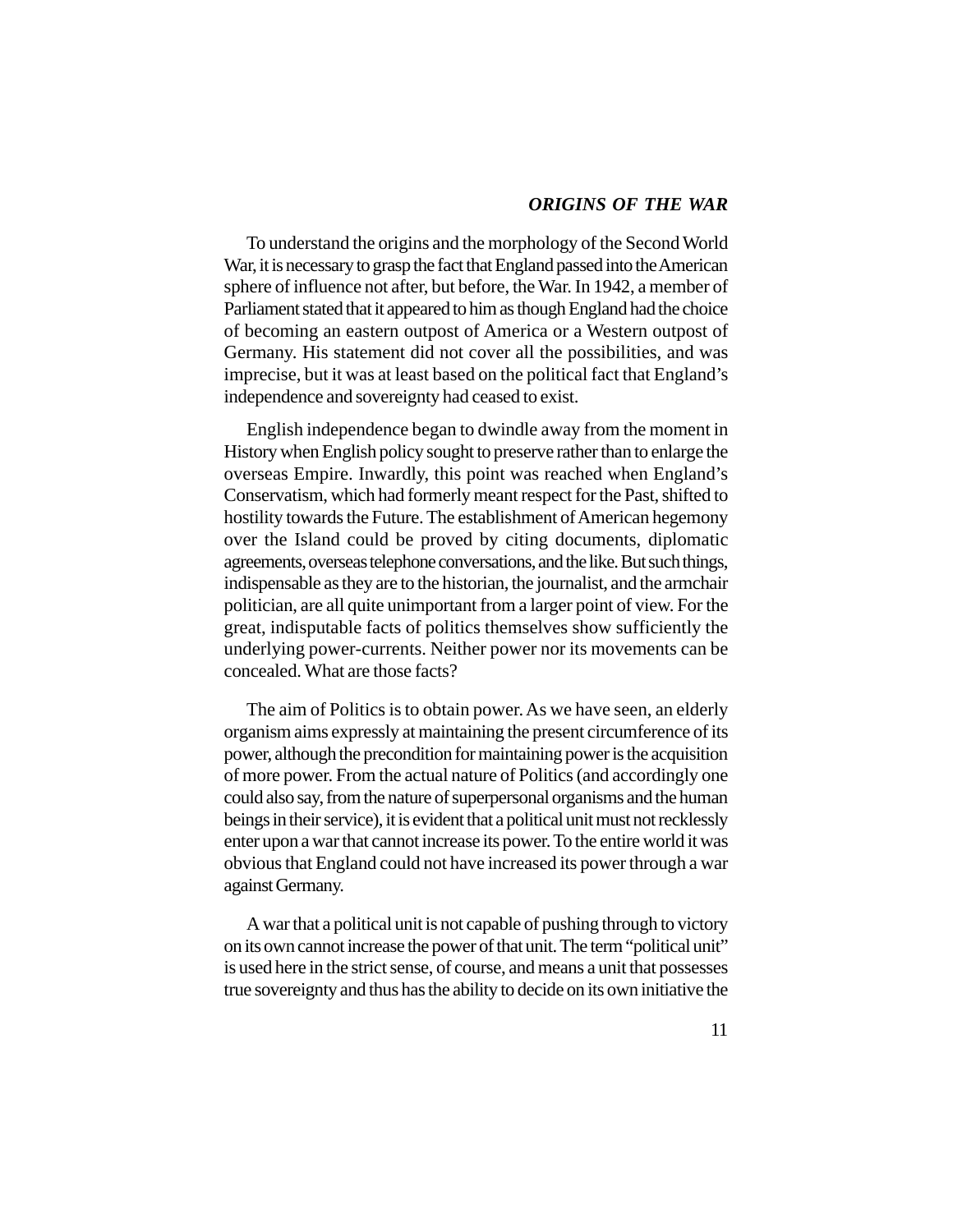## *ORIGINS OF THE WAR*

To understand the origins and the morphology of the Second World War, it is necessary to grasp the fact that England passed into the American sphere of influence not after, but before, the War. In 1942, a member of Parliament stated that it appeared to him as though England had the choice of becoming an eastern outpost of America or a Western outpost of Germany. His statement did not cover all the possibilities, and was imprecise, but it was at least based on the political fact that England's independence and sovereignty had ceased to exist.

English independence began to dwindle away from the moment in History when English policy sought to preserve rather than to enlarge the overseas Empire. Inwardly, this point was reached when England's Conservatism, which had formerly meant respect for the Past, shifted to hostility towards the Future. The establishment of American hegemony over the Island could be proved by citing documents, diplomatic agreements, overseas telephone conversations, and the like. But such things, indispensable as they are to the historian, the journalist, and the armchair politician, are all quite unimportant from a larger point of view. For the great, indisputable facts of politics themselves show sufficiently the underlying power-currents. Neither power nor its movements can be concealed. What are those facts?

The aim of Politics is to obtain power. As we have seen, an elderly organism aims expressly at maintaining the present circumference of its power, although the precondition for maintaining power is the acquisition of more power. From the actual nature of Politics (and accordingly one could also say, from the nature of superpersonal organisms and the human beings in their service), it is evident that a political unit must not recklessly enter upon a war that cannot increase its power. To the entire world it was obvious that England could not have increased its power through a war against Germany.

A war that a political unit is not capable of pushing through to victory on its own cannot increase the power of that unit. The term "political unit" is used here in the strict sense, of course, and means a unit that possesses true sovereignty and thus has the ability to decide on its own initiative the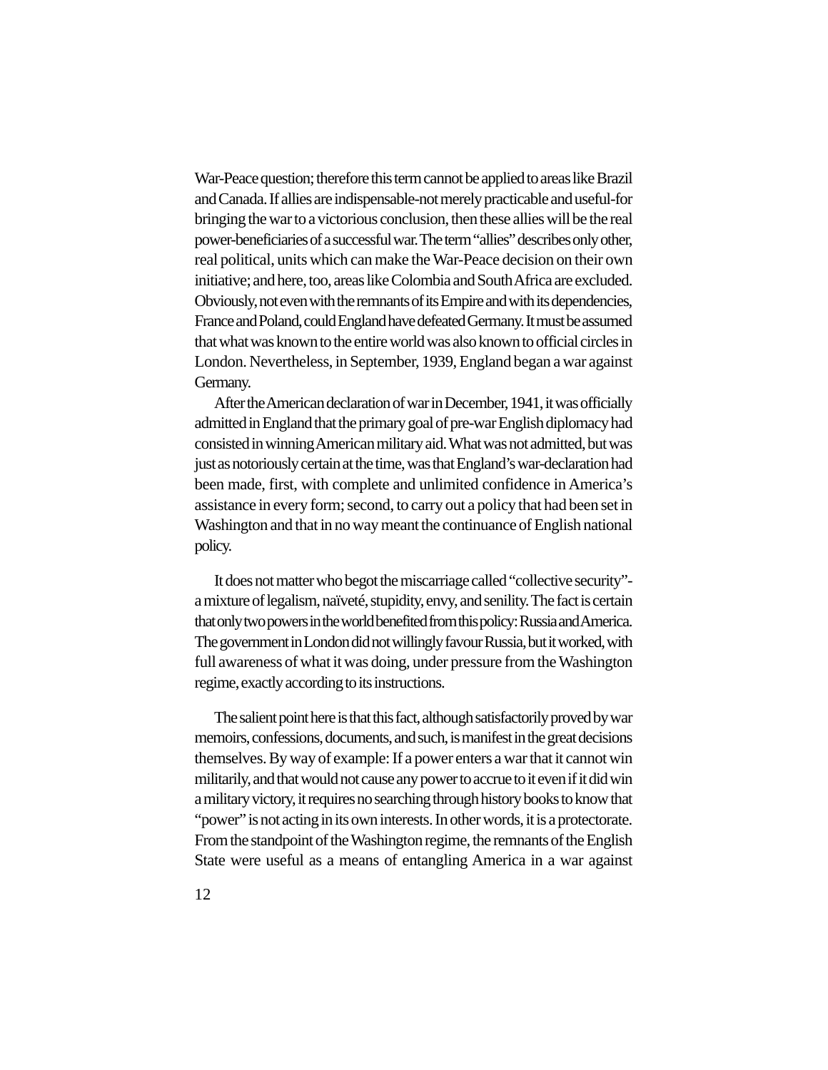War-Peace question; therefore this term cannot be applied to areas like Brazil and Canada. If allies are indispensable-not merely practicable and useful-for bringing the war to a victorious conclusion, then these allies will be the real power-beneficiaries of a successful war. The term "allies" describes only other, real political, units which can make the War-Peace decision on their own initiative; and here, too, areas like Colombia and South Africa are excluded. Obviously, not even with the remnants of its Empire and with its dependencies, France and Poland, could England have defeated Germany. It must be assumed that what was known to the entire world was also known to official circles in London. Nevertheless, in September, 1939, England began a war against Germany.

After the American declaration of war in December, 1941, it was officially admitted in England that the primary goal of pre-war English diplomacy had consisted in winning American military aid. What was not admitted, but was just as notoriously certain at the time, was that England's war-declaration had been made, first, with complete and unlimited confidence in America's assistance in every form; second, to carry out a policy that had been set in Washington and that in no way meant the continuance of English national policy.

It does not matter who begot the miscarriage called "collective security"-a mixture of legalism, naïveté, stupidity, envy, and senility. The fact is certain that only two powers in the world benefited from this policy: Russia and America. The government in London did not willingly favour Russia, but it worked, with full awareness of what it was doing, under pressure from the Washington regime, exactly according to its instructions.

The salient point here is that this fact, although satisfactorily proved by war memoirs, confessions, documents, and such, is manifest in the great decisions themselves. By way of example: If a power enters a war that it cannot win militarily, and that would not cause any power to accrue to it even if it did win a military victory, it requires no searching through history books to know that "power" is not acting in its own interests. In other words, it is a protectorate. From the standpoint of the Washington regime, the remnants of the English State were useful as a means of entangling America in a war against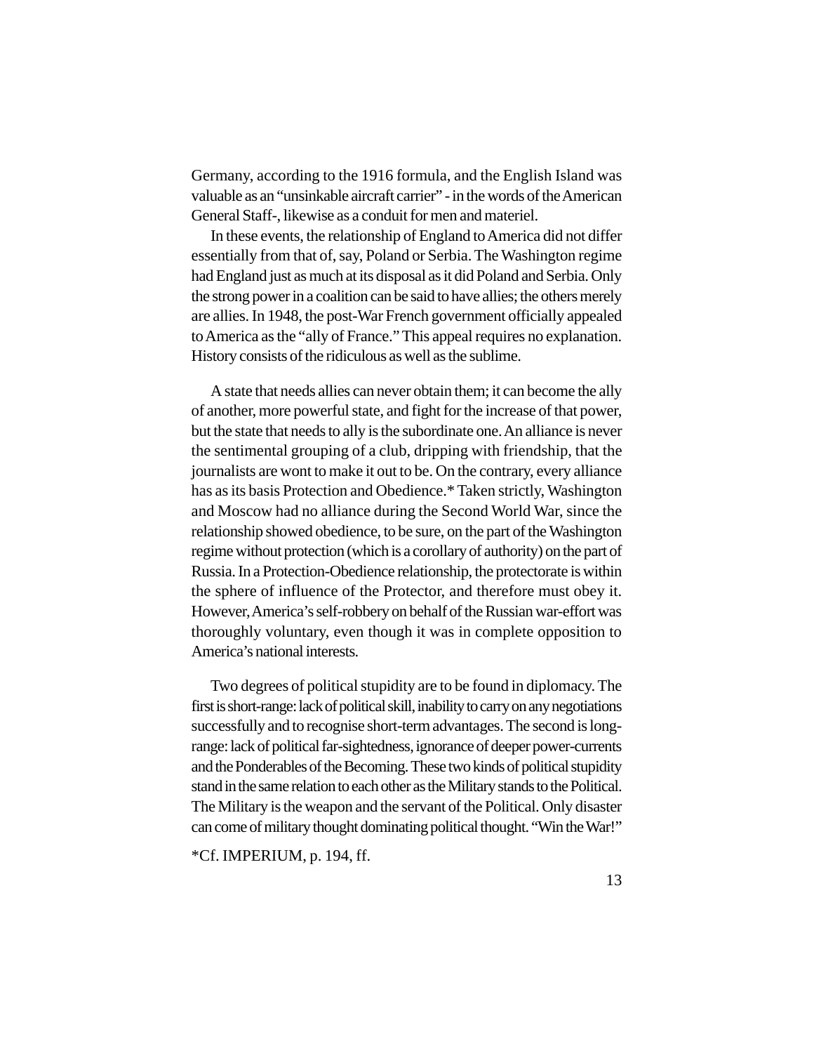Germany, according to the 1916 formula, and the English Island was valuable as an "unsinkable aircraft carrier" - in the words of the American General Staff-, likewise as a conduit for men and materiel.

In these events, the relationship of England to America did not differ essentially from that of, say, Poland or Serbia. The Washington regime had England just as much at its disposal as it did Poland and Serbia. Only the strong power in a coalition can be said to have allies; the others merely are allies. In 1948, the post-War French government officially appealed to America as the "ally of France." This appeal requires no explanation. History consists of the ridiculous as well as the sublime.

A state that needs allies can never obtain them; it can become the ally of another, more powerful state, and fight for the increase of that power, but the state that needs to ally is the subordinate one. An alliance is never the sentimental grouping of a club, dripping with friendship, that the journalists are wont to make it out to be. On the contrary, every alliance has as its basis Protection and Obedience.* Taken strictly, Washington and Moscow had no alliance during the Second World War, since the relationship showed obedience, to be sure, on the part of the Washington regime without protection (which is a corollary of authority) on the part of Russia. In a Protection-Obedience relationship, the protectorate is within the sphere of influence of the Protector, and therefore must obey it. However, America's self-robbery on behalf of the Russian war-effort was thoroughly voluntary, even though it was in complete opposition to America's national interests.

Two degrees of political stupidity are to be found in diplomacy. The first is short-range: lack of political skill, inability to carry on any negotiations successfully and to recognise short-term advantages. The second is long-range: lack of political far-sightedness, ignorance of deeper power-currents and the Ponderables of the Becoming. These two kinds of political stupidity stand in the same relation to each other as the Military stands to the Political. The Military is the weapon and the servant of the Political. Only disaster can come of military thought dominating political thought. "Win the War!"

*Cf. IMPERIUM, p. 194, ff.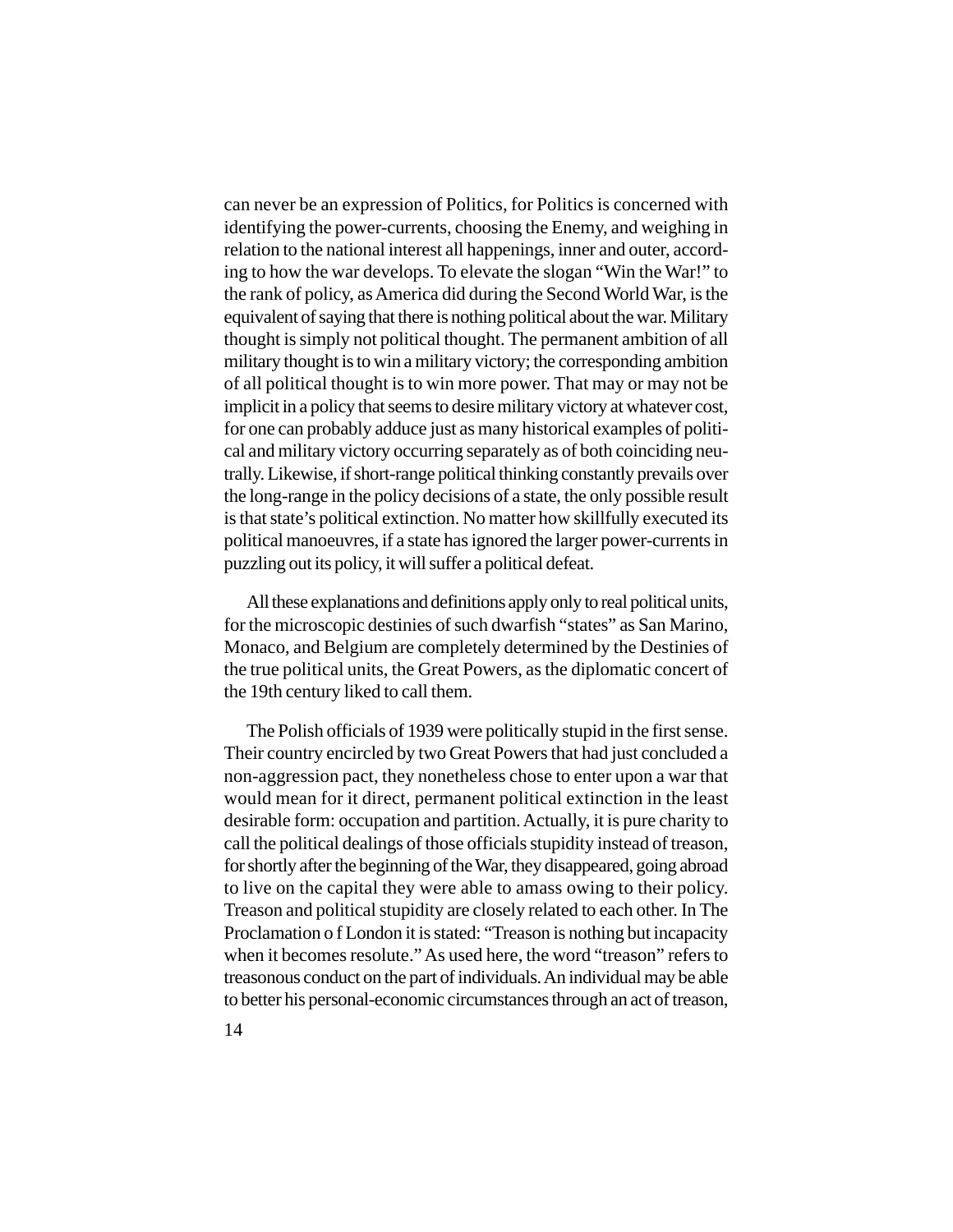can never be an expression of Politics, for Politics is concerned with identifying the power-currents, choosing the Enemy, and weighing in relation to the national interest all happenings, inner and outer, according to how the war develops. To elevate the slogan "Win the War!" to the rank of policy, as America did during the Second World War, is the equivalent of saying that there is nothing political about the war. Military thought is simply not political thought. The permanent ambition of all military thought is to win a military victory; the corresponding ambition of all political thought is to win more power. That may or may not be implicit in a policy that seems to desire military victory at whatever cost, for one can probably adduce just as many historical examples of political and military victory occurring separately as of both coinciding neutrally. Likewise, if short-range political thinking constantly prevails over the long-range in the policy decisions of a state, the only possible result is that state's political extinction. No matter how skillfully executed its political manoeuvres, if a state has ignored the larger power-currents in puzzling out its policy, it will suffer a political defeat.

All these explanations and definitions apply only to real political units, for the microscopic destinies of such dwarfish "states" as San Marino, Monaco, and Belgium are completely determined by the Destinies of the true political units, the Great Powers, as the diplomatic concert of the 19th century liked to call them.

The Polish officials of 1939 were politically stupid in the first sense. Their country encircled by two Great Powers that had just concluded a non-aggression pact, they nonetheless chose to enter upon a war that would mean for it direct, permanent political extinction in the least desirable form: occupation and partition. Actually, it is pure charity to call the political dealings of those officials stupidity instead of treason, for shortly after the beginning of the War, they disappeared, going abroad to live on the capital they were able to amass owing to their policy. Treason and political stupidity are closely related to each other. In The Proclamation o f London it is stated: "Treason is nothing but incapacity when it becomes resolute." As used here, the word "treason" refers to treasonous conduct on the part of individuals. An individual may be able to better his personal-economic circumstances through an act of treason,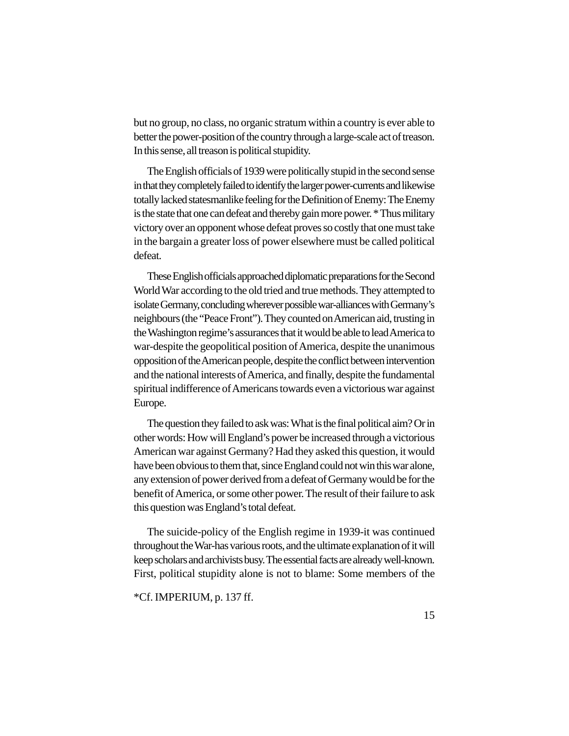but no group, no class, no organic stratum within a country is ever able to better the power-position of the country through a large-scale act of treason. In this sense, all treason is political stupidity.

The English officials of 1939 were politically stupid in the second sense in that they completely failed to identify the larger power-currents and likewise totally lacked statesmanlike feeling for the Definition of Enemy: The Enemy is the state that one can defeat and thereby gain more power. * Thus military victory over an opponent whose defeat proves so costly that one must take in the bargain a greater loss of power elsewhere must be called political defeat.

These English officials approached diplomatic preparations for the Second World War according to the old tried and true methods. They attempted to isolate Germany, concluding wherever possible war-alliances with Germany's neighbours (the "Peace Front"). They counted on American aid, trusting in the Washington regime's assurances that it would be able to lead America to war-despite the geopolitical position of America, despite the unanimous opposition of the American people, despite the conflict between intervention and the national interests of America, and finally, despite the fundamental spiritual indifference of Americans towards even a victorious war against Europe.

The question they failed to ask was: What is the final political aim? Or in other words: How will England's power be increased through a victorious American war against Germany? Had they asked this question, it would have been obvious to them that, since England could not win this war alone, any extension of power derived from a defeat of Germany would be for the benefit of America, or some other power. The result of their failure to ask this question was England's total defeat.

The suicide-policy of the English regime in 1939-it was continued throughout the War-has various roots, and the ultimate explanation of it will keep scholars and archivists busy. The essential facts are already well-known. First, political stupidity alone is not to blame: Some members of the

*Cf. IMPERIUM, p. 137 ff.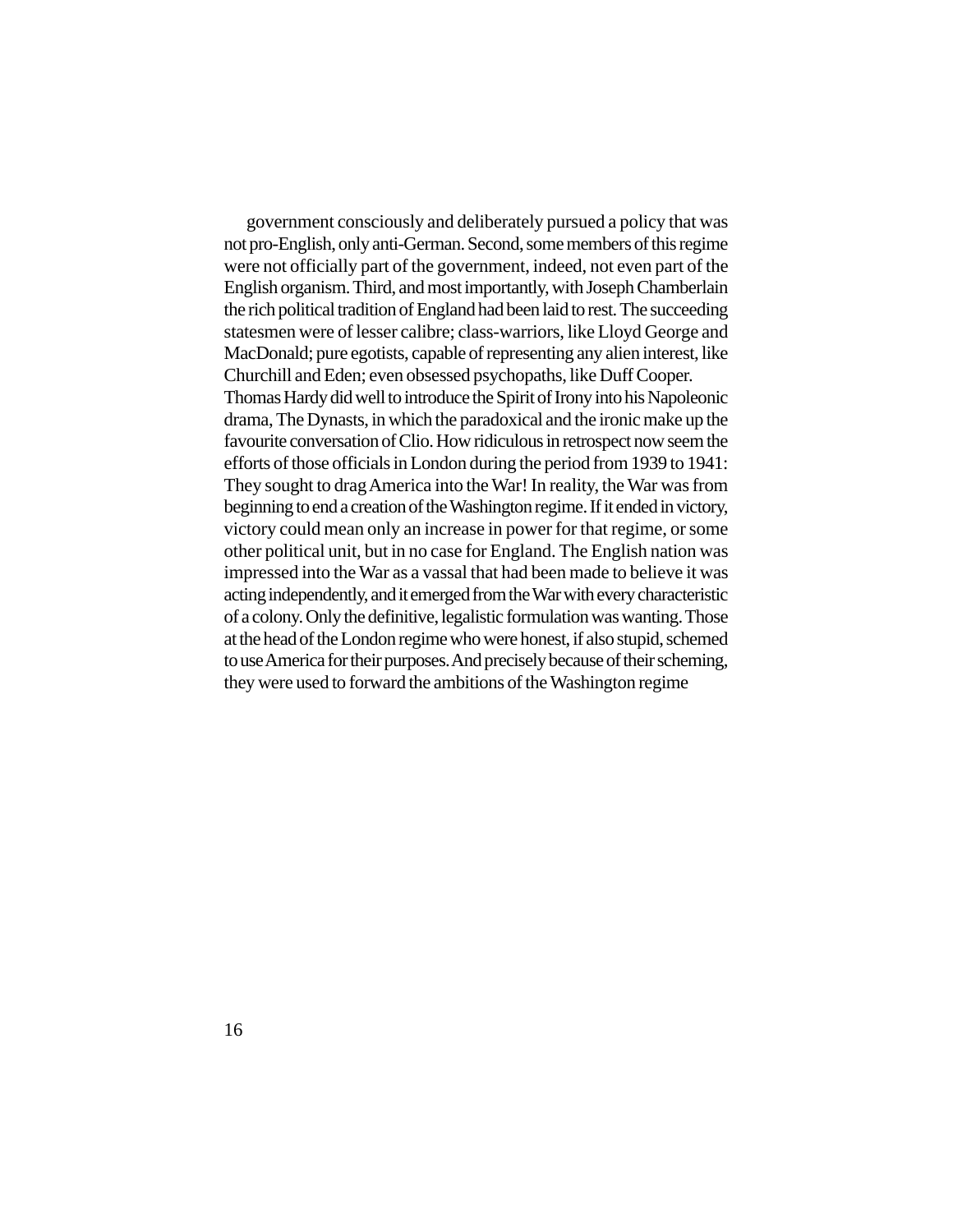government consciously and deliberately pursued a policy that was not pro-English, only anti-German. Second, some members of this regime were not officially part of the government, indeed, not even part of the English organism. Third, and most importantly, with Joseph Chamberlain the rich political tradition of England had been laid to rest. The succeeding statesmen were of lesser calibre; class-warriors, like Lloyd George and MacDonald; pure egotists, capable of representing any alien interest, like Churchill and Eden; even obsessed psychopaths, like Duff Cooper.

Thomas Hardy did well to introduce the Spirit of Irony into his Napoleonic drama, The Dynasts, in which the paradoxical and the ironic make up the favourite conversation of Clio. How ridiculous in retrospect now seem the efforts of those officials in London during the period from 1939 to 1941: They sought to drag America into the War! In reality, the War was from beginning to end a creation of the Washington regime. If it ended in victory, victory could mean only an increase in power for that regime, or some other political unit, but in no case for England. The English nation was impressed into the War as a vassal that had been made to believe it was acting independently, and it emerged from the War with every characteristic of a colony. Only the definitive, legalistic formulation was wanting. Those at the head of the London regime who were honest, if also stupid, schemed to use America for their purposes. And precisely because of their scheming, they were used to forward the ambitions of the Washington regime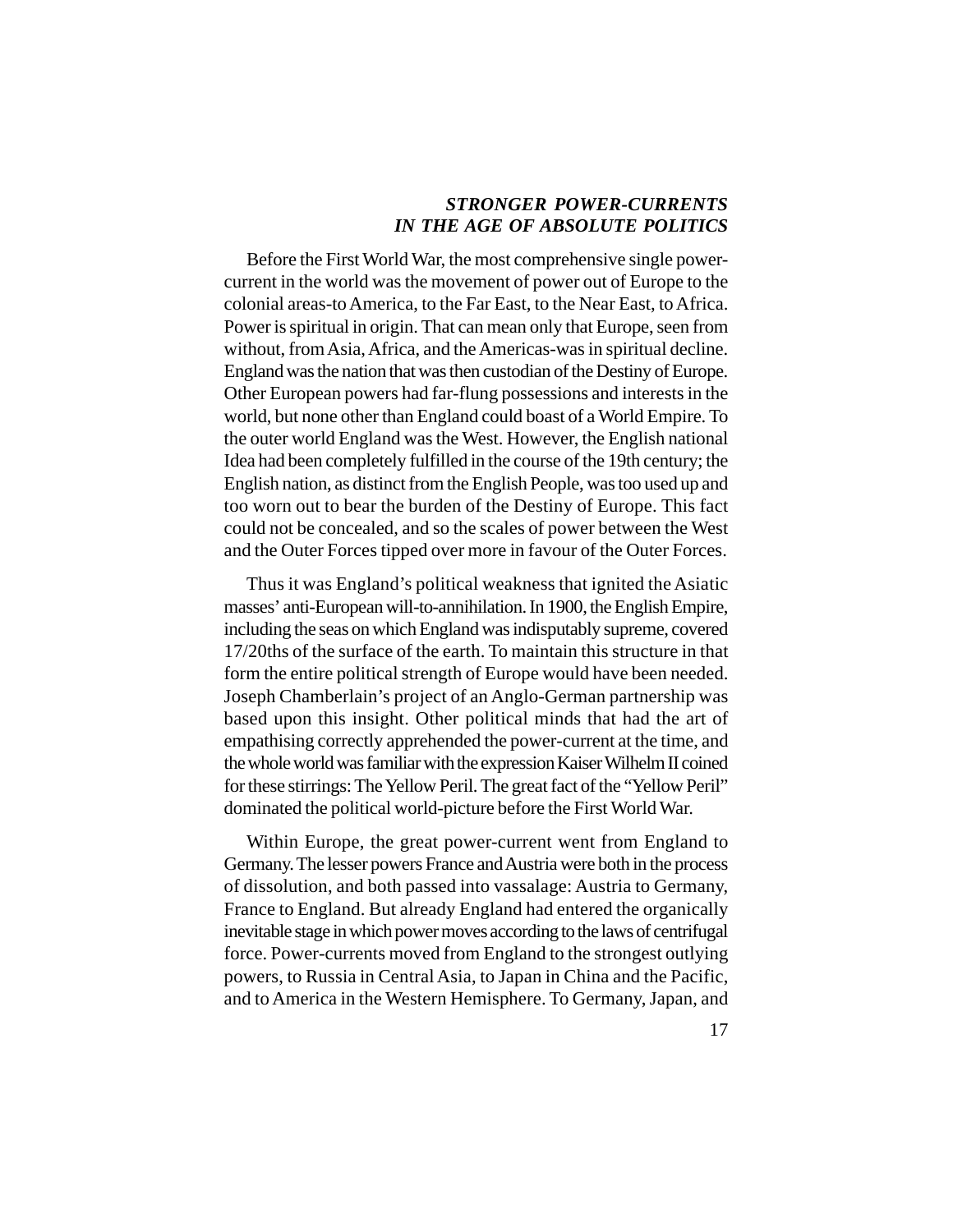## *STRONGER POWER-CURRENTS IN THE AGE OF ABSOLUTE POLITICS*

Before the First World War, the most comprehensive single power-current in the world was the movement of power out of Europe to the colonial areas-to America, to the Far East, to the Near East, to Africa. Power is spiritual in origin. That can mean only that Europe, seen from without, from Asia, Africa, and the Americas-was in spiritual decline. England was the nation that was then custodian of the Destiny of Europe. Other European powers had far-flung possessions and interests in the world, but none other than England could boast of a World Empire. To the outer world England was the West. However, the English national Idea had been completely fulfilled in the course of the 19th century; the English nation, as distinct from the English People, was too used up and too worn out to bear the burden of the Destiny of Europe. This fact could not be concealed, and so the scales of power between the West and the Outer Forces tipped over more in favour of the Outer Forces.

Thus it was England's political weakness that ignited the Asiatic masses' anti-European will-to-annihilation. In 1900, the English Empire, including the seas on which England was indisputably supreme, covered 17/20ths of the surface of the earth. To maintain this structure in that form the entire political strength of Europe would have been needed. Joseph Chamberlain's project of an Anglo-German partnership was based upon this insight. Other political minds that had the art of empathising correctly apprehended the power-current at the time, and the whole world was familiar with the expression Kaiser Wilhelm II coined for these stirrings: The Yellow Peril. The great fact of the "Yellow Peril" dominated the political world-picture before the First World War.

Within Europe, the great power-current went from England to Germany. The lesser powers France and Austria were both in the process of dissolution, and both passed into vassalage: Austria to Germany, France to England. But already England had entered the organically inevitable stage in which power moves according to the laws of centrifugal force. Power-currents moved from England to the strongest outlying powers, to Russia in Central Asia, to Japan in China and the Pacific, and to America in the Western Hemisphere. To Germany, Japan, and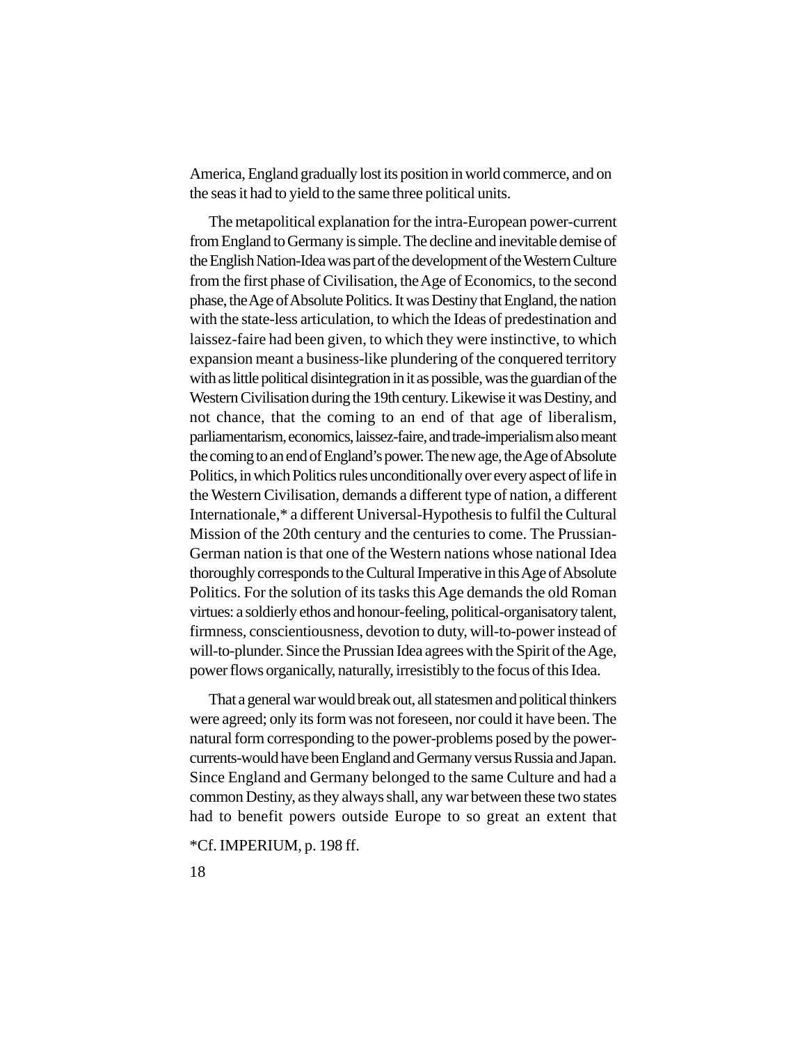America, England gradually lost its position in world commerce, and on the seas it had to yield to the same three political units.

The metapolitical explanation for the intra-European power-current from England to Germany is simple. The decline and inevitable demise of the English Nation-Idea was part of the development of the Western Culture from the first phase of Civilisation, the Age of Economics, to the second phase, the Age of Absolute Politics. It was Destiny that England, the nation with the state-less articulation, to which the Ideas of predestination and laissez-faire had been given, to which they were instinctive, to which expansion meant a business-like plundering of the conquered territory with as little political disintegration in it as possible, was the guardian of the Western Civilisation during the 19th century. Likewise it was Destiny, and not chance, that the coming to an end of that age of liberalism, parliamentarism, economics, laissez-faire, and trade-imperialism also meant the coming to an end of England's power. The new age, the Age of Absolute Politics, in which Politics rules unconditionally over every aspect of life in the Western Civilisation, demands a different type of nation, a different Internationale,* a different Universal-Hypothesis to fulfil the Cultural Mission of the 20th century and the centuries to come. The Prussian-German nation is that one of the Western nations whose national Idea thoroughly corresponds to the Cultural Imperative in this Age of Absolute Politics. For the solution of its tasks this Age demands the old Roman virtues: a soldierly ethos and honour-feeling, political-organisatory talent, firmness, conscientiousness, devotion to duty, will-to-power instead of will-to-plunder. Since the Prussian Idea agrees with the Spirit of the Age, power flows organically, naturally, irresistibly to the focus of this Idea.

That a general war would break out, all statesmen and political thinkers were agreed; only its form was not foreseen, nor could it have been. The natural form corresponding to the power-problems posed by the power-currents-would have been England and Germany versus Russia and Japan. Since England and Germany belonged to the same Culture and had a common Destiny, as they always shall, any war between these two states had to benefit powers outside Europe to so great an extent that

*Cf. IMPERIUM, p. 198 ff.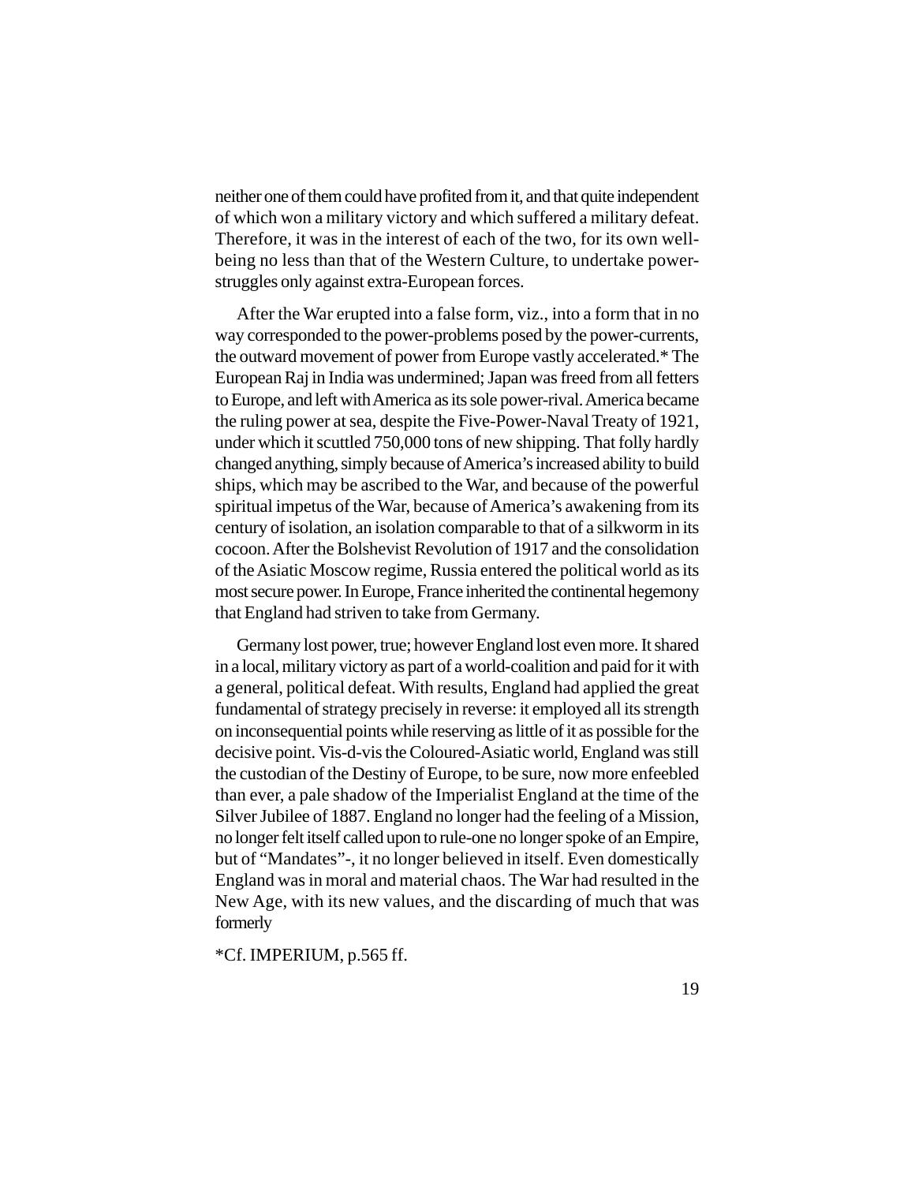neither one of them could have profited from it, and that quite independent of which won a military victory and which suffered a military defeat. Therefore, it was in the interest of each of the two, for its own well-being no less than that of the Western Culture, to undertake power-struggles only against extra-European forces.

After the War erupted into a false form, viz., into a form that in no way corresponded to the power-problems posed by the power-currents, the outward movement of power from Europe vastly accelerated.* The European Raj in India was undermined; Japan was freed from all fetters to Europe, and left with America as its sole power-rival. America became the ruling power at sea, despite the Five-Power-Naval Treaty of 1921, under which it scuttled 750,000 tons of new shipping. That folly hardly changed anything, simply because of America's increased ability to build ships, which may be ascribed to the War, and because of the powerful spiritual impetus of the War, because of America's awakening from its century of isolation, an isolation comparable to that of a silkworm in its cocoon. After the Bolshevist Revolution of 1917 and the consolidation of the Asiatic Moscow regime, Russia entered the political world as its most secure power. In Europe, France inherited the continental hegemony that England had striven to take from Germany.

Germany lost power, true; however England lost even more. It shared in a local, military victory as part of a world-coalition and paid for it with a general, political defeat. With results, England had applied the great fundamental of strategy precisely in reverse: it employed all its strength on inconsequential points while reserving as little of it as possible for the decisive point. Vis-d-vis the Coloured-Asiatic world, England was still the custodian of the Destiny of Europe, to be sure, now more enfeebled than ever, a pale shadow of the Imperialist England at the time of the Silver Jubilee of 1887. England no longer had the feeling of a Mission, no longer felt itself called upon to rule-one no longer spoke of an Empire, but of "Mandates"-, it no longer believed in itself. Even domestically England was in moral and material chaos. The War had resulted in the New Age, with its new values, and the discarding of much that was formerly

*Cf. IMPERIUM, p.565 ff.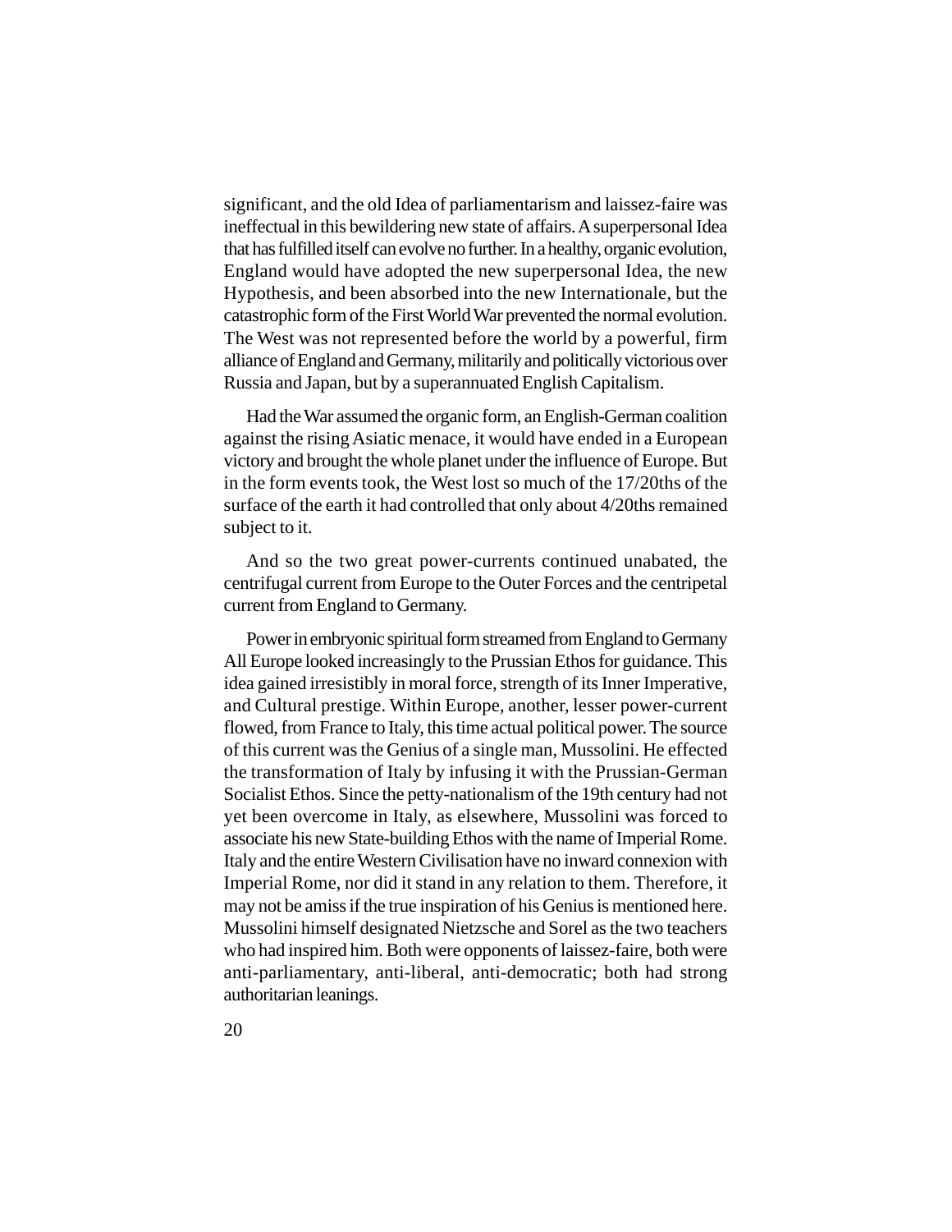significant, and the old Idea of parliamentarism and laissez-faire was ineffectual in this bewildering new state of affairs. A superpersonal Idea that has fulfilled itself can evolve no further. In a healthy, organic evolution, England would have adopted the new superpersonal Idea, the new Hypothesis, and been absorbed into the new Internationale, but the catastrophic form of the First World War prevented the normal evolution. The West was not represented before the world by a powerful, firm alliance of England and Germany, militarily and politically victorious over Russia and Japan, but by a superannuated English Capitalism.

Had the War assumed the organic form, an English-German coalition against the rising Asiatic menace, it would have ended in a European victory and brought the whole planet under the influence of Europe. But in the form events took, the West lost so much of the 17/20ths of the surface of the earth it had controlled that only about 4/20ths remained subject to it.

And so the two great power-currents continued unabated, the centrifugal current from Europe to the Outer Forces and the centripetal current from England to Germany.

Power in embryonic spiritual form streamed from England to Germany All Europe looked increasingly to the Prussian Ethos for guidance. This idea gained irresistibly in moral force, strength of its Inner Imperative, and Cultural prestige. Within Europe, another, lesser power-current flowed, from France to Italy, this time actual political power. The source of this current was the Genius of a single man, Mussolini. He effected the transformation of Italy by infusing it with the Prussian-German Socialist Ethos. Since the petty-nationalism of the 19th century had not yet been overcome in Italy, as elsewhere, Mussolini was forced to associate his new State-building Ethos with the name of Imperial Rome. Italy and the entire Western Civilisation have no inward connexion with Imperial Rome, nor did it stand in any relation to them. Therefore, it may not be amiss if the true inspiration of his Genius is mentioned here. Mussolini himself designated Nietzsche and Sorel as the two teachers who had inspired him. Both were opponents of laissez-faire, both were anti-parliamentary, anti-liberal, anti-democratic; both had strong authoritarian leanings.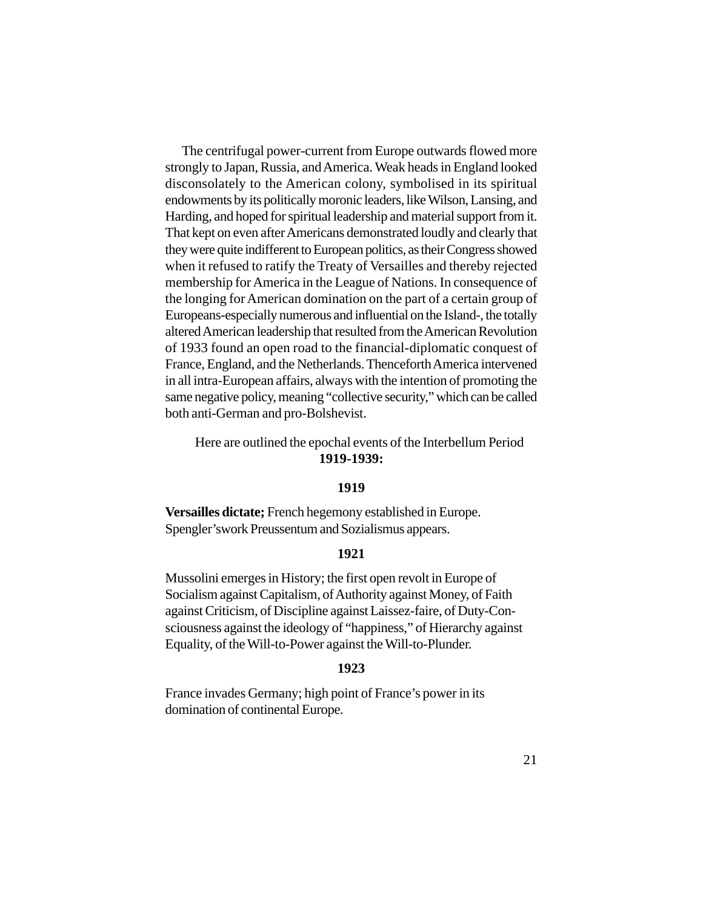The centrifugal power-current from Europe outwards flowed more strongly to Japan, Russia, and America. Weak heads in England looked disconsolately to the American colony, symbolised in its spiritual endowments by its politically moronic leaders, like Wilson, Lansing, and Harding, and hoped for spiritual leadership and material support from it. That kept on even after Americans demonstrated loudly and clearly that they were quite indifferent to European politics, as their Congress showed when it refused to ratify the Treaty of Versailles and thereby rejected membership for America in the League of Nations. In consequence of the longing for American domination on the part of a certain group of Europeans-especially numerous and influential on the Island-, the totally altered American leadership that resulted from the American Revolution of 1933 found an open road to the financial-diplomatic conquest of France, England, and the Netherlands. Thenceforth America intervened in all intra-European affairs, always with the intention of promoting the same negative policy, meaning "collective security," which can be called both anti-German and pro-Bolshevist.

Here are outlined the epochal events of the Interbellum Period **1919-1939:**

**1919**

**Versailles dictate;** French hegemony established in Europe. Spengler'swork Preussentum and Sozialismus appears.

**1921**

Mussolini emerges in History; the first open revolt in Europe of Socialism against Capitalism, of Authority against Money, of Faith against Criticism, of Discipline against Laissez-faire, of Duty-Consciousness against the ideology of "happiness," of Hierarchy against Equality, of the Will-to-Power against the Will-to-Plunder.

**1923**

France invades Germany; high point of France's power in its domination of continental Europe.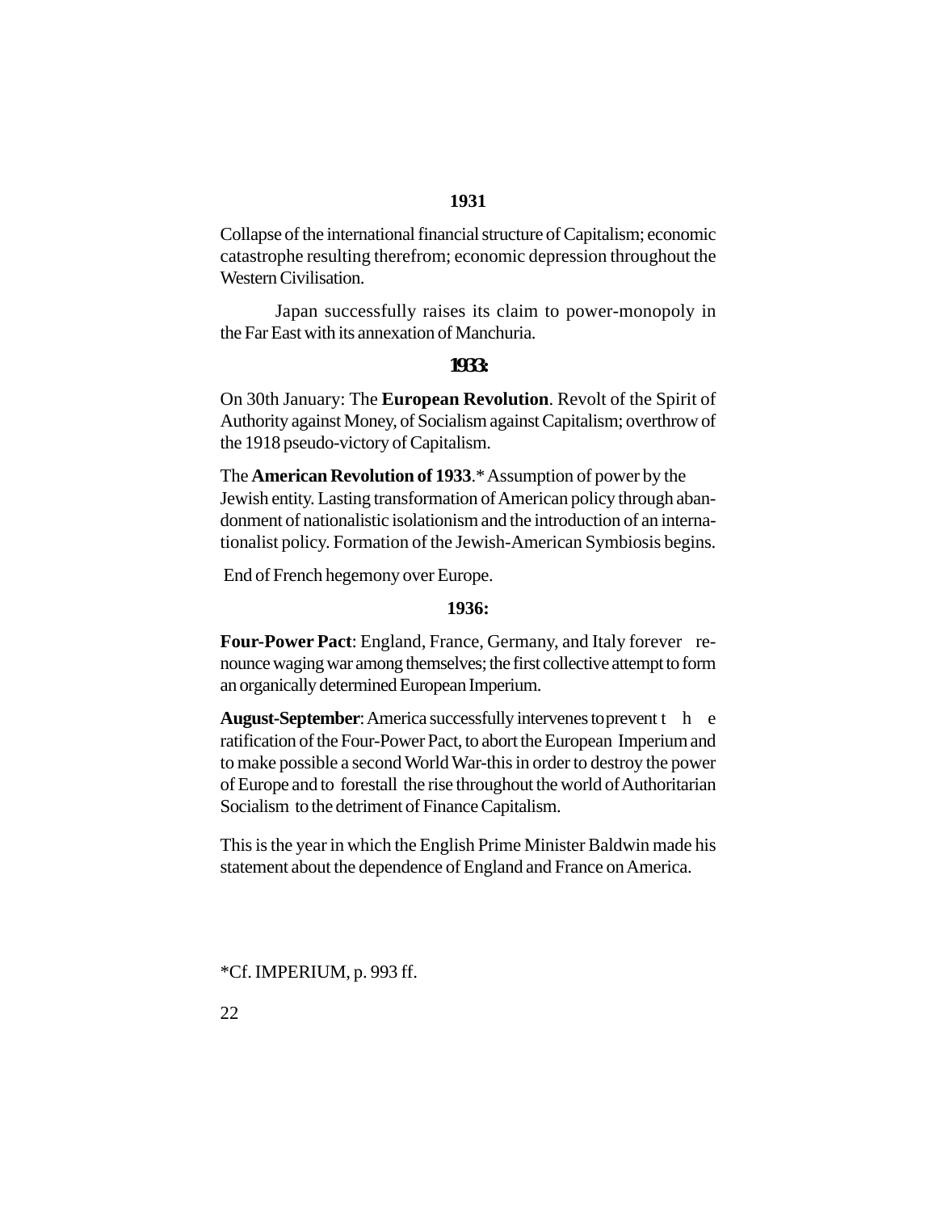**1931**

Collapse of the international financial structure of Capitalism; economic catastrophe resulting therefrom; economic depression throughout the Western Civilisation.

Japan successfully raises its claim to power-monopoly in the Far East with its annexation of Manchuria.

**1933:**

On 30th January: The **European Revolution**. Revolt of the Spirit of Authority against Money, of Socialism against Capitalism; overthrow of the 1918 pseudo-victory of Capitalism.

The **American Revolution of 1933**.* Assumption of power by the Jewish entity. Lasting transformation of American policy through abandonment of nationalistic isolationism and the introduction of an internationalist policy. Formation of the Jewish-American Symbiosis begins.

End of French hegemony over Europe.

**1936:**

**Four-Power Pact**: England, France, Germany, and Italy forever renounce waging war among themselves; the first collective attempt to form an organically determined European Imperium.

**August-September**: America successfully intervenes to prevent the ratification of the Four-Power Pact, to abort the European Imperium and to make possible a second World War-this in order to destroy the power of Europe and to forestall the rise throughout the world of Authoritarian Socialism to the detriment of Finance Capitalism.

This is the year in which the English Prime Minister Baldwin made his statement about the dependence of England and France on America.

*Cf. IMPERIUM, p. 993 ff.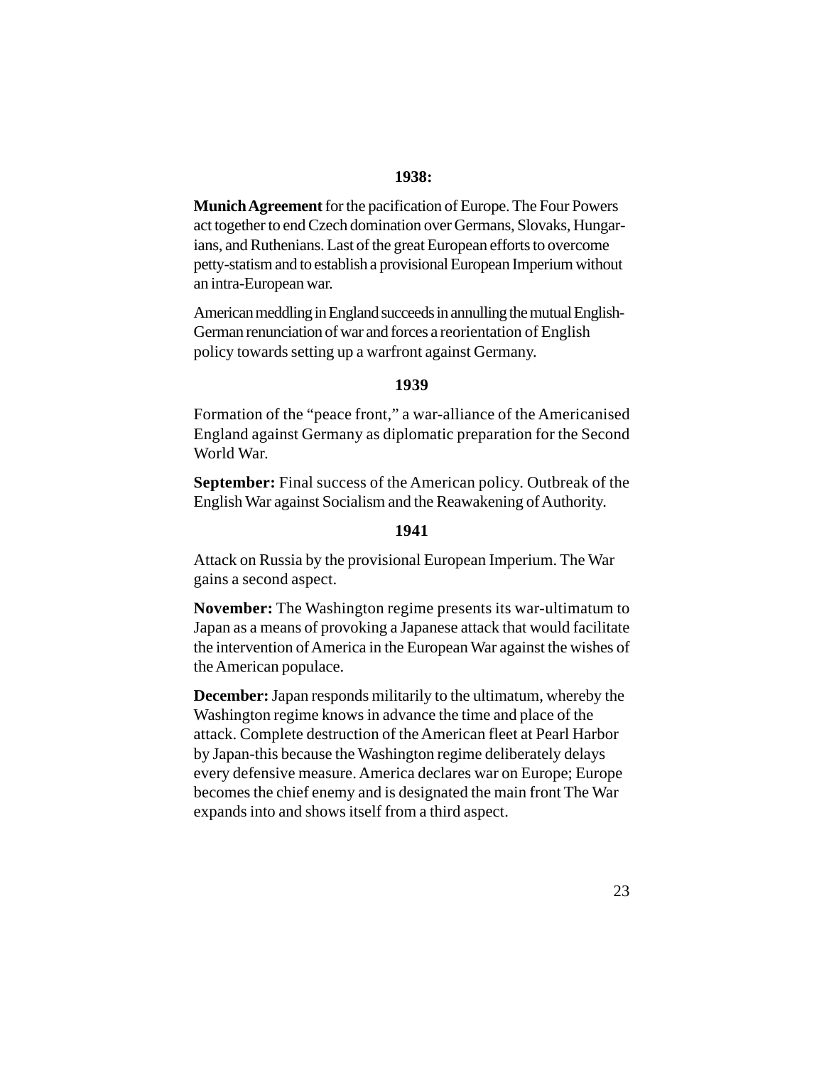**1938:**

**Munich Agreement** for the pacification of Europe. The Four Powers act together to end Czech domination over Germans, Slovaks, Hungarians, and Ruthenians. Last of the great European efforts to overcome petty-statism and to establish a provisional European Imperium without an intra-European war.

American meddling in England succeeds in annulling the mutual English-German renunciation of war and forces a reorientation of English policy towards setting up a warfront against Germany.

**1939**

Formation of the "peace front," a war-alliance of the Americanised England against Germany as diplomatic preparation for the Second World War.

**September:** Final success of the American policy. Outbreak of the English War against Socialism and the Reawakening of Authority.

**1941**

Attack on Russia by the provisional European Imperium. The War gains a second aspect.

**November:** The Washington regime presents its war-ultimatum to Japan as a means of provoking a Japanese attack that would facilitate the intervention of America in the European War against the wishes of the American populace.

**December:** Japan responds militarily to the ultimatum, whereby the Washington regime knows in advance the time and place of the attack. Complete destruction of the American fleet at Pearl Harbor by Japan-this because the Washington regime deliberately delays every defensive measure. America declares war on Europe; Europe becomes the chief enemy and is designated the main front The War expands into and shows itself from a third aspect.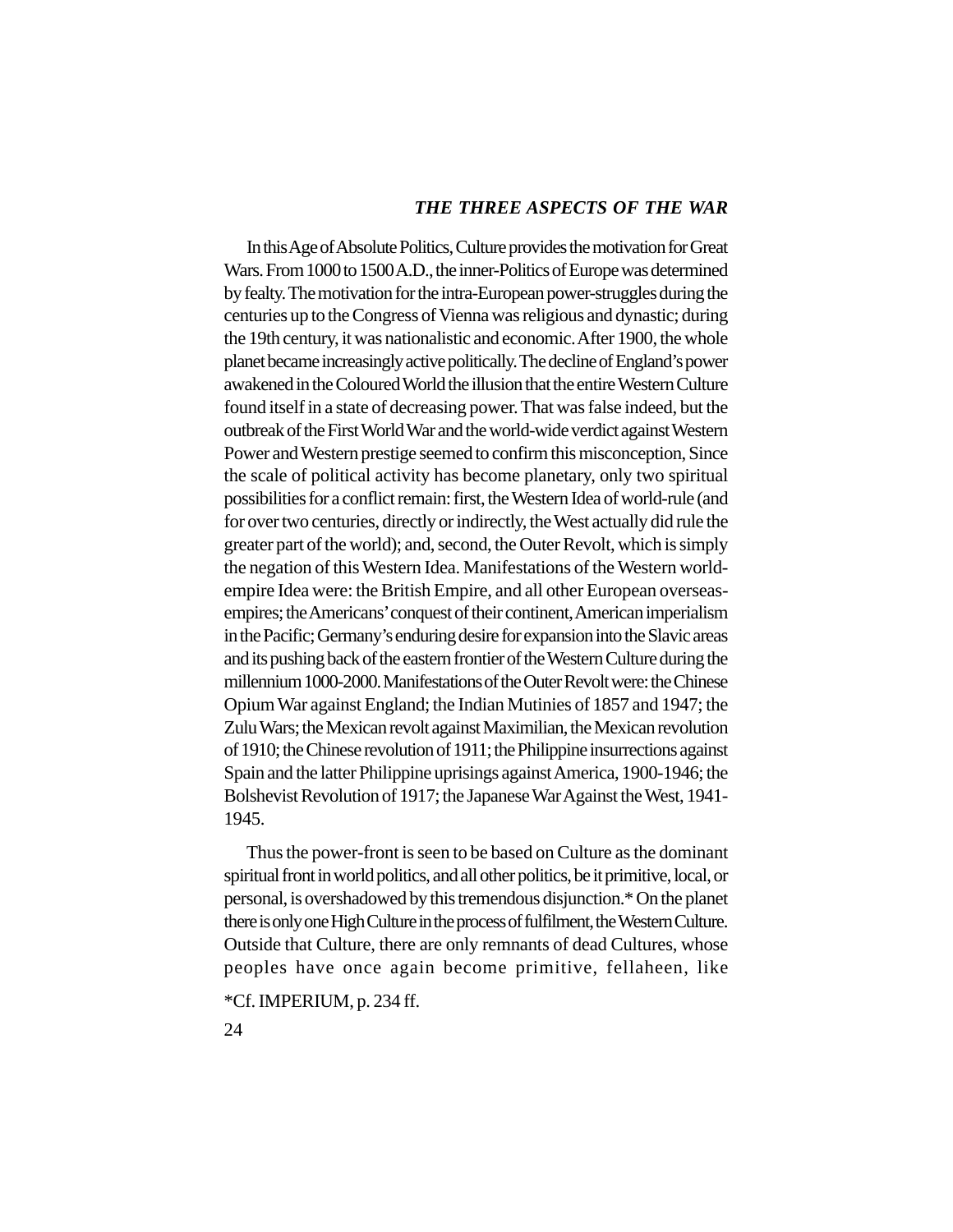## *THE THREE ASPECTS OF THE WAR*

In this Age of Absolute Politics, Culture provides the motivation for Great Wars. From 1000 to 1500 A.D., the inner-Politics of Europe was determined by fealty. The motivation for the intra-European power-struggles during the centuries up to the Congress of Vienna was religious and dynastic; during the 19th century, it was nationalistic and economic. After 1900, the whole planet became increasingly active politically. The decline of England's power awakened in the Coloured World the illusion that the entire Western Culture found itself in a state of decreasing power. That was false indeed, but the outbreak of the First World War and the world-wide verdict against Western Power and Western prestige seemed to confirm this misconception, Since the scale of political activity has become planetary, only two spiritual possibilities for a conflict remain: first, the Western Idea of world-rule (and for over two centuries, directly or indirectly, the West actually did rule the greater part of the world); and, second, the Outer Revolt, which is simply the negation of this Western Idea. Manifestations of the Western world-empire Idea were: the British Empire, and all other European overseas-empires; the Americans' conquest of their continent, American imperialism in the Pacific; Germany's enduring desire for expansion into the Slavic areas and its pushing back of the eastern frontier of the Western Culture during the millennium 1000-2000. Manifestations of the Outer Revolt were: the Chinese Opium War against England; the Indian Mutinies of 1857 and 1947; the Zulu Wars; the Mexican revolt against Maximilian, the Mexican revolution of 1910; the Chinese revolution of 1911; the Philippine insurrections against Spain and the latter Philippine uprisings against America, 1900-1946; the Bolshevist Revolution of 1917; the Japanese War Against the West, 1941-1945.

Thus the power-front is seen to be based on Culture as the dominant spiritual front in world politics, and all other politics, be it primitive, local, or personal, is overshadowed by this tremendous disjunction.* On the planet there is only one High Culture in the process of fulfilment, the Western Culture. Outside that Culture, there are only remnants of dead Cultures, whose peoples have once again become primitive, fellaheen, like

*Cf. IMPERIUM, p. 234 ff.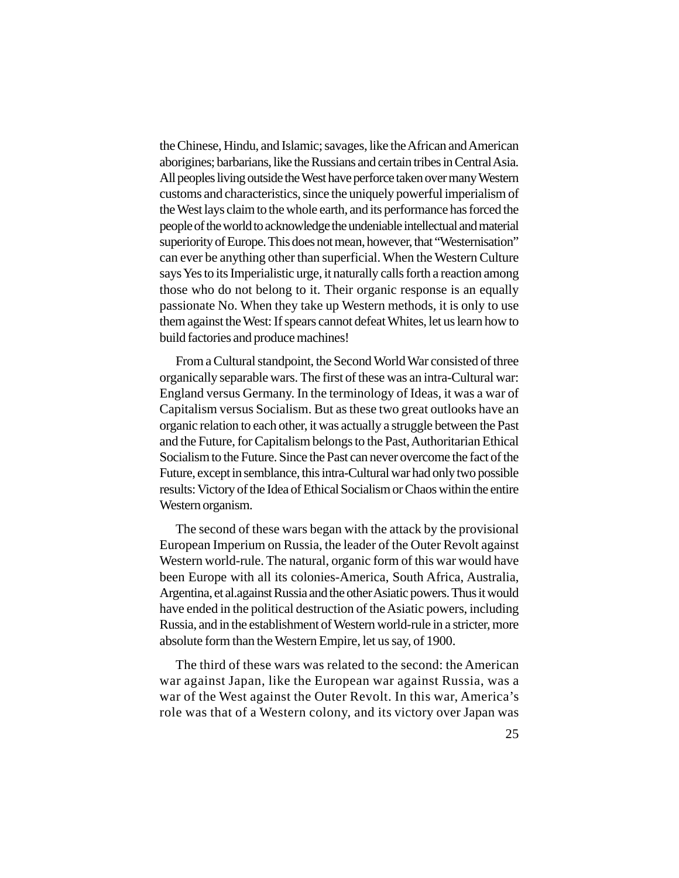the Chinese, Hindu, and Islamic; savages, like the African and American aborigines; barbarians, like the Russians and certain tribes in Central Asia. All peoples living outside the West have perforce taken over many Western customs and characteristics, since the uniquely powerful imperialism of the West lays claim to the whole earth, and its performance has forced the people of the world to acknowledge the undeniable intellectual and material superiority of Europe. This does not mean, however, that "Westernisation" can ever be anything other than superficial. When the Western Culture says Yes to its Imperialistic urge, it naturally calls forth a reaction among those who do not belong to it. Their organic response is an equally passionate No. When they take up Western methods, it is only to use them against the West: If spears cannot defeat Whites, let us learn how to build factories and produce machines!

From a Cultural standpoint, the Second World War consisted of three organically separable wars. The first of these was an intra-Cultural war: England versus Germany. In the terminology of Ideas, it was a war of Capitalism versus Socialism. But as these two great outlooks have an organic relation to each other, it was actually a struggle between the Past and the Future, for Capitalism belongs to the Past, Authoritarian Ethical Socialism to the Future. Since the Past can never overcome the fact of the Future, except in semblance, this intra-Cultural war had only two possible results: Victory of the Idea of Ethical Socialism or Chaos within the entire Western organism.

The second of these wars began with the attack by the provisional European Imperium on Russia, the leader of the Outer Revolt against Western world-rule. The natural, organic form of this war would have been Europe with all its colonies-America, South Africa, Australia, Argentina, et al.against Russia and the other Asiatic powers. Thus it would have ended in the political destruction of the Asiatic powers, including Russia, and in the establishment of Western world-rule in a stricter, more absolute form than the Western Empire, let us say, of 1900.

The third of these wars was related to the second: the American war against Japan, like the European war against Russia, was a war of the West against the Outer Revolt. In this war, America's role was that of a Western colony, and its victory over Japan was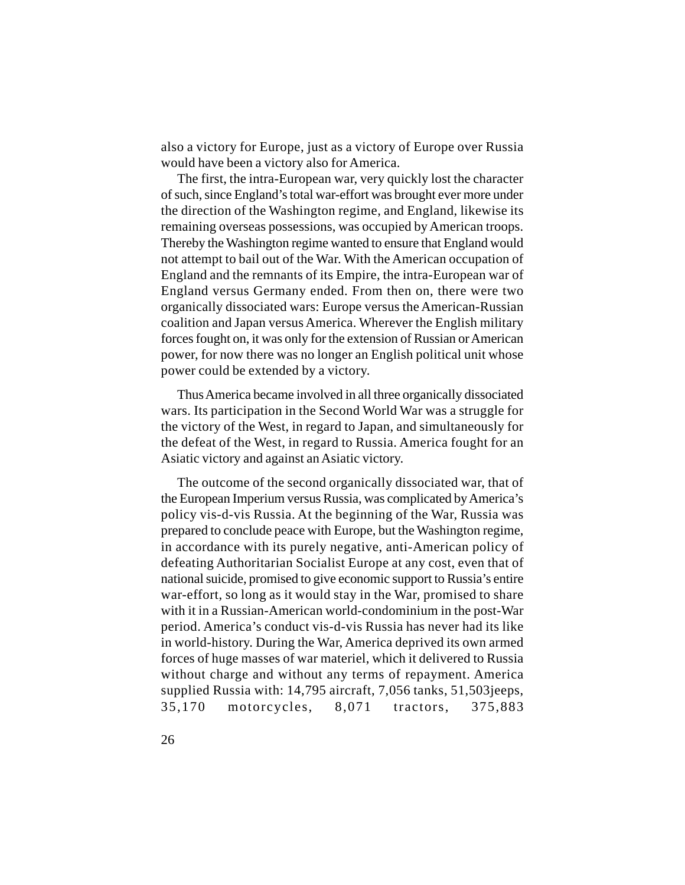also a victory for Europe, just as a victory of Europe over Russia would have been a victory also for America.

The first, the intra-European war, very quickly lost the character of such, since England's total war-effort was brought ever more under the direction of the Washington regime, and England, likewise its remaining overseas possessions, was occupied by American troops. Thereby the Washington regime wanted to ensure that England would not attempt to bail out of the War. With the American occupation of England and the remnants of its Empire, the intra-European war of England versus Germany ended. From then on, there were two organically dissociated wars: Europe versus the American-Russian coalition and Japan versus America. Wherever the English military forces fought on, it was only for the extension of Russian or American power, for now there was no longer an English political unit whose power could be extended by a victory.

Thus America became involved in all three organically dissociated wars. Its participation in the Second World War was a struggle for the victory of the West, in regard to Japan, and simultaneously for the defeat of the West, in regard to Russia. America fought for an Asiatic victory and against an Asiatic victory.

The outcome of the second organically dissociated war, that of the European Imperium versus Russia, was complicated by America's policy vis-d-vis Russia. At the beginning of the War, Russia was prepared to conclude peace with Europe, but the Washington regime, in accordance with its purely negative, anti-American policy of defeating Authoritarian Socialist Europe at any cost, even that of national suicide, promised to give economic support to Russia's entire war-effort, so long as it would stay in the War, promised to share with it in a Russian-American world-condominium in the post-War period. America's conduct vis-d-vis Russia has never had its like in world-history. During the War, America deprived its own armed forces of huge masses of war materiel, which it delivered to Russia without charge and without any terms of repayment. America supplied Russia with: 14,795 aircraft, 7,056 tanks, 51,503jeeps, 35,170 motorcycles, 8,071 tractors, 375,883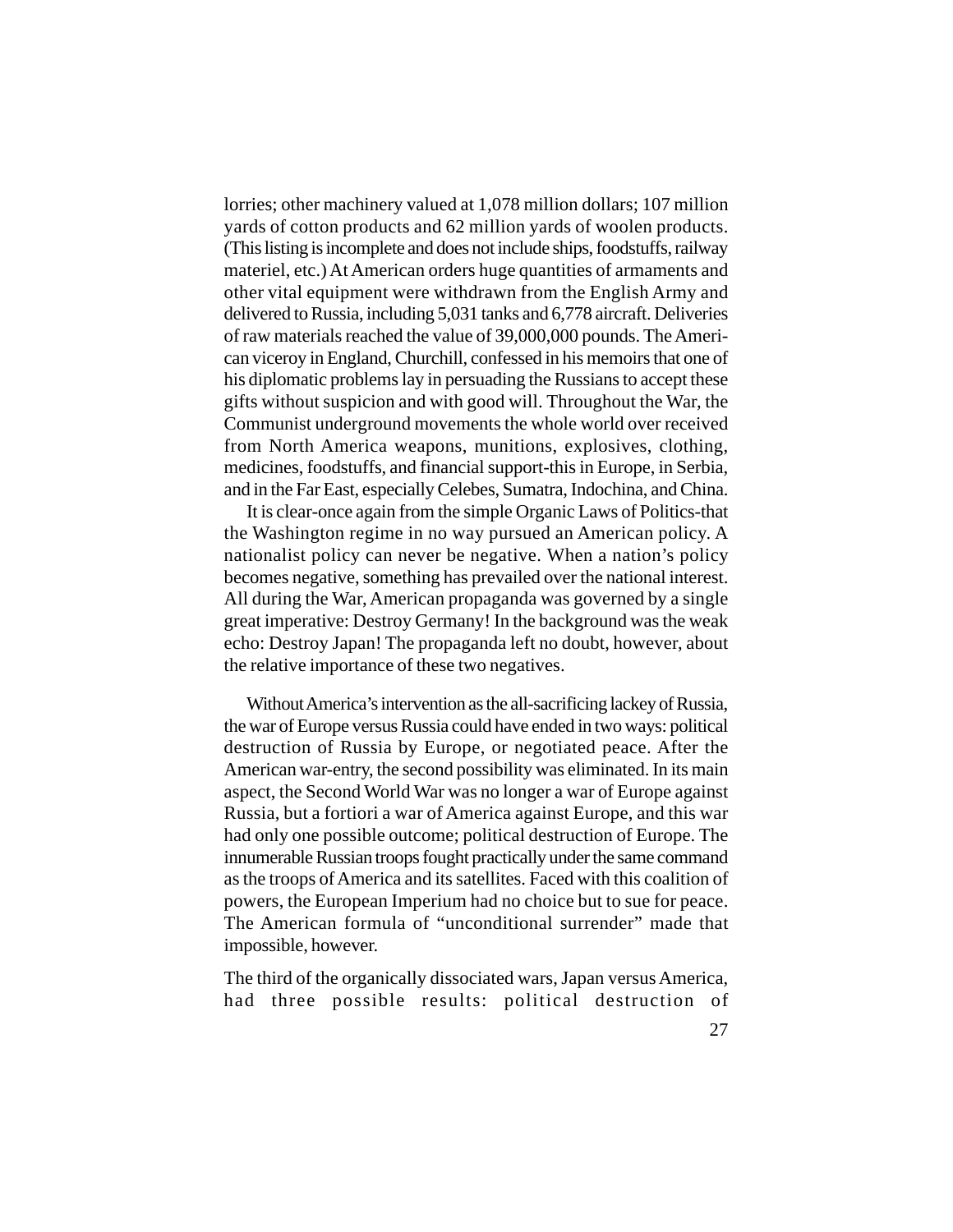lorries; other machinery valued at 1,078 million dollars; 107 million yards of cotton products and 62 million yards of woolen products. (This listing is incomplete and does not include ships, foodstuffs, railway materiel, etc.) At American orders huge quantities of armaments and other vital equipment were withdrawn from the English Army and delivered to Russia, including 5,031 tanks and 6,778 aircraft. Deliveries of raw materials reached the value of 39,000,000 pounds. The American viceroy in England, Churchill, confessed in his memoirs that one of his diplomatic problems lay in persuading the Russians to accept these gifts without suspicion and with good will. Throughout the War, the Communist underground movements the whole world over received from North America weapons, munitions, explosives, clothing, medicines, foodstuffs, and financial support-this in Europe, in Serbia, and in the Far East, especially Celebes, Sumatra, Indochina, and China.

It is clear-once again from the simple Organic Laws of Politics-that the Washington regime in no way pursued an American policy. A nationalist policy can never be negative. When a nation's policy becomes negative, something has prevailed over the national interest. All during the War, American propaganda was governed by a single great imperative: Destroy Germany! In the background was the weak echo: Destroy Japan! The propaganda left no doubt, however, about the relative importance of these two negatives.

Without America's intervention as the all-sacrificing lackey of Russia, the war of Europe versus Russia could have ended in two ways: political destruction of Russia by Europe, or negotiated peace. After the American war-entry, the second possibility was eliminated. In its main aspect, the Second World War was no longer a war of Europe against Russia, but a fortiori a war of America against Europe, and this war had only one possible outcome; political destruction of Europe. The innumerable Russian troops fought practically under the same command as the troops of America and its satellites. Faced with this coalition of powers, the European Imperium had no choice but to sue for peace. The American formula of "unconditional surrender" made that impossible, however.

The third of the organically dissociated wars, Japan versus America, had three possible results: political destruction of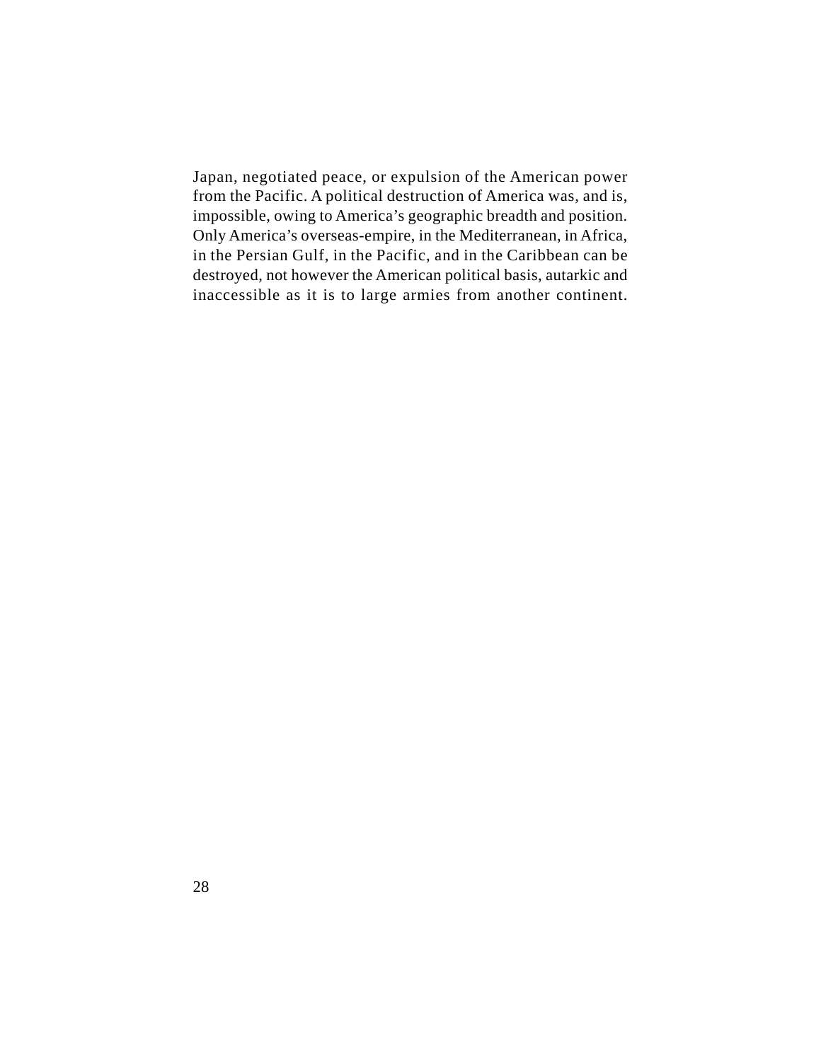Japan, negotiated peace, or expulsion of the American power from the Pacific. A political destruction of America was, and is, impossible, owing to America's geographic breadth and position. Only America's overseas-empire, in the Mediterranean, in Africa, in the Persian Gulf, in the Pacific, and in the Caribbean can be destroyed, not however the American political basis, autarkic and inaccessible as it is to large armies from another continent.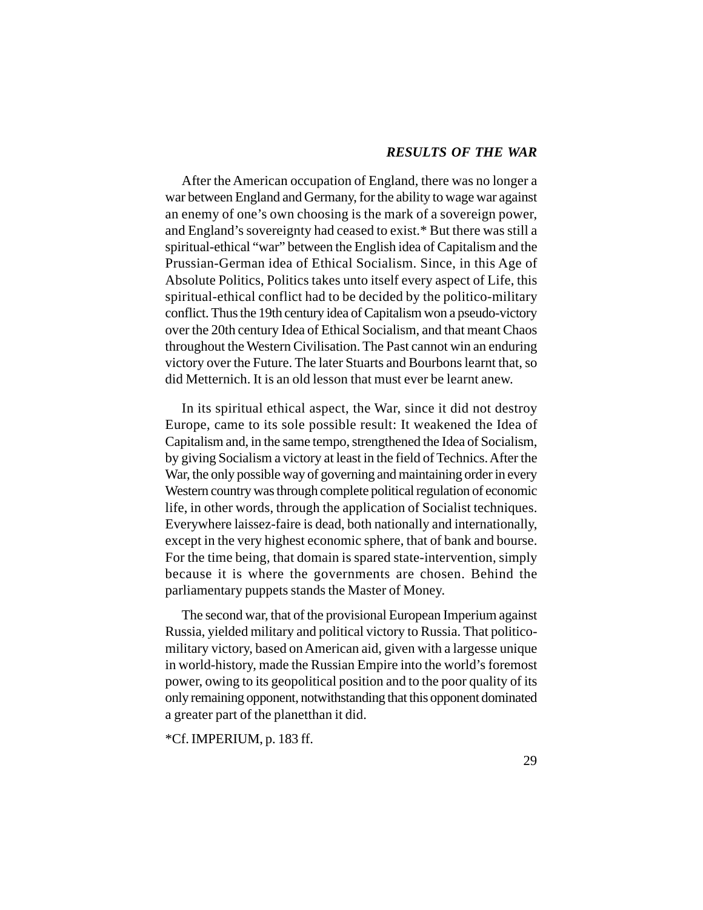## *RESULTS OF THE WAR*

After the American occupation of England, there was no longer a war between England and Germany, for the ability to wage war against an enemy of one's own choosing is the mark of a sovereign power, and England's sovereignty had ceased to exist.* But there was still a spiritual-ethical "war" between the English idea of Capitalism and the Prussian-German idea of Ethical Socialism. Since, in this Age of Absolute Politics, Politics takes unto itself every aspect of Life, this spiritual-ethical conflict had to be decided by the politico-military conflict. Thus the 19th century idea of Capitalism won a pseudo-victory over the 20th century Idea of Ethical Socialism, and that meant Chaos throughout the Western Civilisation. The Past cannot win an enduring victory over the Future. The later Stuarts and Bourbons learnt that, so did Metternich. It is an old lesson that must ever be learnt anew.

In its spiritual ethical aspect, the War, since it did not destroy Europe, came to its sole possible result: It weakened the Idea of Capitalism and, in the same tempo, strengthened the Idea of Socialism, by giving Socialism a victory at least in the field of Technics. After the War, the only possible way of governing and maintaining order in every Western country was through complete political regulation of economic life, in other words, through the application of Socialist techniques. Everywhere laissez-faire is dead, both nationally and internationally, except in the very highest economic sphere, that of bank and bourse. For the time being, that domain is spared state-intervention, simply because it is where the governments are chosen. Behind the parliamentary puppets stands the Master of Money.

The second war, that of the provisional European Imperium against Russia, yielded military and political victory to Russia. That politico-military victory, based on American aid, given with a largesse unique in world-history, made the Russian Empire into the world's foremost power, owing to its geopolitical position and to the poor quality of its only remaining opponent, notwithstanding that this opponent dominated a greater part of the planetthan it did.

*Cf. IMPERIUM, p. 183 ff.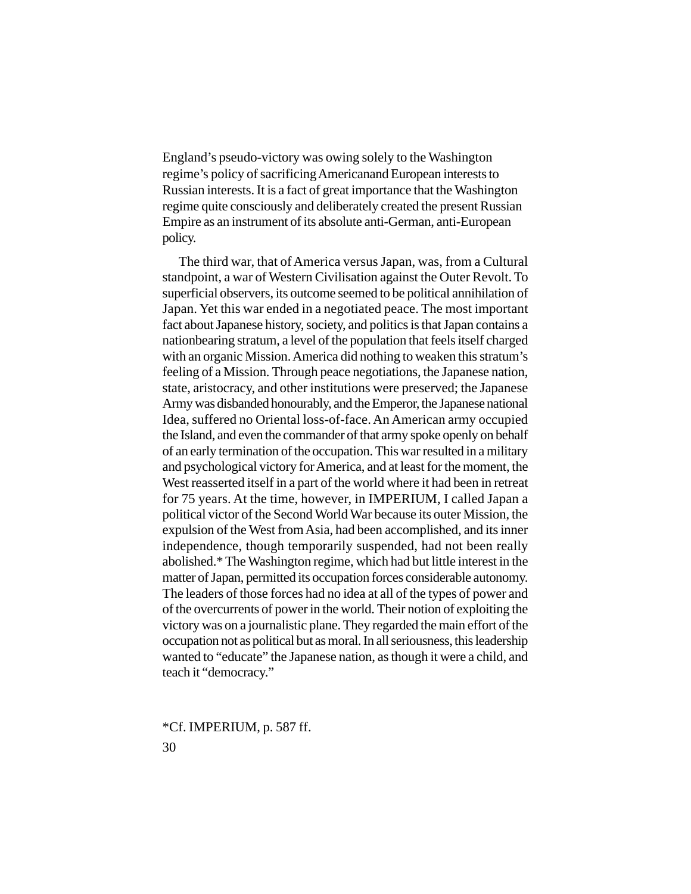England's pseudo-victory was owing solely to the Washington regime's policy of sacrificing Americanand European interests to Russian interests. It is a fact of great importance that the Washington regime quite consciously and deliberately created the present Russian Empire as an instrument of its absolute anti-German, anti-European policy.

The third war, that of America versus Japan, was, from a Cultural standpoint, a war of Western Civilisation against the Outer Revolt. To superficial observers, its outcome seemed to be political annihilation of Japan. Yet this war ended in a negotiated peace. The most important fact about Japanese history, society, and politics is that Japan contains a nationbearing stratum, a level of the population that feels itself charged with an organic Mission. America did nothing to weaken this stratum's feeling of a Mission. Through peace negotiations, the Japanese nation, state, aristocracy, and other institutions were preserved; the Japanese Army was disbanded honourably, and the Emperor, the Japanese national Idea, suffered no Oriental loss-of-face. An American army occupied the Island, and even the commander of that army spoke openly on behalf of an early termination of the occupation. This war resulted in a military and psychological victory for America, and at least for the moment, the West reasserted itself in a part of the world where it had been in retreat for 75 years. At the time, however, in IMPERIUM, I called Japan a political victor of the Second World War because its outer Mission, the expulsion of the West from Asia, had been accomplished, and its inner independence, though temporarily suspended, had not been really abolished.* The Washington regime, which had but little interest in the matter of Japan, permitted its occupation forces considerable autonomy. The leaders of those forces had no idea at all of the types of power and of the overcurrents of power in the world. Their notion of exploiting the victory was on a journalistic plane. They regarded the main effort of the occupation not as political but as moral. In all seriousness, this leadership wanted to "educate" the Japanese nation, as though it were a child, and teach it "democracy."

*Cf. IMPERIUM, p. 587 ff.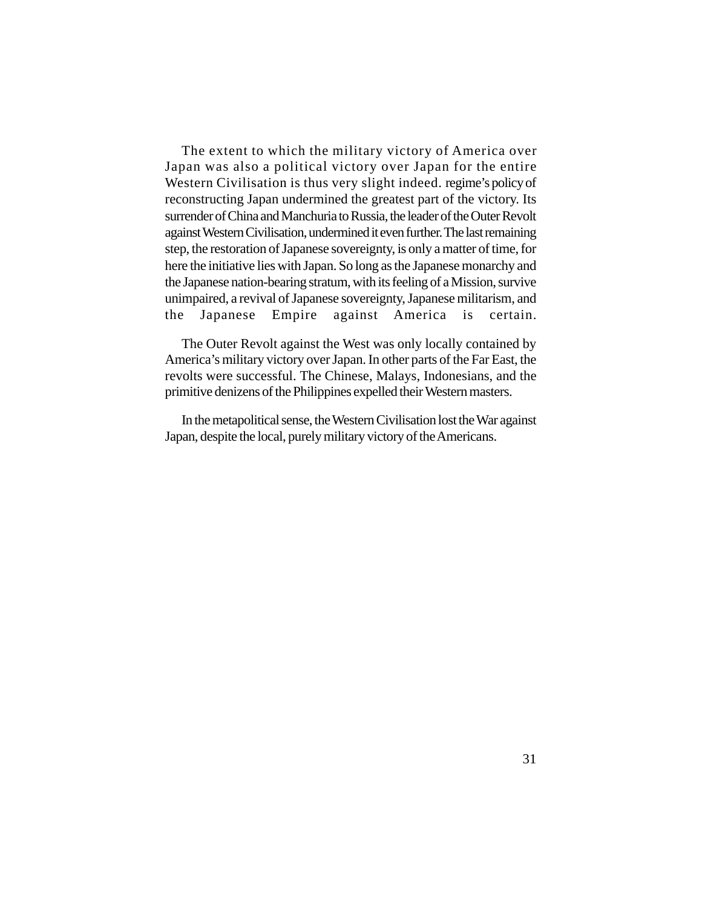The extent to which the military victory of America over Japan was also a political victory over Japan for the entire Western Civilisation is thus very slight indeed. regime's policy of reconstructing Japan undermined the greatest part of the victory. Its surrender of China and Manchuria to Russia, the leader of the Outer Revolt against Western Civilisation, undermined it even further. The last remaining step, the restoration of Japanese sovereignty, is only a matter of time, for here the initiative lies with Japan. So long as the Japanese monarchy and the Japanese nation-bearing stratum, with its feeling of a Mission, survive unimpaired, a revival of Japanese sovereignty, Japanese militarism, and the Japanese Empire against America is certain.

The Outer Revolt against the West was only locally contained by America's military victory over Japan. In other parts of the Far East, the revolts were successful. The Chinese, Malays, Indonesians, and the primitive denizens of the Philippines expelled their Western masters.

In the metapolitical sense, the Western Civilisation lost the War against Japan, despite the local, purely military victory of the Americans.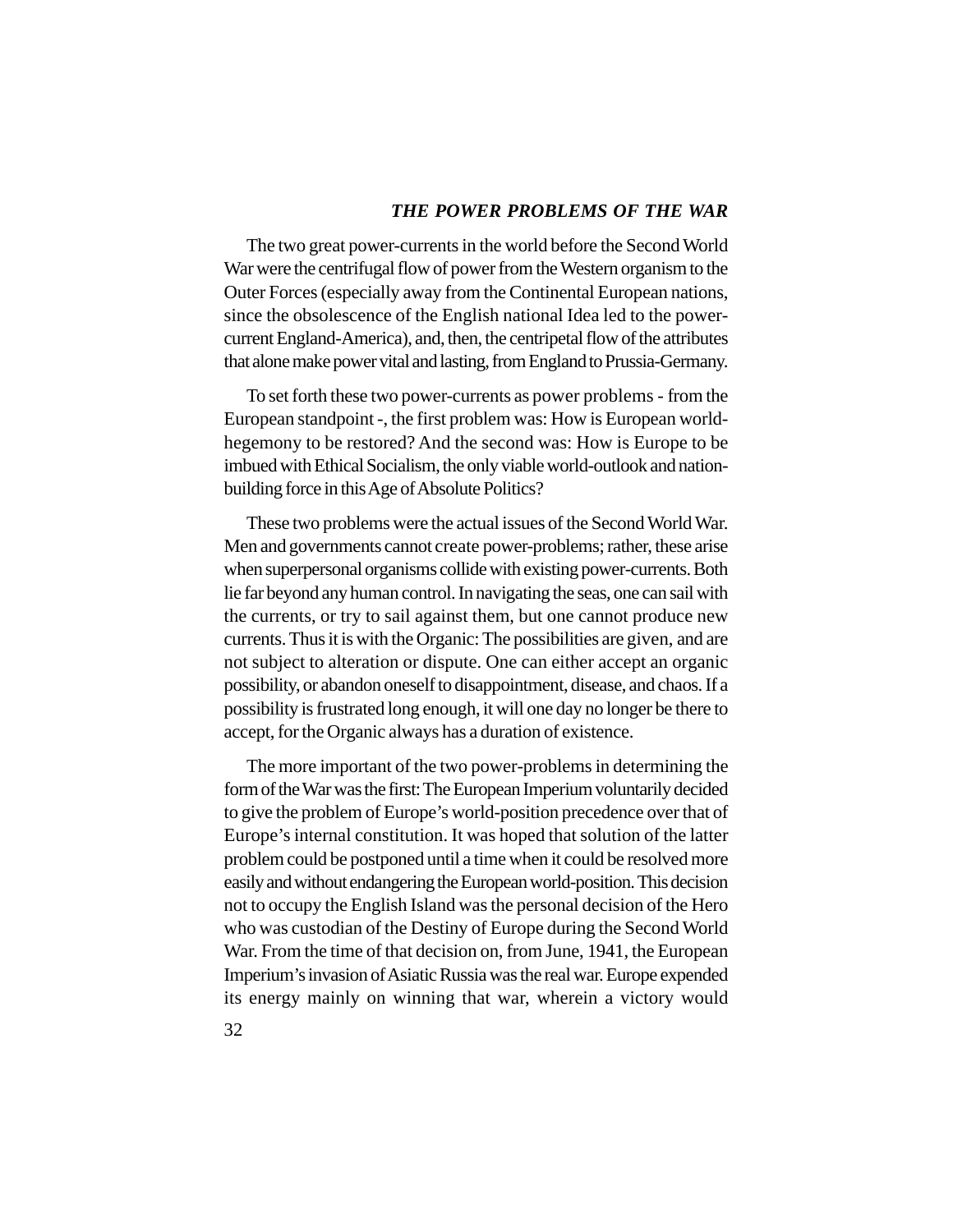### *THE POWER PROBLEMS OF THE WAR*

The two great power-currents in the world before the Second World War were the centrifugal flow of power from the Western organism to the Outer Forces (especially away from the Continental European nations, since the obsolescence of the English national Idea led to the power-current England-America), and, then, the centripetal flow of the attributes that alone make power vital and lasting, from England to Prussia-Germany.

To set forth these two power-currents as power problems - from the European standpoint -, the first problem was: How is European world-hegemony to be restored? And the second was: How is Europe to be imbued with Ethical Socialism, the only viable world-outlook and nation-building force in this Age of Absolute Politics?

These two problems were the actual issues of the Second World War. Men and governments cannot create power-problems; rather, these arise when superpersonal organisms collide with existing power-currents. Both lie far beyond any human control. In navigating the seas, one can sail with the currents, or try to sail against them, but one cannot produce new currents. Thus it is with the Organic: The possibilities are given, and are not subject to alteration or dispute. One can either accept an organic possibility, or abandon oneself to disappointment, disease, and chaos. If a possibility is frustrated long enough, it will one day no longer be there to accept, for the Organic always has a duration of existence.

The more important of the two power-problems in determining the form of the War was the first: The European Imperium voluntarily decided to give the problem of Europe's world-position precedence over that of Europe's internal constitution. It was hoped that solution of the latter problem could be postponed until a time when it could be resolved more easily and without endangering the European world-position. This decision not to occupy the English Island was the personal decision of the Hero who was custodian of the Destiny of Europe during the Second World War. From the time of that decision on, from June, 1941, the European Imperium's invasion of Asiatic Russia was the real war. Europe expended its energy mainly on winning that war, wherein a victory would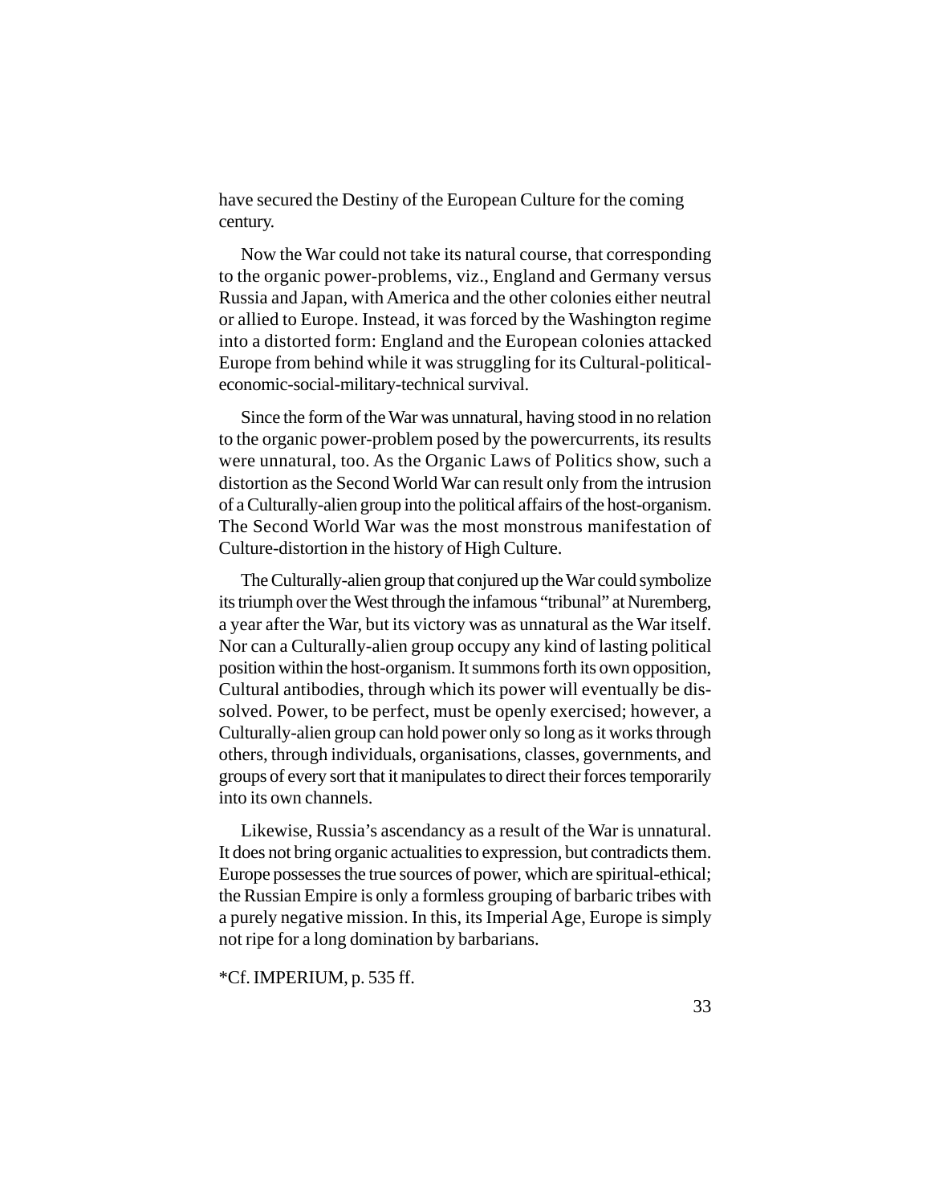have secured the Destiny of the European Culture for the coming century.

Now the War could not take its natural course, that corresponding to the organic power-problems, viz., England and Germany versus Russia and Japan, with America and the other colonies either neutral or allied to Europe. Instead, it was forced by the Washington regime into a distorted form: England and the European colonies attacked Europe from behind while it was struggling for its Cultural-political-economic-social-military-technical survival.

Since the form of the War was unnatural, having stood in no relation to the organic power-problem posed by the powercurrents, its results were unnatural, too. As the Organic Laws of Politics show, such a distortion as the Second World War can result only from the intrusion of a Culturally-alien group into the political affairs of the host-organism. The Second World War was the most monstrous manifestation of Culture-distortion in the history of High Culture.

The Culturally-alien group that conjured up the War could symbolize its triumph over the West through the infamous "tribunal" at Nuremberg, a year after the War, but its victory was as unnatural as the War itself. Nor can a Culturally-alien group occupy any kind of lasting political position within the host-organism. It summons forth its own opposition, Cultural antibodies, through which its power will eventually be dissolved. Power, to be perfect, must be openly exercised; however, a Culturally-alien group can hold power only so long as it works through others, through individuals, organisations, classes, governments, and groups of every sort that it manipulates to direct their forces temporarily into its own channels.

Likewise, Russia's ascendancy as a result of the War is unnatural. It does not bring organic actualities to expression, but contradicts them. Europe possesses the true sources of power, which are spiritual-ethical; the Russian Empire is only a formless grouping of barbaric tribes with a purely negative mission. In this, its Imperial Age, Europe is simply not ripe for a long domination by barbarians.

*Cf. IMPERIUM, p. 535 ff.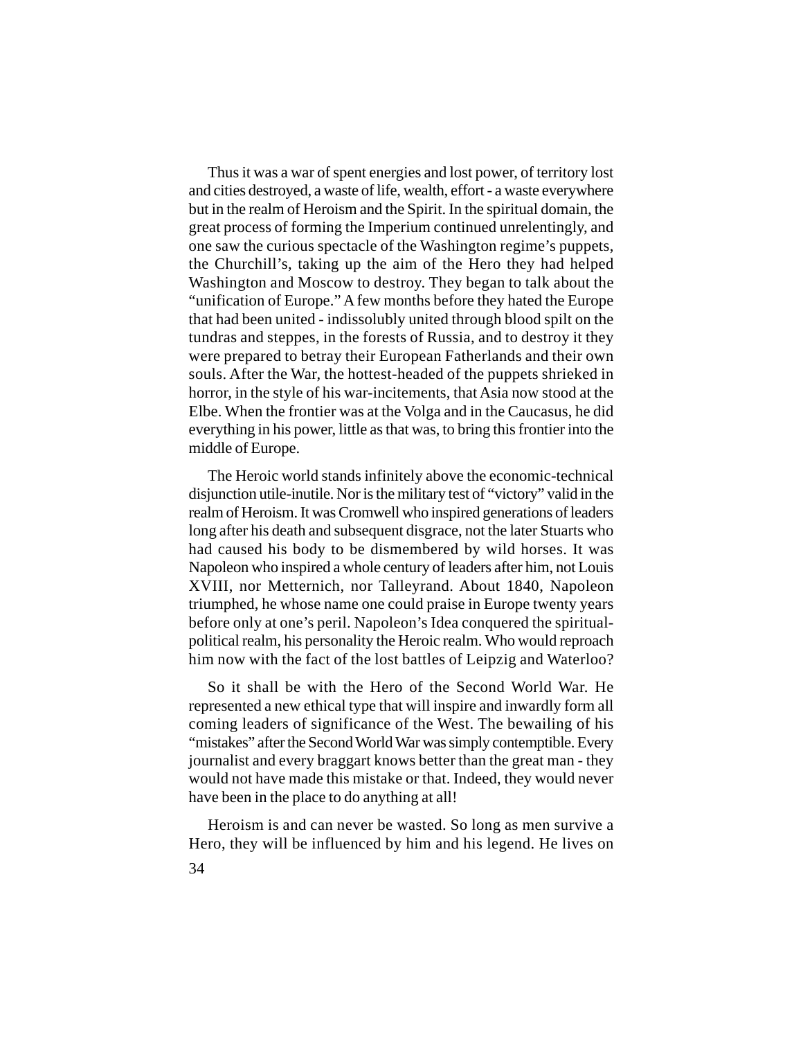Thus it was a war of spent energies and lost power, of territory lost and cities destroyed, a waste of life, wealth, effort - a waste everywhere but in the realm of Heroism and the Spirit. In the spiritual domain, the great process of forming the Imperium continued unrelentingly, and one saw the curious spectacle of the Washington regime's puppets, the Churchill's, taking up the aim of the Hero they had helped Washington and Moscow to destroy. They began to talk about the "unification of Europe." A few months before they hated the Europe that had been united - indissolubly united through blood spilt on the tundras and steppes, in the forests of Russia, and to destroy it they were prepared to betray their European Fatherlands and their own souls. After the War, the hottest-headed of the puppets shrieked in horror, in the style of his war-incitements, that Asia now stood at the Elbe. When the frontier was at the Volga and in the Caucasus, he did everything in his power, little as that was, to bring this frontier into the middle of Europe.

The Heroic world stands infinitely above the economic-technical disjunction utile-inutile. Nor is the military test of "victory" valid in the realm of Heroism. It was Cromwell who inspired generations of leaders long after his death and subsequent disgrace, not the later Stuarts who had caused his body to be dismembered by wild horses. It was Napoleon who inspired a whole century of leaders after him, not Louis XVIII, nor Metternich, nor Talleyrand. About 1840, Napoleon triumphed, he whose name one could praise in Europe twenty years before only at one's peril. Napoleon's Idea conquered the spiritual-political realm, his personality the Heroic realm. Who would reproach him now with the fact of the lost battles of Leipzig and Waterloo?

So it shall be with the Hero of the Second World War. He represented a new ethical type that will inspire and inwardly form all coming leaders of significance of the West. The bewailing of his "mistakes" after the Second World War was simply contemptible. Every journalist and every braggart knows better than the great man - they would not have made this mistake or that. Indeed, they would never have been in the place to do anything at all!

Heroism is and can never be wasted. So long as men survive a Hero, they will be influenced by him and his legend. He lives on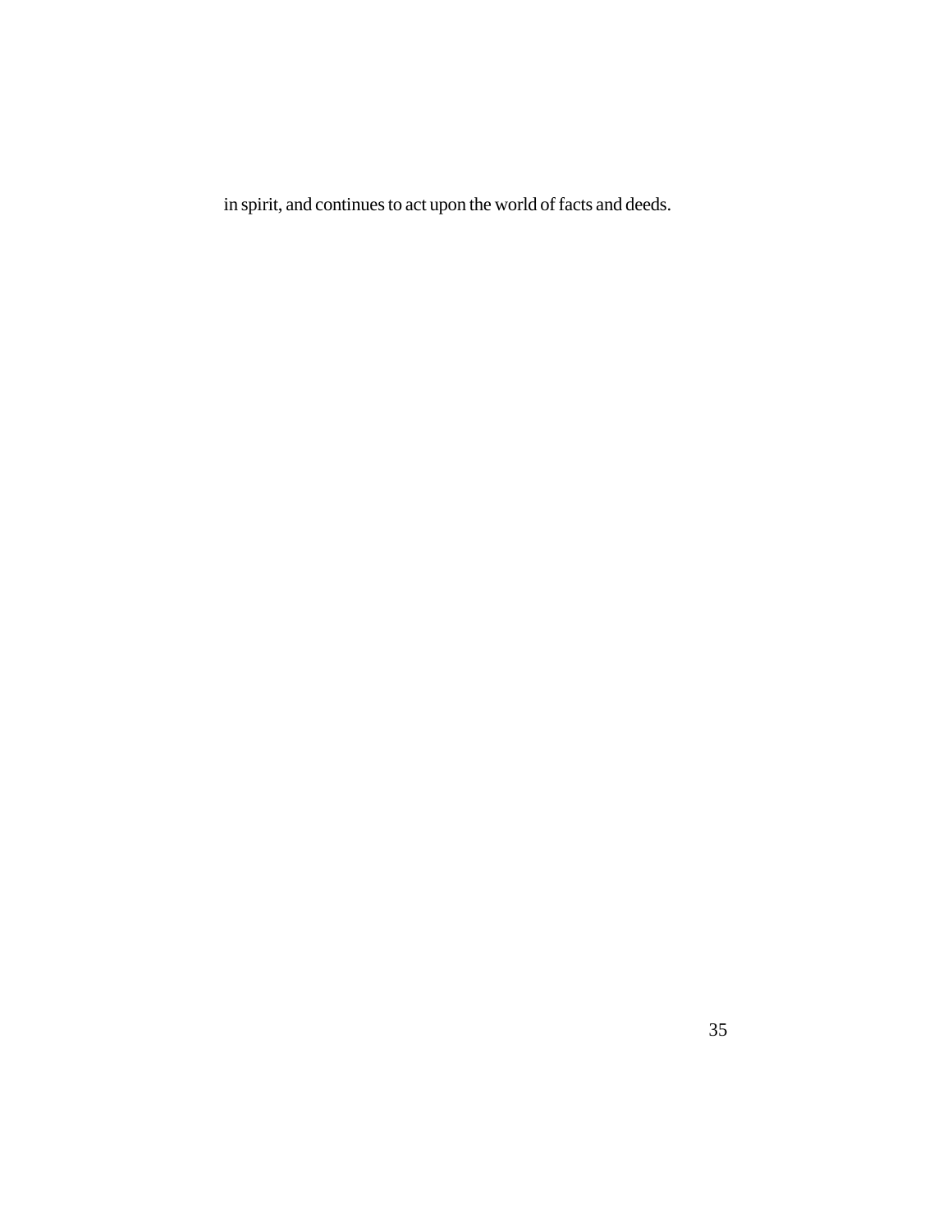in spirit, and continues to act upon the world of facts and deeds.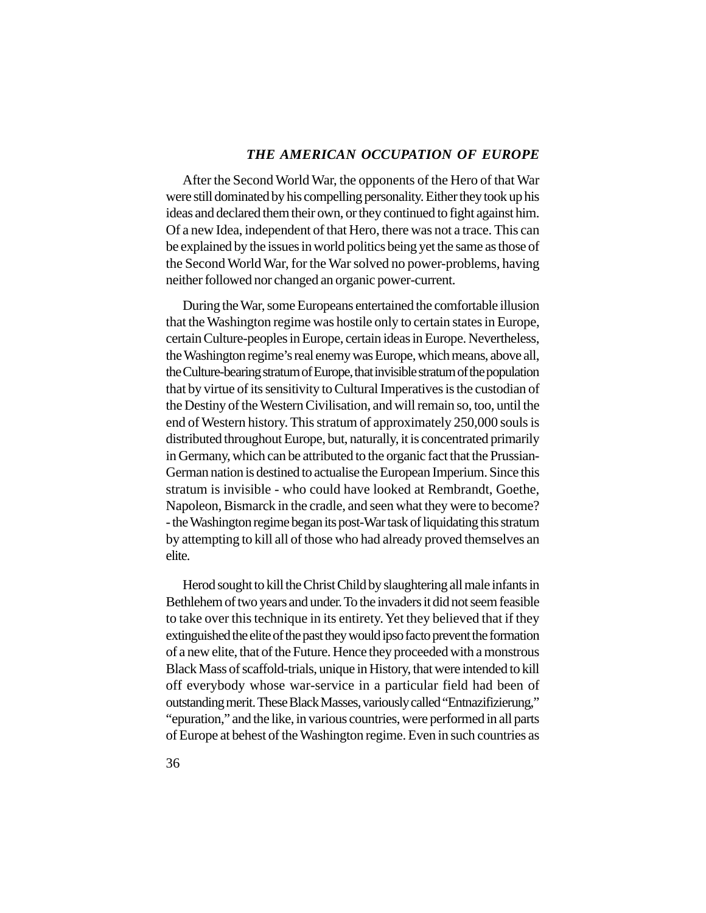## *THE AMERICAN OCCUPATION OF EUROPE*

After the Second World War, the opponents of the Hero of that War were still dominated by his compelling personality. Either they took up his ideas and declared them their own, or they continued to fight against him. Of a new Idea, independent of that Hero, there was not a trace. This can be explained by the issues in world politics being yet the same as those of the Second World War, for the War solved no power-problems, having neither followed nor changed an organic power-current.

During the War, some Europeans entertained the comfortable illusion that the Washington regime was hostile only to certain states in Europe, certain Culture-peoples in Europe, certain ideas in Europe. Nevertheless, the Washington regime's real enemy was Europe, which means, above all, the Culture-bearing stratum of Europe, that invisible stratum of the population that by virtue of its sensitivity to Cultural Imperatives is the custodian of the Destiny of the Western Civilisation, and will remain so, too, until the end of Western history. This stratum of approximately 250,000 souls is distributed throughout Europe, but, naturally, it is concentrated primarily in Germany, which can be attributed to the organic fact that the Prussian-German nation is destined to actualise the European Imperium. Since this stratum is invisible - who could have looked at Rembrandt, Goethe, Napoleon, Bismarck in the cradle, and seen what they were to become? - the Washington regime began its post-War task of liquidating this stratum by attempting to kill all of those who had already proved themselves an elite.

Herod sought to kill the Christ Child by slaughtering all male infants in Bethlehem of two years and under. To the invaders it did not seem feasible to take over this technique in its entirety. Yet they believed that if they extinguished the elite of the past they would ipso facto prevent the formation of a new elite, that of the Future. Hence they proceeded with a monstrous Black Mass of scaffold-trials, unique in History, that were intended to kill off everybody whose war-service in a particular field had been of outstanding merit. These Black Masses, variously called "Entnazifizierung," "epuration," and the like, in various countries, were performed in all parts of Europe at behest of the Washington regime. Even in such countries as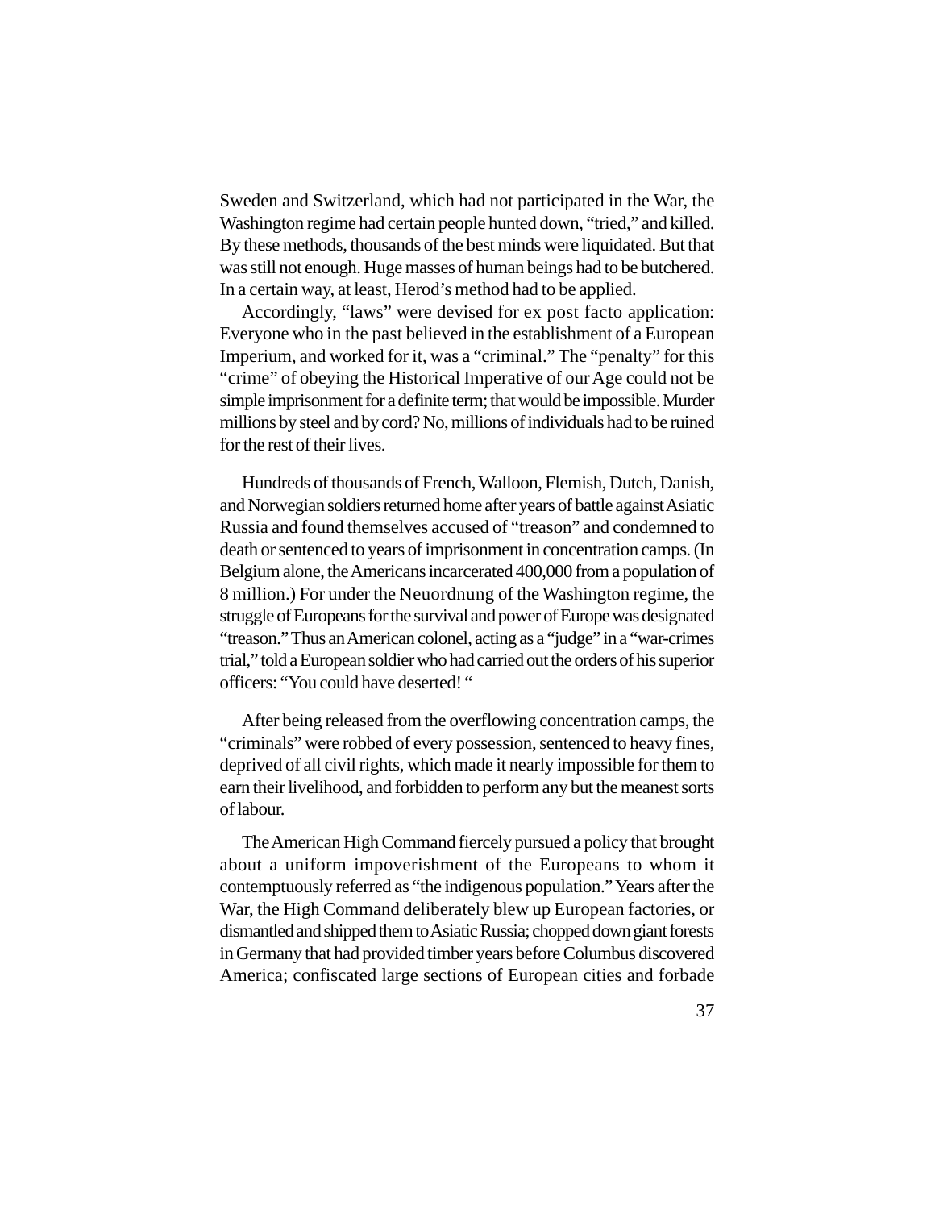Sweden and Switzerland, which had not participated in the War, the Washington regime had certain people hunted down, "tried," and killed. By these methods, thousands of the best minds were liquidated. But that was still not enough. Huge masses of human beings had to be butchered. In a certain way, at least, Herod's method had to be applied.

Accordingly, "laws" were devised for ex post facto application: Everyone who in the past believed in the establishment of a European Imperium, and worked for it, was a "criminal." The "penalty" for this "crime" of obeying the Historical Imperative of our Age could not be simple imprisonment for a definite term; that would be impossible. Murder millions by steel and by cord? No, millions of individuals had to be ruined for the rest of their lives.

Hundreds of thousands of French, Walloon, Flemish, Dutch, Danish, and Norwegian soldiers returned home after years of battle against Asiatic Russia and found themselves accused of "treason" and condemned to death or sentenced to years of imprisonment in concentration camps. (In Belgium alone, the Americans incarcerated 400,000 from a population of 8 million.) For under the Neuordnung of the Washington regime, the struggle of Europeans for the survival and power of Europe was designated "treason." Thus an American colonel, acting as a "judge" in a "war-crimes trial," told a European soldier who had carried out the orders of his superior officers: "You could have deserted! "

After being released from the overflowing concentration camps, the "criminals" were robbed of every possession, sentenced to heavy fines, deprived of all civil rights, which made it nearly impossible for them to earn their livelihood, and forbidden to perform any but the meanest sorts of labour.

The American High Command fiercely pursued a policy that brought about a uniform impoverishment of the Europeans to whom it contemptuously referred as "the indigenous population." Years after the War, the High Command deliberately blew up European factories, or dismantled and shipped them to Asiatic Russia; chopped down giant forests in Germany that had provided timber years before Columbus discovered America; confiscated large sections of European cities and forbade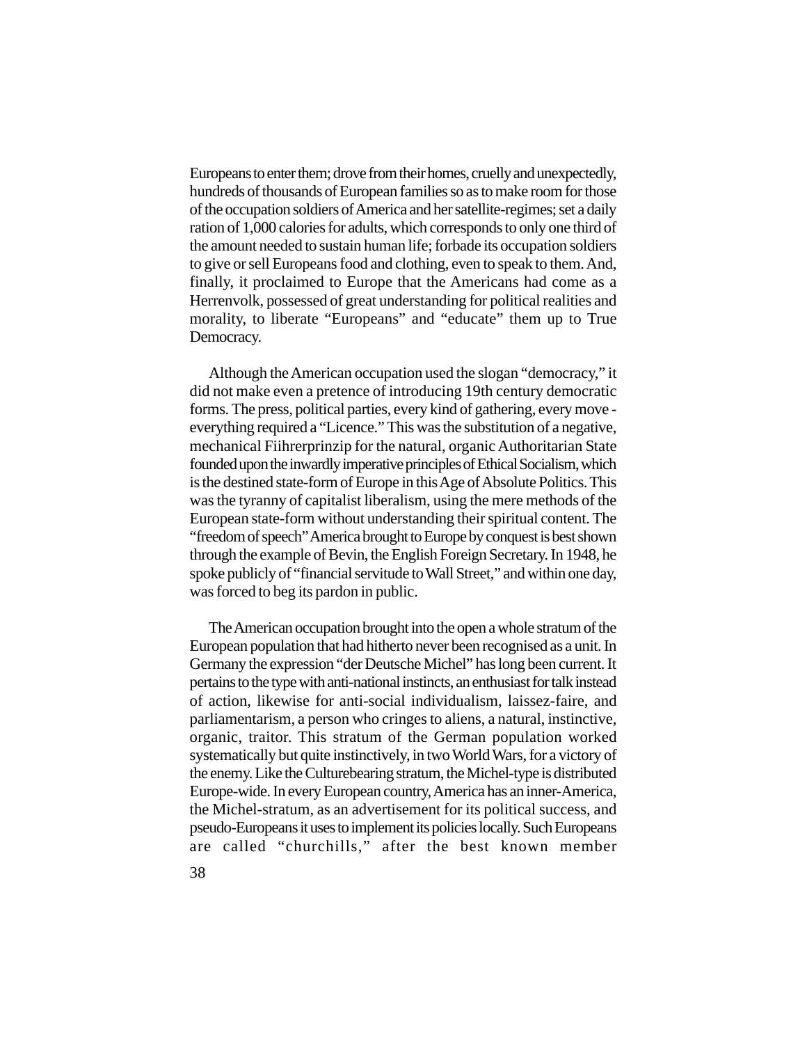Europeans to enter them; drove from their homes, cruelly and unexpectedly, hundreds of thousands of European families so as to make room for those of the occupation soldiers of America and her satellite-regimes; set a daily ration of 1,000 calories for adults, which corresponds to only one third of the amount needed to sustain human life; forbade its occupation soldiers to give or sell Europeans food and clothing, even to speak to them. And, finally, it proclaimed to Europe that the Americans had come as a Herrenvolk, possessed of great understanding for political realities and morality, to liberate "Europeans" and "educate" them up to True Democracy.

Although the American occupation used the slogan "democracy," it did not make even a pretence of introducing 19th century democratic forms. The press, political parties, every kind of gathering, every move - everything required a "Licence." This was the substitution of a negative, mechanical Fiihrerprinzip for the natural, organic Authoritarian State founded upon the inwardly imperative principles of Ethical Socialism, which is the destined state-form of Europe in this Age of Absolute Politics. This was the tyranny of capitalist liberalism, using the mere methods of the European state-form without understanding their spiritual content. The "freedom of speech" America brought to Europe by conquest is best shown through the example of Bevin, the English Foreign Secretary. In 1948, he spoke publicly of "financial servitude to Wall Street," and within one day, was forced to beg its pardon in public.

The American occupation brought into the open a whole stratum of the European population that had hitherto never been recognised as a unit. In Germany the expression "der Deutsche Michel" has long been current. It pertains to the type with anti-national instincts, an enthusiast for talk instead of action, likewise for anti-social individualism, laissez-faire, and parliamentarism, a person who cringes to aliens, a natural, instinctive, organic, traitor. This stratum of the German population worked systematically but quite instinctively, in two World Wars, for a victory of the enemy. Like the Culturebearing stratum, the Michel-type is distributed Europe-wide. In every European country, America has an inner-America, the Michel-stratum, as an advertisement for its political success, and pseudo-Europeans it uses to implement its policies locally. Such Europeans are called "churchills," after the best known member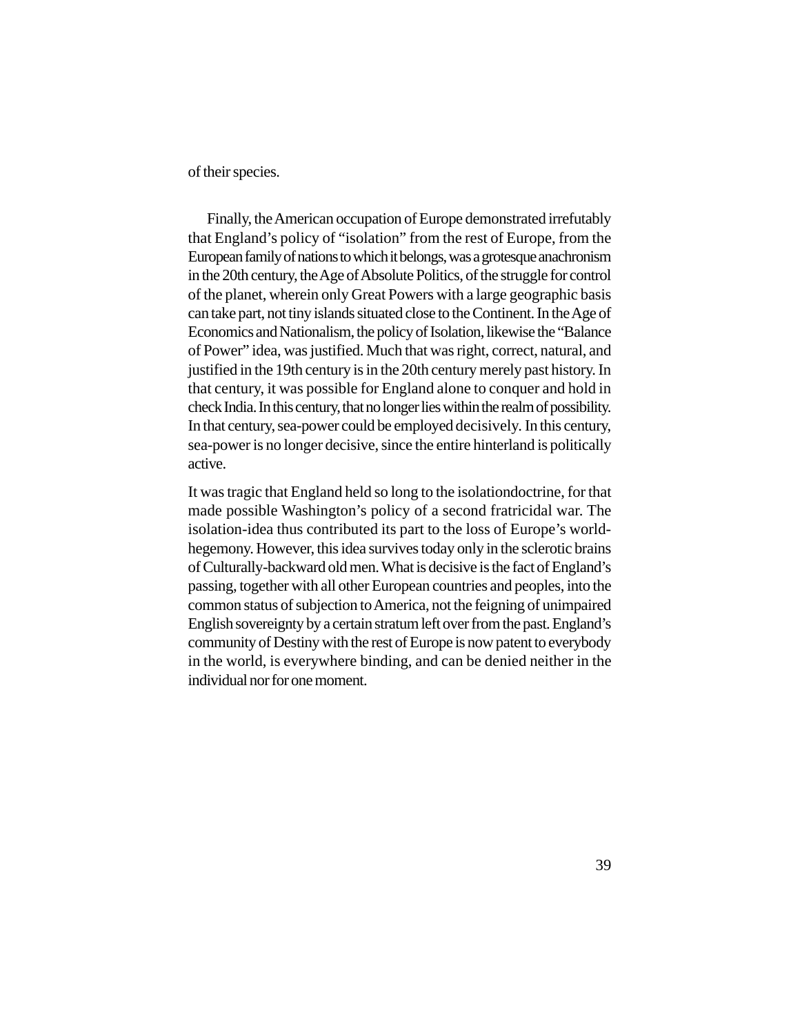of their species.

Finally, the American occupation of Europe demonstrated irrefutably that England's policy of "isolation" from the rest of Europe, from the European family of nations to which it belongs, was a grotesque anachronism in the 20th century, the Age of Absolute Politics, of the struggle for control of the planet, wherein only Great Powers with a large geographic basis can take part, not tiny islands situated close to the Continent. In the Age of Economics and Nationalism, the policy of Isolation, likewise the "Balance of Power" idea, was justified. Much that was right, correct, natural, and justified in the 19th century is in the 20th century merely past history. In that century, it was possible for England alone to conquer and hold in check India. In this century, that no longer lies within the realm of possibility. In that century, sea-power could be employed decisively. In this century, sea-power is no longer decisive, since the entire hinterland is politically active.

It was tragic that England held so long to the isolationdoctrine, for that made possible Washington's policy of a second fratricidal war. The isolation-idea thus contributed its part to the loss of Europe's world-hegemony. However, this idea survives today only in the sclerotic brains of Culturally-backward old men. What is decisive is the fact of England's passing, together with all other European countries and peoples, into the common status of subjection to America, not the feigning of unimpaired English sovereignty by a certain stratum left over from the past. England's community of Destiny with the rest of Europe is now patent to everybody in the world, is everywhere binding, and can be denied neither in the individual nor for one moment.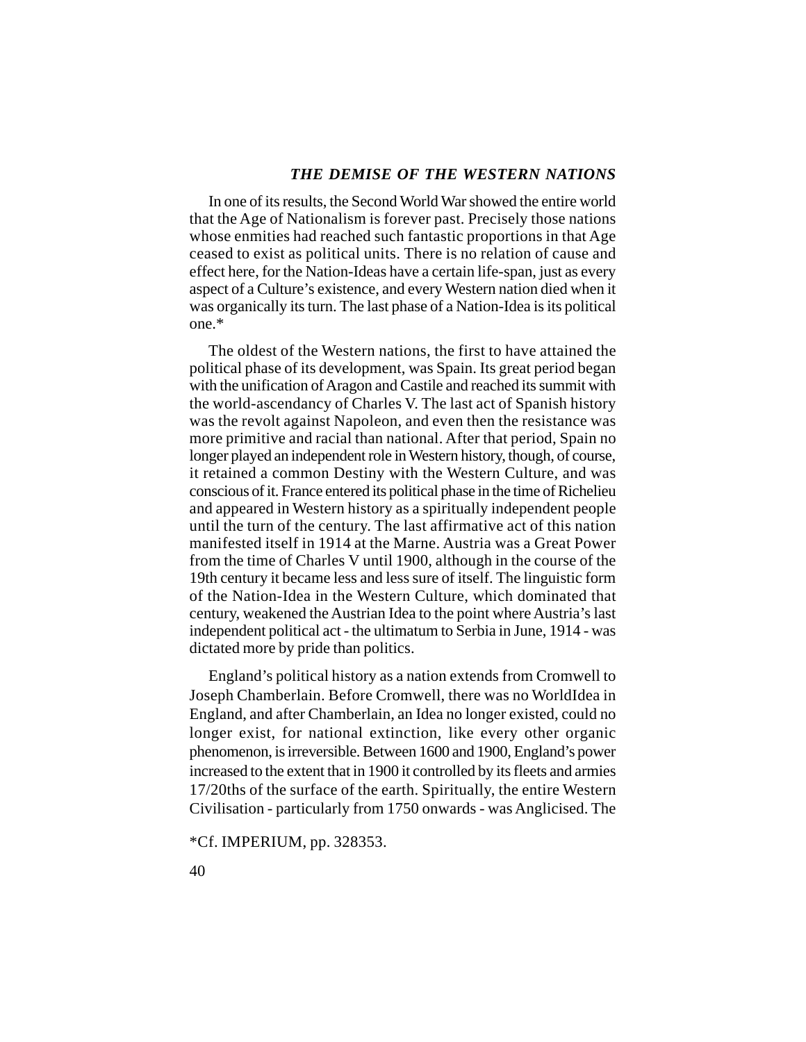## *THE DEMISE OF THE WESTERN NATIONS*

In one of its results, the Second World War showed the entire world that the Age of Nationalism is forever past. Precisely those nations whose enmities had reached such fantastic proportions in that Age ceased to exist as political units. There is no relation of cause and effect here, for the Nation-Ideas have a certain life-span, just as every aspect of a Culture's existence, and every Western nation died when it was organically its turn. The last phase of a Nation-Idea is its political one.*

The oldest of the Western nations, the first to have attained the political phase of its development, was Spain. Its great period began with the unification of Aragon and Castile and reached its summit with the world-ascendancy of Charles V. The last act of Spanish history was the revolt against Napoleon, and even then the resistance was more primitive and racial than national. After that period, Spain no longer played an independent role in Western history, though, of course, it retained a common Destiny with the Western Culture, and was conscious of it. France entered its political phase in the time of Richelieu and appeared in Western history as a spiritually independent people until the turn of the century. The last affirmative act of this nation manifested itself in 1914 at the Marne. Austria was a Great Power from the time of Charles V until 1900, although in the course of the 19th century it became less and less sure of itself. The linguistic form of the Nation-Idea in the Western Culture, which dominated that century, weakened the Austrian Idea to the point where Austria's last independent political act - the ultimatum to Serbia in June, 1914 - was dictated more by pride than politics.

England's political history as a nation extends from Cromwell to Joseph Chamberlain. Before Cromwell, there was no WorldIdea in England, and after Chamberlain, an Idea no longer existed, could no longer exist, for national extinction, like every other organic phenomenon, is irreversible. Between 1600 and 1900, England's power increased to the extent that in 1900 it controlled by its fleets and armies 17/20ths of the surface of the earth. Spiritually, the entire Western Civilisation - particularly from 1750 onwards - was Anglicised. The

*Cf. IMPERIUM, pp. 328353.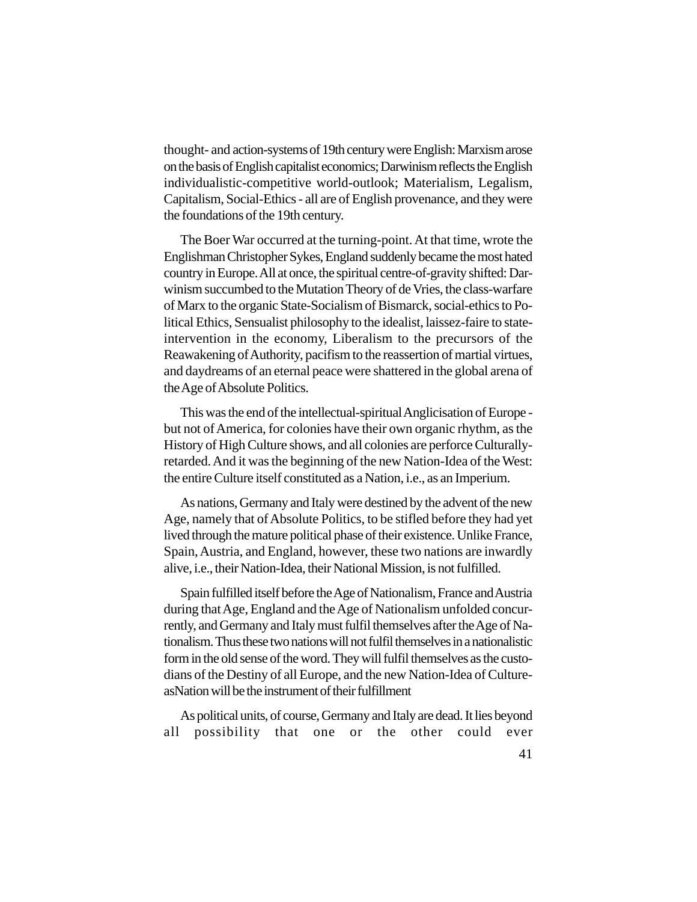thought- and action-systems of 19th century were English: Marxism arose on the basis of English capitalist economics; Darwinism reflects the English individualistic-competitive world-outlook; Materialism, Legalism, Capitalism, Social-Ethics - all are of English provenance, and they were the foundations of the 19th century.

The Boer War occurred at the turning-point. At that time, wrote the Englishman Christopher Sykes, England suddenly became the most hated country in Europe. All at once, the spiritual centre-of-gravity shifted: Darwinism succumbed to the Mutation Theory of de Vries, the class-warfare of Marx to the organic State-Socialism of Bismarck, social-ethics to Political Ethics, Sensualist philosophy to the idealist, laissez-faire to state-intervention in the economy, Liberalism to the precursors of the Reawakening of Authority, pacifism to the reassertion of martial virtues, and daydreams of an eternal peace were shattered in the global arena of the Age of Absolute Politics.

This was the end of the intellectual-spiritual Anglicisation of Europe - but not of America, for colonies have their own organic rhythm, as the History of High Culture shows, and all colonies are perforce Culturally-retarded. And it was the beginning of the new Nation-Idea of the West: the entire Culture itself constituted as a Nation, i.e., as an Imperium.

As nations, Germany and Italy were destined by the advent of the new Age, namely that of Absolute Politics, to be stifled before they had yet lived through the mature political phase of their existence. Unlike France, Spain, Austria, and England, however, these two nations are inwardly alive, i.e., their Nation-Idea, their National Mission, is not fulfilled.

Spain fulfilled itself before the Age of Nationalism, France and Austria during that Age, England and the Age of Nationalism unfolded concurrently, and Germany and Italy must fulfil themselves after the Age of Nationalism. Thus these two nations will not fulfil themselves in a nationalistic form in the old sense of the word. They will fulfil themselves as the custodians of the Destiny of all Europe, and the new Nation-Idea of Culture-asNation will be the instrument of their fulfillment

As political units, of course, Germany and Italy are dead. It lies beyond all possibility that one or the other could ever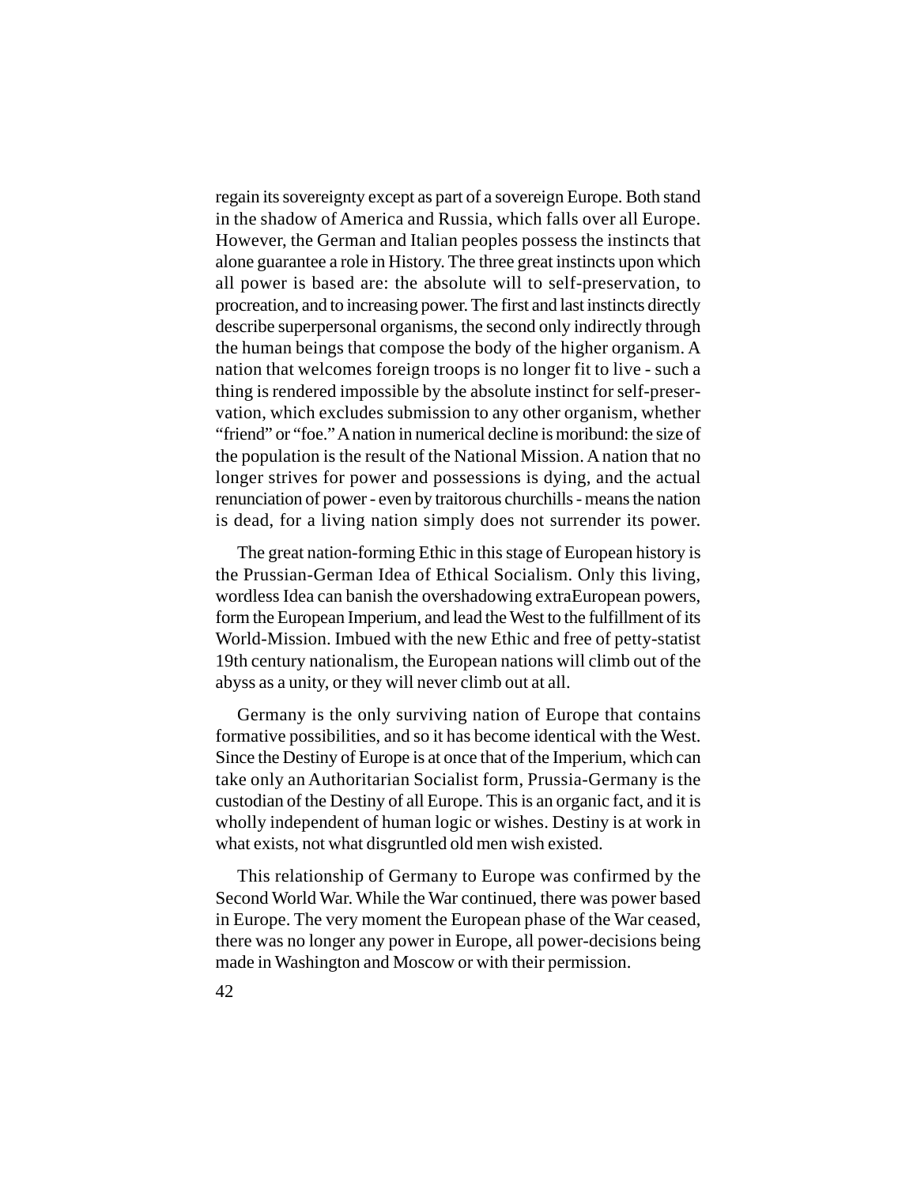regain its sovereignty except as part of a sovereign Europe. Both stand in the shadow of America and Russia, which falls over all Europe. However, the German and Italian peoples possess the instincts that alone guarantee a role in History. The three great instincts upon which all power is based are: the absolute will to self-preservation, to procreation, and to increasing power. The first and last instincts directly describe superpersonal organisms, the second only indirectly through the human beings that compose the body of the higher organism. A nation that welcomes foreign troops is no longer fit to live - such a thing is rendered impossible by the absolute instinct for self-preservation, which excludes submission to any other organism, whether "friend" or "foe." A nation in numerical decline is moribund: the size of the population is the result of the National Mission. A nation that no longer strives for power and possessions is dying, and the actual renunciation of power - even by traitorous churchills - means the nation is dead, for a living nation simply does not surrender its power.

The great nation-forming Ethic in this stage of European history is the Prussian-German Idea of Ethical Socialism. Only this living, wordless Idea can banish the overshadowing extraEuropean powers, form the European Imperium, and lead the West to the fulfillment of its World-Mission. Imbued with the new Ethic and free of petty-statist 19th century nationalism, the European nations will climb out of the abyss as a unity, or they will never climb out at all.

Germany is the only surviving nation of Europe that contains formative possibilities, and so it has become identical with the West. Since the Destiny of Europe is at once that of the Imperium, which can take only an Authoritarian Socialist form, Prussia-Germany is the custodian of the Destiny of all Europe. This is an organic fact, and it is wholly independent of human logic or wishes. Destiny is at work in what exists, not what disgruntled old men wish existed.

This relationship of Germany to Europe was confirmed by the Second World War. While the War continued, there was power based in Europe. The very moment the European phase of the War ceased, there was no longer any power in Europe, all power-decisions being made in Washington and Moscow or with their permission.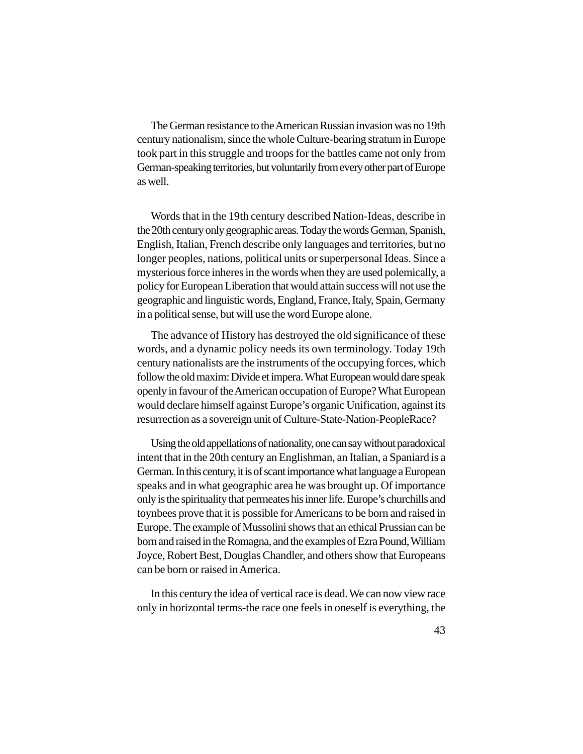The German resistance to the American Russian invasion was no 19th century nationalism, since the whole Culture-bearing stratum in Europe took part in this struggle and troops for the battles came not only from German-speaking territories, but voluntarily from every other part of Europe as well.

Words that in the 19th century described Nation-Ideas, describe in the 20th century only geographic areas. Today the words German, Spanish, English, Italian, French describe only languages and territories, but no longer peoples, nations, political units or superpersonal Ideas. Since a mysterious force inheres in the words when they are used polemically, a policy for European Liberation that would attain success will not use the geographic and linguistic words, England, France, Italy, Spain, Germany in a political sense, but will use the word Europe alone.

The advance of History has destroyed the old significance of these words, and a dynamic policy needs its own terminology. Today 19th century nationalists are the instruments of the occupying forces, which follow the old maxim: Divide et impera. What European would dare speak openly in favour of the American occupation of Europe? What European would declare himself against Europe's organic Unification, against its resurrection as a sovereign unit of Culture-State-Nation-PeopleRace?

Using the old appellations of nationality, one can say without paradoxical intent that in the 20th century an Englishman, an Italian, a Spaniard is a German. In this century, it is of scant importance what language a European speaks and in what geographic area he was brought up. Of importance only is the spirituality that permeates his inner life. Europe's churchills and toynbees prove that it is possible for Americans to be born and raised in Europe. The example of Mussolini shows that an ethical Prussian can be born and raised in the Romagna, and the examples of Ezra Pound, William Joyce, Robert Best, Douglas Chandler, and others show that Europeans can be born or raised in America.

In this century the idea of vertical race is dead. We can now view race only in horizontal terms-the race one feels in oneself is everything, the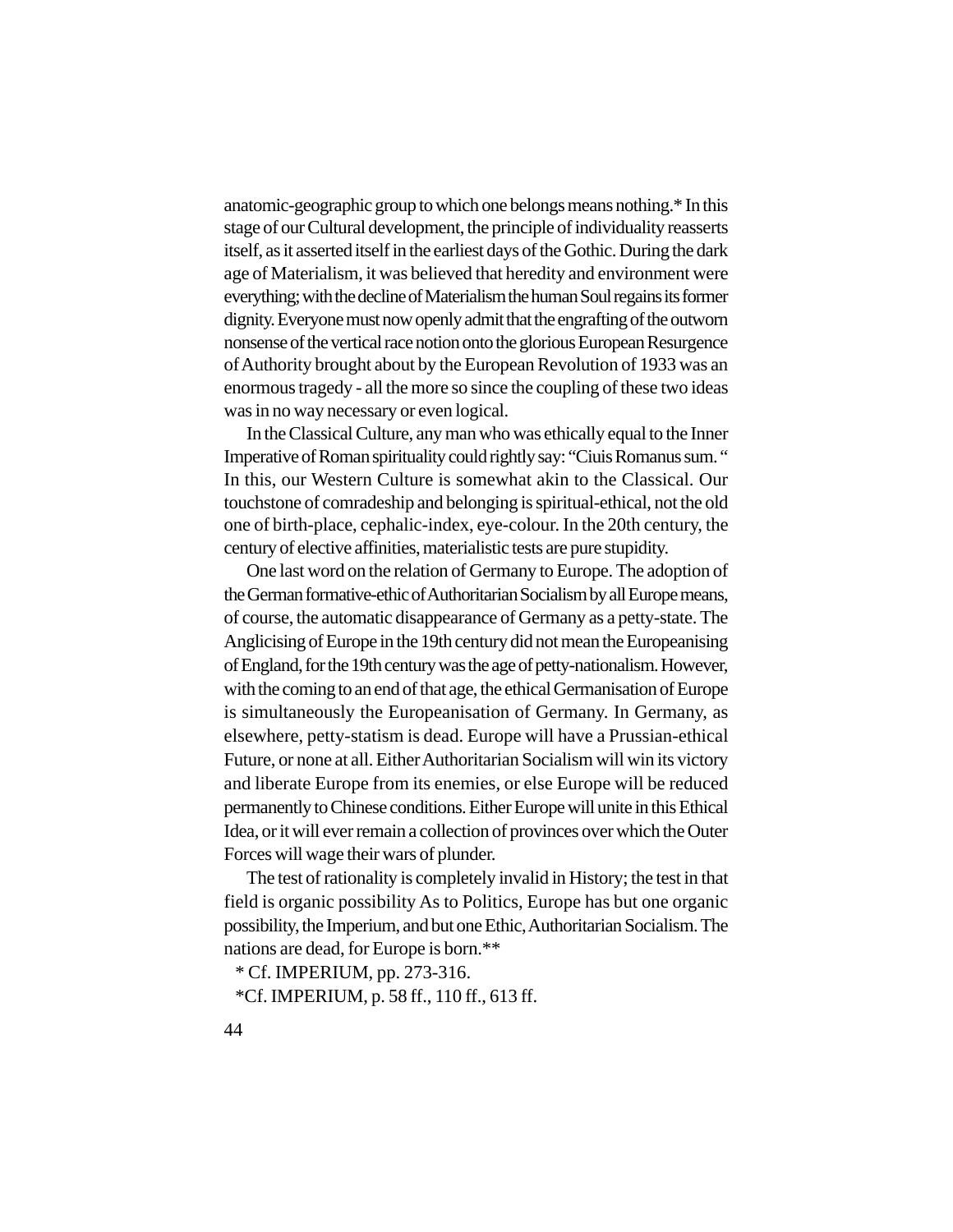anatomic-geographic group to which one belongs means nothing.* In this stage of our Cultural development, the principle of individuality reasserts itself, as it asserted itself in the earliest days of the Gothic. During the dark age of Materialism, it was believed that heredity and environment were everything; with the decline of Materialism the human Soul regains its former dignity. Everyone must now openly admit that the engrafting of the outworn nonsense of the vertical race notion onto the glorious European Resurgence of Authority brought about by the European Revolution of 1933 was an enormous tragedy - all the more so since the coupling of these two ideas was in no way necessary or even logical.

In the Classical Culture, any man who was ethically equal to the Inner Imperative of Roman spirituality could rightly say: "Ciuis Romanus sum. " In this, our Western Culture is somewhat akin to the Classical. Our touchstone of comradeship and belonging is spiritual-ethical, not the old one of birth-place, cephalic-index, eye-colour. In the 20th century, the century of elective affinities, materialistic tests are pure stupidity.

One last word on the relation of Germany to Europe. The adoption of the German formative-ethic of Authoritarian Socialism by all Europe means, of course, the automatic disappearance of Germany as a petty-state. The Anglicising of Europe in the 19th century did not mean the Europeanising of England, for the 19th century was the age of petty-nationalism. However, with the coming to an end of that age, the ethical Germanisation of Europe is simultaneously the Europeanisation of Germany. In Germany, as elsewhere, petty-statism is dead. Europe will have a Prussian-ethical Future, or none at all. Either Authoritarian Socialism will win its victory and liberate Europe from its enemies, or else Europe will be reduced permanently to Chinese conditions. Either Europe will unite in this Ethical Idea, or it will ever remain a collection of provinces over which the Outer Forces will wage their wars of plunder.

The test of rationality is completely invalid in History; the test in that field is organic possibility As to Politics, Europe has but one organic possibility, the Imperium, and but one Ethic, Authoritarian Socialism. The nations are dead, for Europe is born.**

* Cf. IMPERIUM, pp. 273-316.

*Cf. IMPERIUM, p. 58 ff., 110 ff., 613 ff.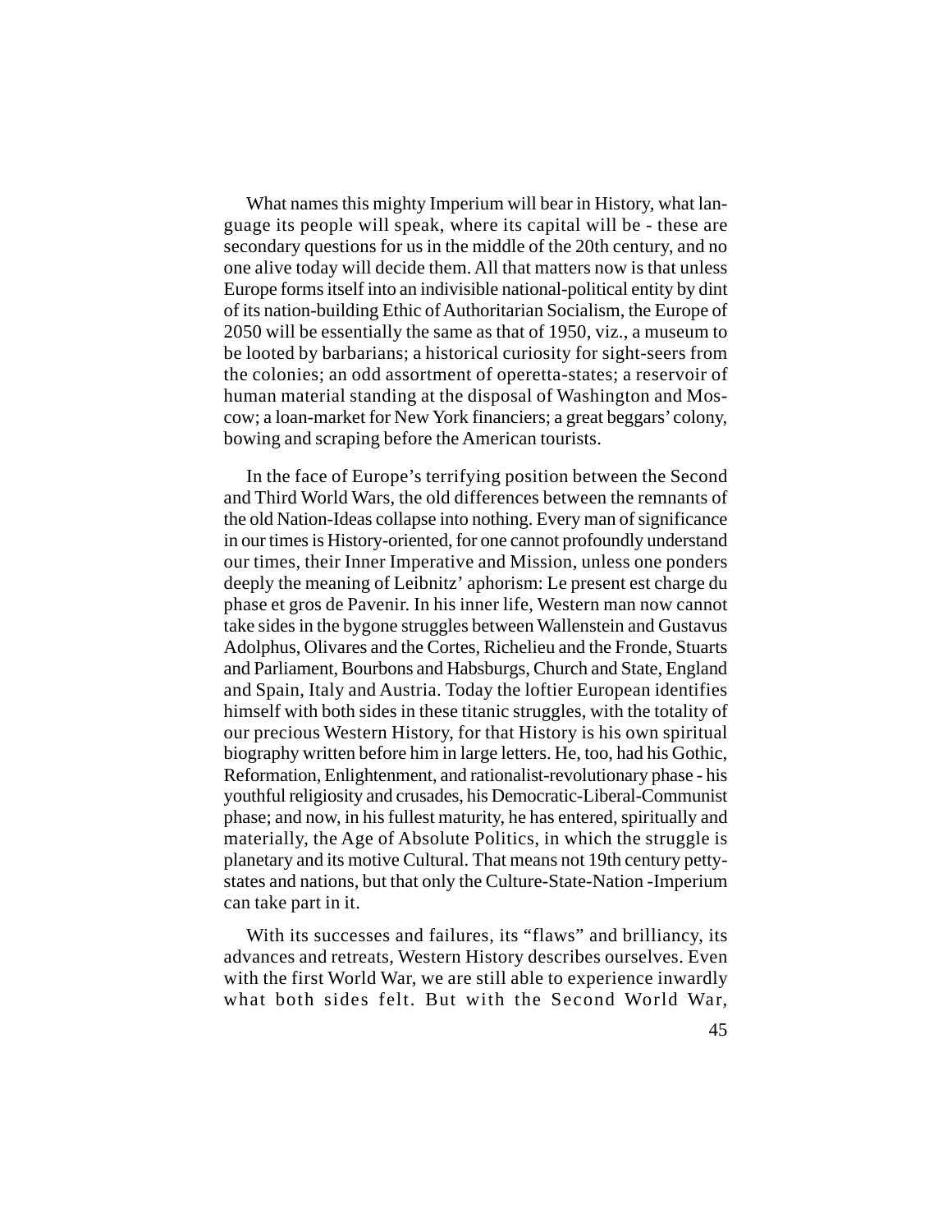What names this mighty Imperium will bear in History, what language its people will speak, where its capital will be - these are secondary questions for us in the middle of the 20th century, and no one alive today will decide them. All that matters now is that unless Europe forms itself into an indivisible national-political entity by dint of its nation-building Ethic of Authoritarian Socialism, the Europe of 2050 will be essentially the same as that of 1950, viz., a museum to be looted by barbarians; a historical curiosity for sight-seers from the colonies; an odd assortment of operetta-states; a reservoir of human material standing at the disposal of Washington and Moscow; a loan-market for New York financiers; a great beggars' colony, bowing and scraping before the American tourists.

In the face of Europe's terrifying position between the Second and Third World Wars, the old differences between the remnants of the old Nation-Ideas collapse into nothing. Every man of significance in our times is History-oriented, for one cannot profoundly understand our times, their Inner Imperative and Mission, unless one ponders deeply the meaning of Leibnitz' aphorism: Le present est charge du phase et gros de Pavenir. In his inner life, Western man now cannot take sides in the bygone struggles between Wallenstein and Gustavus Adolphus, Olivares and the Cortes, Richelieu and the Fronde, Stuarts and Parliament, Bourbons and Habsburgs, Church and State, England and Spain, Italy and Austria. Today the loftier European identifies himself with both sides in these titanic struggles, with the totality of our precious Western History, for that History is his own spiritual biography written before him in large letters. He, too, had his Gothic, Reformation, Enlightenment, and rationalist-revolutionary phase - his youthful religiosity and crusades, his Democratic-Liberal-Communist phase; and now, in his fullest maturity, he has entered, spiritually and materially, the Age of Absolute Politics, in which the struggle is planetary and its motive Cultural. That means not 19th century petty-states and nations, but that only the Culture-State-Nation -Imperium can take part in it.

With its successes and failures, its "flaws" and brilliancy, its advances and retreats, Western History describes ourselves. Even with the first World War, we are still able to experience inwardly what both sides felt. But with the Second World War,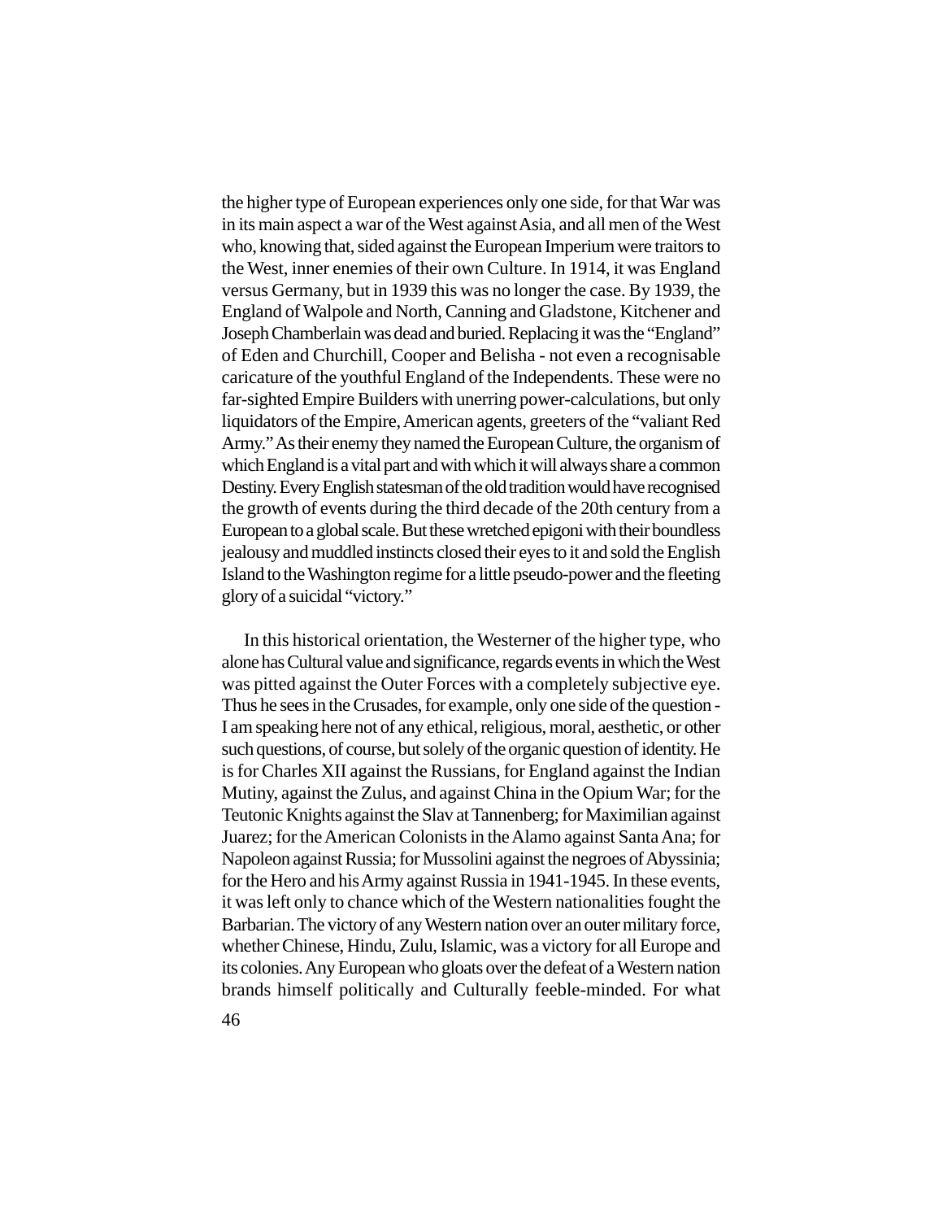the higher type of European experiences only one side, for that War was in its main aspect a war of the West against Asia, and all men of the West who, knowing that, sided against the European Imperium were traitors to the West, inner enemies of their own Culture. In 1914, it was England versus Germany, but in 1939 this was no longer the case. By 1939, the England of Walpole and North, Canning and Gladstone, Kitchener and Joseph Chamberlain was dead and buried. Replacing it was the "England" of Eden and Churchill, Cooper and Belisha - not even a recognisable caricature of the youthful England of the Independents. These were no far-sighted Empire Builders with unerring power-calculations, but only liquidators of the Empire, American agents, greeters of the "valiant Red Army." As their enemy they named the European Culture, the organism of which England is a vital part and with which it will always share a common Destiny. Every English statesman of the old tradition would have recognised the growth of events during the third decade of the 20th century from a European to a global scale. But these wretched epigoni with their boundless jealousy and muddled instincts closed their eyes to it and sold the English Island to the Washington regime for a little pseudo-power and the fleeting glory of a suicidal "victory."

In this historical orientation, the Westerner of the higher type, who alone has Cultural value and significance, regards events in which the West was pitted against the Outer Forces with a completely subjective eye. Thus he sees in the Crusades, for example, only one side of the question - I am speaking here not of any ethical, religious, moral, aesthetic, or other such questions, of course, but solely of the organic question of identity. He is for Charles XII against the Russians, for England against the Indian Mutiny, against the Zulus, and against China in the Opium War; for the Teutonic Knights against the Slav at Tannenberg; for Maximilian against Juarez; for the American Colonists in the Alamo against Santa Ana; for Napoleon against Russia; for Mussolini against the negroes of Abyssinia; for the Hero and his Army against Russia in 1941-1945. In these events, it was left only to chance which of the Western nationalities fought the Barbarian. The victory of any Western nation over an outer military force, whether Chinese, Hindu, Zulu, Islamic, was a victory for all Europe and its colonies. Any European who gloats over the defeat of a Western nation brands himself politically and Culturally feeble-minded. For what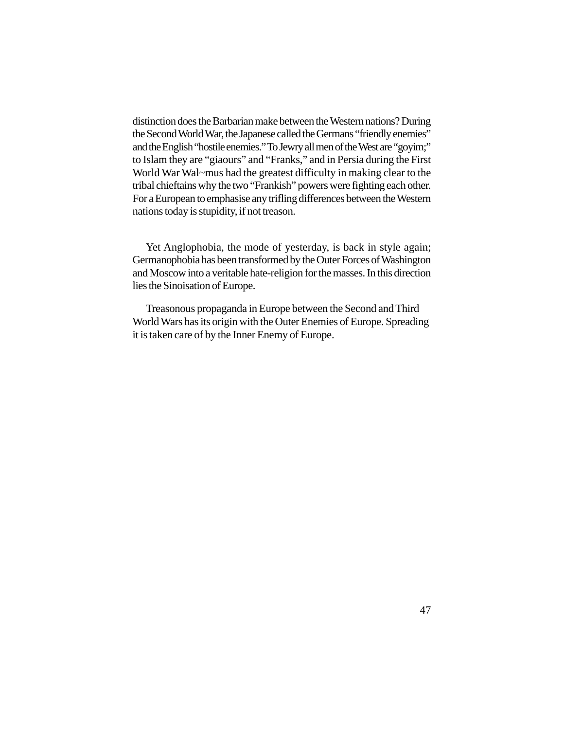distinction does the Barbarian make between the Western nations? During the Second World War, the Japanese called the Germans "friendly enemies" and the English "hostile enemies." To Jewry all men of the West are "goyim;" to Islam they are "giaours" and "Franks," and in Persia during the First World War Wal~mus had the greatest difficulty in making clear to the tribal chieftains why the two "Frankish" powers were fighting each other. For a European to emphasise any trifling differences between the Western nations today is stupidity, if not treason.

Yet Anglophobia, the mode of yesterday, is back in style again; Germanophobia has been transformed by the Outer Forces of Washington and Moscow into a veritable hate-religion for the masses. In this direction lies the Sinoisation of Europe.

Treasonous propaganda in Europe between the Second and Third World Wars has its origin with the Outer Enemies of Europe. Spreading it is taken care of by the Inner Enemy of Europe.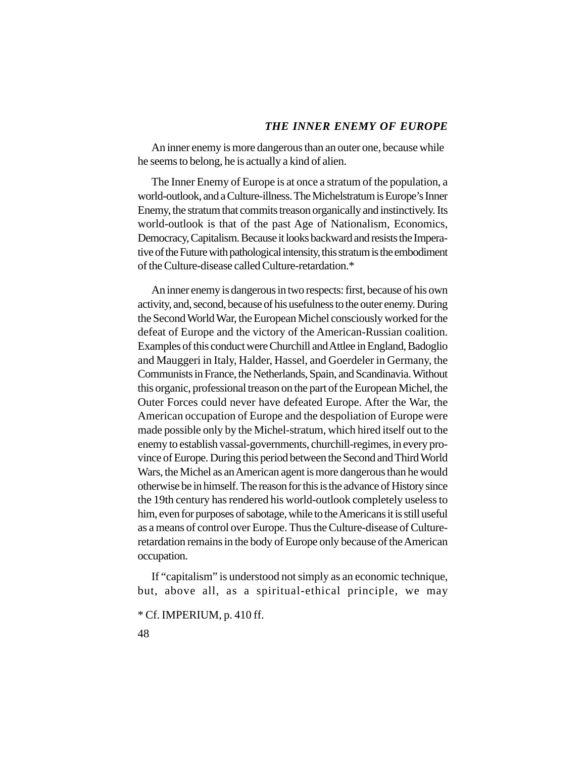## *THE INNER ENEMY OF EUROPE*

An inner enemy is more dangerous than an outer one, because while he seems to belong, he is actually a kind of alien.

The Inner Enemy of Europe is at once a stratum of the population, a world-outlook, and a Culture-illness. The Michelstratum is Europe's Inner Enemy, the stratum that commits treason organically and instinctively. Its world-outlook is that of the past Age of Nationalism, Economics, Democracy, Capitalism. Because it looks backward and resists the Imperative of the Future with pathological intensity, this stratum is the embodiment of the Culture-disease called Culture-retardation.*

An inner enemy is dangerous in two respects: first, because of his own activity, and, second, because of his usefulness to the outer enemy. During the Second World War, the European Michel consciously worked for the defeat of Europe and the victory of the American-Russian coalition. Examples of this conduct were Churchill and Attlee in England, Badoglio and Mauggeri in Italy, Halder, Hassel, and Goerdeler in Germany, the Communists in France, the Netherlands, Spain, and Scandinavia. Without this organic, professional treason on the part of the European Michel, the Outer Forces could never have defeated Europe. After the War, the American occupation of Europe and the despoliation of Europe were made possible only by the Michel-stratum, which hired itself out to the enemy to establish vassal-governments, churchill-regimes, in every province of Europe. During this period between the Second and Third World Wars, the Michel as an American agent is more dangerous than he would otherwise be in himself. The reason for this is the advance of History since the 19th century has rendered his world-outlook completely useless to him, even for purposes of sabotage, while to the Americans it is still useful as a means of control over Europe. Thus the Culture-disease of Culture-retardation remains in the body of Europe only because of the American occupation.

If "capitalism" is understood not simply as an economic technique, but, above all, as a spiritual-ethical principle, we may

* Cf. IMPERIUM, p. 410 ff.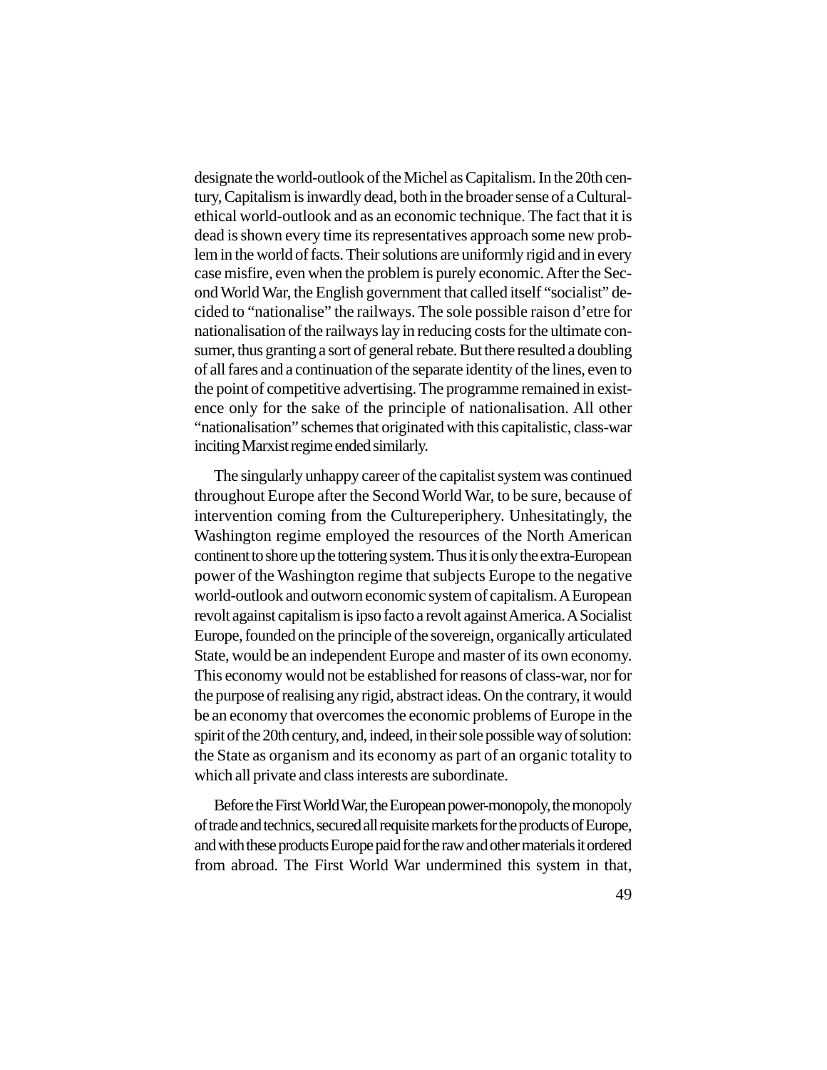designate the world-outlook of the Michel as Capitalism. In the 20th century, Capitalism is inwardly dead, both in the broader sense of a Cultural-ethical world-outlook and as an economic technique. The fact that it is dead is shown every time its representatives approach some new problem in the world of facts. Their solutions are uniformly rigid and in every case misfire, even when the problem is purely economic. After the Second World War, the English government that called itself "socialist" decided to "nationalise" the railways. The sole possible raison d'etre for nationalisation of the railways lay in reducing costs for the ultimate consumer, thus granting a sort of general rebate. But there resulted a doubling of all fares and a continuation of the separate identity of the lines, even to the point of competitive advertising. The programme remained in existence only for the sake of the principle of nationalisation. All other "nationalisation" schemes that originated with this capitalistic, class-war inciting Marxist regime ended similarly.

The singularly unhappy career of the capitalist system was continued throughout Europe after the Second World War, to be sure, because of intervention coming from the Cultureperiphery. Unhesitatingly, the Washington regime employed the resources of the North American continent to shore up the tottering system. Thus it is only the extra-European power of the Washington regime that subjects Europe to the negative world-outlook and outworn economic system of capitalism. A European revolt against capitalism is ipso facto a revolt against America. A Socialist Europe, founded on the principle of the sovereign, organically articulated State, would be an independent Europe and master of its own economy. This economy would not be established for reasons of class-war, nor for the purpose of realising any rigid, abstract ideas. On the contrary, it would be an economy that overcomes the economic problems of Europe in the spirit of the 20th century, and, indeed, in their sole possible way of solution: the State as organism and its economy as part of an organic totality to which all private and class interests are subordinate.

Before the First World War, the European power-monopoly, the monopoly of trade and technics, secured all requisite markets for the products of Europe, and with these products Europe paid for the raw and other materials it ordered from abroad. The First World War undermined this system in that,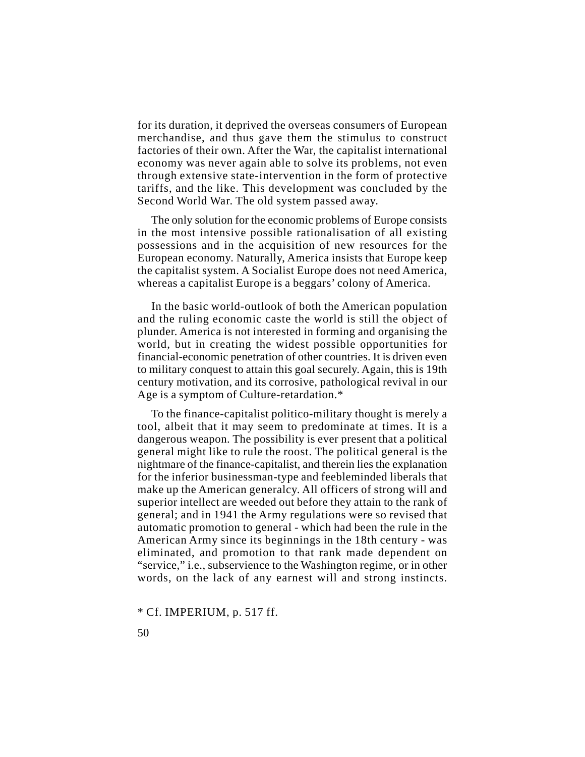for its duration, it deprived the overseas consumers of European merchandise, and thus gave them the stimulus to construct factories of their own. After the War, the capitalist international economy was never again able to solve its problems, not even through extensive state-intervention in the form of protective tariffs, and the like. This development was concluded by the Second World War. The old system passed away.

The only solution for the economic problems of Europe consists in the most intensive possible rationalisation of all existing possessions and in the acquisition of new resources for the European economy. Naturally, America insists that Europe keep the capitalist system. A Socialist Europe does not need America, whereas a capitalist Europe is a beggars' colony of America.

In the basic world-outlook of both the American population and the ruling economic caste the world is still the object of plunder. America is not interested in forming and organising the world, but in creating the widest possible opportunities for financial-economic penetration of other countries. It is driven even to military conquest to attain this goal securely. Again, this is 19th century motivation, and its corrosive, pathological revival in our Age is a symptom of Culture-retardation.*

To the finance-capitalist politico-military thought is merely a tool, albeit that it may seem to predominate at times. It is a dangerous weapon. The possibility is ever present that a political general might like to rule the roost. The political general is the nightmare of the finance-capitalist, and therein lies the explanation for the inferior businessman-type and feebleminded liberals that make up the American generalcy. All officers of strong will and superior intellect are weeded out before they attain to the rank of general; and in 1941 the Army regulations were so revised that automatic promotion to general - which had been the rule in the American Army since its beginnings in the 18th century - was eliminated, and promotion to that rank made dependent on "service," i.e., subservience to the Washington regime, or in other words, on the lack of any earnest will and strong instincts.

* Cf. IMPERIUM, p. 517 ff.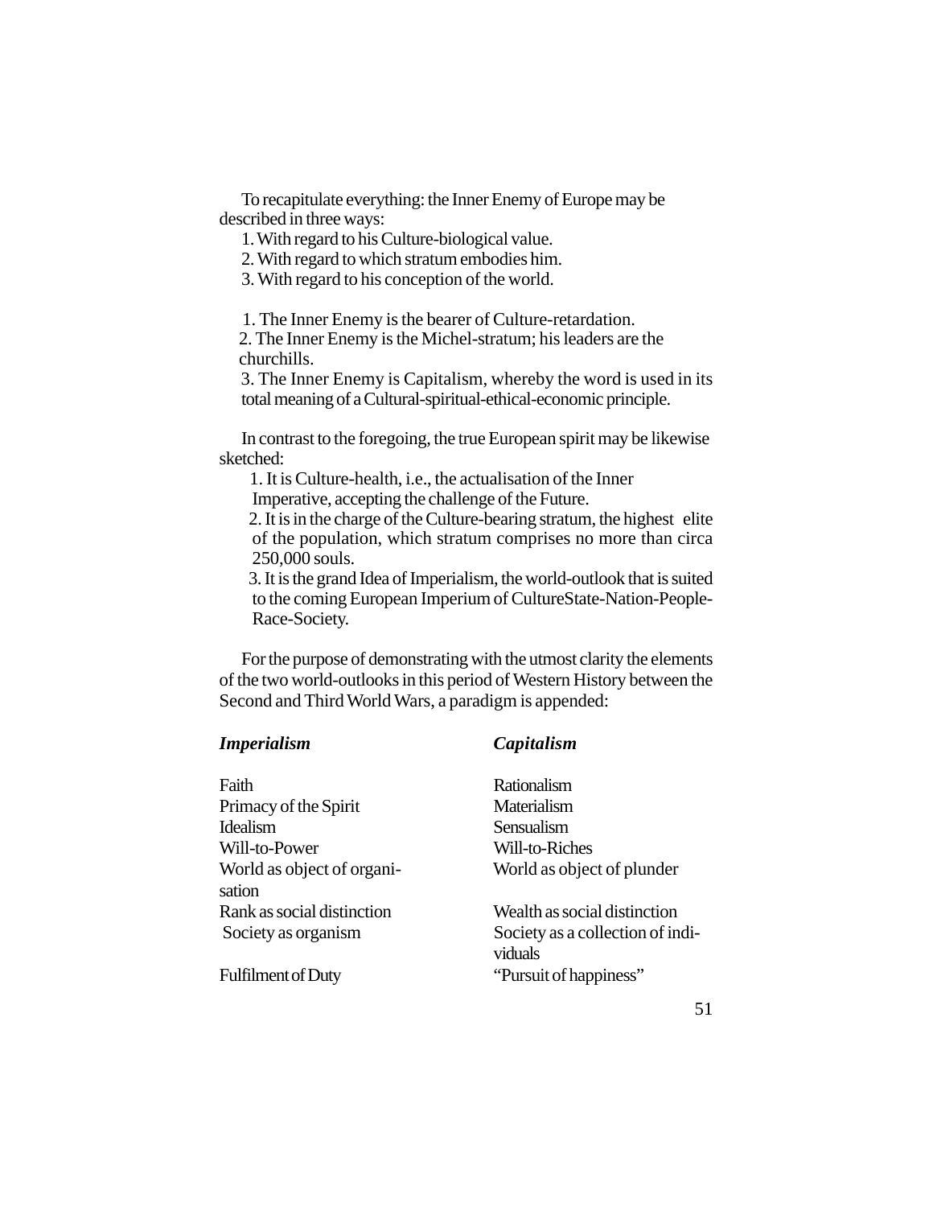To recapitulate everything: the Inner Enemy of Europe may be described in three ways:

1. With regard to his Culture-biological value.
2. With regard to which stratum embodies him.
3. With regard to his conception of the world.

1. The Inner Enemy is the bearer of Culture-retardation.
2. The Inner Enemy is the Michel-stratum; his leaders are the churchills.
3. The Inner Enemy is Capitalism, whereby the word is used in its total meaning of a Cultural-spiritual-ethical-economic principle.

In contrast to the foregoing, the true European spirit may be likewise sketched:

1. It is Culture-health, i.e., the actualisation of the Inner Imperative, accepting the challenge of the Future.
2. It is in the charge of the Culture-bearing stratum, the highest elite of the population, which stratum comprises no more than circa 250,000 souls.
3. It is the grand Idea of Imperialism, the world-outlook that is suited to the coming European Imperium of CultureState-Nation-People-Race-Society.

For the purpose of demonstrating with the utmost clarity the elements of the two world-outlooks in this period of Western History between the Second and Third World Wars, a paradigm is appended:

| ***Imperialism*** | ***Capitalism*** |
|---|---|
| Faith | Rationalism |
| Primacy of the Spirit | Materialism |
| Idealism | Sensualism |
| Will-to-Power | Will-to-Riches |
| World as object of organisation | World as object of plunder |
| Rank as social distinction | Wealth as social distinction |
| Society as organism | Society as a collection of individuals |
| Fulfilment of Duty | "Pursuit of happiness" |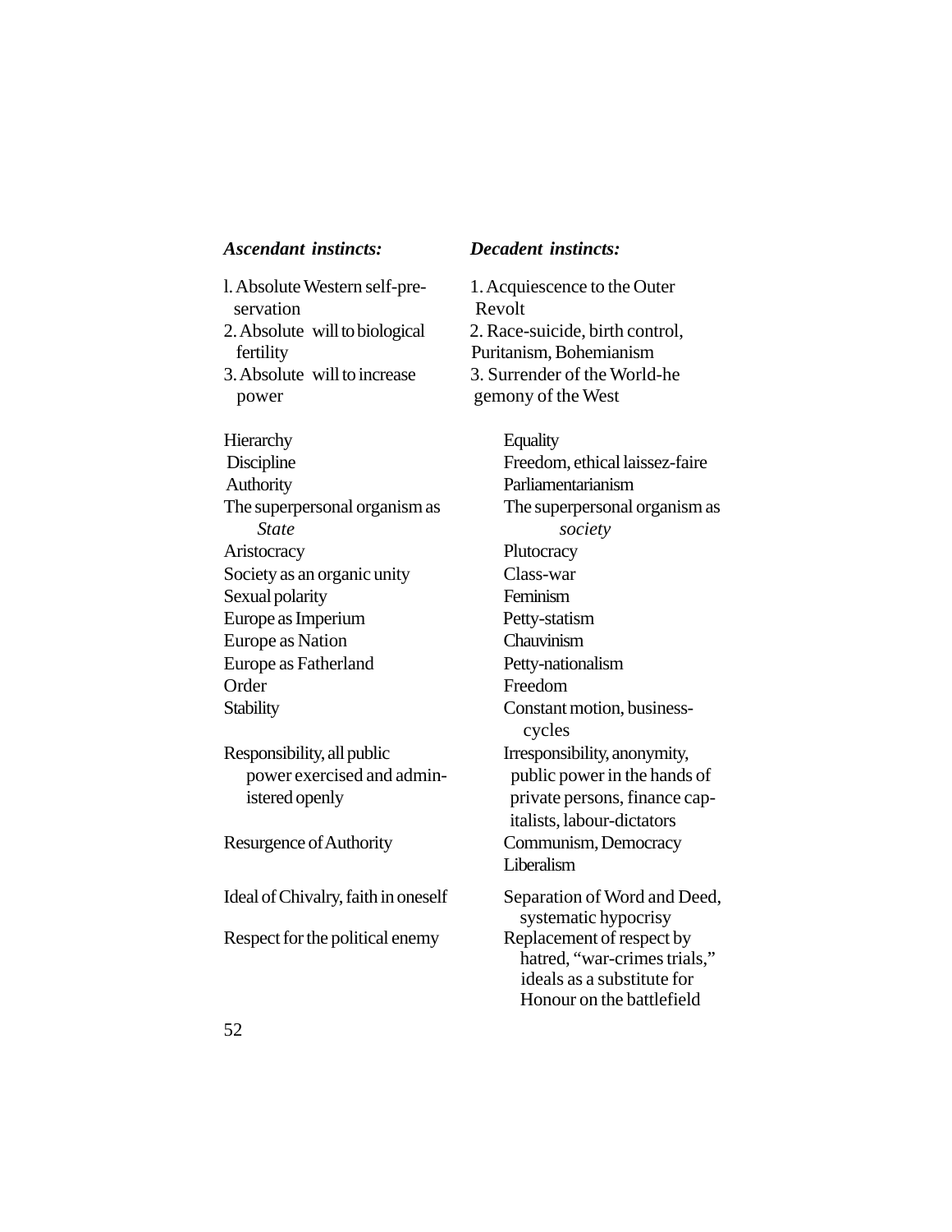| *Ascendant instincts:* | *Decadent instincts:* |
|---|---|
| 1. Absolute Western self-preservation | 1. Acquiescence to the Outer Revolt |
| 2. Absolute will to biological fertility | 2. Race-suicide, birth control, Puritanism, Bohemianism |
| 3. Absolute will to increase power | 3. Surrender of the World-hegemony of the West |
| Hierarchy | Equality |
| Discipline | Freedom, ethical laissez-faire |
| Authority | Parliamentarianism |
| The superpersonal organism as *State* | The superpersonal organism as *society* |
| Aristocracy | Plutocracy |
| Society as an organic unity | Class-war |
| Sexual polarity | Feminism |
| Europe as Imperium | Petty-statism |
| Europe as Nation | Chauvinism |
| Europe as Fatherland | Petty-nationalism |
| Order | Freedom |
| Stability | Constant motion, business-cycles |
| Responsibility, all public power exercised and administered openly | Irresponsibility, anonymity, public power in the hands of private persons, finance capitalists, labour-dictators |
| Resurgence of Authority | Communism, Democracy Liberalism |
| Ideal of Chivalry, faith in oneself | Separation of Word and Deed, systematic hypocrisy |
| Respect for the political enemy | Replacement of respect by hatred, "war-crimes trials," ideals as a substitute for Honour on the battlefield |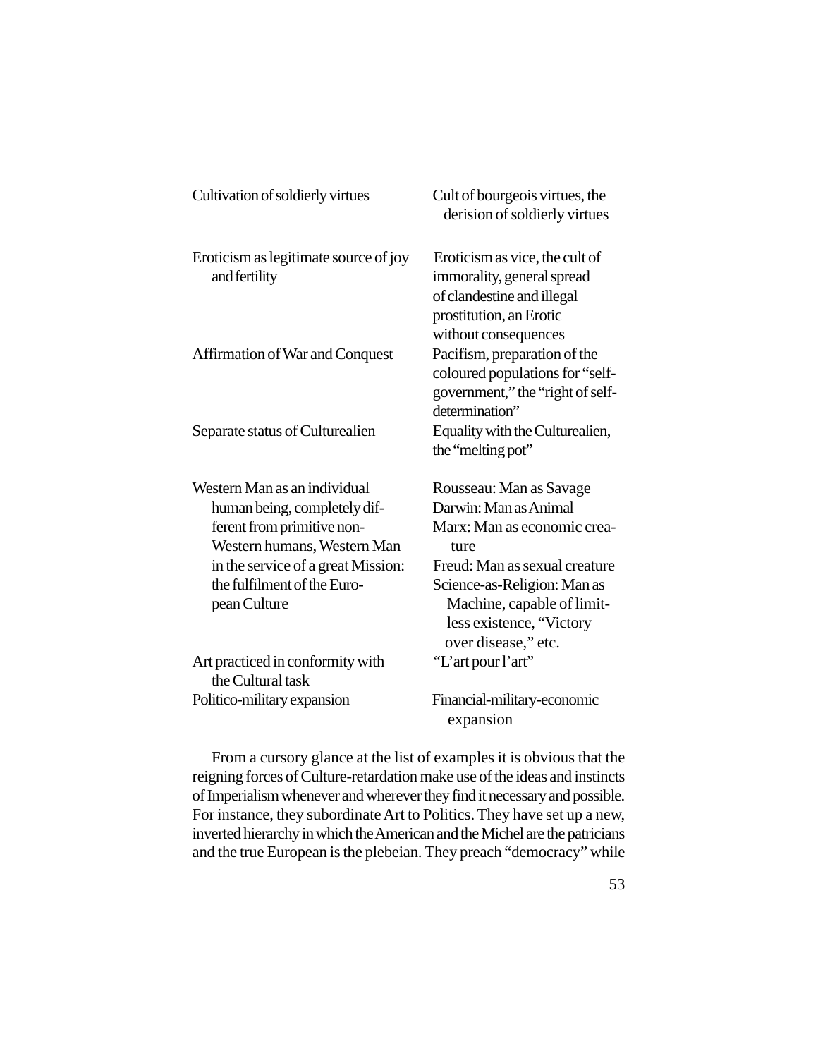| | |
|---|---|
| Cultivation of soldierly virtues | Cult of bourgeois virtues, the derision of soldierly virtues |
| Eroticism as legitimate source of joy and fertility | Eroticism as vice, the cult of immorality, general spread of clandestine and illegal prostitution, an Erotic without consequences |
| Affirmation of War and Conquest | Pacifism, preparation of the coloured populations for "self-government," the "right of self-determination" |
| Separate status of Culturealien | Equality with the Culturealien, the "melting pot" |
| Western Man as an individual human being, completely different from primitive non-Western humans, Western Man in the service of a great Mission: the fulfilment of the European Culture | Rousseau: Man as Savage<br>Darwin: Man as Animal<br>Marx: Man as economic creature<br>Freud: Man as sexual creature<br>Science-as-Religion: Man as Machine, capable of limitless existence, "Victory over disease," etc. |
| Art practiced in conformity with the Cultural task | "L'art pour l'art" |
| Politico-military expansion | Financial-military-economic expansion |

From a cursory glance at the list of examples it is obvious that the reigning forces of Culture-retardation make use of the ideas and instincts of Imperialism whenever and wherever they find it necessary and possible. For instance, they subordinate Art to Politics. They have set up a new, inverted hierarchy in which the American and the Michel are the patricians and the true European is the plebeian. They preach "democracy" while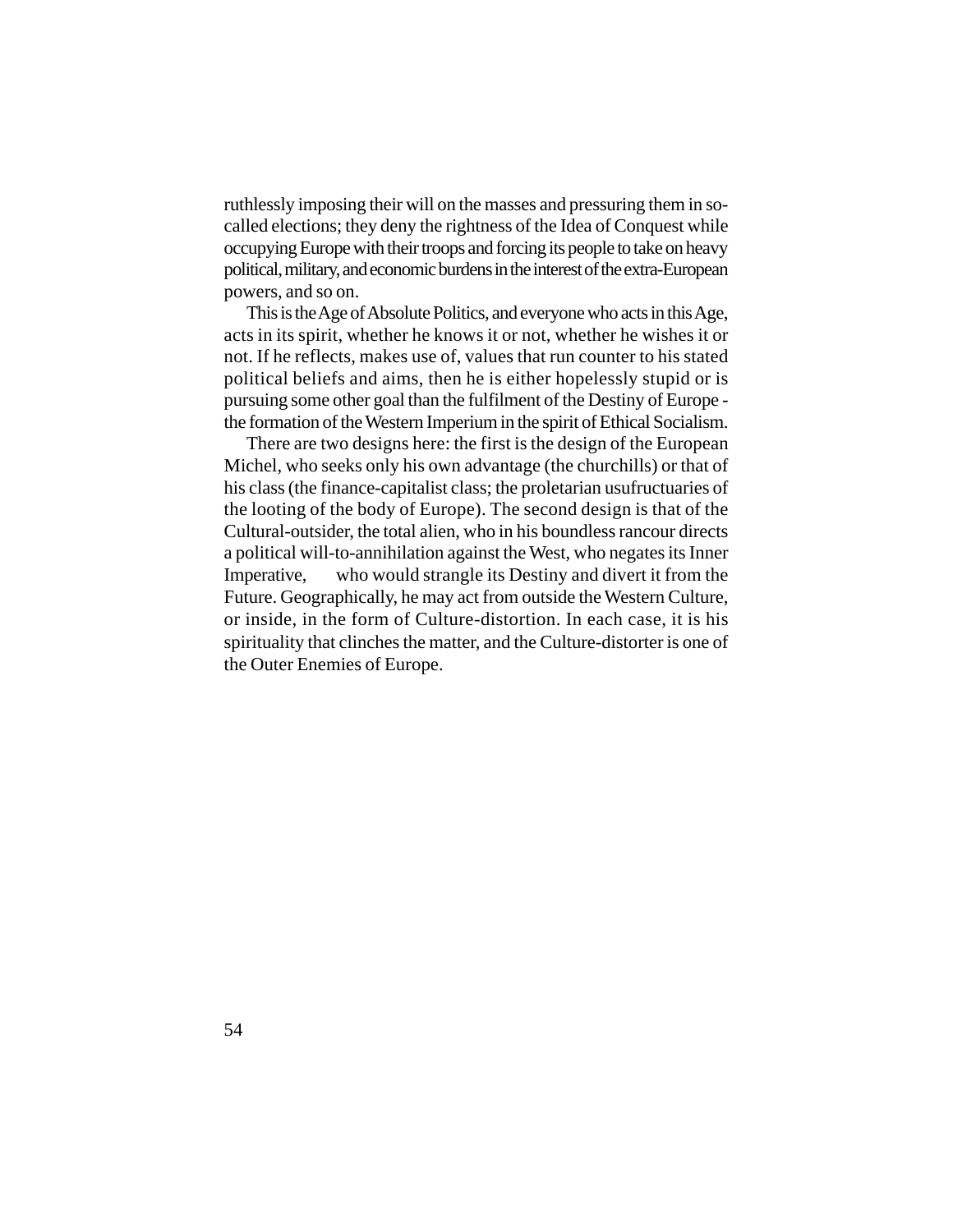ruthlessly imposing their will on the masses and pressuring them in so-called elections; they deny the rightness of the Idea of Conquest while occupying Europe with their troops and forcing its people to take on heavy political, military, and economic burdens in the interest of the extra-European powers, and so on.

This is the Age of Absolute Politics, and everyone who acts in this Age, acts in its spirit, whether he knows it or not, whether he wishes it or not. If he reflects, makes use of, values that run counter to his stated political beliefs and aims, then he is either hopelessly stupid or is pursuing some other goal than the fulfilment of the Destiny of Europe - the formation of the Western Imperium in the spirit of Ethical Socialism.

There are two designs here: the first is the design of the European Michel, who seeks only his own advantage (the churchills) or that of his class (the finance-capitalist class; the proletarian usufructuaries of the looting of the body of Europe). The second design is that of the Cultural-outsider, the total alien, who in his boundless rancour directs a political will-to-annihilation against the West, who negates its Inner Imperative, who would strangle its Destiny and divert it from the Future. Geographically, he may act from outside the Western Culture, or inside, in the form of Culture-distortion. In each case, it is his spirituality that clinches the matter, and the Culture-distorter is one of the Outer Enemies of Europe.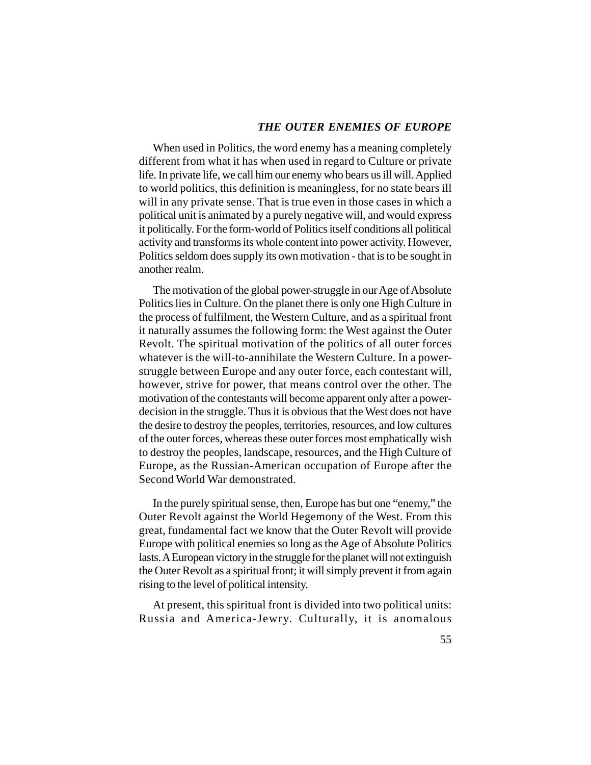## *THE OUTER ENEMIES OF EUROPE*

When used in Politics, the word enemy has a meaning completely different from what it has when used in regard to Culture or private life. In private life, we call him our enemy who bears us ill will. Applied to world politics, this definition is meaningless, for no state bears ill will in any private sense. That is true even in those cases in which a political unit is animated by a purely negative will, and would express it politically. For the form-world of Politics itself conditions all political activity and transforms its whole content into power activity. However, Politics seldom does supply its own motivation - that is to be sought in another realm.

The motivation of the global power-struggle in our Age of Absolute Politics lies in Culture. On the planet there is only one High Culture in the process of fulfilment, the Western Culture, and as a spiritual front it naturally assumes the following form: the West against the Outer Revolt. The spiritual motivation of the politics of all outer forces whatever is the will-to-annihilate the Western Culture. In a power-struggle between Europe and any outer force, each contestant will, however, strive for power, that means control over the other. The motivation of the contestants will become apparent only after a power-decision in the struggle. Thus it is obvious that the West does not have the desire to destroy the peoples, territories, resources, and low cultures of the outer forces, whereas these outer forces most emphatically wish to destroy the peoples, landscape, resources, and the High Culture of Europe, as the Russian-American occupation of Europe after the Second World War demonstrated.

In the purely spiritual sense, then, Europe has but one "enemy," the Outer Revolt against the World Hegemony of the West. From this great, fundamental fact we know that the Outer Revolt will provide Europe with political enemies so long as the Age of Absolute Politics lasts. A European victory in the struggle for the planet will not extinguish the Outer Revolt as a spiritual front; it will simply prevent it from again rising to the level of political intensity.

At present, this spiritual front is divided into two political units: Russia and America-Jewry. Culturally, it is anomalous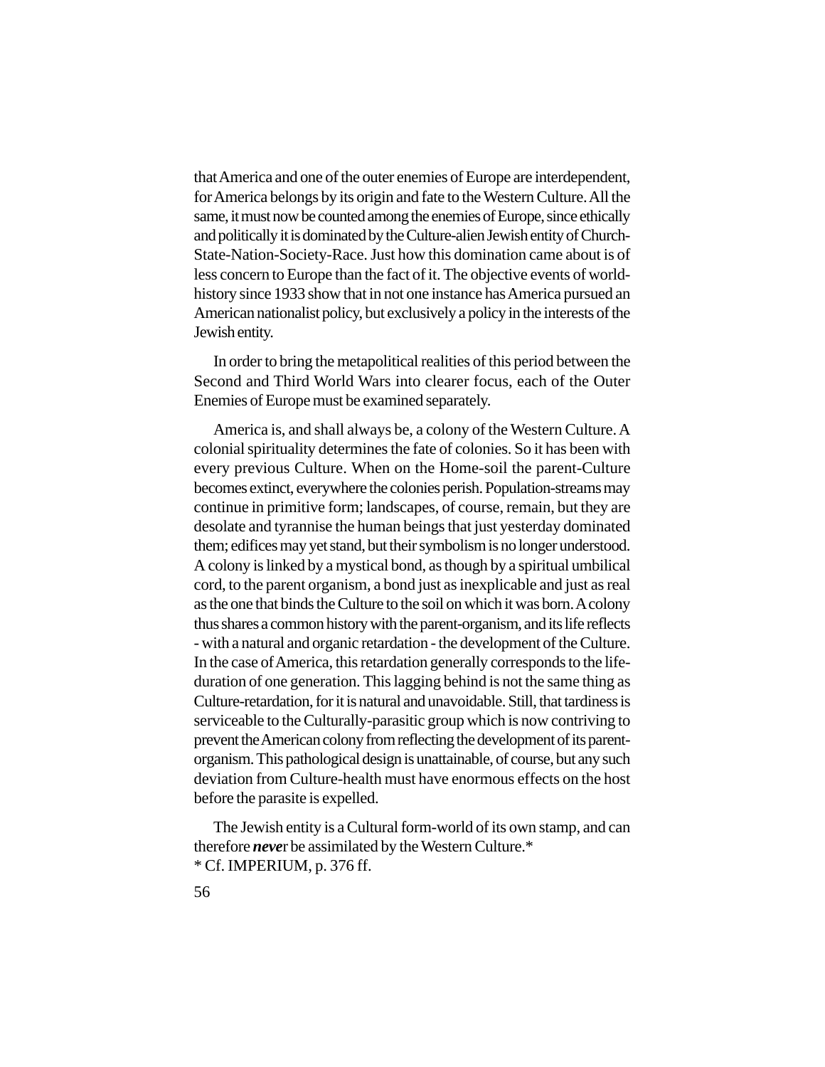that America and one of the outer enemies of Europe are interdependent, for America belongs by its origin and fate to the Western Culture. All the same, it must now be counted among the enemies of Europe, since ethically and politically it is dominated by the Culture-alien Jewish entity of Church-State-Nation-Society-Race. Just how this domination came about is of less concern to Europe than the fact of it. The objective events of world-history since 1933 show that in not one instance has America pursued an American nationalist policy, but exclusively a policy in the interests of the Jewish entity.

In order to bring the metapolitical realities of this period between the Second and Third World Wars into clearer focus, each of the Outer Enemies of Europe must be examined separately.

America is, and shall always be, a colony of the Western Culture. A colonial spirituality determines the fate of colonies. So it has been with every previous Culture. When on the Home-soil the parent-Culture becomes extinct, everywhere the colonies perish. Population-streams may continue in primitive form; landscapes, of course, remain, but they are desolate and tyrannise the human beings that just yesterday dominated them; edifices may yet stand, but their symbolism is no longer understood. A colony is linked by a mystical bond, as though by a spiritual umbilical cord, to the parent organism, a bond just as inexplicable and just as real as the one that binds the Culture to the soil on which it was born. A colony thus shares a common history with the parent-organism, and its life reflects - with a natural and organic retardation - the development of the Culture. In the case of America, this retardation generally corresponds to the life-duration of one generation. This lagging behind is not the same thing as Culture-retardation, for it is natural and unavoidable. Still, that tardiness is serviceable to the Culturally-parasitic group which is now contriving to prevent the American colony from reflecting the development of its parent-organism. This pathological design is unattainable, of course, but any such deviation from Culture-health must have enormous effects on the host before the parasite is expelled.

The Jewish entity is a Cultural form-world of its own stamp, and can therefore ***never*** be assimilated by the Western Culture.*

* Cf. IMPERIUM, p. 376 ff.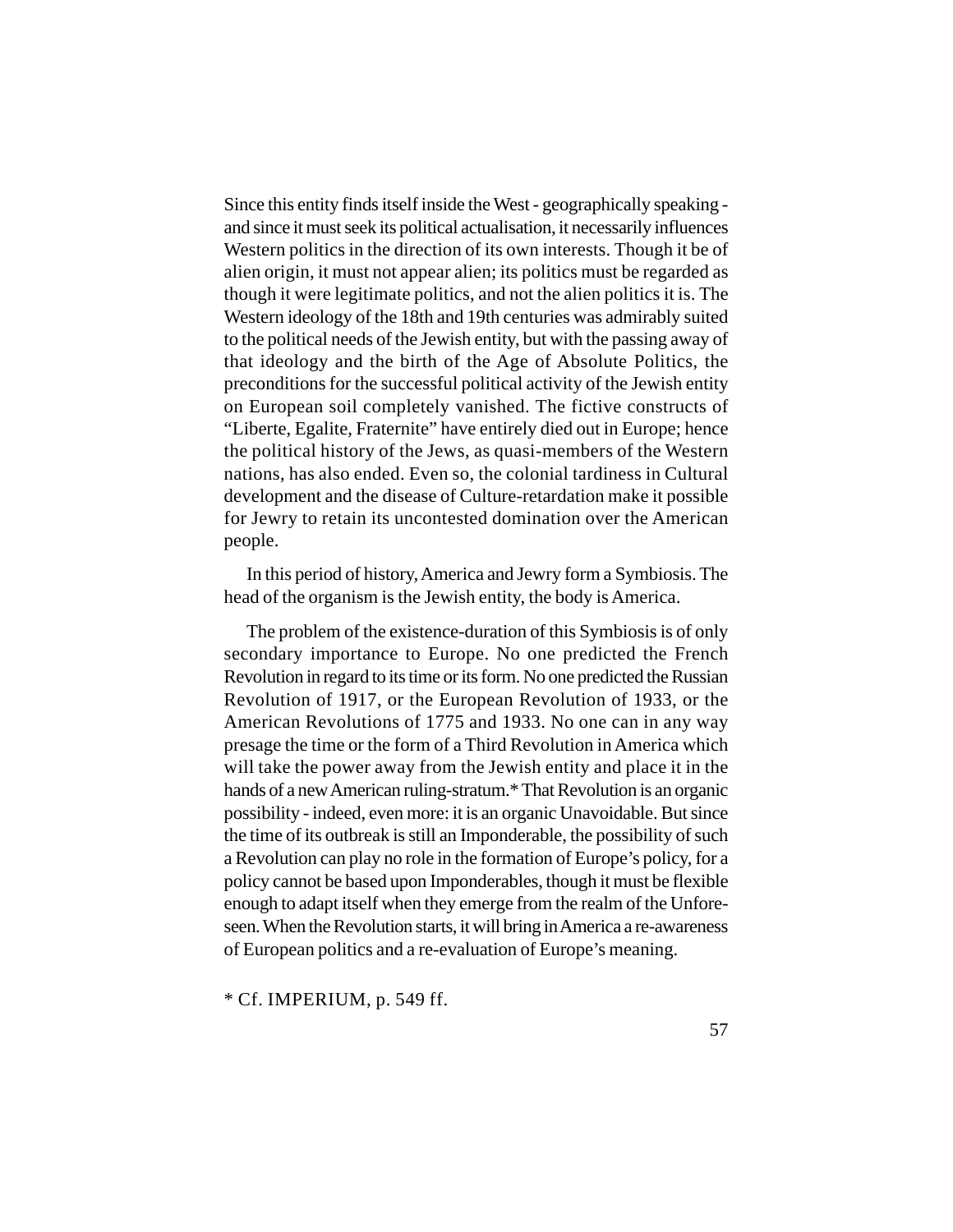Since this entity finds itself inside the West - geographically speaking - and since it must seek its political actualisation, it necessarily influences Western politics in the direction of its own interests. Though it be of alien origin, it must not appear alien; its politics must be regarded as though it were legitimate politics, and not the alien politics it is. The Western ideology of the 18th and 19th centuries was admirably suited to the political needs of the Jewish entity, but with the passing away of that ideology and the birth of the Age of Absolute Politics, the preconditions for the successful political activity of the Jewish entity on European soil completely vanished. The fictive constructs of "Liberte, Egalite, Fraternite" have entirely died out in Europe; hence the political history of the Jews, as quasi-members of the Western nations, has also ended. Even so, the colonial tardiness in Cultural development and the disease of Culture-retardation make it possible for Jewry to retain its uncontested domination over the American people.

In this period of history, America and Jewry form a Symbiosis. The head of the organism is the Jewish entity, the body is America.

The problem of the existence-duration of this Symbiosis is of only secondary importance to Europe. No one predicted the French Revolution in regard to its time or its form. No one predicted the Russian Revolution of 1917, or the European Revolution of 1933, or the American Revolutions of 1775 and 1933. No one can in any way presage the time or the form of a Third Revolution in America which will take the power away from the Jewish entity and place it in the hands of a new American ruling-stratum.* That Revolution is an organic possibility - indeed, even more: it is an organic Unavoidable. But since the time of its outbreak is still an Imponderable, the possibility of such a Revolution can play no role in the formation of Europe's policy, for a policy cannot be based upon Imponderables, though it must be flexible enough to adapt itself when they emerge from the realm of the Unforeseen. When the Revolution starts, it will bring in America a re-awareness of European politics and a re-evaluation of Europe's meaning.

* Cf. IMPERIUM, p. 549 ff.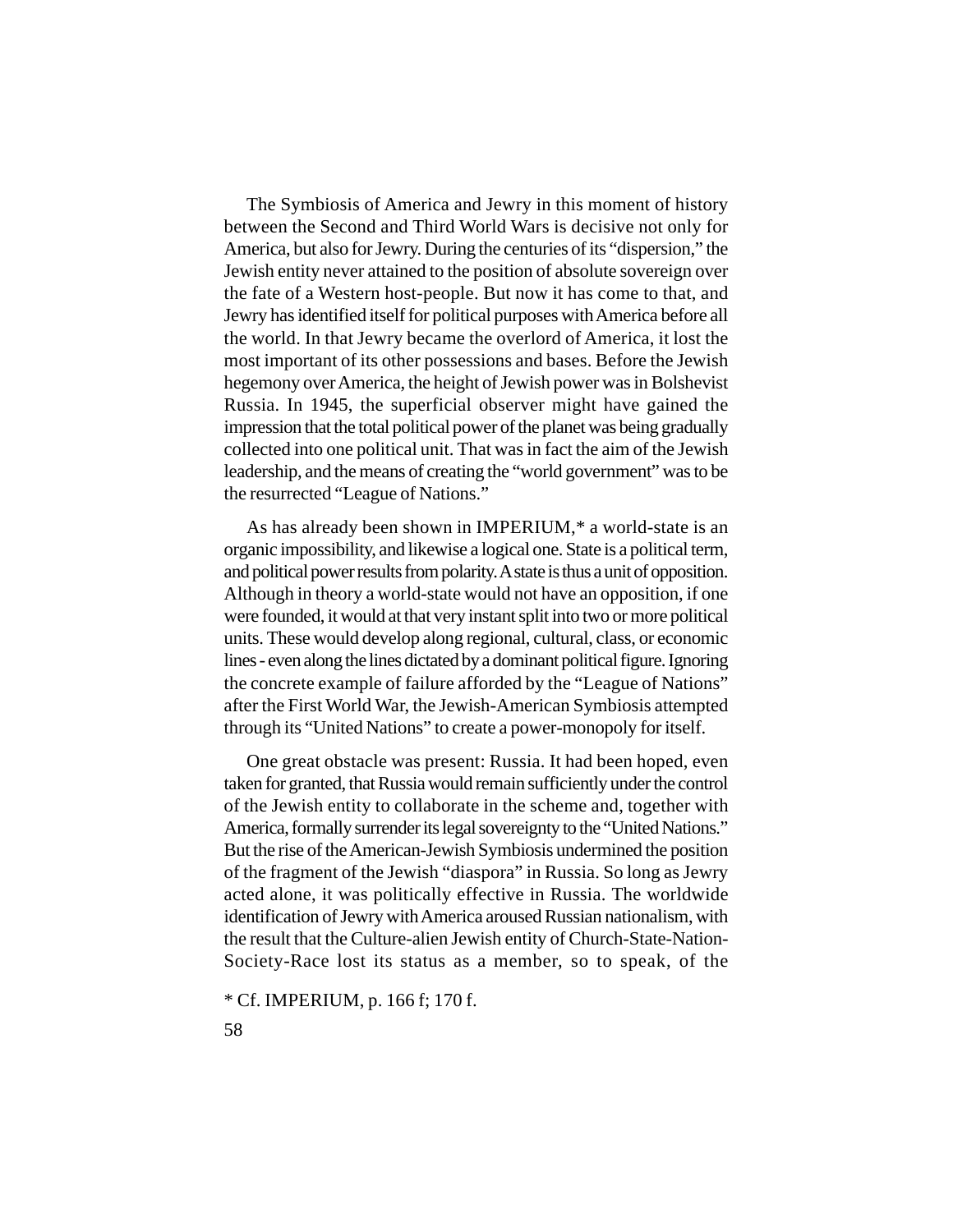The Symbiosis of America and Jewry in this moment of history between the Second and Third World Wars is decisive not only for America, but also for Jewry. During the centuries of its "dispersion," the Jewish entity never attained to the position of absolute sovereign over the fate of a Western host-people. But now it has come to that, and Jewry has identified itself for political purposes with America before all the world. In that Jewry became the overlord of America, it lost the most important of its other possessions and bases. Before the Jewish hegemony over America, the height of Jewish power was in Bolshevist Russia. In 1945, the superficial observer might have gained the impression that the total political power of the planet was being gradually collected into one political unit. That was in fact the aim of the Jewish leadership, and the means of creating the "world government" was to be the resurrected "League of Nations."

As has already been shown in IMPERIUM,* a world-state is an organic impossibility, and likewise a logical one. State is a political term, and political power results from polarity. A state is thus a unit of opposition. Although in theory a world-state would not have an opposition, if one were founded, it would at that very instant split into two or more political units. These would develop along regional, cultural, class, or economic lines - even along the lines dictated by a dominant political figure. Ignoring the concrete example of failure afforded by the "League of Nations" after the First World War, the Jewish-American Symbiosis attempted through its "United Nations" to create a power-monopoly for itself.

One great obstacle was present: Russia. It had been hoped, even taken for granted, that Russia would remain sufficiently under the control of the Jewish entity to collaborate in the scheme and, together with America, formally surrender its legal sovereignty to the "United Nations." But the rise of the American-Jewish Symbiosis undermined the position of the fragment of the Jewish "diaspora" in Russia. So long as Jewry acted alone, it was politically effective in Russia. The worldwide identification of Jewry with America aroused Russian nationalism, with the result that the Culture-alien Jewish entity of Church-State-Nation-Society-Race lost its status as a member, so to speak, of the

* Cf. IMPERIUM, p. 166 f; 170 f.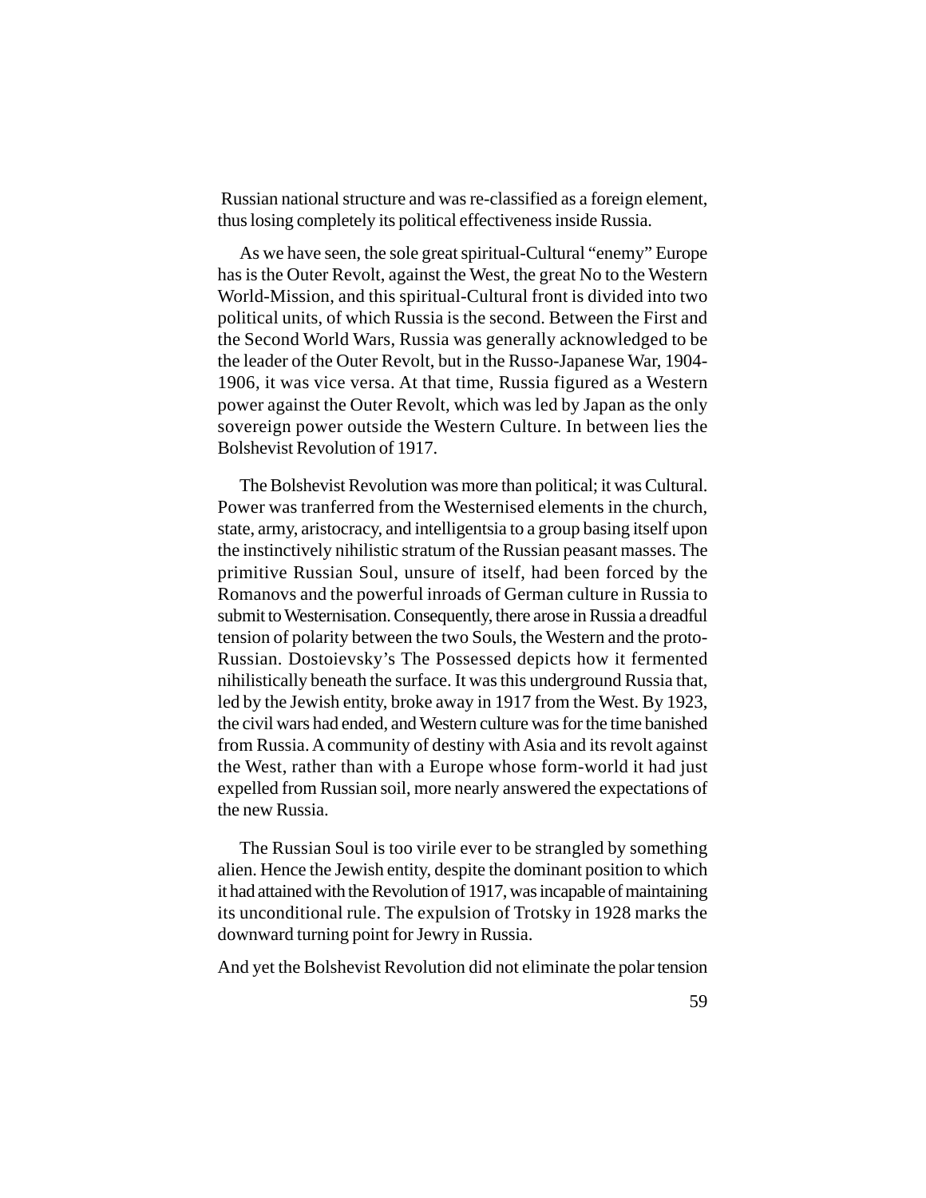Russian national structure and was re-classified as a foreign element, thus losing completely its political effectiveness inside Russia.

As we have seen, the sole great spiritual-Cultural "enemy" Europe has is the Outer Revolt, against the West, the great No to the Western World-Mission, and this spiritual-Cultural front is divided into two political units, of which Russia is the second. Between the First and the Second World Wars, Russia was generally acknowledged to be the leader of the Outer Revolt, but in the Russo-Japanese War, 1904-1906, it was vice versa. At that time, Russia figured as a Western power against the Outer Revolt, which was led by Japan as the only sovereign power outside the Western Culture. In between lies the Bolshevist Revolution of 1917.

The Bolshevist Revolution was more than political; it was Cultural. Power was tranferred from the Westernised elements in the church, state, army, aristocracy, and intelligentsia to a group basing itself upon the instinctively nihilistic stratum of the Russian peasant masses. The primitive Russian Soul, unsure of itself, had been forced by the Romanovs and the powerful inroads of German culture in Russia to submit to Westernisation. Consequently, there arose in Russia a dreadful tension of polarity between the two Souls, the Western and the proto-Russian. Dostoievsky's The Possessed depicts how it fermented nihilistically beneath the surface. It was this underground Russia that, led by the Jewish entity, broke away in 1917 from the West. By 1923, the civil wars had ended, and Western culture was for the time banished from Russia. A community of destiny with Asia and its revolt against the West, rather than with a Europe whose form-world it had just expelled from Russian soil, more nearly answered the expectations of the new Russia.

The Russian Soul is too virile ever to be strangled by something alien. Hence the Jewish entity, despite the dominant position to which it had attained with the Revolution of 1917, was incapable of maintaining its unconditional rule. The expulsion of Trotsky in 1928 marks the downward turning point for Jewry in Russia.

And yet the Bolshevist Revolution did not eliminate the polar tension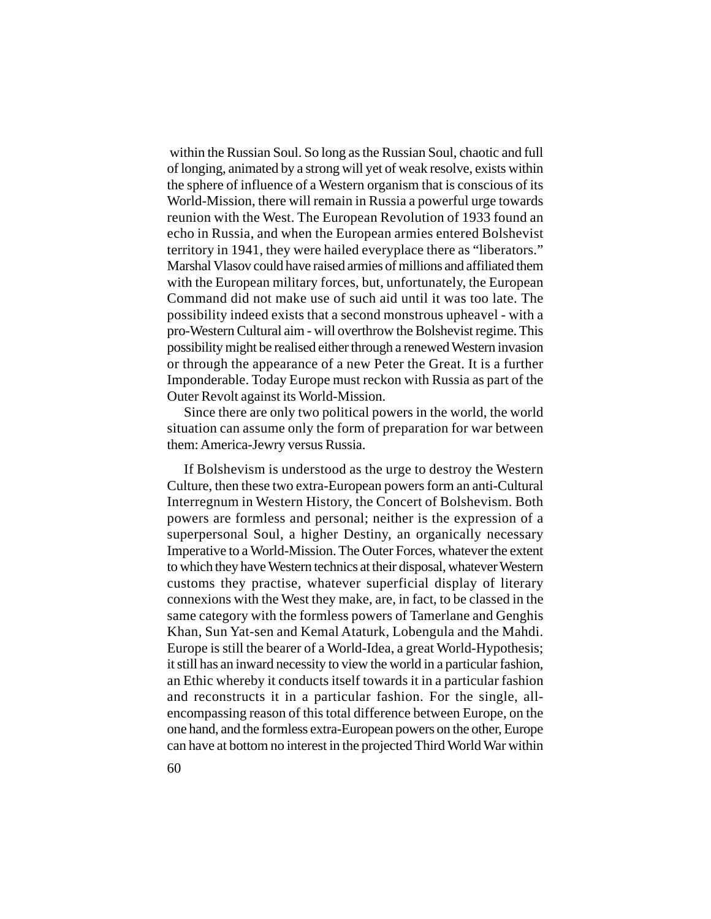within the Russian Soul. So long as the Russian Soul, chaotic and full of longing, animated by a strong will yet of weak resolve, exists within the sphere of influence of a Western organism that is conscious of its World-Mission, there will remain in Russia a powerful urge towards reunion with the West. The European Revolution of 1933 found an echo in Russia, and when the European armies entered Bolshevist territory in 1941, they were hailed everyplace there as "liberators." Marshal Vlasov could have raised armies of millions and affiliated them with the European military forces, but, unfortunately, the European Command did not make use of such aid until it was too late. The possibility indeed exists that a second monstrous upheaval - with a pro-Western Cultural aim - will overthrow the Bolshevist regime. This possibility might be realised either through a renewed Western invasion or through the appearance of a new Peter the Great. It is a further Imponderable. Today Europe must reckon with Russia as part of the Outer Revolt against its World-Mission.

Since there are only two political powers in the world, the world situation can assume only the form of preparation for war between them: America-Jewry versus Russia.

If Bolshevism is understood as the urge to destroy the Western Culture, then these two extra-European powers form an anti-Cultural Interregnum in Western History, the Concert of Bolshevism. Both powers are formless and personal; neither is the expression of a superpersonal Soul, a higher Destiny, an organically necessary Imperative to a World-Mission. The Outer Forces, whatever the extent to which they have Western technics at their disposal, whatever Western customs they practise, whatever superficial display of literary connexions with the West they make, are, in fact, to be classed in the same category with the formless powers of Tamerlane and Genghis Khan, Sun Yat-sen and Kemal Ataturk, Lobengula and the Mahdi. Europe is still the bearer of a World-Idea, a great World-Hypothesis; it still has an inward necessity to view the world in a particular fashion, an Ethic whereby it conducts itself towards it in a particular fashion and reconstructs it in a particular fashion. For the single, all-encompassing reason of this total difference between Europe, on the one hand, and the formless extra-European powers on the other, Europe can have at bottom no interest in the projected Third World War within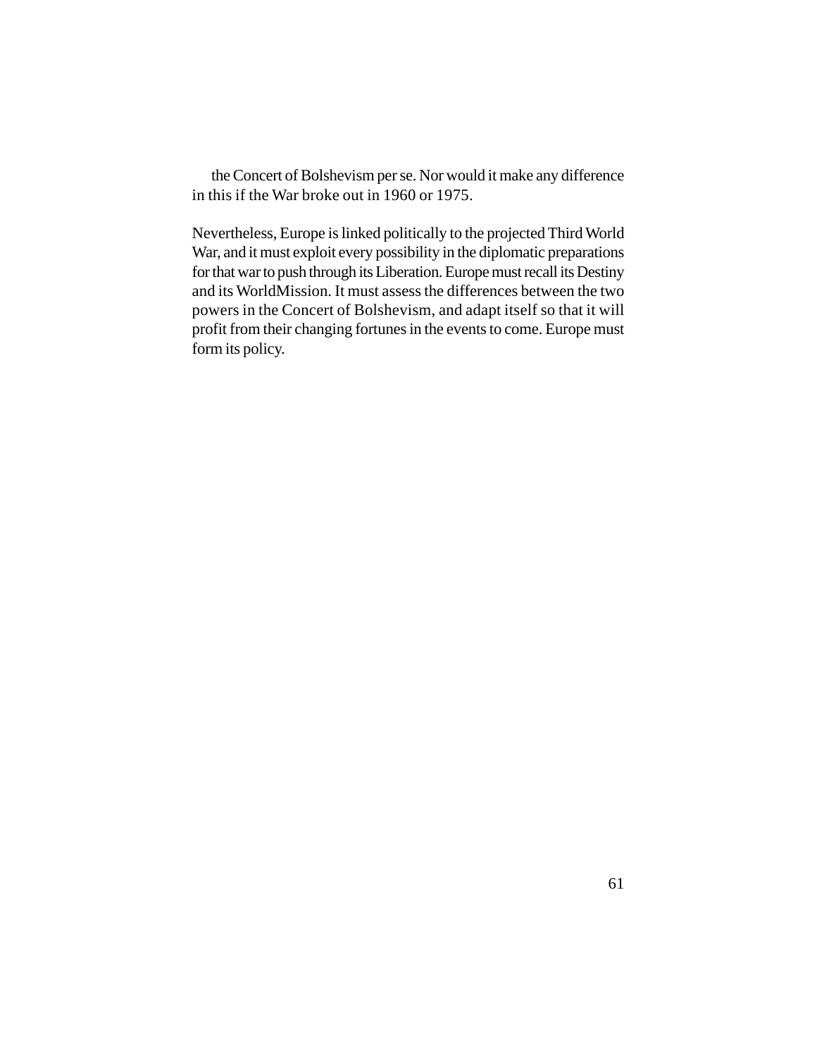the Concert of Bolshevism per se. Nor would it make any difference in this if the War broke out in 1960 or 1975.

Nevertheless, Europe is linked politically to the projected Third World War, and it must exploit every possibility in the diplomatic preparations for that war to push through its Liberation. Europe must recall its Destiny and its WorldMission. It must assess the differences between the two powers in the Concert of Bolshevism, and adapt itself so that it will profit from their changing fortunes in the events to come. Europe must form its policy.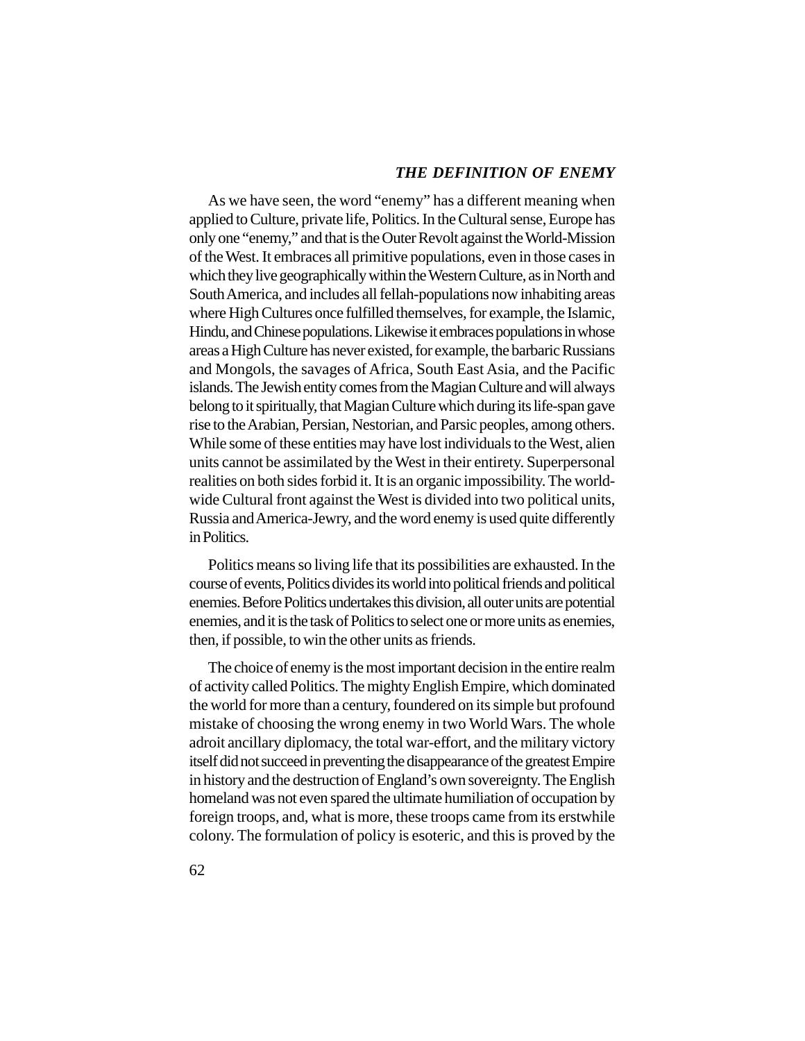### *THE DEFINITION OF ENEMY*

As we have seen, the word "enemy" has a different meaning when applied to Culture, private life, Politics. In the Cultural sense, Europe has only one "enemy," and that is the Outer Revolt against the World-Mission of the West. It embraces all primitive populations, even in those cases in which they live geographically within the Western Culture, as in North and South America, and includes all fellah-populations now inhabiting areas where High Cultures once fulfilled themselves, for example, the Islamic, Hindu, and Chinese populations. Likewise it embraces populations in whose areas a High Culture has never existed, for example, the barbaric Russians and Mongols, the savages of Africa, South East Asia, and the Pacific islands. The Jewish entity comes from the Magian Culture and will always belong to it spiritually, that Magian Culture which during its life-span gave rise to the Arabian, Persian, Nestorian, and Parsic peoples, among others. While some of these entities may have lost individuals to the West, alien units cannot be assimilated by the West in their entirety. Superpersonal realities on both sides forbid it. It is an organic impossibility. The world-wide Cultural front against the West is divided into two political units, Russia and America-Jewry, and the word enemy is used quite differently in Politics.

Politics means so living life that its possibilities are exhausted. In the course of events, Politics divides its world into political friends and political enemies. Before Politics undertakes this division, all outer units are potential enemies, and it is the task of Politics to select one or more units as enemies, then, if possible, to win the other units as friends.

The choice of enemy is the most important decision in the entire realm of activity called Politics. The mighty English Empire, which dominated the world for more than a century, foundered on its simple but profound mistake of choosing the wrong enemy in two World Wars. The whole adroit ancillary diplomacy, the total war-effort, and the military victory itself did not succeed in preventing the disappearance of the greatest Empire in history and the destruction of England's own sovereignty. The English homeland was not even spared the ultimate humiliation of occupation by foreign troops, and, what is more, these troops came from its erstwhile colony. The formulation of policy is esoteric, and this is proved by the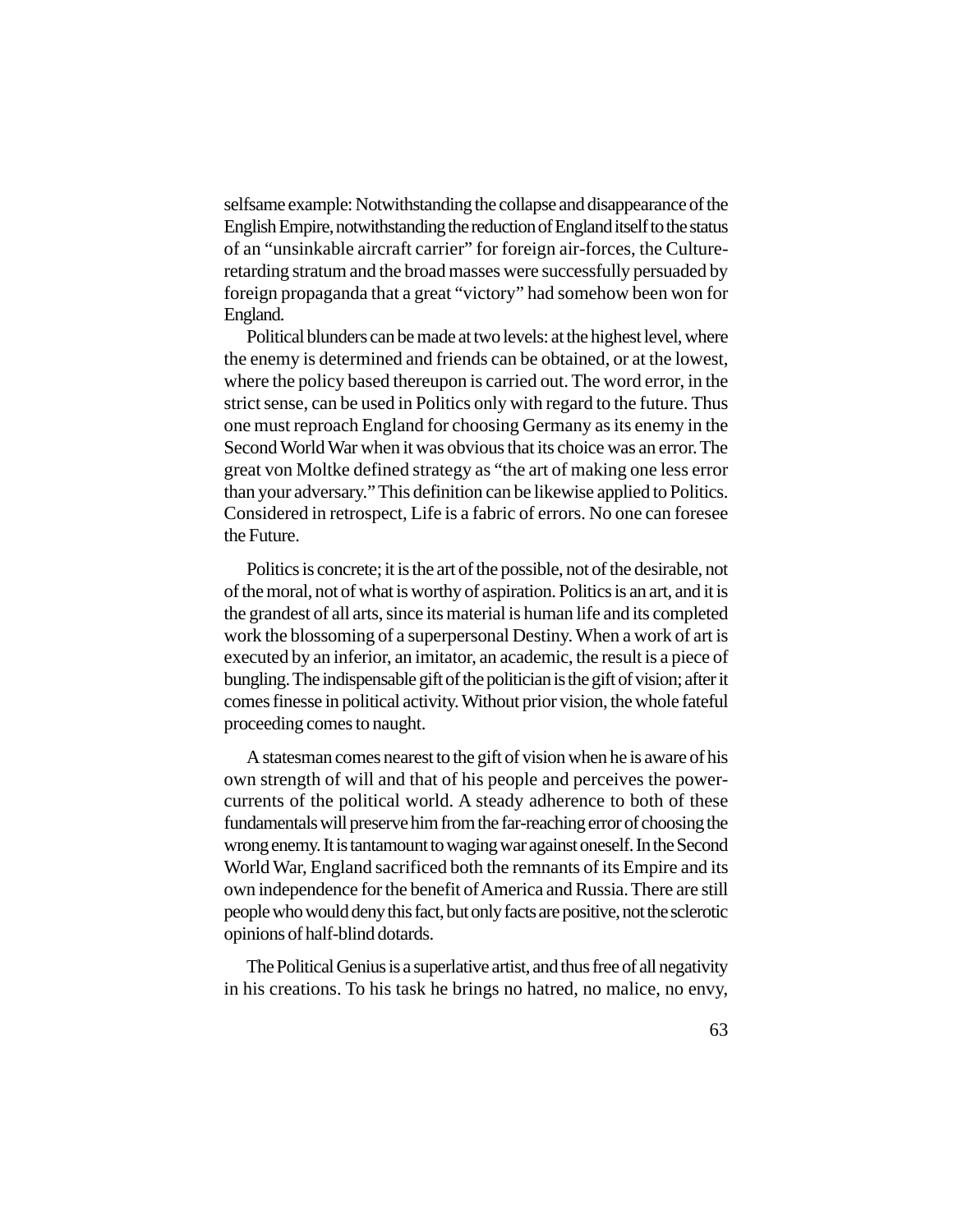selfsame example: Notwithstanding the collapse and disappearance of the English Empire, notwithstanding the reduction of England itself to the status of an "unsinkable aircraft carrier" for foreign air-forces, the Culture-retarding stratum and the broad masses were successfully persuaded by foreign propaganda that a great "victory" had somehow been won for England.

Political blunders can be made at two levels: at the highest level, where the enemy is determined and friends can be obtained, or at the lowest, where the policy based thereupon is carried out. The word error, in the strict sense, can be used in Politics only with regard to the future. Thus one must reproach England for choosing Germany as its enemy in the Second World War when it was obvious that its choice was an error. The great von Moltke defined strategy as "the art of making one less error than your adversary." This definition can be likewise applied to Politics. Considered in retrospect, Life is a fabric of errors. No one can foresee the Future.

Politics is concrete; it is the art of the possible, not of the desirable, not of the moral, not of what is worthy of aspiration. Politics is an art, and it is the grandest of all arts, since its material is human life and its completed work the blossoming of a superpersonal Destiny. When a work of art is executed by an inferior, an imitator, an academic, the result is a piece of bungling. The indispensable gift of the politician is the gift of vision; after it comes finesse in political activity. Without prior vision, the whole fateful proceeding comes to naught.

A statesman comes nearest to the gift of vision when he is aware of his own strength of will and that of his people and perceives the power-currents of the political world. A steady adherence to both of these fundamentals will preserve him from the far-reaching error of choosing the wrong enemy. It is tantamount to waging war against oneself. In the Second World War, England sacrificed both the remnants of its Empire and its own independence for the benefit of America and Russia. There are still people who would deny this fact, but only facts are positive, not the sclerotic opinions of half-blind dotards.

The Political Genius is a superlative artist, and thus free of all negativity in his creations. To his task he brings no hatred, no malice, no envy,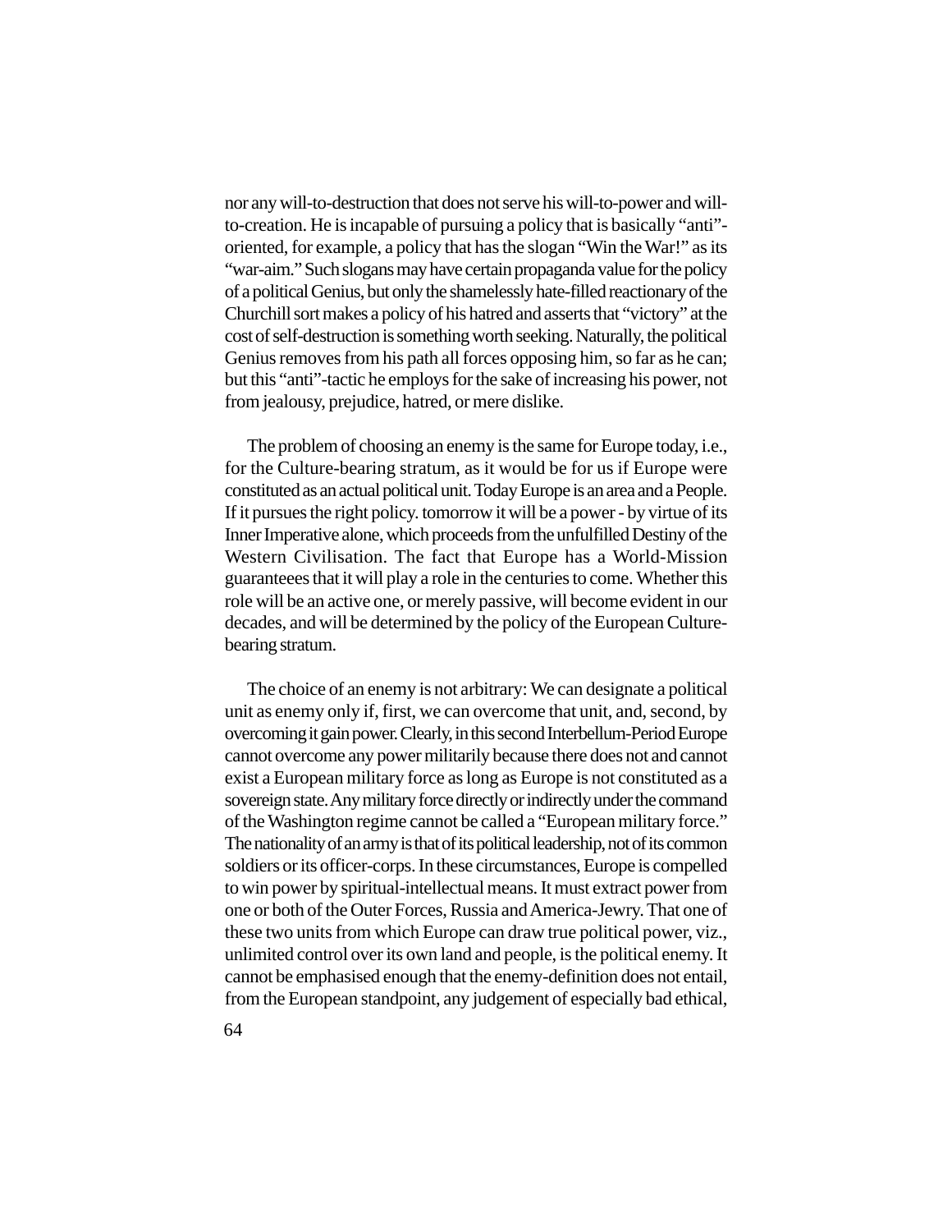nor any will-to-destruction that does not serve his will-to-power and will-to-creation. He is incapable of pursuing a policy that is basically "anti"-oriented, for example, a policy that has the slogan "Win the War!" as its "war-aim." Such slogans may have certain propaganda value for the policy of a political Genius, but only the shamelessly hate-filled reactionary of the Churchill sort makes a policy of his hatred and asserts that "victory" at the cost of self-destruction is something worth seeking. Naturally, the political Genius removes from his path all forces opposing him, so far as he can; but this "anti"-tactic he employs for the sake of increasing his power, not from jealousy, prejudice, hatred, or mere dislike.

The problem of choosing an enemy is the same for Europe today, i.e., for the Culture-bearing stratum, as it would be for us if Europe were constituted as an actual political unit. Today Europe is an area and a People. If it pursues the right policy. tomorrow it will be a power - by virtue of its Inner Imperative alone, which proceeds from the unfulfilled Destiny of the Western Civilisation. The fact that Europe has a World-Mission guaranteees that it will play a role in the centuries to come. Whether this role will be an active one, or merely passive, will become evident in our decades, and will be determined by the policy of the European Culture-bearing stratum.

The choice of an enemy is not arbitrary: We can designate a political unit as enemy only if, first, we can overcome that unit, and, second, by overcoming it gain power. Clearly, in this second Interbellum-Period Europe cannot overcome any power militarily because there does not and cannot exist a European military force as long as Europe is not constituted as a sovereign state. Any military force directly or indirectly under the command of the Washington regime cannot be called a "European military force." The nationality of an army is that of its political leadership, not of its common soldiers or its officer-corps. In these circumstances, Europe is compelled to win power by spiritual-intellectual means. It must extract power from one or both of the Outer Forces, Russia and America-Jewry. That one of these two units from which Europe can draw true political power, viz., unlimited control over its own land and people, is the political enemy. It cannot be emphasised enough that the enemy-definition does not entail, from the European standpoint, any judgement of especially bad ethical,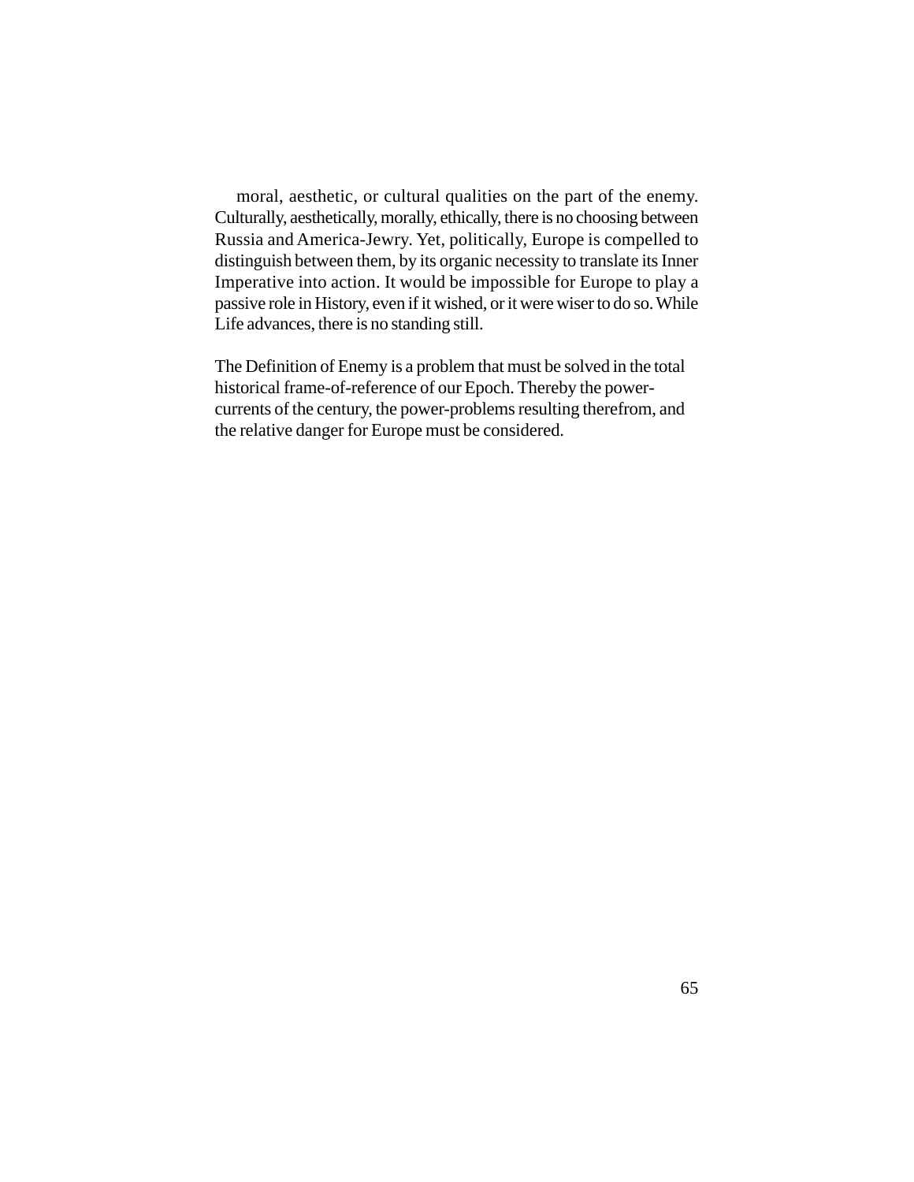moral, aesthetic, or cultural qualities on the part of the enemy. Culturally, aesthetically, morally, ethically, there is no choosing between Russia and America-Jewry. Yet, politically, Europe is compelled to distinguish between them, by its organic necessity to translate its Inner Imperative into action. It would be impossible for Europe to play a passive role in History, even if it wished, or it were wiser to do so. While Life advances, there is no standing still.

The Definition of Enemy is a problem that must be solved in the total historical frame-of-reference of our Epoch. Thereby the power-currents of the century, the power-problems resulting therefrom, and the relative danger for Europe must be considered.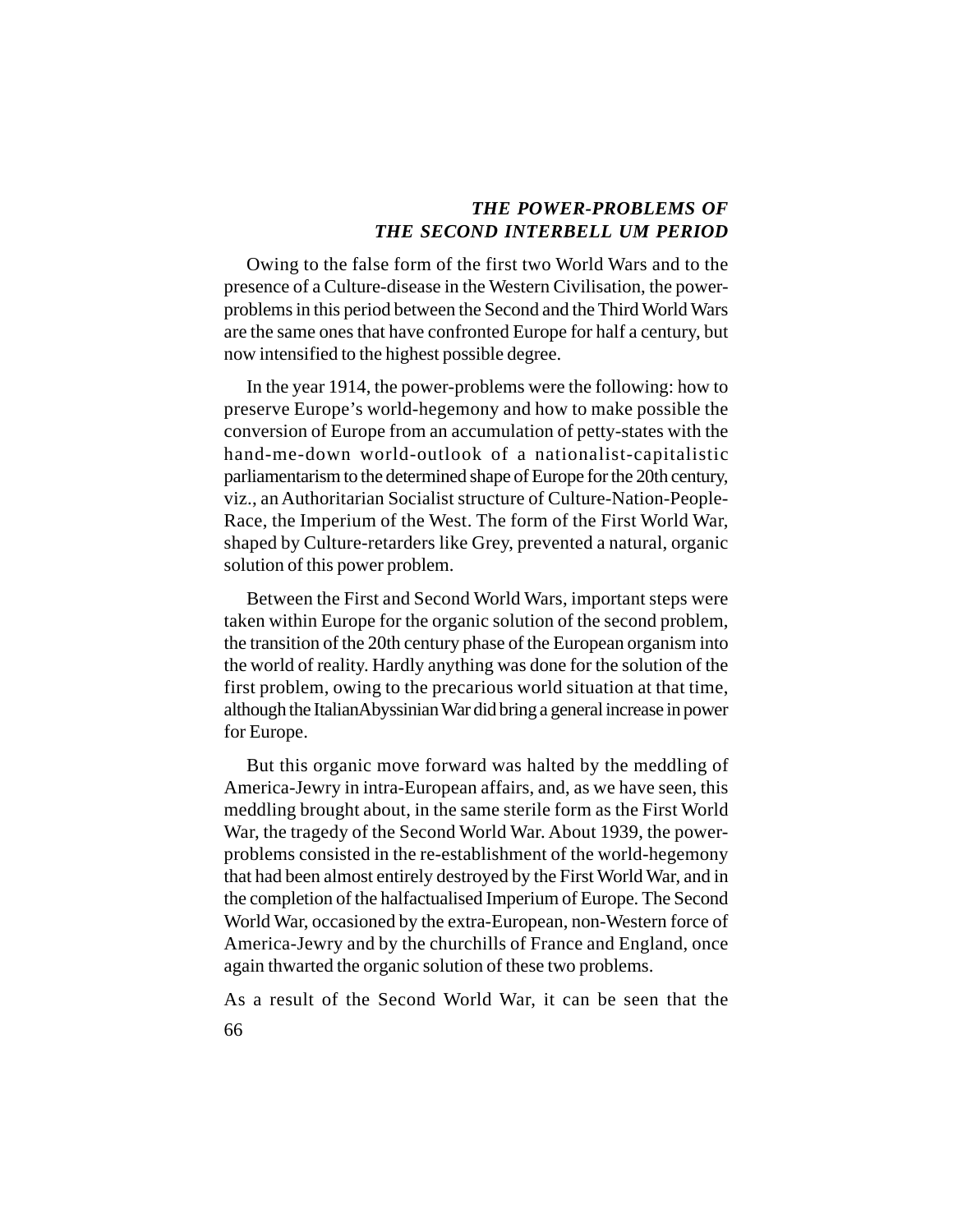## *THE POWER-PROBLEMS OF THE SECOND INTERBELL UM PERIOD*

Owing to the false form of the first two World Wars and to the presence of a Culture-disease in the Western Civilisation, the power-problems in this period between the Second and the Third World Wars are the same ones that have confronted Europe for half a century, but now intensified to the highest possible degree.

In the year 1914, the power-problems were the following: how to preserve Europe's world-hegemony and how to make possible the conversion of Europe from an accumulation of petty-states with the hand-me-down world-outlook of a nationalist-capitalistic parliamentarism to the determined shape of Europe for the 20th century, viz., an Authoritarian Socialist structure of Culture-Nation-People-Race, the Imperium of the West. The form of the First World War, shaped by Culture-retarders like Grey, prevented a natural, organic solution of this power problem.

Between the First and Second World Wars, important steps were taken within Europe for the organic solution of the second problem, the transition of the 20th century phase of the European organism into the world of reality. Hardly anything was done for the solution of the first problem, owing to the precarious world situation at that time, although the ItalianAbyssinian War did bring a general increase in power for Europe.

But this organic move forward was halted by the meddling of America-Jewry in intra-European affairs, and, as we have seen, this meddling brought about, in the same sterile form as the First World War, the tragedy of the Second World War. About 1939, the power-problems consisted in the re-establishment of the world-hegemony that had been almost entirely destroyed by the First World War, and in the completion of the halfactualised Imperium of Europe. The Second World War, occasioned by the extra-European, non-Western force of America-Jewry and by the churchills of France and England, once again thwarted the organic solution of these two problems.

As a result of the Second World War, it can be seen that the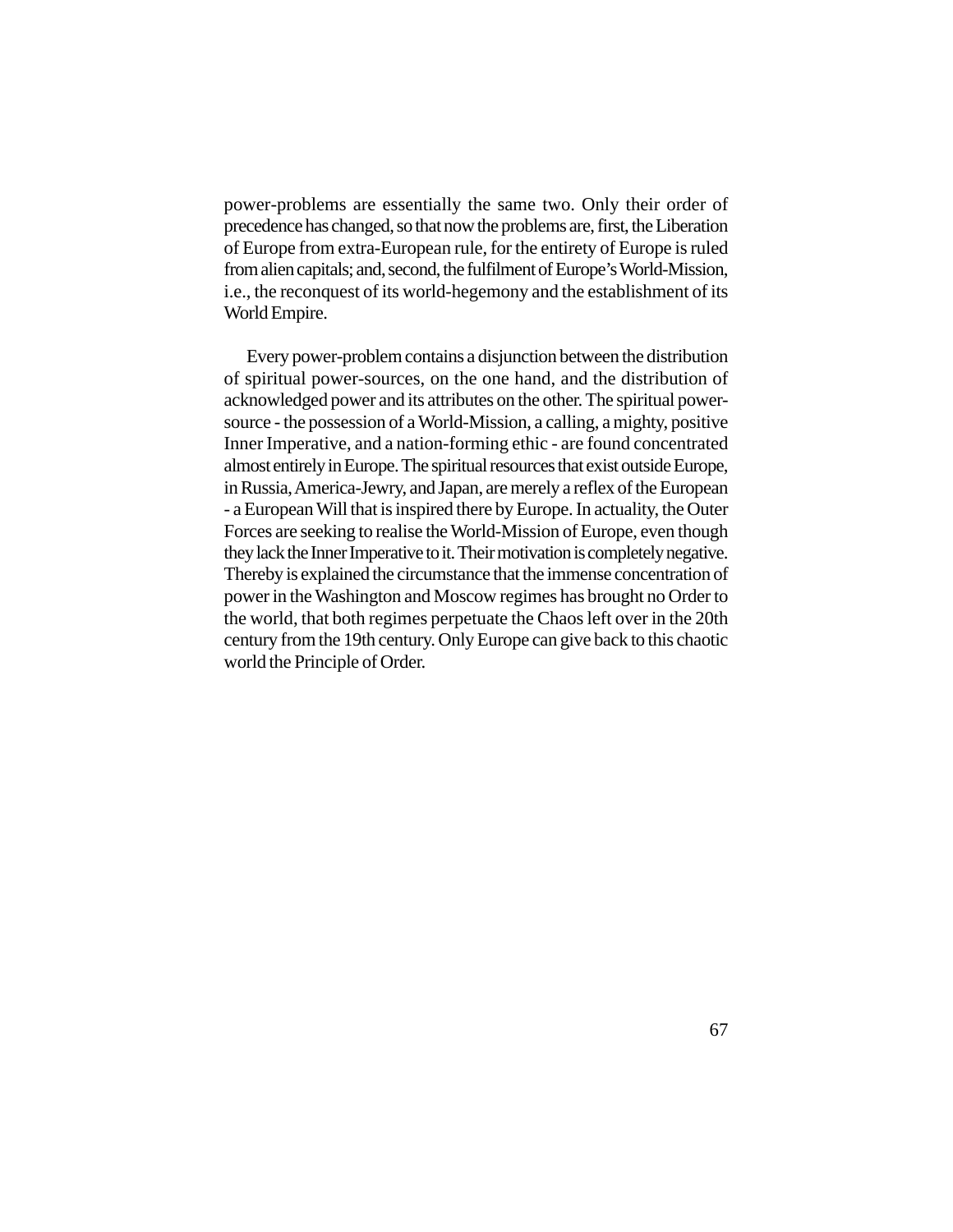power-problems are essentially the same two. Only their order of precedence has changed, so that now the problems are, first, the Liberation of Europe from extra-European rule, for the entirety of Europe is ruled from alien capitals; and, second, the fulfilment of Europe's World-Mission, i.e., the reconquest of its world-hegemony and the establishment of its World Empire.

Every power-problem contains a disjunction between the distribution of spiritual power-sources, on the one hand, and the distribution of acknowledged power and its attributes on the other. The spiritual power-source - the possession of a World-Mission, a calling, a mighty, positive Inner Imperative, and a nation-forming ethic - are found concentrated almost entirely in Europe. The spiritual resources that exist outside Europe, in Russia, America-Jewry, and Japan, are merely a reflex of the European - a European Will that is inspired there by Europe. In actuality, the Outer Forces are seeking to realise the World-Mission of Europe, even though they lack the Inner Imperative to it. Their motivation is completely negative. Thereby is explained the circumstance that the immense concentration of power in the Washington and Moscow regimes has brought no Order to the world, that both regimes perpetuate the Chaos left over in the 20th century from the 19th century. Only Europe can give back to this chaotic world the Principle of Order.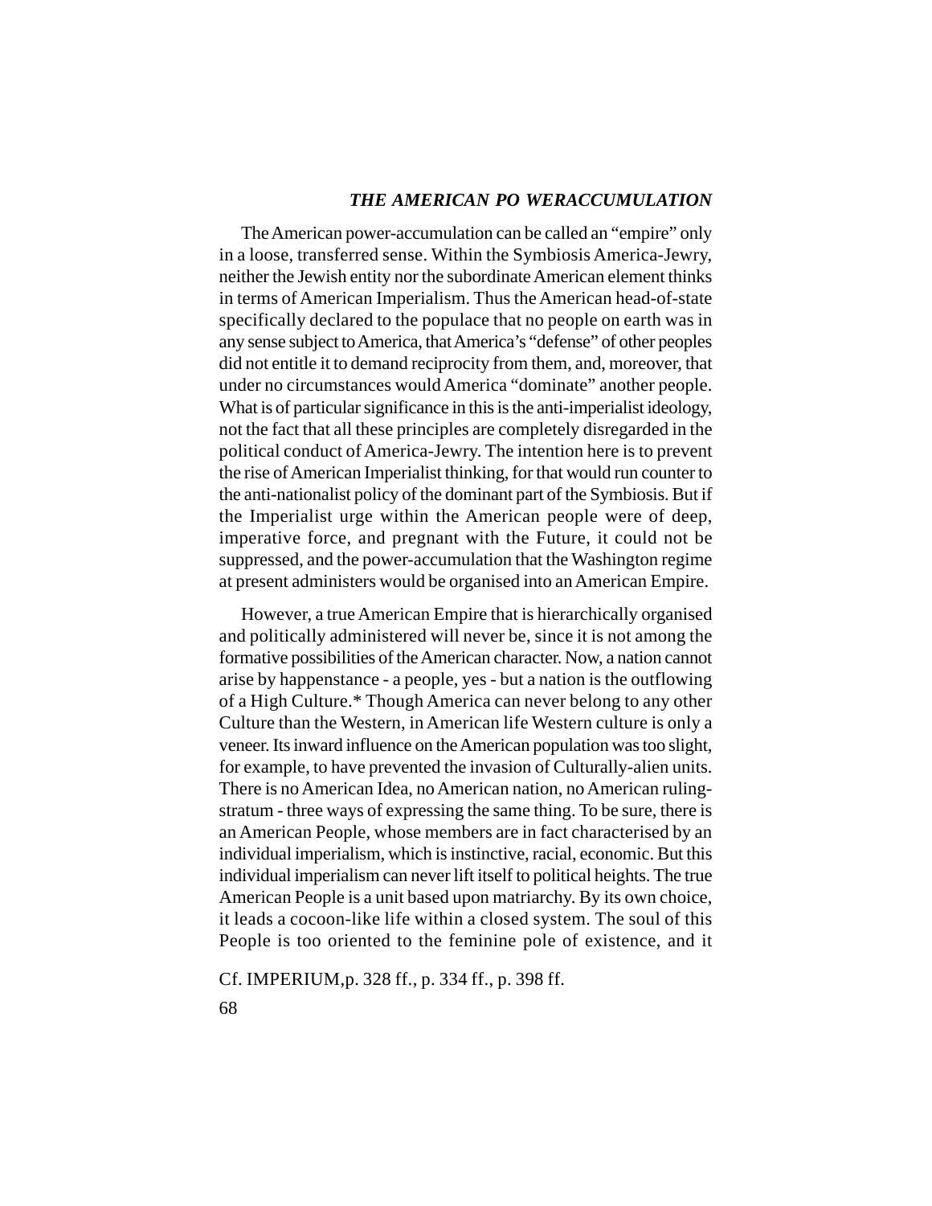### *THE AMERICAN PO WERACCUMULATION*

The American power-accumulation can be called an "empire" only in a loose, transferred sense. Within the Symbiosis America-Jewry, neither the Jewish entity nor the subordinate American element thinks in terms of American Imperialism. Thus the American head-of-state specifically declared to the populace that no people on earth was in any sense subject to America, that America's "defense" of other peoples did not entitle it to demand reciprocity from them, and, moreover, that under no circumstances would America "dominate" another people. What is of particular significance in this is the anti-imperialist ideology, not the fact that all these principles are completely disregarded in the political conduct of America-Jewry. The intention here is to prevent the rise of American Imperialist thinking, for that would run counter to the anti-nationalist policy of the dominant part of the Symbiosis. But if the Imperialist urge within the American people were of deep, imperative force, and pregnant with the Future, it could not be suppressed, and the power-accumulation that the Washington regime at present administers would be organised into an American Empire.

However, a true American Empire that is hierarchically organised and politically administered will never be, since it is not among the formative possibilities of the American character. Now, a nation cannot arise by happenstance - a people, yes - but a nation is the outflowing of a High Culture.* Though America can never belong to any other Culture than the Western, in American life Western culture is only a veneer. Its inward influence on the American population was too slight, for example, to have prevented the invasion of Culturally-alien units. There is no American Idea, no American nation, no American ruling-stratum - three ways of expressing the same thing. To be sure, there is an American People, whose members are in fact characterised by an individual imperialism, which is instinctive, racial, economic. But this individual imperialism can never lift itself to political heights. The true American People is a unit based upon matriarchy. By its own choice, it leads a cocoon-like life within a closed system. The soul of this People is too oriented to the feminine pole of existence, and it

Cf. IMPERIUM,p. 328 ff., p. 334 ff., p. 398 ff.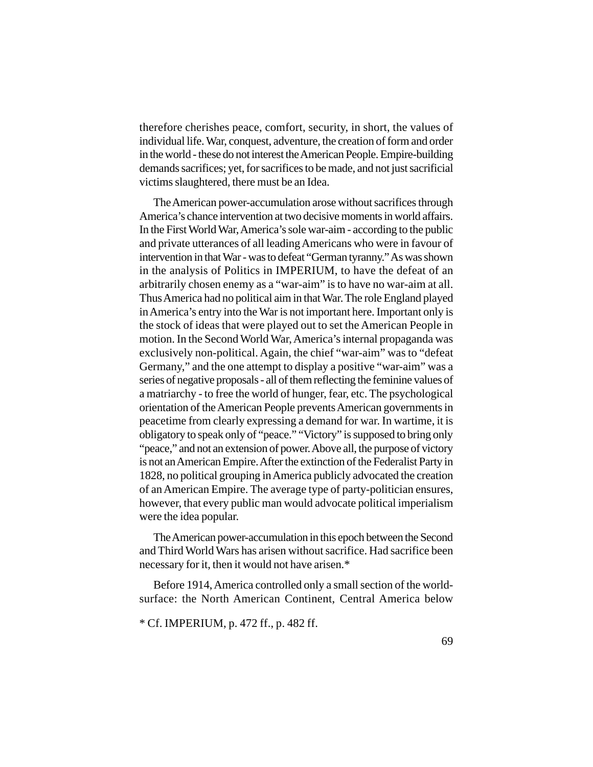therefore cherishes peace, comfort, security, in short, the values of individual life. War, conquest, adventure, the creation of form and order in the world - these do not interest the American People. Empire-building demands sacrifices; yet, for sacrifices to be made, and not just sacrificial victims slaughtered, there must be an Idea.

The American power-accumulation arose without sacrifices through America's chance intervention at two decisive moments in world affairs. In the First World War, America's sole war-aim - according to the public and private utterances of all leading Americans who were in favour of intervention in that War - was to defeat "German tyranny." As was shown in the analysis of Politics in IMPERIUM, to have the defeat of an arbitrarily chosen enemy as a "war-aim" is to have no war-aim at all. Thus America had no political aim in that War. The role England played in America's entry into the War is not important here. Important only is the stock of ideas that were played out to set the American People in motion. In the Second World War, America's internal propaganda was exclusively non-political. Again, the chief "war-aim" was to "defeat Germany," and the one attempt to display a positive "war-aim" was a series of negative proposals - all of them reflecting the feminine values of a matriarchy - to free the world of hunger, fear, etc. The psychological orientation of the American People prevents American governments in peacetime from clearly expressing a demand for war. In wartime, it is obligatory to speak only of "peace." "Victory" is supposed to bring only "peace," and not an extension of power. Above all, the purpose of victory is not an American Empire. After the extinction of the Federalist Party in 1828, no political grouping in America publicly advocated the creation of an American Empire. The average type of party-politician ensures, however, that every public man would advocate political imperialism were the idea popular.

The American power-accumulation in this epoch between the Second and Third World Wars has arisen without sacrifice. Had sacrifice been necessary for it, then it would not have arisen.*

Before 1914, America controlled only a small section of the world-surface: the North American Continent, Central America below

* Cf. IMPERIUM, p. 472 ff., p. 482 ff.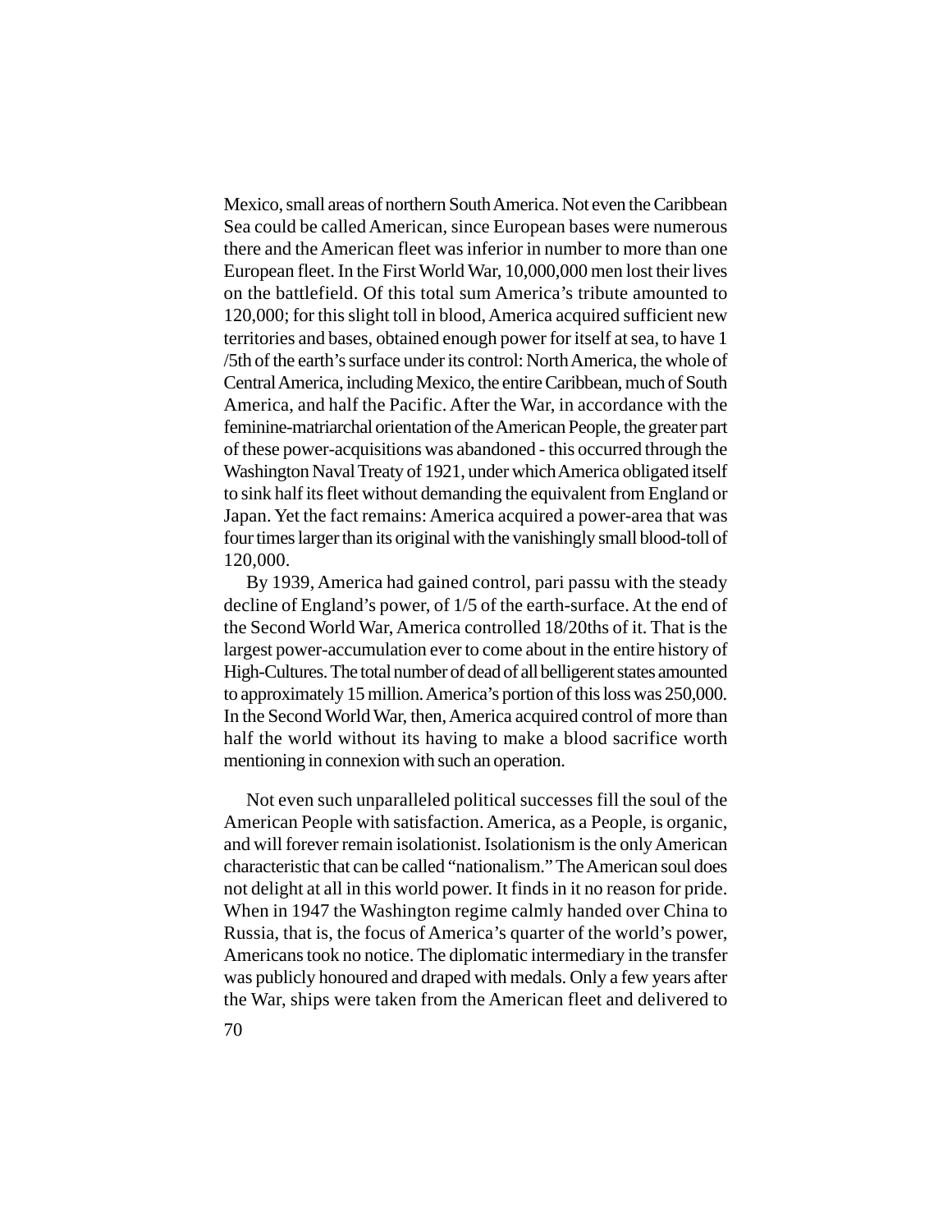Mexico, small areas of northern South America. Not even the Caribbean Sea could be called American, since European bases were numerous there and the American fleet was inferior in number to more than one European fleet. In the First World War, 10,000,000 men lost their lives on the battlefield. Of this total sum America's tribute amounted to 120,000; for this slight toll in blood, America acquired sufficient new territories and bases, obtained enough power for itself at sea, to have 1 /5th of the earth's surface under its control: North America, the whole of Central America, including Mexico, the entire Caribbean, much of South America, and half the Pacific. After the War, in accordance with the feminine-matriarchal orientation of the American People, the greater part of these power-acquisitions was abandoned - this occurred through the Washington Naval Treaty of 1921, under which America obligated itself to sink half its fleet without demanding the equivalent from England or Japan. Yet the fact remains: America acquired a power-area that was four times larger than its original with the vanishingly small blood-toll of 120,000.

By 1939, America had gained control, pari passu with the steady decline of England's power, of 1/5 of the earth-surface. At the end of the Second World War, America controlled 18/20ths of it. That is the largest power-accumulation ever to come about in the entire history of High-Cultures. The total number of dead of all belligerent states amounted to approximately 15 million. America's portion of this loss was 250,000. In the Second World War, then, America acquired control of more than half the world without its having to make a blood sacrifice worth mentioning in connexion with such an operation.

Not even such unparalleled political successes fill the soul of the American People with satisfaction. America, as a People, is organic, and will forever remain isolationist. Isolationism is the only American characteristic that can be called "nationalism." The American soul does not delight at all in this world power. It finds in it no reason for pride. When in 1947 the Washington regime calmly handed over China to Russia, that is, the focus of America's quarter of the world's power, Americans took no notice. The diplomatic intermediary in the transfer was publicly honoured and draped with medals. Only a few years after the War, ships were taken from the American fleet and delivered to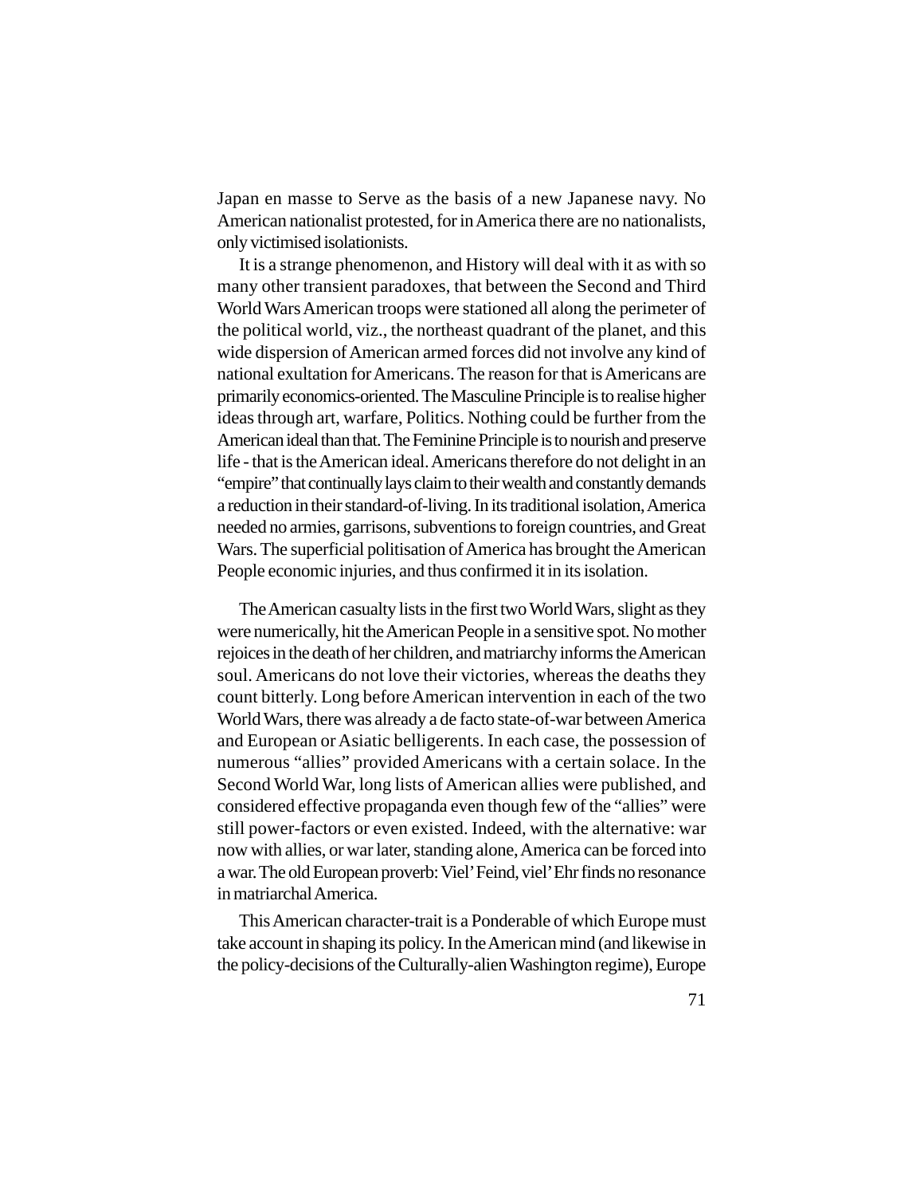Japan en masse to Serve as the basis of a new Japanese navy. No American nationalist protested, for in America there are no nationalists, only victimised isolationists.

It is a strange phenomenon, and History will deal with it as with so many other transient paradoxes, that between the Second and Third World Wars American troops were stationed all along the perimeter of the political world, viz., the northeast quadrant of the planet, and this wide dispersion of American armed forces did not involve any kind of national exultation for Americans. The reason for that is Americans are primarily economics-oriented. The Masculine Principle is to realise higher ideas through art, warfare, Politics. Nothing could be further from the American ideal than that. The Feminine Principle is to nourish and preserve life - that is the American ideal. Americans therefore do not delight in an "empire" that continually lays claim to their wealth and constantly demands a reduction in their standard-of-living. In its traditional isolation, America needed no armies, garrisons, subventions to foreign countries, and Great Wars. The superficial politisation of America has brought the American People economic injuries, and thus confirmed it in its isolation.

The American casualty lists in the first two World Wars, slight as they were numerically, hit the American People in a sensitive spot. No mother rejoices in the death of her children, and matriarchy informs the American soul. Americans do not love their victories, whereas the deaths they count bitterly. Long before American intervention in each of the two World Wars, there was already a de facto state-of-war between America and European or Asiatic belligerents. In each case, the possession of numerous "allies" provided Americans with a certain solace. In the Second World War, long lists of American allies were published, and considered effective propaganda even though few of the "allies" were still power-factors or even existed. Indeed, with the alternative: war now with allies, or war later, standing alone, America can be forced into a war. The old European proverb: Viel' Feind, viel' Ehr finds no resonance in matriarchal America.

This American character-trait is a Ponderable of which Europe must take account in shaping its policy. In the American mind (and likewise in the policy-decisions of the Culturally-alien Washington regime), Europe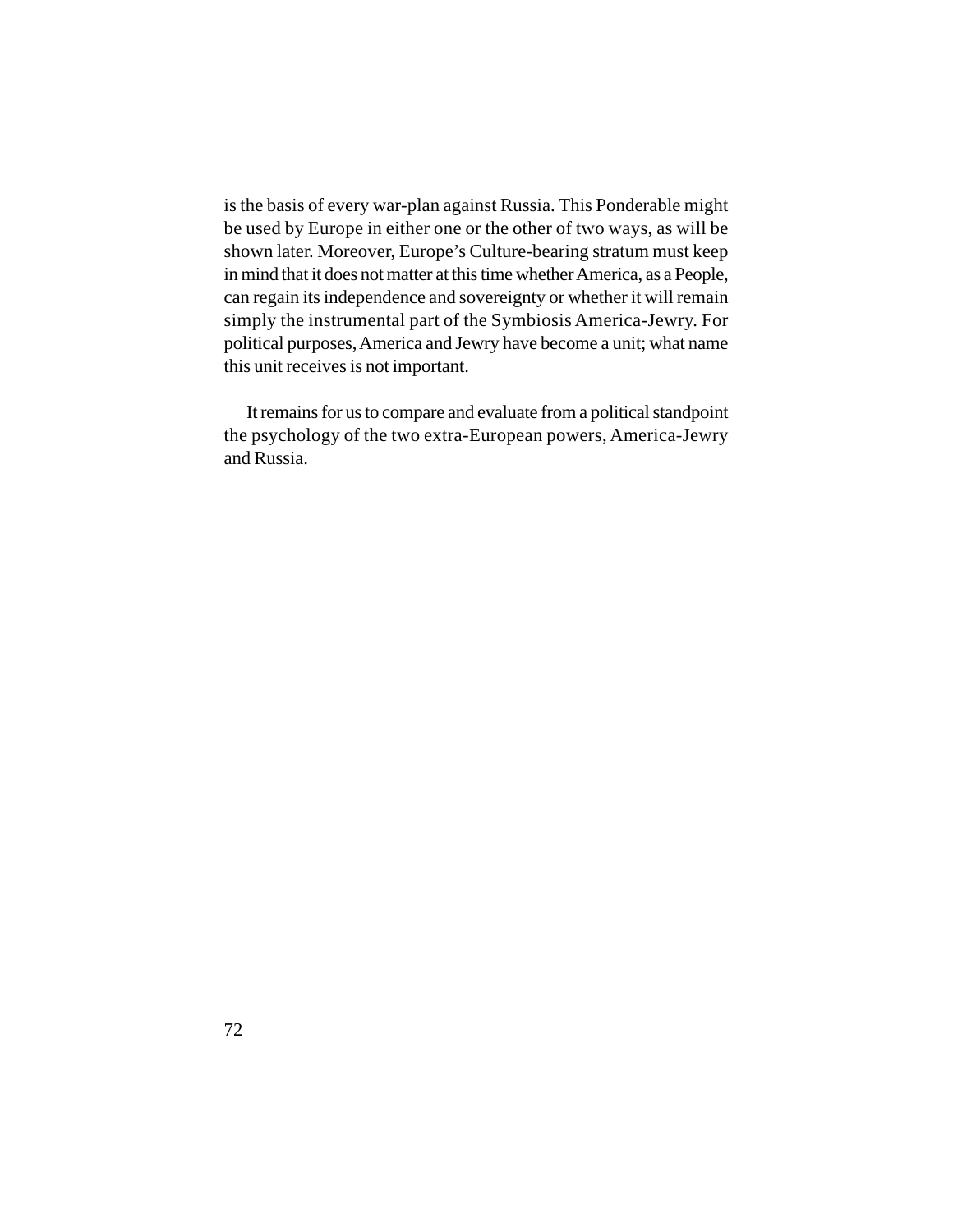is the basis of every war-plan against Russia. This Ponderable might be used by Europe in either one or the other of two ways, as will be shown later. Moreover, Europe's Culture-bearing stratum must keep in mind that it does not matter at this time whether America, as a People, can regain its independence and sovereignty or whether it will remain simply the instrumental part of the Symbiosis America-Jewry. For political purposes, America and Jewry have become a unit; what name this unit receives is not important.

It remains for us to compare and evaluate from a political standpoint the psychology of the two extra-European powers, America-Jewry and Russia.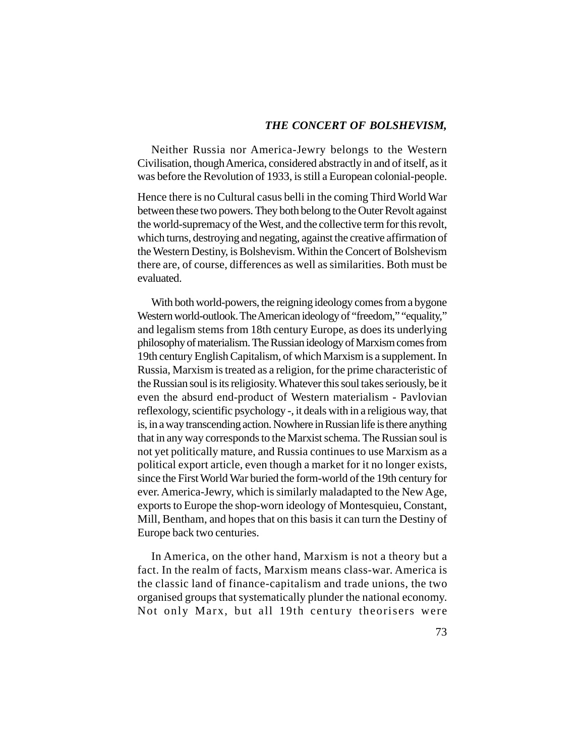### *THE CONCERT OF BOLSHEVISM,*

Neither Russia nor America-Jewry belongs to the Western Civilisation, though America, considered abstractly in and of itself, as it was before the Revolution of 1933, is still a European colonial-people.

Hence there is no Cultural casus belli in the coming Third World War between these two powers. They both belong to the Outer Revolt against the world-supremacy of the West, and the collective term for this revolt, which turns, destroying and negating, against the creative affirmation of the Western Destiny, is Bolshevism. Within the Concert of Bolshevism there are, of course, differences as well as similarities. Both must be evaluated.

With both world-powers, the reigning ideology comes from a bygone Western world-outlook. The American ideology of "freedom," "equality," and legalism stems from 18th century Europe, as does its underlying philosophy of materialism. The Russian ideology of Marxism comes from 19th century English Capitalism, of which Marxism is a supplement. In Russia, Marxism is treated as a religion, for the prime characteristic of the Russian soul is its religiosity. Whatever this soul takes seriously, be it even the absurd end-product of Western materialism - Pavlovian reflexology, scientific psychology -, it deals with in a religious way, that is, in a way transcending action. Nowhere in Russian life is there anything that in any way corresponds to the Marxist schema. The Russian soul is not yet politically mature, and Russia continues to use Marxism as a political export article, even though a market for it no longer exists, since the First World War buried the form-world of the 19th century for ever. America-Jewry, which is similarly maladapted to the New Age, exports to Europe the shop-worn ideology of Montesquieu, Constant, Mill, Bentham, and hopes that on this basis it can turn the Destiny of Europe back two centuries.

In America, on the other hand, Marxism is not a theory but a fact. In the realm of facts, Marxism means class-war. America is the classic land of finance-capitalism and trade unions, the two organised groups that systematically plunder the national economy. Not only Marx, but all 19th century theorisers were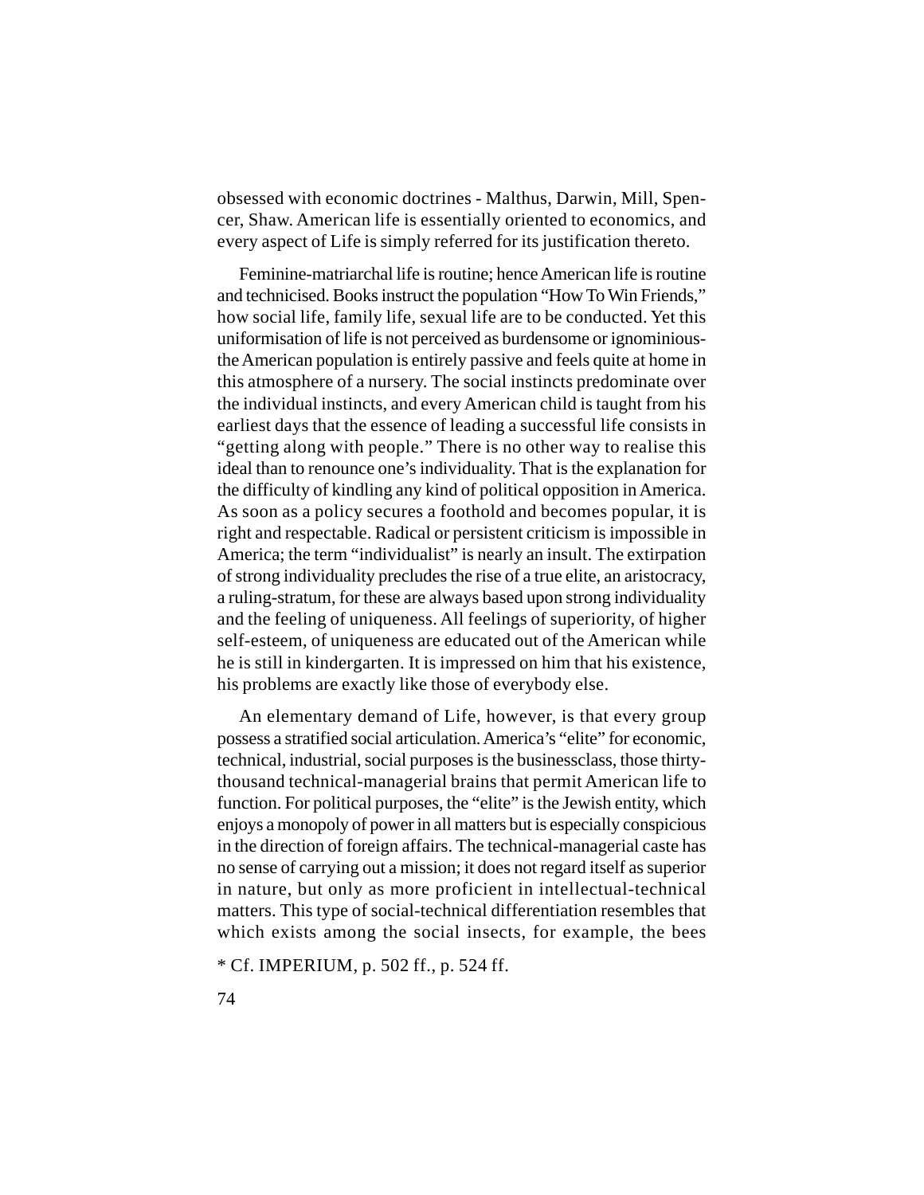obsessed with economic doctrines - Malthus, Darwin, Mill, Spencer, Shaw. American life is essentially oriented to economics, and every aspect of Life is simply referred for its justification thereto.

Feminine-matriarchal life is routine; hence American life is routine and technicised. Books instruct the population "How To Win Friends," how social life, family life, sexual life are to be conducted. Yet this uniformisation of life is not perceived as burdensome or ignominious- the American population is entirely passive and feels quite at home in this atmosphere of a nursery. The social instincts predominate over the individual instincts, and every American child is taught from his earliest days that the essence of leading a successful life consists in "getting along with people." There is no other way to realise this ideal than to renounce one's individuality. That is the explanation for the difficulty of kindling any kind of political opposition in America. As soon as a policy secures a foothold and becomes popular, it is right and respectable. Radical or persistent criticism is impossible in America; the term "individualist" is nearly an insult. The extirpation of strong individuality precludes the rise of a true elite, an aristocracy, a ruling-stratum, for these are always based upon strong individuality and the feeling of uniqueness. All feelings of superiority, of higher self-esteem, of uniqueness are educated out of the American while he is still in kindergarten. It is impressed on him that his existence, his problems are exactly like those of everybody else.

An elementary demand of Life, however, is that every group possess a stratified social articulation. America's "elite" for economic, technical, industrial, social purposes is the businessclass, those thirty-thousand technical-managerial brains that permit American life to function. For political purposes, the "elite" is the Jewish entity, which enjoys a monopoly of power in all matters but is especially conspicuous in the direction of foreign affairs. The technical-managerial caste has no sense of carrying out a mission; it does not regard itself as superior in nature, but only as more proficient in intellectual-technical matters. This type of social-technical differentiation resembles that which exists among the social insects, for example, the bees

* Cf. IMPERIUM, p. 502 ff., p. 524 ff.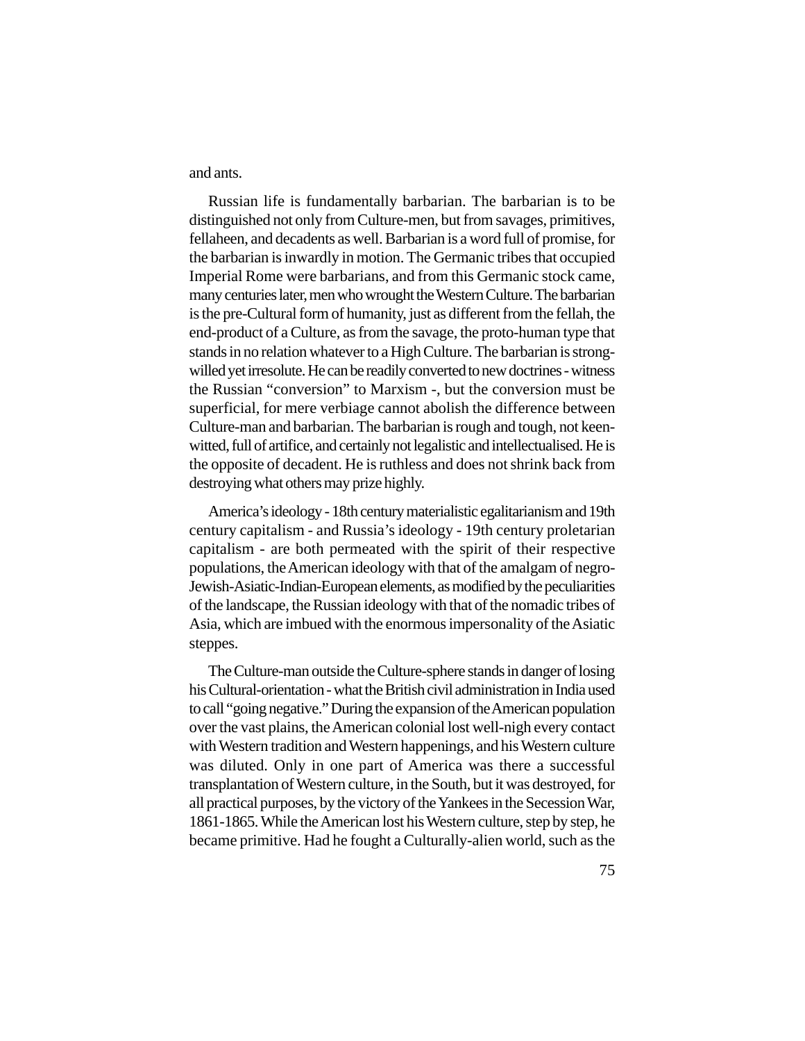and ants.

Russian life is fundamentally barbarian. The barbarian is to be distinguished not only from Culture-men, but from savages, primitives, fellaheen, and decadents as well. Barbarian is a word full of promise, for the barbarian is inwardly in motion. The Germanic tribes that occupied Imperial Rome were barbarians, and from this Germanic stock came, many centuries later, men who wrought the Western Culture. The barbarian is the pre-Cultural form of humanity, just as different from the fellah, the end-product of a Culture, as from the savage, the proto-human type that stands in no relation whatever to a High Culture. The barbarian is strong-willed yet irresolute. He can be readily converted to new doctrines - witness the Russian "conversion" to Marxism -, but the conversion must be superficial, for mere verbiage cannot abolish the difference between Culture-man and barbarian. The barbarian is rough and tough, not keen-witted, full of artifice, and certainly not legalistic and intellectualised. He is the opposite of decadent. He is ruthless and does not shrink back from destroying what others may prize highly.

America's ideology - 18th century materialistic egalitarianism and 19th century capitalism - and Russia's ideology - 19th century proletarian capitalism - are both permeated with the spirit of their respective populations, the American ideology with that of the amalgam of negro-Jewish-Asiatic-Indian-European elements, as modified by the peculiarities of the landscape, the Russian ideology with that of the nomadic tribes of Asia, which are imbued with the enormous impersonality of the Asiatic steppes.

The Culture-man outside the Culture-sphere stands in danger of losing his Cultural-orientation - what the British civil administration in India used to call "going negative." During the expansion of the American population over the vast plains, the American colonial lost well-nigh every contact with Western tradition and Western happenings, and his Western culture was diluted. Only in one part of America was there a successful transplantation of Western culture, in the South, but it was destroyed, for all practical purposes, by the victory of the Yankees in the Secession War, 1861-1865. While the American lost his Western culture, step by step, he became primitive. Had he fought a Culturally-alien world, such as the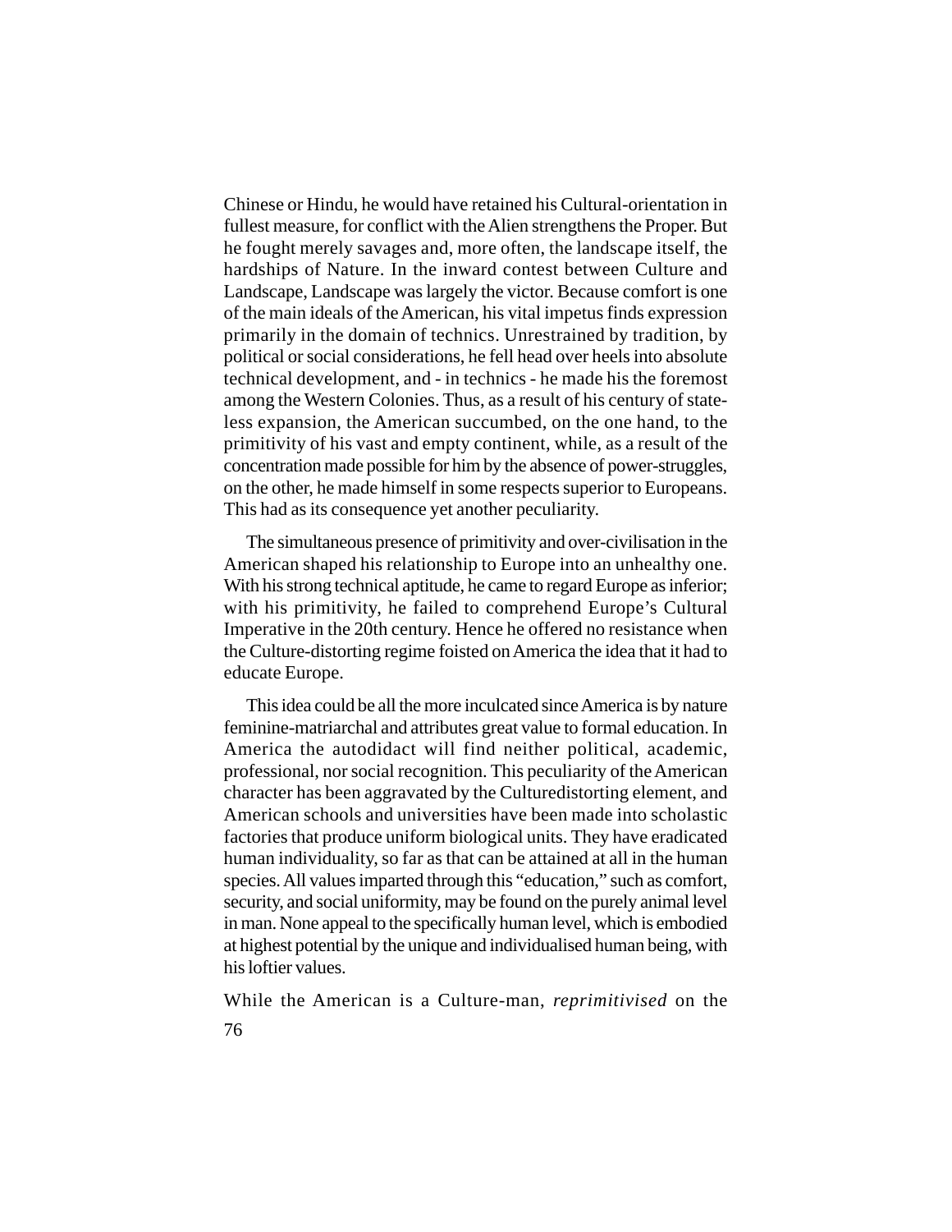Chinese or Hindu, he would have retained his Cultural-orientation in fullest measure, for conflict with the Alien strengthens the Proper. But he fought merely savages and, more often, the landscape itself, the hardships of Nature. In the inward contest between Culture and Landscape, Landscape was largely the victor. Because comfort is one of the main ideals of the American, his vital impetus finds expression primarily in the domain of technics. Unrestrained by tradition, by political or social considerations, he fell head over heels into absolute technical development, and - in technics - he made his the foremost among the Western Colonies. Thus, as a result of his century of stateless expansion, the American succumbed, on the one hand, to the primitivity of his vast and empty continent, while, as a result of the concentration made possible for him by the absence of power-struggles, on the other, he made himself in some respects superior to Europeans. This had as its consequence yet another peculiarity.

The simultaneous presence of primitivity and over-civilisation in the American shaped his relationship to Europe into an unhealthy one. With his strong technical aptitude, he came to regard Europe as inferior; with his primitivity, he failed to comprehend Europe's Cultural Imperative in the 20th century. Hence he offered no resistance when the Culture-distorting regime foisted on America the idea that it had to educate Europe.

This idea could be all the more inculcated since America is by nature feminine-matriarchal and attributes great value to formal education. In America the autodidact will find neither political, academic, professional, nor social recognition. This peculiarity of the American character has been aggravated by the Culturedistorting element, and American schools and universities have been made into scholastic factories that produce uniform biological units. They have eradicated human individuality, so far as that can be attained at all in the human species. All values imparted through this "education," such as comfort, security, and social uniformity, may be found on the purely animal level in man. None appeal to the specifically human level, which is embodied at highest potential by the unique and individualised human being, with his loftier values.

While the American is a Culture-man, *reprimitivised* on the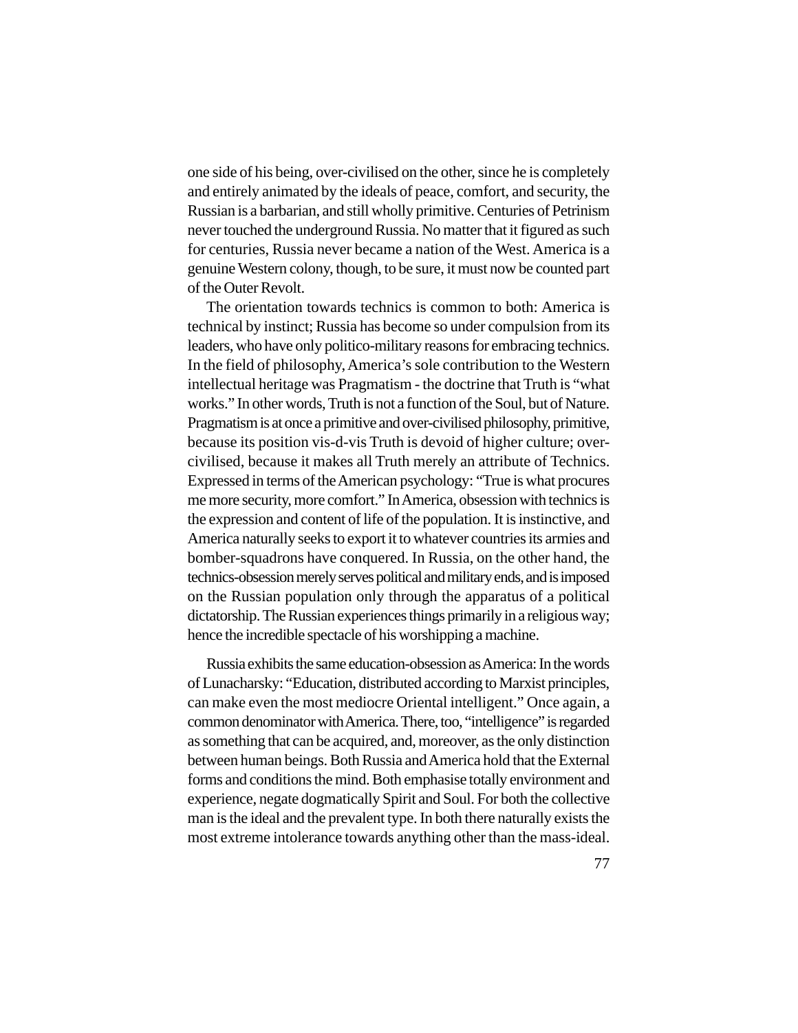one side of his being, over-civilised on the other, since he is completely and entirely animated by the ideals of peace, comfort, and security, the Russian is a barbarian, and still wholly primitive. Centuries of Petrinism never touched the underground Russia. No matter that it figured as such for centuries, Russia never became a nation of the West. America is a genuine Western colony, though, to be sure, it must now be counted part of the Outer Revolt.

The orientation towards technics is common to both: America is technical by instinct; Russia has become so under compulsion from its leaders, who have only politico-military reasons for embracing technics. In the field of philosophy, America's sole contribution to the Western intellectual heritage was Pragmatism - the doctrine that Truth is "what works." In other words, Truth is not a function of the Soul, but of Nature. Pragmatism is at once a primitive and over-civilised philosophy, primitive, because its position vis-d-vis Truth is devoid of higher culture; over-civilised, because it makes all Truth merely an attribute of Technics. Expressed in terms of the American psychology: "True is what procures me more security, more comfort." In America, obsession with technics is the expression and content of life of the population. It is instinctive, and America naturally seeks to export it to whatever countries its armies and bomber-squadrons have conquered. In Russia, on the other hand, the technics-obsession merely serves political and military ends, and is imposed on the Russian population only through the apparatus of a political dictatorship. The Russian experiences things primarily in a religious way; hence the incredible spectacle of his worshipping a machine.

Russia exhibits the same education-obsession as America: In the words of Lunacharsky: "Education, distributed according to Marxist principles, can make even the most mediocre Oriental intelligent." Once again, a common denominator with America. There, too, "intelligence" is regarded as something that can be acquired, and, moreover, as the only distinction between human beings. Both Russia and America hold that the External forms and conditions the mind. Both emphasise totally environment and experience, negate dogmatically Spirit and Soul. For both the collective man is the ideal and the prevalent type. In both there naturally exists the most extreme intolerance towards anything other than the mass-ideal.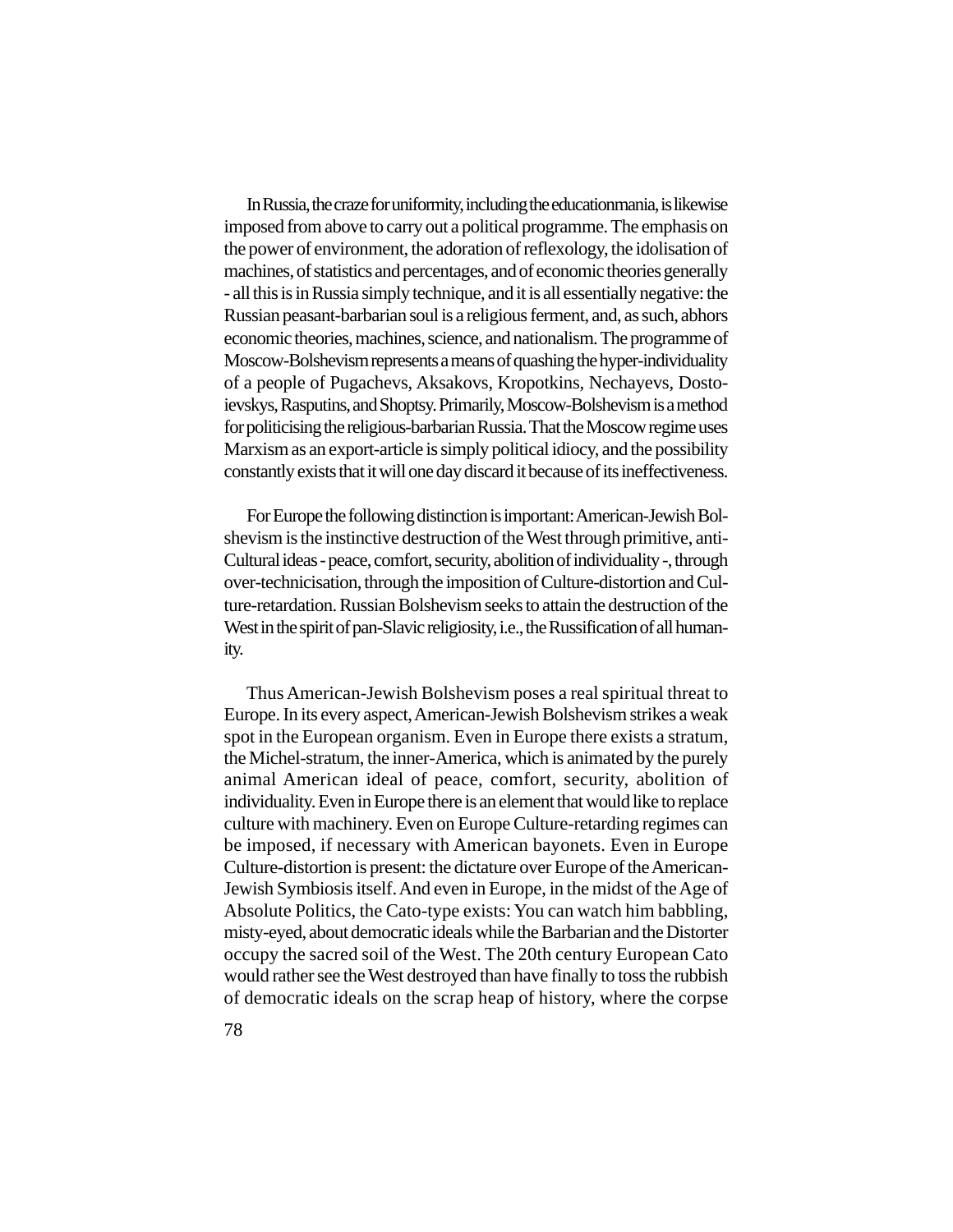In Russia, the craze for uniformity, including the educationmania, is likewise imposed from above to carry out a political programme. The emphasis on the power of environment, the adoration of reflexology, the idolisation of machines, of statistics and percentages, and of economic theories generally - all this is in Russia simply technique, and it is all essentially negative: the Russian peasant-barbarian soul is a religious ferment, and, as such, abhors economic theories, machines, science, and nationalism. The programme of Moscow-Bolshevism represents a means of quashing the hyper-individuality of a people of Pugachevs, Aksakovs, Kropotkins, Nechayevs, Dostoievskys, Rasputins, and Shoptsy. Primarily, Moscow-Bolshevism is a method for politicising the religious-barbarian Russia. That the Moscow regime uses Marxism as an export-article is simply political idiocy, and the possibility constantly exists that it will one day discard it because of its ineffectiveness.

For Europe the following distinction is important: American-Jewish Bolshevism is the instinctive destruction of the West through primitive, anti-Cultural ideas - peace, comfort, security, abolition of individuality -, through over-technicisation, through the imposition of Culture-distortion and Culture-retardation. Russian Bolshevism seeks to attain the destruction of the West in the spirit of pan-Slavic religiosity, i.e., the Russification of all humanity.

Thus American-Jewish Bolshevism poses a real spiritual threat to Europe. In its every aspect, American-Jewish Bolshevism strikes a weak spot in the European organism. Even in Europe there exists a stratum, the Michel-stratum, the inner-America, which is animated by the purely animal American ideal of peace, comfort, security, abolition of individuality. Even in Europe there is an element that would like to replace culture with machinery. Even on Europe Culture-retarding regimes can be imposed, if necessary with American bayonets. Even in Europe Culture-distortion is present: the dictature over Europe of the American-Jewish Symbiosis itself. And even in Europe, in the midst of the Age of Absolute Politics, the Cato-type exists: You can watch him babbling, misty-eyed, about democratic ideals while the Barbarian and the Distorter occupy the sacred soil of the West. The 20th century European Cato would rather see the West destroyed than have finally to toss the rubbish of democratic ideals on the scrap heap of history, where the corpse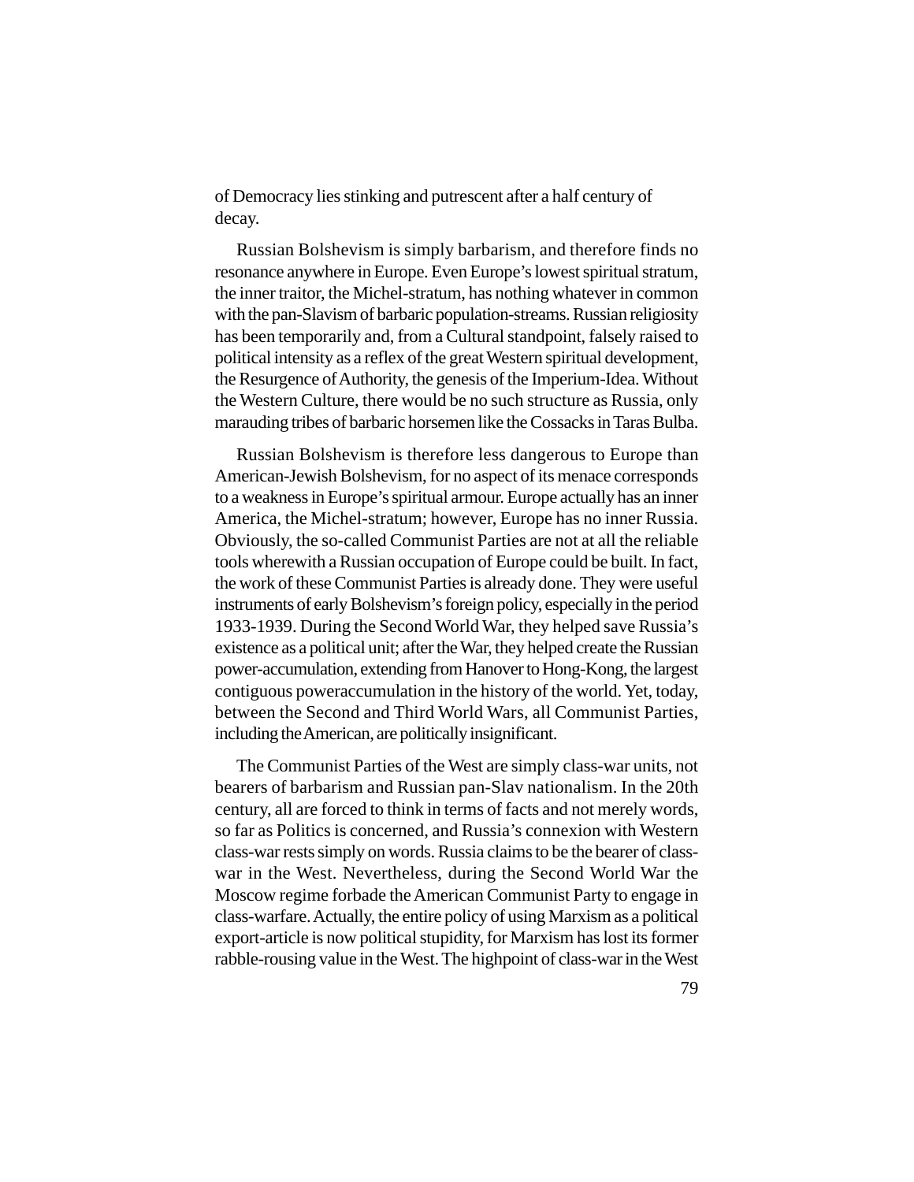of Democracy lies stinking and putrescent after a half century of decay.

Russian Bolshevism is simply barbarism, and therefore finds no resonance anywhere in Europe. Even Europe's lowest spiritual stratum, the inner traitor, the Michel-stratum, has nothing whatever in common with the pan-Slavism of barbaric population-streams. Russian religiosity has been temporarily and, from a Cultural standpoint, falsely raised to political intensity as a reflex of the great Western spiritual development, the Resurgence of Authority, the genesis of the Imperium-Idea. Without the Western Culture, there would be no such structure as Russia, only marauding tribes of barbaric horsemen like the Cossacks in Taras Bulba.

Russian Bolshevism is therefore less dangerous to Europe than American-Jewish Bolshevism, for no aspect of its menace corresponds to a weakness in Europe's spiritual armour. Europe actually has an inner America, the Michel-stratum; however, Europe has no inner Russia. Obviously, the so-called Communist Parties are not at all the reliable tools wherewith a Russian occupation of Europe could be built. In fact, the work of these Communist Parties is already done. They were useful instruments of early Bolshevism's foreign policy, especially in the period 1933-1939. During the Second World War, they helped save Russia's existence as a political unit; after the War, they helped create the Russian power-accumulation, extending from Hanover to Hong-Kong, the largest contiguous poweraccumulation in the history of the world. Yet, today, between the Second and Third World Wars, all Communist Parties, including the American, are politically insignificant.

The Communist Parties of the West are simply class-war units, not bearers of barbarism and Russian pan-Slav nationalism. In the 20th century, all are forced to think in terms of facts and not merely words, so far as Politics is concerned, and Russia's connexion with Western class-war rests simply on words. Russia claims to be the bearer of class-war in the West. Nevertheless, during the Second World War the Moscow regime forbade the American Communist Party to engage in class-warfare. Actually, the entire policy of using Marxism as a political export-article is now political stupidity, for Marxism has lost its former rabble-rousing value in the West. The highpoint of class-war in the West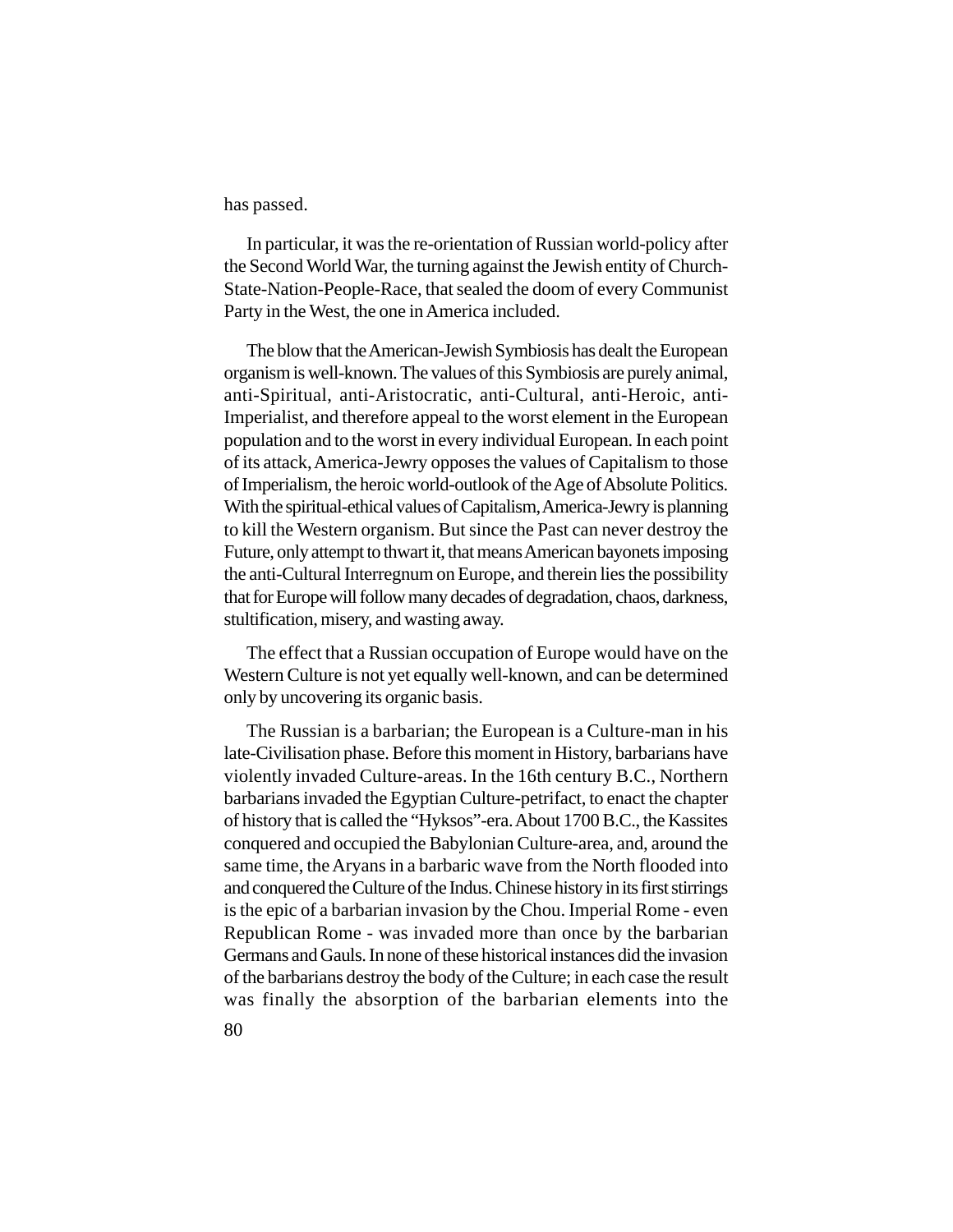has passed.

In particular, it was the re-orientation of Russian world-policy after the Second World War, the turning against the Jewish entity of Church-State-Nation-People-Race, that sealed the doom of every Communist Party in the West, the one in America included.

The blow that the American-Jewish Symbiosis has dealt the European organism is well-known. The values of this Symbiosis are purely animal, anti-Spiritual, anti-Aristocratic, anti-Cultural, anti-Heroic, anti-Imperialist, and therefore appeal to the worst element in the European population and to the worst in every individual European. In each point of its attack, America-Jewry opposes the values of Capitalism to those of Imperialism, the heroic world-outlook of the Age of Absolute Politics. With the spiritual-ethical values of Capitalism, America-Jewry is planning to kill the Western organism. But since the Past can never destroy the Future, only attempt to thwart it, that means American bayonets imposing the anti-Cultural Interregnum on Europe, and therein lies the possibility that for Europe will follow many decades of degradation, chaos, darkness, stultification, misery, and wasting away.

The effect that a Russian occupation of Europe would have on the Western Culture is not yet equally well-known, and can be determined only by uncovering its organic basis.

The Russian is a barbarian; the European is a Culture-man in his late-Civilisation phase. Before this moment in History, barbarians have violently invaded Culture-areas. In the 16th century B.C., Northern barbarians invaded the Egyptian Culture-petrifact, to enact the chapter of history that is called the "Hyksos"-era. About 1700 B.C., the Kassites conquered and occupied the Babylonian Culture-area, and, around the same time, the Aryans in a barbaric wave from the North flooded into and conquered the Culture of the Indus. Chinese history in its first stirrings is the epic of a barbarian invasion by the Chou. Imperial Rome - even Republican Rome - was invaded more than once by the barbarian Germans and Gauls. In none of these historical instances did the invasion of the barbarians destroy the body of the Culture; in each case the result was finally the absorption of the barbarian elements into the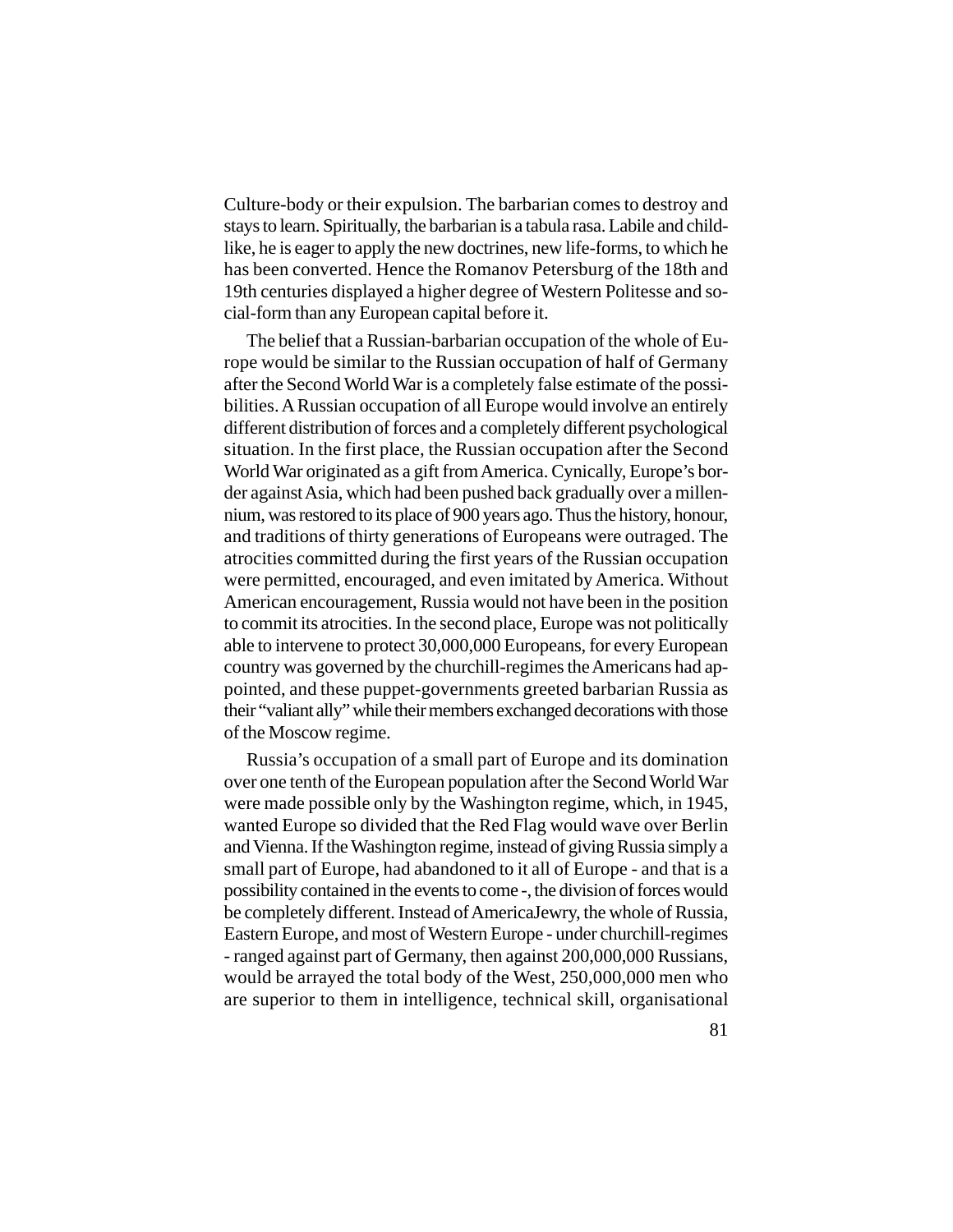Culture-body or their expulsion. The barbarian comes to destroy and stays to learn. Spiritually, the barbarian is a tabula rasa. Labile and childlike, he is eager to apply the new doctrines, new life-forms, to which he has been converted. Hence the Romanov Petersburg of the 18th and 19th centuries displayed a higher degree of Western Politesse and social-form than any European capital before it.

The belief that a Russian-barbarian occupation of the whole of Europe would be similar to the Russian occupation of half of Germany after the Second World War is a completely false estimate of the possibilities. A Russian occupation of all Europe would involve an entirely different distribution of forces and a completely different psychological situation. In the first place, the Russian occupation after the Second World War originated as a gift from America. Cynically, Europe's border against Asia, which had been pushed back gradually over a millennium, was restored to its place of 900 years ago. Thus the history, honour, and traditions of thirty generations of Europeans were outraged. The atrocities committed during the first years of the Russian occupation were permitted, encouraged, and even imitated by America. Without American encouragement, Russia would not have been in the position to commit its atrocities. In the second place, Europe was not politically able to intervene to protect 30,000,000 Europeans, for every European country was governed by the churchill-regimes the Americans had appointed, and these puppet-governments greeted barbarian Russia as their "valiant ally" while their members exchanged decorations with those of the Moscow regime.

Russia's occupation of a small part of Europe and its domination over one tenth of the European population after the Second World War were made possible only by the Washington regime, which, in 1945, wanted Europe so divided that the Red Flag would wave over Berlin and Vienna. If the Washington regime, instead of giving Russia simply a small part of Europe, had abandoned to it all of Europe - and that is a possibility contained in the events to come -, the division of forces would be completely different. Instead of AmericaJewry, the whole of Russia, Eastern Europe, and most of Western Europe - under churchill-regimes - ranged against part of Germany, then against 200,000,000 Russians, would be arrayed the total body of the West, 250,000,000 men who are superior to them in intelligence, technical skill, organisational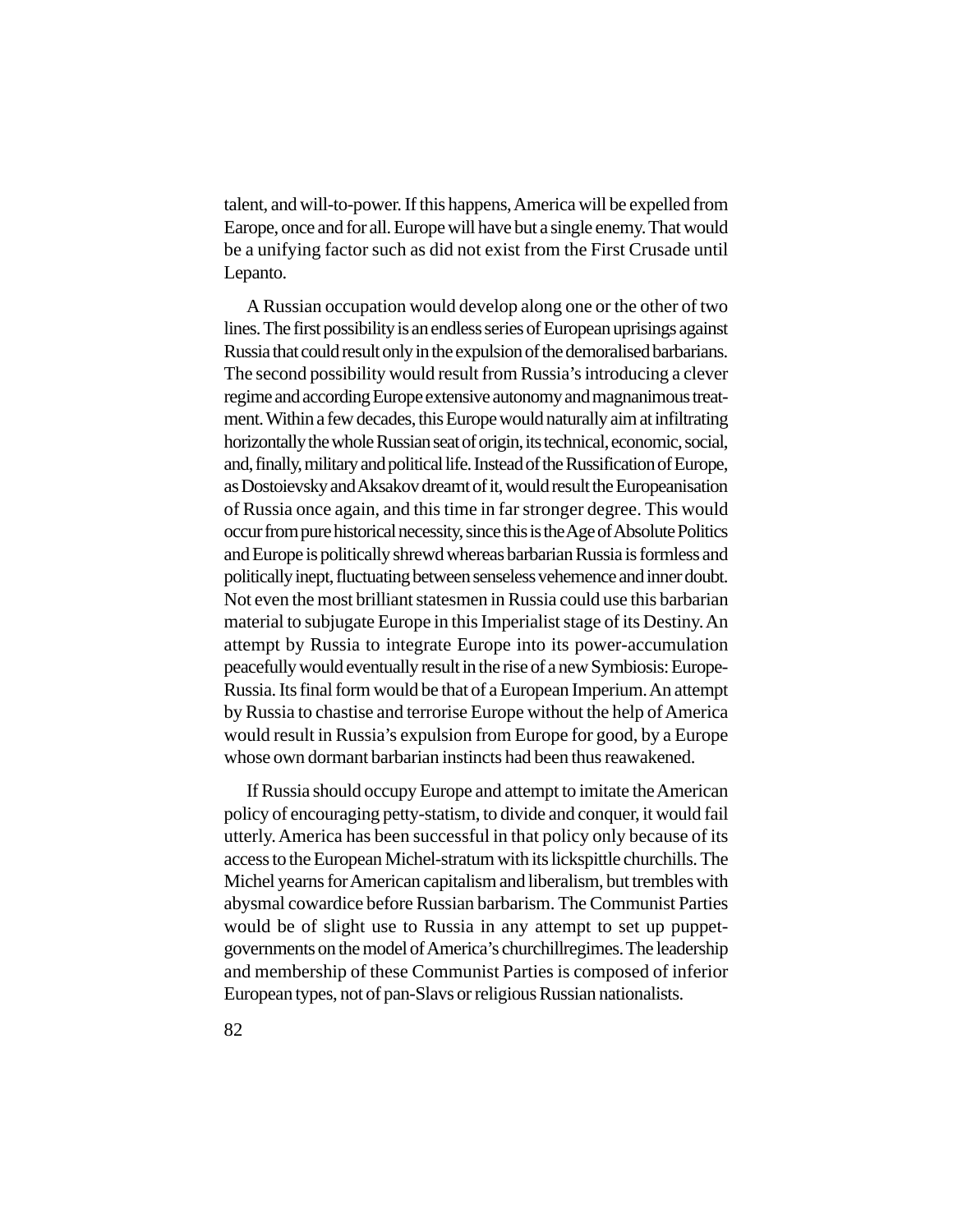talent, and will-to-power. If this happens, America will be expelled from Earope, once and for all. Europe will have but a single enemy. That would be a unifying factor such as did not exist from the First Crusade until Lepanto.

A Russian occupation would develop along one or the other of two lines. The first possibility is an endless series of European uprisings against Russia that could result only in the expulsion of the demoralised barbarians. The second possibility would result from Russia's introducing a clever regime and according Europe extensive autonomy and magnanimous treatment. Within a few decades, this Europe would naturally aim at infiltrating horizontally the whole Russian seat of origin, its technical, economic, social, and, finally, military and political life. Instead of the Russification of Europe, as Dostoievsky and Aksakov dreamt of it, would result the Europeanisation of Russia once again, and this time in far stronger degree. This would occur from pure historical necessity, since this is the Age of Absolute Politics and Europe is politically shrewd whereas barbarian Russia is formless and politically inept, fluctuating between senseless vehemence and inner doubt. Not even the most brilliant statesmen in Russia could use this barbarian material to subjugate Europe in this Imperialist stage of its Destiny. An attempt by Russia to integrate Europe into its power-accumulation peacefully would eventually result in the rise of a new Symbiosis: Europe-Russia. Its final form would be that of a European Imperium. An attempt by Russia to chastise and terrorise Europe without the help of America would result in Russia's expulsion from Europe for good, by a Europe whose own dormant barbarian instincts had been thus reawakened.

If Russia should occupy Europe and attempt to imitate the American policy of encouraging petty-statism, to divide and conquer, it would fail utterly. America has been successful in that policy only because of its access to the European Michel-stratum with its lickspittle churchills. The Michel yearns for American capitalism and liberalism, but trembles with abysmal cowardice before Russian barbarism. The Communist Parties would be of slight use to Russia in any attempt to set up puppet-governments on the model of America's churchillregimes. The leadership and membership of these Communist Parties is composed of inferior European types, not of pan-Slavs or religious Russian nationalists.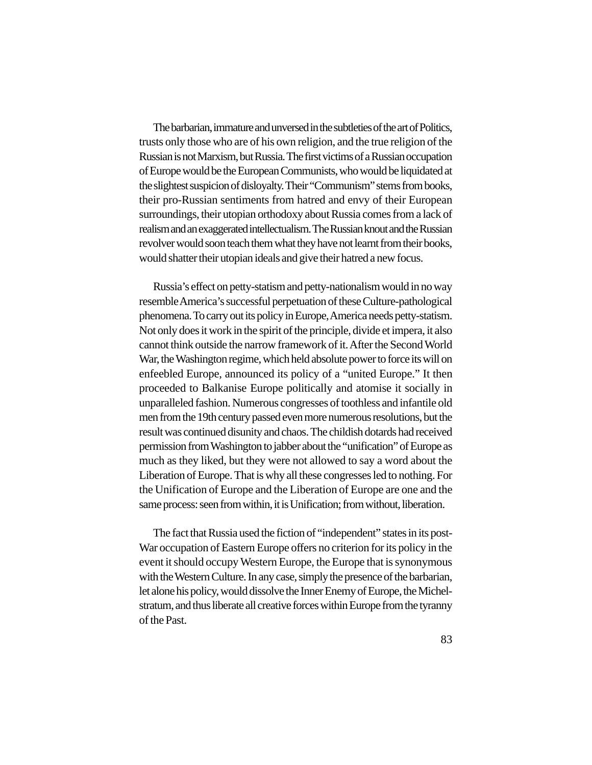The barbarian, immature and unversed in the subtleties of the art of Politics, trusts only those who are of his own religion, and the true religion of the Russian is not Marxism, but Russia. The first victims of a Russian occupation of Europe would be the European Communists, who would be liquidated at the slightest suspicion of disloyalty. Their "Communism" stems from books, their pro-Russian sentiments from hatred and envy of their European surroundings, their utopian orthodoxy about Russia comes from a lack of realism and an exaggerated intellectualism. The Russian knout and the Russian revolver would soon teach them what they have not learnt from their books, would shatter their utopian ideals and give their hatred a new focus.

Russia's effect on petty-statism and petty-nationalism would in no way resemble America's successful perpetuation of these Culture-pathological phenomena. To carry out its policy in Europe, America needs petty-statism. Not only does it work in the spirit of the principle, divide et impera, it also cannot think outside the narrow framework of it. After the Second World War, the Washington regime, which held absolute power to force its will on enfeebled Europe, announced its policy of a "united Europe." It then proceeded to Balkanise Europe politically and atomise it socially in unparalleled fashion. Numerous congresses of toothless and infantile old men from the 19th century passed even more numerous resolutions, but the result was continued disunity and chaos. The childish dotards had received permission from Washington to jabber about the "unification" of Europe as much as they liked, but they were not allowed to say a word about the Liberation of Europe. That is why all these congresses led to nothing. For the Unification of Europe and the Liberation of Europe are one and the same process: seen from within, it is Unification; from without, liberation.

The fact that Russia used the fiction of "independent" states in its post-War occupation of Eastern Europe offers no criterion for its policy in the event it should occupy Western Europe, the Europe that is synonymous with the Western Culture. In any case, simply the presence of the barbarian, let alone his policy, would dissolve the Inner Enemy of Europe, the Michel-stratum, and thus liberate all creative forces within Europe from the tyranny of the Past.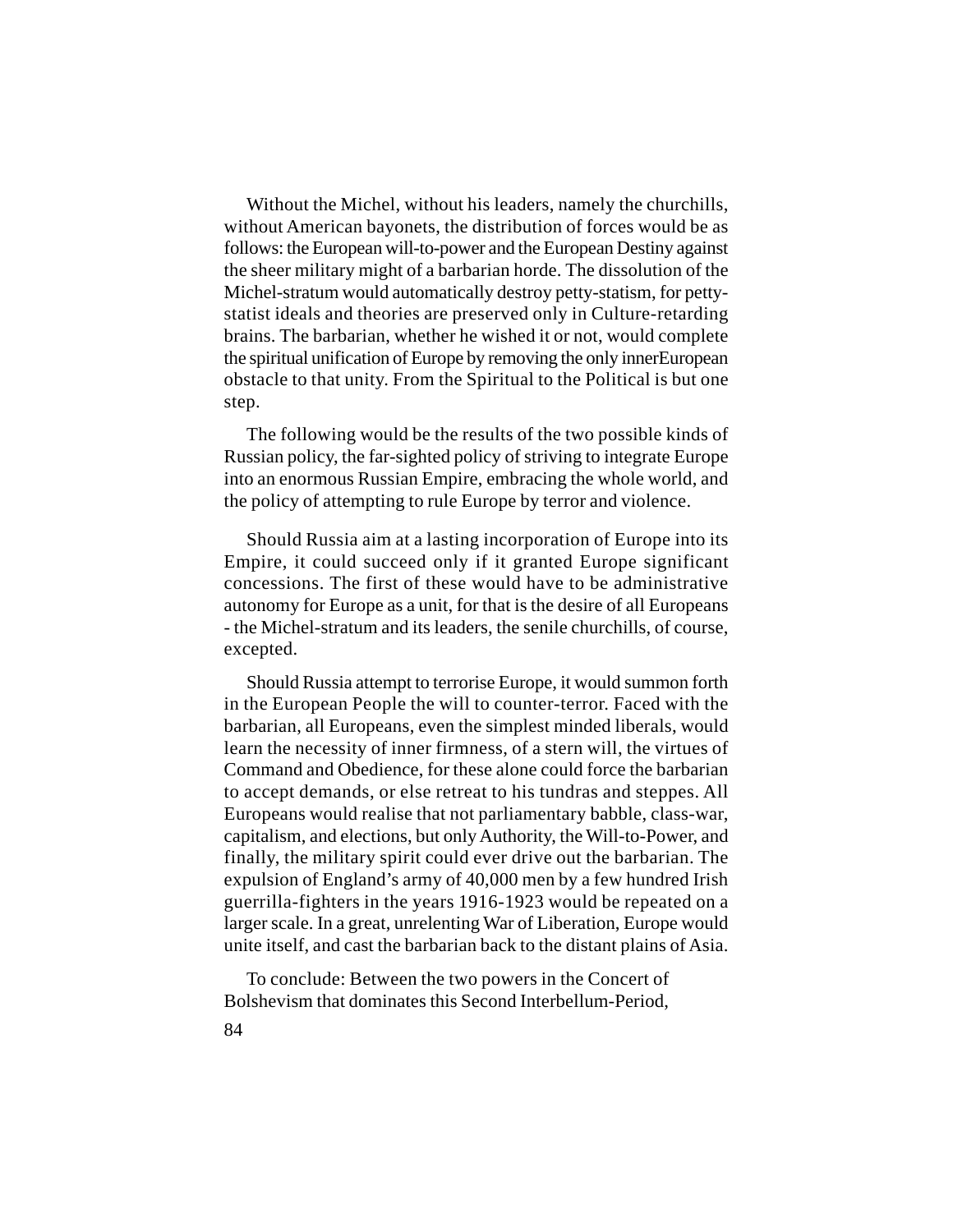Without the Michel, without his leaders, namely the churchills, without American bayonets, the distribution of forces would be as follows: the European will-to-power and the European Destiny against the sheer military might of a barbarian horde. The dissolution of the Michel-stratum would automatically destroy petty-statism, for petty-statist ideals and theories are preserved only in Culture-retarding brains. The barbarian, whether he wished it or not, would complete the spiritual unification of Europe by removing the only innerEuropean obstacle to that unity. From the Spiritual to the Political is but one step.

The following would be the results of the two possible kinds of Russian policy, the far-sighted policy of striving to integrate Europe into an enormous Russian Empire, embracing the whole world, and the policy of attempting to rule Europe by terror and violence.

Should Russia aim at a lasting incorporation of Europe into its Empire, it could succeed only if it granted Europe significant concessions. The first of these would have to be administrative autonomy for Europe as a unit, for that is the desire of all Europeans - the Michel-stratum and its leaders, the senile churchills, of course, excepted.

Should Russia attempt to terrorise Europe, it would summon forth in the European People the will to counter-terror. Faced with the barbarian, all Europeans, even the simplest minded liberals, would learn the necessity of inner firmness, of a stern will, the virtues of Command and Obedience, for these alone could force the barbarian to accept demands, or else retreat to his tundras and steppes. All Europeans would realise that not parliamentary babble, class-war, capitalism, and elections, but only Authority, the Will-to-Power, and finally, the military spirit could ever drive out the barbarian. The expulsion of England's army of 40,000 men by a few hundred Irish guerrilla-fighters in the years 1916-1923 would be repeated on a larger scale. In a great, unrelenting War of Liberation, Europe would unite itself, and cast the barbarian back to the distant plains of Asia.

To conclude: Between the two powers in the Concert of Bolshevism that dominates this Second Interbellum-Period,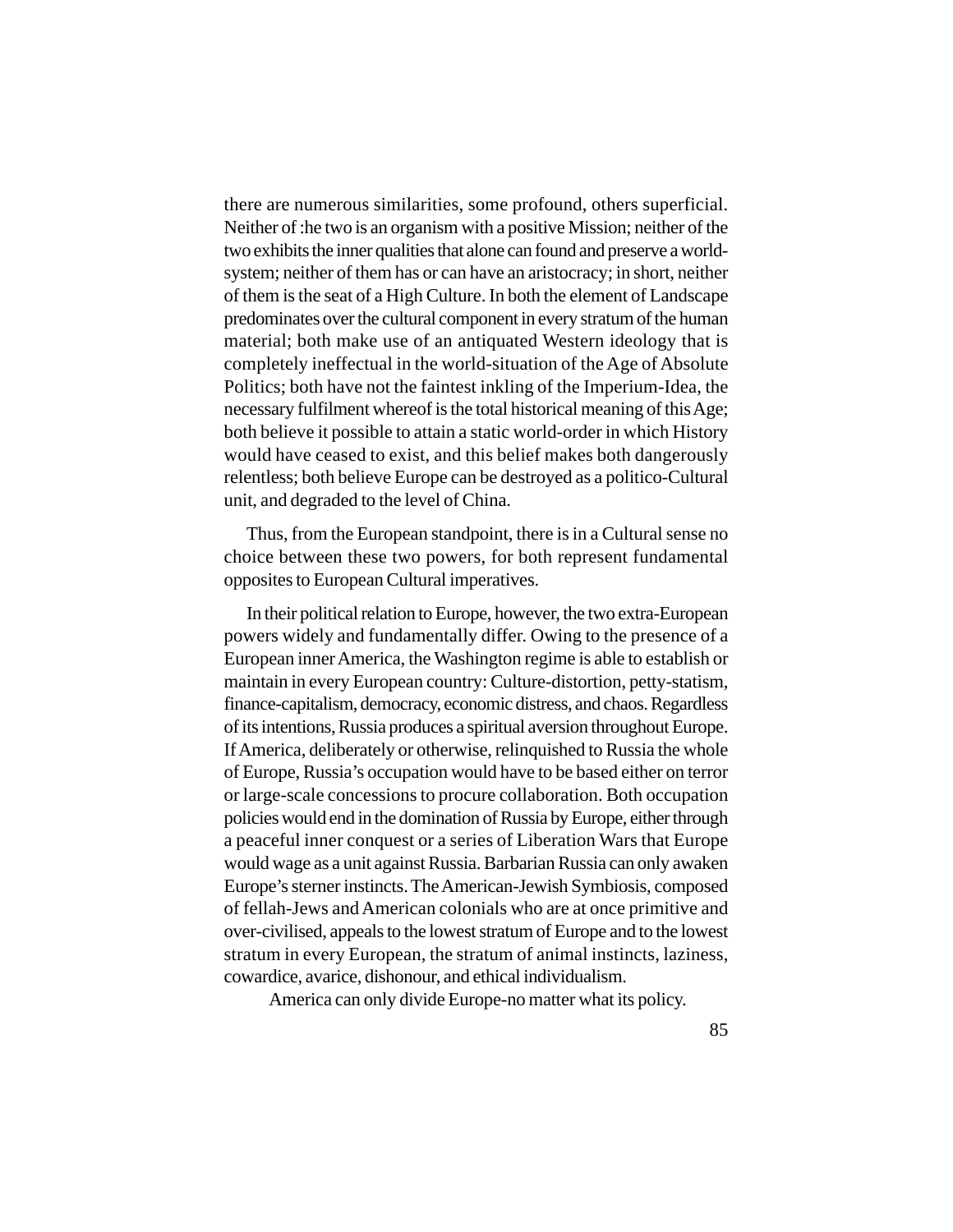there are numerous similarities, some profound, others superficial. Neither of :he two is an organism with a positive Mission; neither of the two exhibits the inner qualities that alone can found and preserve a world-system; neither of them has or can have an aristocracy; in short, neither of them is the seat of a High Culture. In both the element of Landscape predominates over the cultural component in every stratum of the human material; both make use of an antiquated Western ideology that is completely ineffectual in the world-situation of the Age of Absolute Politics; both have not the faintest inkling of the Imperium-Idea, the necessary fulfilment whereof is the total historical meaning of this Age; both believe it possible to attain a static world-order in which History would have ceased to exist, and this belief makes both dangerously relentless; both believe Europe can be destroyed as a politico-Cultural unit, and degraded to the level of China.

Thus, from the European standpoint, there is in a Cultural sense no choice between these two powers, for both represent fundamental opposites to European Cultural imperatives.

In their political relation to Europe, however, the two extra-European powers widely and fundamentally differ. Owing to the presence of a European inner America, the Washington regime is able to establish or maintain in every European country: Culture-distortion, petty-statism, finance-capitalism, democracy, economic distress, and chaos. Regardless of its intentions, Russia produces a spiritual aversion throughout Europe. If America, deliberately or otherwise, relinquished to Russia the whole of Europe, Russia's occupation would have to be based either on terror or large-scale concessions to procure collaboration. Both occupation policies would end in the domination of Russia by Europe, either through a peaceful inner conquest or a series of Liberation Wars that Europe would wage as a unit against Russia. Barbarian Russia can only awaken Europe's sterner instincts. The American-Jewish Symbiosis, composed of fellah-Jews and American colonials who are at once primitive and over-civilised, appeals to the lowest stratum of Europe and to the lowest stratum in every European, the stratum of animal instincts, laziness, cowardice, avarice, dishonour, and ethical individualism.

America can only divide Europe-no matter what its policy.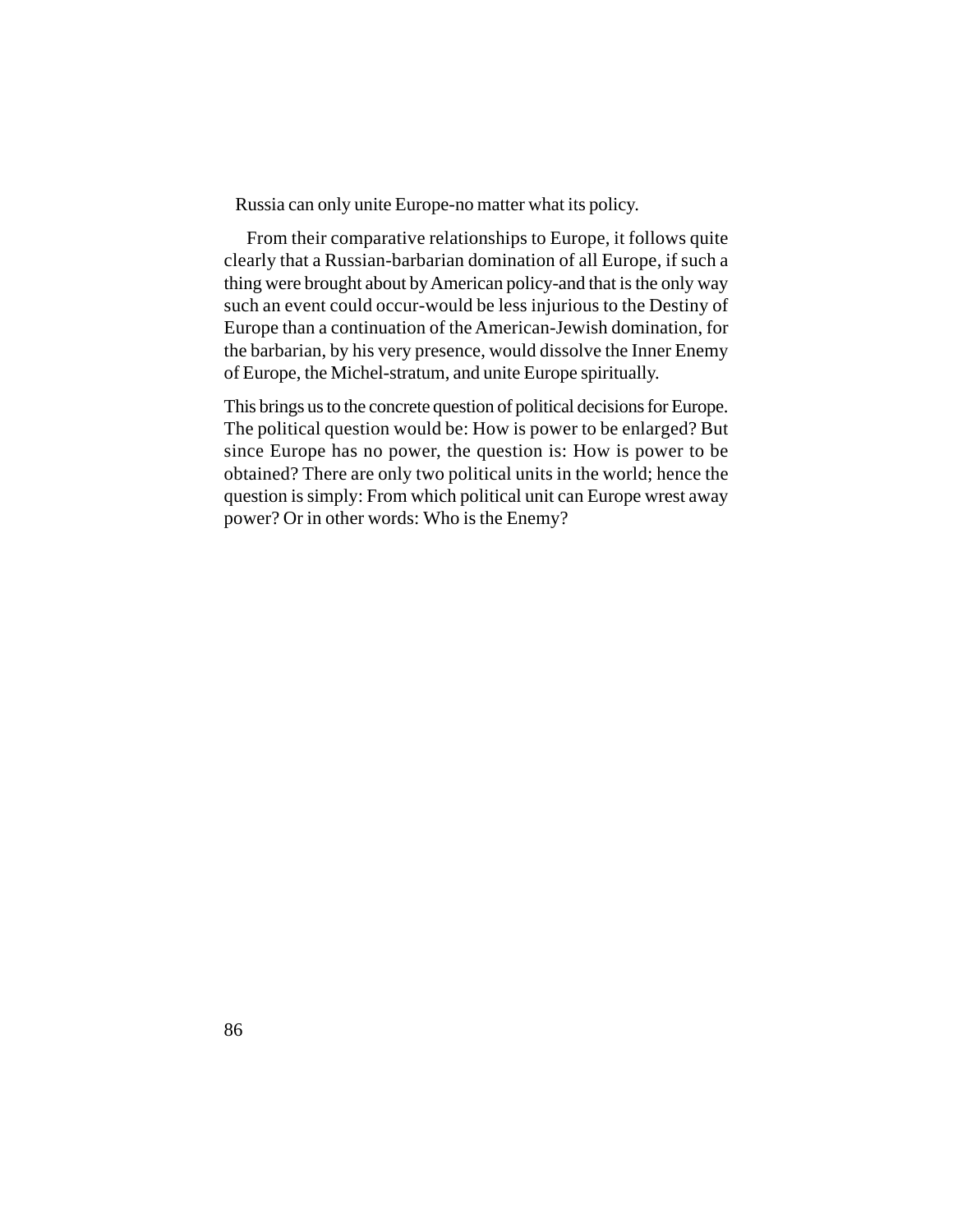Russia can only unite Europe-no matter what its policy.

From their comparative relationships to Europe, it follows quite clearly that a Russian-barbarian domination of all Europe, if such a thing were brought about by American policy-and that is the only way such an event could occur-would be less injurious to the Destiny of Europe than a continuation of the American-Jewish domination, for the barbarian, by his very presence, would dissolve the Inner Enemy of Europe, the Michel-stratum, and unite Europe spiritually.

This brings us to the concrete question of political decisions for Europe. The political question would be: How is power to be enlarged? But since Europe has no power, the question is: How is power to be obtained? There are only two political units in the world; hence the question is simply: From which political unit can Europe wrest away power? Or in other words: Who is the Enemy?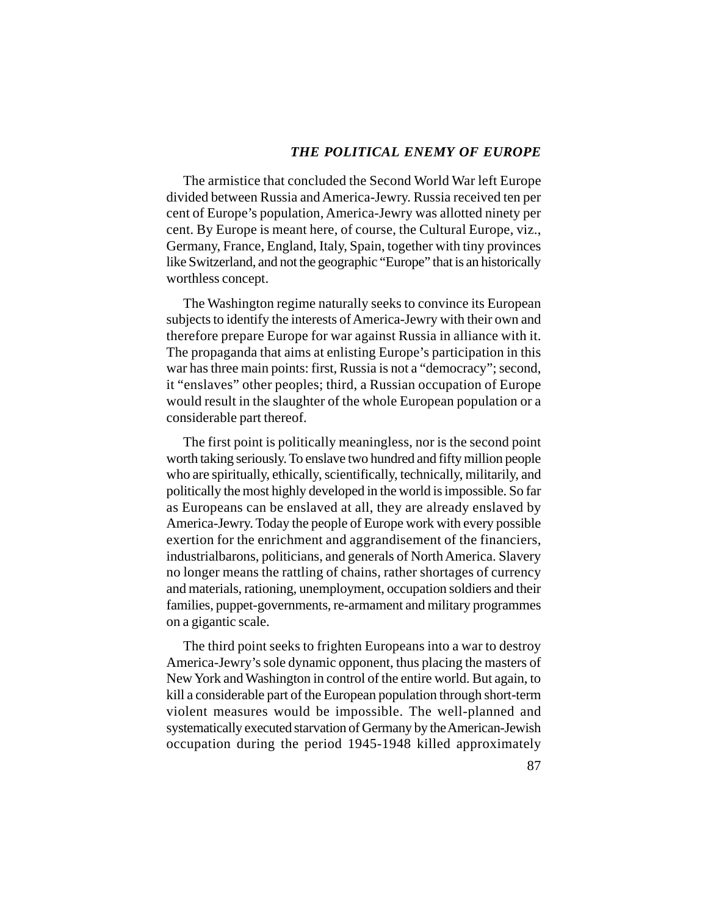## THE POLITICAL ENEMY OF EUROPE

The armistice that concluded the Second World War left Europe divided between Russia and America-Jewry. Russia received ten per cent of Europe's population, America-Jewry was allotted ninety per cent. By Europe is meant here, of course, the Cultural Europe, viz., Germany, France, England, Italy, Spain, together with tiny provinces like Switzerland, and not the geographic "Europe" that is an historically worthless concept.

The Washington regime naturally seeks to convince its European subjects to identify the interests of America-Jewry with their own and therefore prepare Europe for war against Russia in alliance with it. The propaganda that aims at enlisting Europe's participation in this war has three main points: first, Russia is not a "democracy"; second, it "enslaves" other peoples; third, a Russian occupation of Europe would result in the slaughter of the whole European population or a considerable part thereof.

The first point is politically meaningless, nor is the second point worth taking seriously. To enslave two hundred and fifty million people who are spiritually, ethically, scientifically, technically, militarily, and politically the most highly developed in the world is impossible. So far as Europeans can be enslaved at all, they are already enslaved by America-Jewry. Today the people of Europe work with every possible exertion for the enrichment and aggrandisement of the financiers, industrialbarons, politicians, and generals of North America. Slavery no longer means the rattling of chains, rather shortages of currency and materials, rationing, unemployment, occupation soldiers and their families, puppet-governments, re-armament and military programmes on a gigantic scale.

The third point seeks to frighten Europeans into a war to destroy America-Jewry's sole dynamic opponent, thus placing the masters of New York and Washington in control of the entire world. But again, to kill a considerable part of the European population through short-term violent measures would be impossible. The well-planned and systematically executed starvation of Germany by the American-Jewish occupation during the period 1945-1948 killed approximately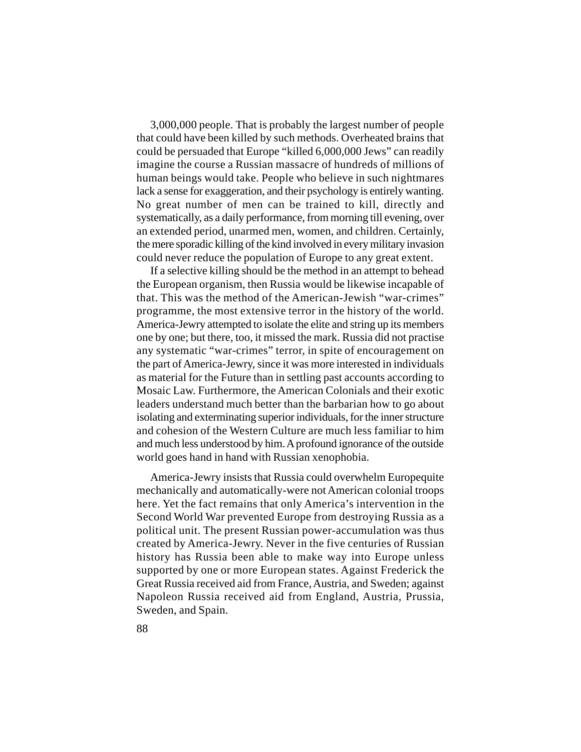3,000,000 people. That is probably the largest number of people that could have been killed by such methods. Overheated brains that could be persuaded that Europe "killed 6,000,000 Jews" can readily imagine the course a Russian massacre of hundreds of millions of human beings would take. People who believe in such nightmares lack a sense for exaggeration, and their psychology is entirely wanting. No great number of men can be trained to kill, directly and systematically, as a daily performance, from morning till evening, over an extended period, unarmed men, women, and children. Certainly, the mere sporadic killing of the kind involved in every military invasion could never reduce the population of Europe to any great extent.

If a selective killing should be the method in an attempt to behead the European organism, then Russia would be likewise incapable of that. This was the method of the American-Jewish "war-crimes" programme, the most extensive terror in the history of the world. America-Jewry attempted to isolate the elite and string up its members one by one; but there, too, it missed the mark. Russia did not practise any systematic "war-crimes" terror, in spite of encouragement on the part of America-Jewry, since it was more interested in individuals as material for the Future than in settling past accounts according to Mosaic Law. Furthermore, the American Colonials and their exotic leaders understand much better than the barbarian how to go about isolating and exterminating superior individuals, for the inner structure and cohesion of the Western Culture are much less familiar to him and much less understood by him. A profound ignorance of the outside world goes hand in hand with Russian xenophobia.

America-Jewry insists that Russia could overwhelm Europequite mechanically and automatically-were not American colonial troops here. Yet the fact remains that only America's intervention in the Second World War prevented Europe from destroying Russia as a political unit. The present Russian power-accumulation was thus created by America-Jewry. Never in the five centuries of Russian history has Russia been able to make way into Europe unless supported by one or more European states. Against Frederick the Great Russia received aid from France, Austria, and Sweden; against Napoleon Russia received aid from England, Austria, Prussia, Sweden, and Spain.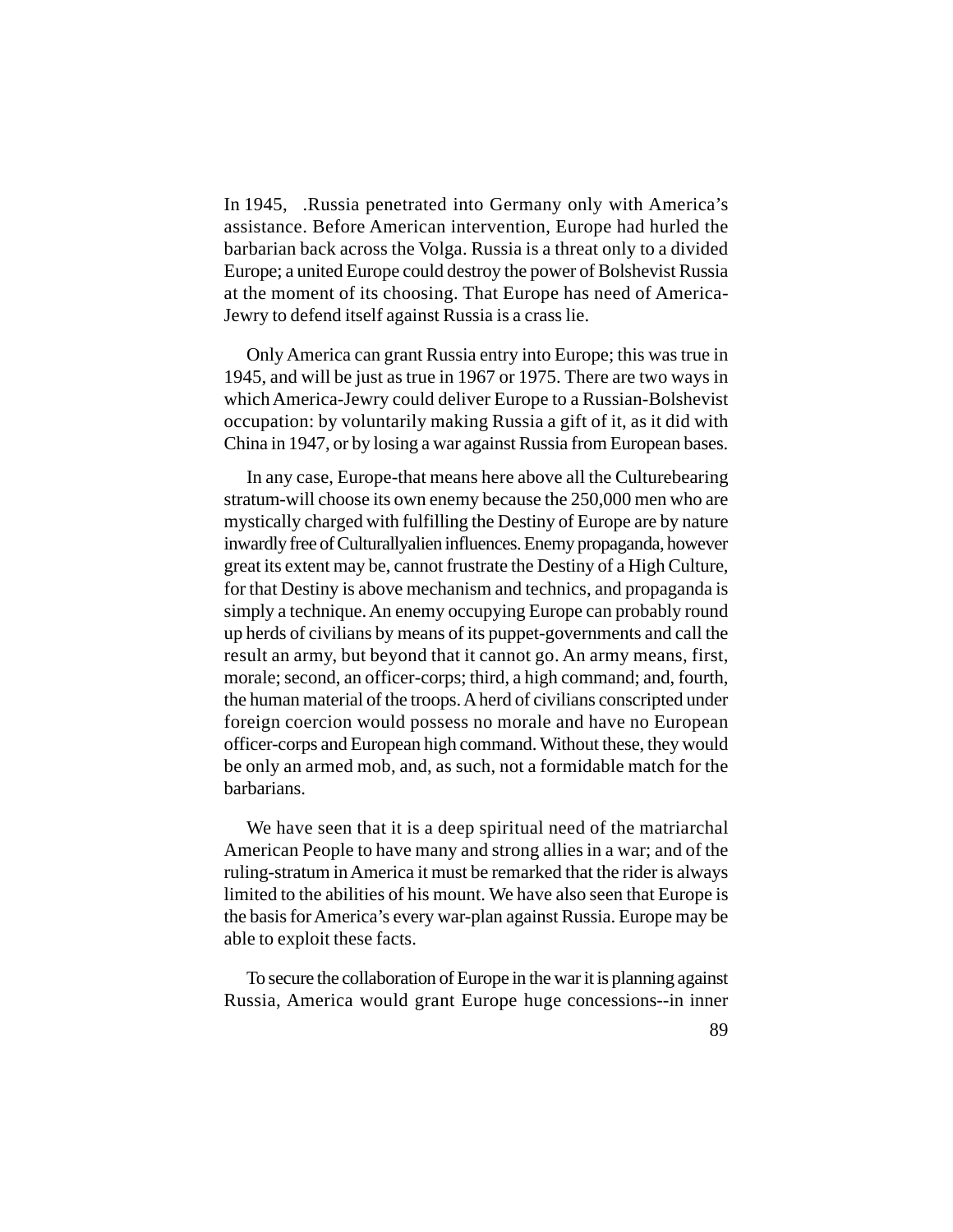In 1945, .Russia penetrated into Germany only with America's assistance. Before American intervention, Europe had hurled the barbarian back across the Volga. Russia is a threat only to a divided Europe; a united Europe could destroy the power of Bolshevist Russia at the moment of its choosing. That Europe has need of America-Jewry to defend itself against Russia is a crass lie.

Only America can grant Russia entry into Europe; this was true in 1945, and will be just as true in 1967 or 1975. There are two ways in which America-Jewry could deliver Europe to a Russian-Bolshevist occupation: by voluntarily making Russia a gift of it, as it did with China in 1947, or by losing a war against Russia from European bases.

In any case, Europe-that means here above all the Culturebearing stratum-will choose its own enemy because the 250,000 men who are mystically charged with fulfilling the Destiny of Europe are by nature inwardly free of Culturallyalien influences. Enemy propaganda, however great its extent may be, cannot frustrate the Destiny of a High Culture, for that Destiny is above mechanism and technics, and propaganda is simply a technique. An enemy occupying Europe can probably round up herds of civilians by means of its puppet-governments and call the result an army, but beyond that it cannot go. An army means, first, morale; second, an officer-corps; third, a high command; and, fourth, the human material of the troops. A herd of civilians conscripted under foreign coercion would possess no morale and have no European officer-corps and European high command. Without these, they would be only an armed mob, and, as such, not a formidable match for the barbarians.

We have seen that it is a deep spiritual need of the matriarchal American People to have many and strong allies in a war; and of the ruling-stratum in America it must be remarked that the rider is always limited to the abilities of his mount. We have also seen that Europe is the basis for America's every war-plan against Russia. Europe may be able to exploit these facts.

To secure the collaboration of Europe in the war it is planning against Russia, America would grant Europe huge concessions--in inner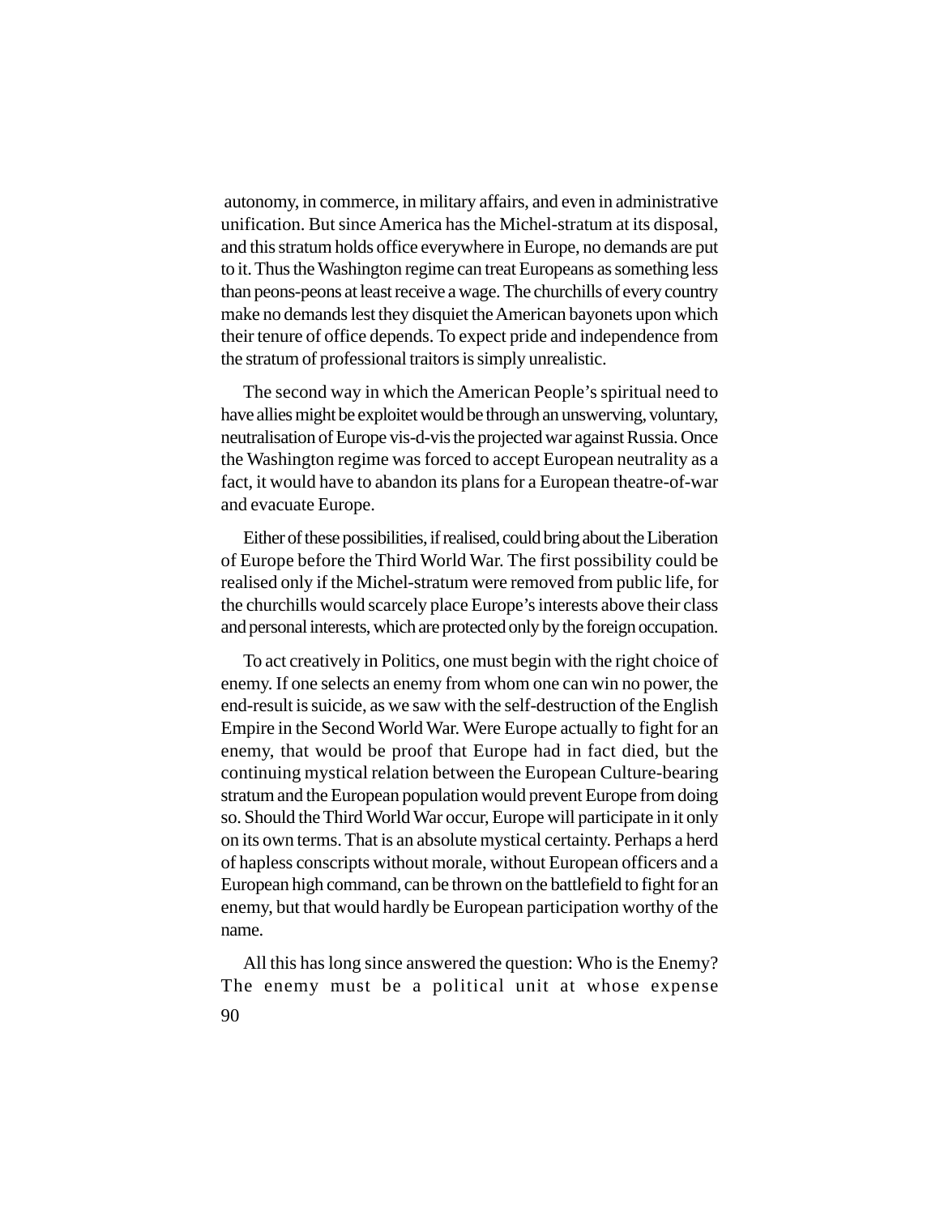autonomy, in commerce, in military affairs, and even in administrative unification. But since America has the Michel-stratum at its disposal, and this stratum holds office everywhere in Europe, no demands are put to it. Thus the Washington regime can treat Europeans as something less than peons-peons at least receive a wage. The churchills of every country make no demands lest they disquiet the American bayonets upon which their tenure of office depends. To expect pride and independence from the stratum of professional traitors is simply unrealistic.

The second way in which the American People's spiritual need to have allies might be exploitet would be through an unswerving, voluntary, neutralisation of Europe vis-d-vis the projected war against Russia. Once the Washington regime was forced to accept European neutrality as a fact, it would have to abandon its plans for a European theatre-of-war and evacuate Europe.

Either of these possibilities, if realised, could bring about the Liberation of Europe before the Third World War. The first possibility could be realised only if the Michel-stratum were removed from public life, for the churchills would scarcely place Europe's interests above their class and personal interests, which are protected only by the foreign occupation.

To act creatively in Politics, one must begin with the right choice of enemy. If one selects an enemy from whom one can win no power, the end-result is suicide, as we saw with the self-destruction of the English Empire in the Second World War. Were Europe actually to fight for an enemy, that would be proof that Europe had in fact died, but the continuing mystical relation between the European Culture-bearing stratum and the European population would prevent Europe from doing so. Should the Third World War occur, Europe will participate in it only on its own terms. That is an absolute mystical certainty. Perhaps a herd of hapless conscripts without morale, without European officers and a European high command, can be thrown on the battlefield to fight for an enemy, but that would hardly be European participation worthy of the name.

All this has long since answered the question: Who is the Enemy? The enemy must be a political unit at whose expense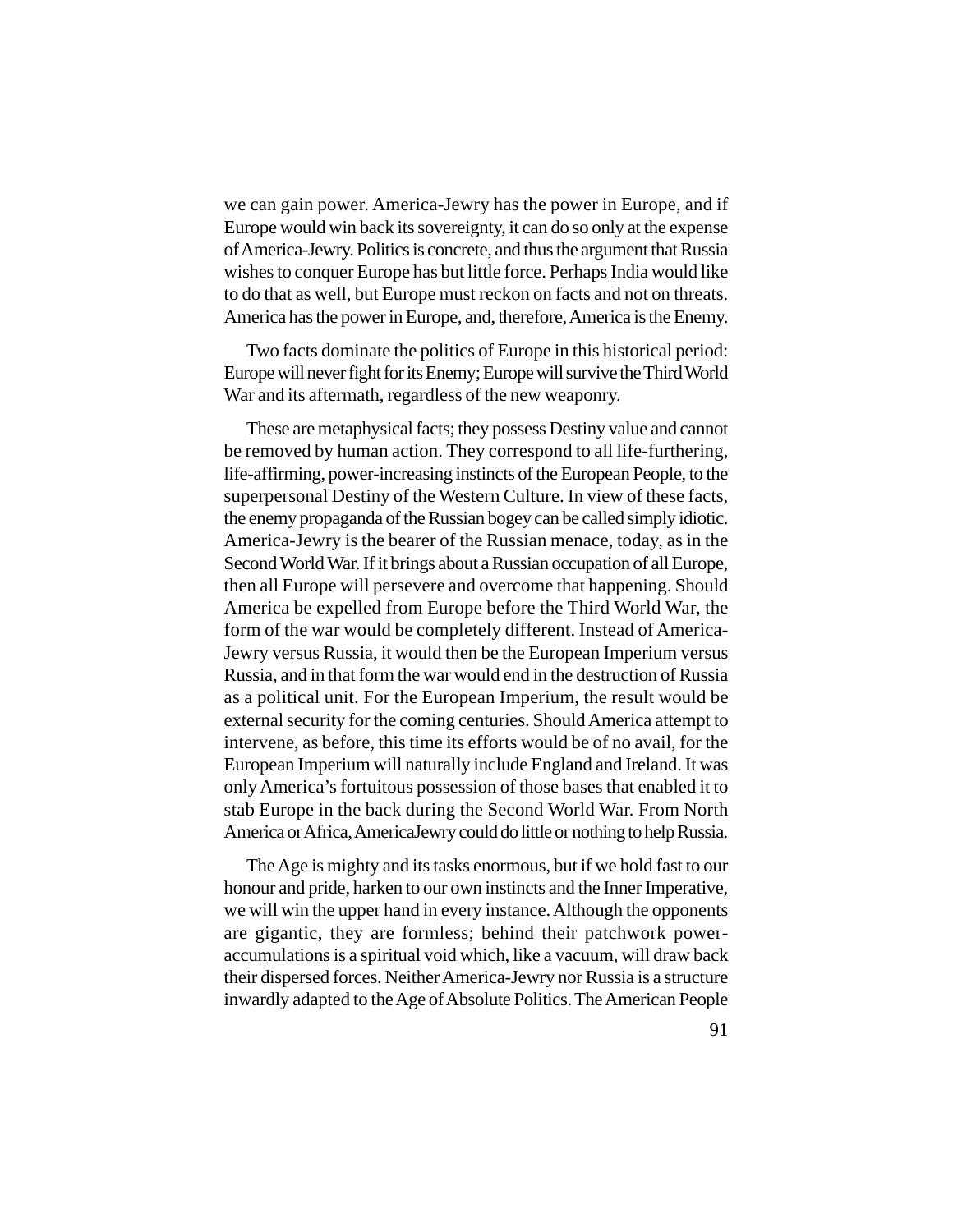we can gain power. America-Jewry has the power in Europe, and if Europe would win back its sovereignty, it can do so only at the expense of America-Jewry. Politics is concrete, and thus the argument that Russia wishes to conquer Europe has but little force. Perhaps India would like to do that as well, but Europe must reckon on facts and not on threats. America has the power in Europe, and, therefore, America is the Enemy.

Two facts dominate the politics of Europe in this historical period: Europe will never fight for its Enemy; Europe will survive the Third World War and its aftermath, regardless of the new weaponry.

These are metaphysical facts; they possess Destiny value and cannot be removed by human action. They correspond to all life-furthering, life-affirming, power-increasing instincts of the European People, to the superpersonal Destiny of the Western Culture. In view of these facts, the enemy propaganda of the Russian bogey can be called simply idiotic. America-Jewry is the bearer of the Russian menace, today, as in the Second World War. If it brings about a Russian occupation of all Europe, then all Europe will persevere and overcome that happening. Should America be expelled from Europe before the Third World War, the form of the war would be completely different. Instead of America-Jewry versus Russia, it would then be the European Imperium versus Russia, and in that form the war would end in the destruction of Russia as a political unit. For the European Imperium, the result would be external security for the coming centuries. Should America attempt to intervene, as before, this time its efforts would be of no avail, for the European Imperium will naturally include England and Ireland. It was only America's fortuitous possession of those bases that enabled it to stab Europe in the back during the Second World War. From North America or Africa, AmericaJewry could do little or nothing to help Russia.

The Age is mighty and its tasks enormous, but if we hold fast to our honour and pride, harken to our own instincts and the Inner Imperative, we will win the upper hand in every instance. Although the opponents are gigantic, they are formless; behind their patchwork power-accumulations is a spiritual void which, like a vacuum, will draw back their dispersed forces. Neither America-Jewry nor Russia is a structure inwardly adapted to the Age of Absolute Politics. The American People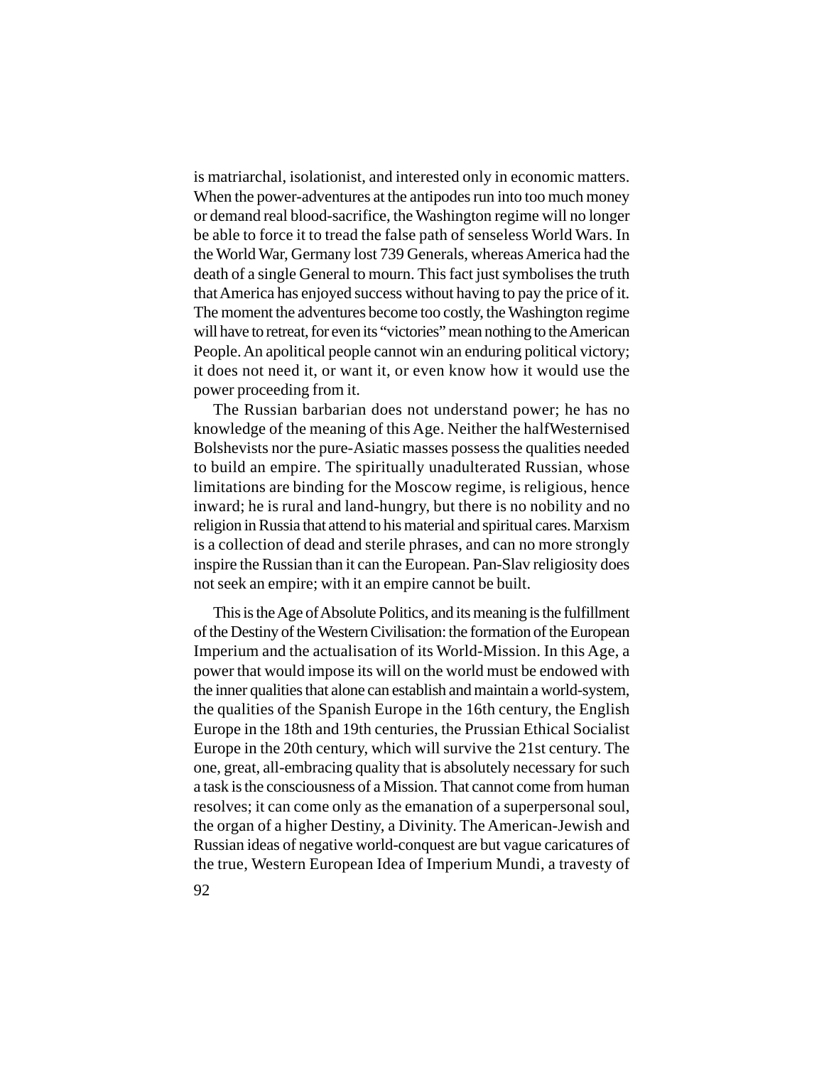is matriarchal, isolationist, and interested only in economic matters. When the power-adventures at the antipodes run into too much money or demand real blood-sacrifice, the Washington regime will no longer be able to force it to tread the false path of senseless World Wars. In the World War, Germany lost 739 Generals, whereas America had the death of a single General to mourn. This fact just symbolises the truth that America has enjoyed success without having to pay the price of it. The moment the adventures become too costly, the Washington regime will have to retreat, for even its "victories" mean nothing to the American People. An apolitical people cannot win an enduring political victory; it does not need it, or want it, or even know how it would use the power proceeding from it.

The Russian barbarian does not understand power; he has no knowledge of the meaning of this Age. Neither the halfWesternised Bolshevists nor the pure-Asiatic masses possess the qualities needed to build an empire. The spiritually unadulterated Russian, whose limitations are binding for the Moscow regime, is religious, hence inward; he is rural and land-hungry, but there is no nobility and no religion in Russia that attend to his material and spiritual cares. Marxism is a collection of dead and sterile phrases, and can no more strongly inspire the Russian than it can the European. Pan-Slav religiosity does not seek an empire; with it an empire cannot be built.

This is the Age of Absolute Politics, and its meaning is the fulfillment of the Destiny of the Western Civilisation: the formation of the European Imperium and the actualisation of its World-Mission. In this Age, a power that would impose its will on the world must be endowed with the inner qualities that alone can establish and maintain a world-system, the qualities of the Spanish Europe in the 16th century, the English Europe in the 18th and 19th centuries, the Prussian Ethical Socialist Europe in the 20th century, which will survive the 21st century. The one, great, all-embracing quality that is absolutely necessary for such a task is the consciousness of a Mission. That cannot come from human resolves; it can come only as the emanation of a superpersonal soul, the organ of a higher Destiny, a Divinity. The American-Jewish and Russian ideas of negative world-conquest are but vague caricatures of the true, Western European Idea of Imperium Mundi, a travesty of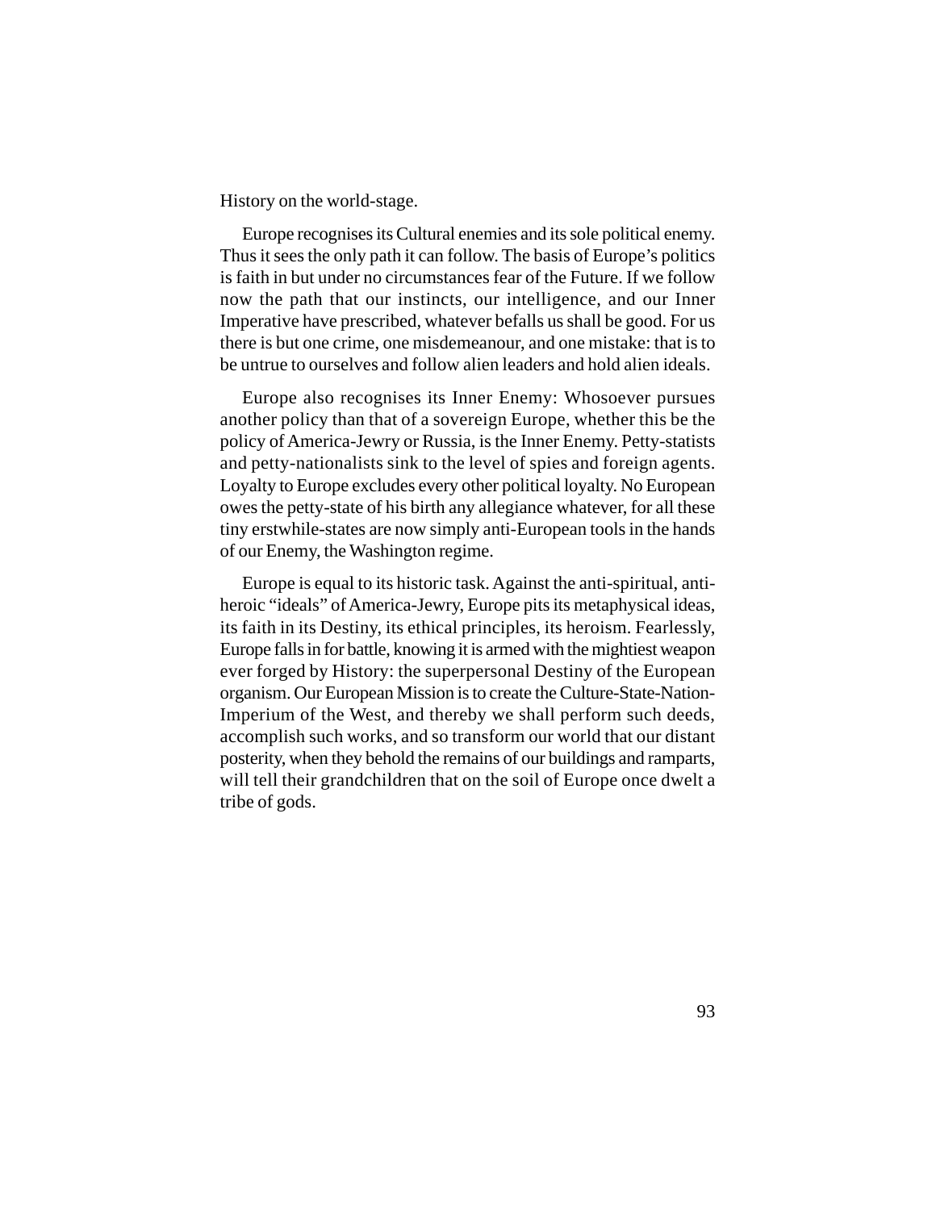History on the world-stage.

Europe recognises its Cultural enemies and its sole political enemy. Thus it sees the only path it can follow. The basis of Europe's politics is faith in but under no circumstances fear of the Future. If we follow now the path that our instincts, our intelligence, and our Inner Imperative have prescribed, whatever befalls us shall be good. For us there is but one crime, one misdemeanour, and one mistake: that is to be untrue to ourselves and follow alien leaders and hold alien ideals.

Europe also recognises its Inner Enemy: Whosoever pursues another policy than that of a sovereign Europe, whether this be the policy of America-Jewry or Russia, is the Inner Enemy. Petty-statists and petty-nationalists sink to the level of spies and foreign agents. Loyalty to Europe excludes every other political loyalty. No European owes the petty-state of his birth any allegiance whatever, for all these tiny erstwhile-states are now simply anti-European tools in the hands of our Enemy, the Washington regime.

Europe is equal to its historic task. Against the anti-spiritual, anti-heroic "ideals" of America-Jewry, Europe pits its metaphysical ideas, its faith in its Destiny, its ethical principles, its heroism. Fearlessly, Europe falls in for battle, knowing it is armed with the mightiest weapon ever forged by History: the superpersonal Destiny of the European organism. Our European Mission is to create the Culture-State-Nation-Imperium of the West, and thereby we shall perform such deeds, accomplish such works, and so transform our world that our distant posterity, when they behold the remains of our buildings and ramparts, will tell their grandchildren that on the soil of Europe once dwelt a tribe of gods.